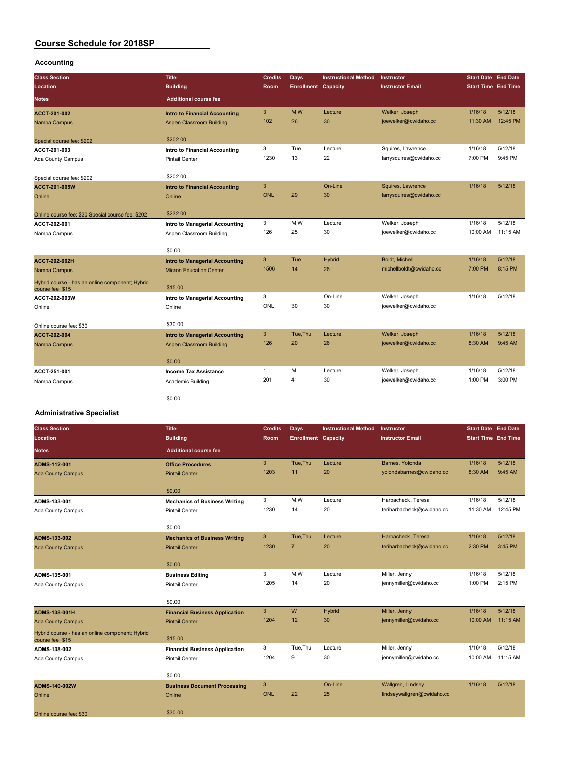# Course Schedule for 2018SP

## Accounting

| Class Section / Location / Notes | Title / Building / Additional course fee | Credits / Room | Days / Enrollment | Instructional Method / Capacity | Instructor / Instructor Email | Start Date / Start Time | End Date / End Time |
|---|---|---|---|---|---|---|---|
| ACCT-201-002<br>Nampa Campus<br>Special course fee: $202 | Intro to Financial Accounting<br>Aspen Classroom Building<br>$202.00 | 3<br>102 | M,W<br>26 | Lecture<br>30 | Welker, Joseph<br>joewelker@cwidaho.cc | 1/16/18<br>11:30 AM | 5/12/18<br>12:45 PM |
| ACCT-201-003<br>Ada County Campus<br>Special course fee: $202 | Intro to Financial Accounting<br>Pintail Center<br>$202.00 | 3<br>1230 | Tue<br>13 | Lecture<br>22 | Squires, Lawrence<br>larrysquires@cwidaho.cc | 1/16/18<br>7:00 PM | 5/12/18<br>9:45 PM |
| ACCT-201-005W<br>Online<br>Online course fee: $30 Special course fee: $202 | Intro to Financial Accounting<br>Online<br>$232.00 | 3<br>ONL | <br>29 | On-Line<br>30 | Squires, Lawrence<br>larrysquires@cwidaho.cc | 1/16/18 | 5/12/18 |
| ACCT-202-001<br>Nampa Campus | Intro to Managerial Accounting<br>Aspen Classroom Building<br>$0.00 | 3<br>126 | M,W<br>25 | Lecture<br>30 | Welker, Joseph<br>joewelker@cwidaho.cc | 1/16/18<br>10:00 AM | 5/12/18<br>11:15 AM |
| ACCT-202-002H<br>Nampa Campus<br>Hybrid course - has an online component; Hybrid course fee: $15 | Intro to Managerial Accounting<br>Micron Education Center<br>$15.00 | 3<br>1506 | Tue<br>14 | Hybrid<br>26 | Boldt, Michell<br>michellboldt@cwidaho.cc | 1/16/18<br>7:00 PM | 5/12/18<br>8:15 PM |
| ACCT-202-003W<br>Online<br>Online course fee: $30 | Intro to Managerial Accounting<br>Online<br>$30.00 | 3<br>ONL | <br>30 | On-Line<br>30 | Welker, Joseph<br>joewelker@cwidaho.cc | 1/16/18 | 5/12/18 |
| ACCT-202-004<br>Nampa Campus | Intro to Managerial Accounting<br>Aspen Classroom Building<br>$0.00 | 3<br>126 | Tue,Thu<br>20 | Lecture<br>26 | Welker, Joseph<br>joewelker@cwidaho.cc | 1/16/18<br>8:30 AM | 5/12/18<br>9:45 AM |
| ACCT-251-001<br>Nampa Campus | Income Tax Assistance<br>Academic Building<br>$0.00 | 1<br>201 | M<br>4 | Lecture<br>30 | Welker, Joseph<br>joewelker@cwidaho.cc | 1/16/18<br>1:00 PM | 5/12/18<br>3:00 PM |

## Administrative Specialist

| Class Section / Location / Notes | Title / Building / Additional course fee | Credits / Room | Days / Enrollment | Instructional Method / Capacity | Instructor / Instructor Email | Start Date / Start Time | End Date / End Time |
|---|---|---|---|---|---|---|---|
| ADMS-112-001<br>Ada County Campus | Office Procedures<br>Pintail Center<br>$0.00 | 3<br>1203 | Tue,Thu<br>11 | Lecture<br>20 | Barnes, Yolonda<br>yolondabarnes@cwidaho.cc | 1/16/18<br>8:30 AM | 5/12/18<br>9:45 AM |
| ADMS-133-001<br>Ada County Campus | Mechanics of Business Writing<br>Pintail Center<br>$0.00 | 3<br>1230 | M,W<br>14 | Lecture<br>20 | Harbacheck, Teresa<br>teriharbacheck@cwidaho.cc | 1/16/18<br>11:30 AM | 5/12/18<br>12:45 PM |
| ADMS-133-002<br>Ada County Campus | Mechanics of Business Writing<br>Pintail Center<br>$0.00 | 3<br>1230 | Tue,Thu<br>7 | Lecture<br>20 | Harbacheck, Teresa<br>teriharbacheck@cwidaho.cc | 1/16/18<br>2:30 PM | 5/12/18<br>3:45 PM |
| ADMS-135-001<br>Ada County Campus | Business Editing<br>Pintail Center<br>$0.00 | 3<br>1205 | M,W<br>14 | Lecture<br>20 | Miller, Jenny<br>jennymiller@cwidaho.cc | 1/16/18<br>1:00 PM | 5/12/18<br>2:15 PM |
| ADMS-138-001H<br>Ada County Campus<br>Hybrid course - has an online component; Hybrid course fee: $15 | Financial Business Application<br>Pintail Center<br>$15.00 | 3<br>1204 | W<br>12 | Hybrid<br>30 | Miller, Jenny<br>jennymiller@cwidaho.cc | 1/16/18<br>10:00 AM | 5/12/18<br>11:15 AM |
| ADMS-138-002<br>Ada County Campus | Financial Business Application<br>Pintail Center<br>$0.00 | 3<br>1204 | Tue,Thu<br>9 | Lecture<br>30 | Miller, Jenny<br>jennymiller@cwidaho.cc | 1/16/18<br>10:00 AM | 5/12/18<br>11:15 AM |
| ADMS-140-002W<br>Online<br>Online course fee: $30 | Business Document Processing<br>Online<br>$30.00 | 3<br>ONL | <br>22 | On-Line<br>25 | Wallgren, Lindsey<br>lindseywallgren@cwidaho.cc | 1/16/18 | 5/12/18 |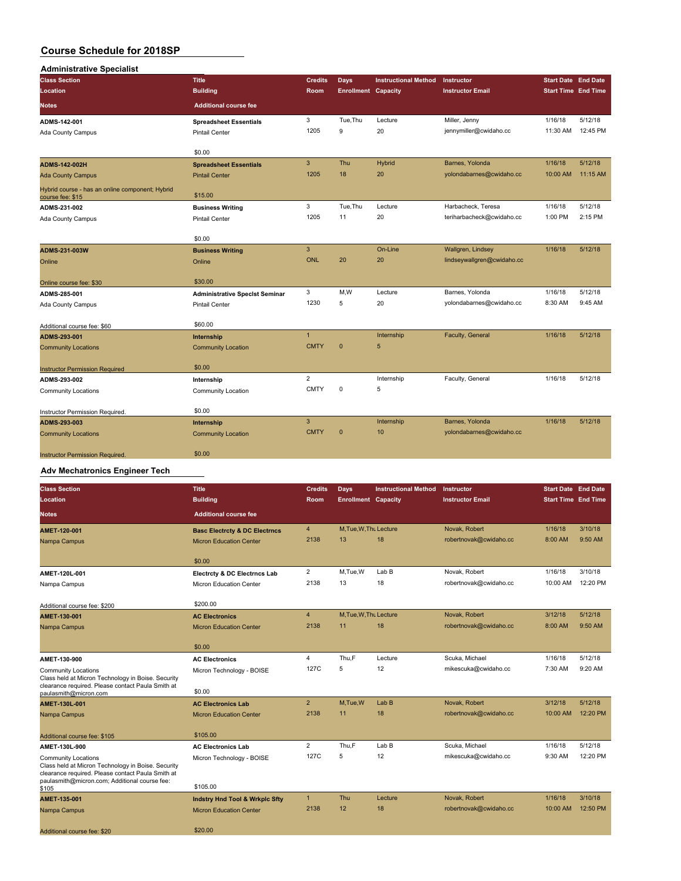# Course Schedule for 2018SP

## Administrative Specialist

| Class Section / Location / Notes | Title / Building / Additional course fee | Credits / Room | Days / Enrollment | Instructional Method / Capacity | Instructor / Instructor Email | Start Date / Start Time | End Date / End Time |
|---|---|---|---|---|---|---|---|
| **ADMS-142-001**<br>Ada County Campus | **Spreadsheet Essentials**<br>Pintail Center<br>$0.00 | 3<br>1205 | Tue,Thu<br>9 | Lecture<br>20 | Miller, Jenny<br>jennymiller@cwidaho.cc | 1/16/18<br>11:30 AM | 5/12/18<br>12:45 PM |
| **ADMS-142-002H**<br>Ada County Campus<br>Hybrid course - has an online component; Hybrid course fee: $15 | **Spreadsheet Essentials**<br>Pintail Center<br>$15.00 | 3<br>1205 | Thu<br>18 | Hybrid<br>20 | Barnes, Yolonda<br>yolondabarnes@cwidaho.cc | 1/16/18<br>10:00 AM | 5/12/18<br>11:15 AM |
| **ADMS-231-002**<br>Ada County Campus | **Business Writing**<br>Pintail Center<br>$0.00 | 3<br>1205 | Tue,Thu<br>11 | Lecture<br>20 | Harbacheck, Teresa<br>teriharbacheck@cwidaho.cc | 1/16/18<br>1:00 PM | 5/12/18<br>2:15 PM |
| **ADMS-231-003W**<br>Online<br>Online course fee: $30 | **Business Writing**<br>Online<br>$30.00 | 3<br>ONL | 20 | On-Line<br>20 | Wallgren, Lindsey<br>lindseywallgren@cwidaho.cc | 1/16/18 | 5/12/18 |
| **ADMS-285-001**<br>Ada County Campus<br>Additional course fee: $60 | **Administrative Speclst Seminar**<br>Pintail Center<br>$60.00 | 3<br>1230 | M,W<br>5 | Lecture<br>20 | Barnes, Yolonda<br>yolondabarnes@cwidaho.cc | 1/16/18<br>8:30 AM | 5/12/18<br>9:45 AM |
| **ADMS-293-001**<br>Community Locations<br>Instructor Permission Required | **Internship**<br>Community Location<br>$0.00 | 1<br>CMTY | 0 | Internship<br>5 | Faculty, General | 1/16/18 | 5/12/18 |
| **ADMS-293-002**<br>Community Locations<br>Instructor Permission Required. | **Internship**<br>Community Location<br>$0.00 | 2<br>CMTY | 0 | Internship<br>5 | Faculty, General | 1/16/18 | 5/12/18 |
| **ADMS-293-003**<br>Community Locations<br>Instructor Permission Required. | **Internship**<br>Community Location<br>$0.00 | 3<br>CMTY | 0 | Internship<br>10 | Barnes, Yolonda<br>yolondabarnes@cwidaho.cc | 1/16/18 | 5/12/18 |

## Adv Mechatronics Engineer Tech

| Class Section / Location / Notes | Title / Building / Additional course fee | Credits / Room | Days / Enrollment | Instructional Method / Capacity | Instructor / Instructor Email | Start Date / Start Time | End Date / End Time |
|---|---|---|---|---|---|---|---|
| **AMET-120-001**<br>Nampa Campus | **Basc Electrcty & DC Electrncs**<br>Micron Education Center<br>$0.00 | 4<br>2138 | M,Tue,W,Thu<br>13 | Lecture<br>18 | Novak, Robert<br>robertnovak@cwidaho.cc | 1/16/18<br>8:00 AM | 3/10/18<br>9:50 AM |
| **AMET-120L-001**<br>Nampa Campus<br>Additional course fee: $200 | **Electrcty & DC Electrncs Lab**<br>Micron Education Center<br>$200.00 | 2<br>2138 | M,Tue,W<br>13 | Lab B<br>18 | Novak, Robert<br>robertnovak@cwidaho.cc | 1/16/18<br>10:00 AM | 3/10/18<br>12:20 PM |
| **AMET-130-001**<br>Nampa Campus | **AC Electronics**<br>Micron Education Center<br>$0.00 | 4<br>2138 | M,Tue,W,Thu<br>11 | Lecture<br>18 | Novak, Robert<br>robertnovak@cwidaho.cc | 3/12/18<br>8:00 AM | 5/12/18<br>9:50 AM |
| **AMET-130-900**<br>Community Locations<br>Class held at Micron Technology in Boise. Security clearance required. Please contact Paula Smith at paulasmith@micron.com | **AC Electronics**<br>Micron Technology - BOISE<br>$0.00 | 4<br>127C | Thu,F<br>5 | Lecture<br>12 | Scuka, Michael<br>mikescuka@cwidaho.cc | 1/16/18<br>7:30 AM | 5/12/18<br>9:20 AM |
| **AMET-130L-001**<br>Nampa Campus<br>Additional course fee: $105 | **AC Electronics Lab**<br>Micron Education Center<br>$105.00 | 2<br>2138 | M,Tue,W<br>11 | Lab B<br>18 | Novak, Robert<br>robertnovak@cwidaho.cc | 3/12/18<br>10:00 AM | 5/12/18<br>12:20 PM |
| **AMET-130L-900**<br>Community Locations<br>Class held at Micron Technology in Boise. Security clearance required. Please contact Paula Smith at paulasmith@micron.com; Additional course fee: $105 | **AC Electronics Lab**<br>Micron Technology - BOISE<br>$105.00 | 2<br>127C | Thu,F<br>5 | Lab B<br>12 | Scuka, Michael<br>mikescuka@cwidaho.cc | 1/16/18<br>9:30 AM | 5/12/18<br>12:20 PM |
| **AMET-135-001**<br>Nampa Campus<br>Additional course fee: $20 | **Indstry Hnd Tool & Wrkplc Sfty**<br>Micron Education Center<br>$20.00 | 1<br>2138 | Thu<br>12 | Lecture<br>18 | Novak, Robert<br>robertnovak@cwidaho.cc | 1/16/18<br>10:00 AM | 3/10/18<br>12:50 PM |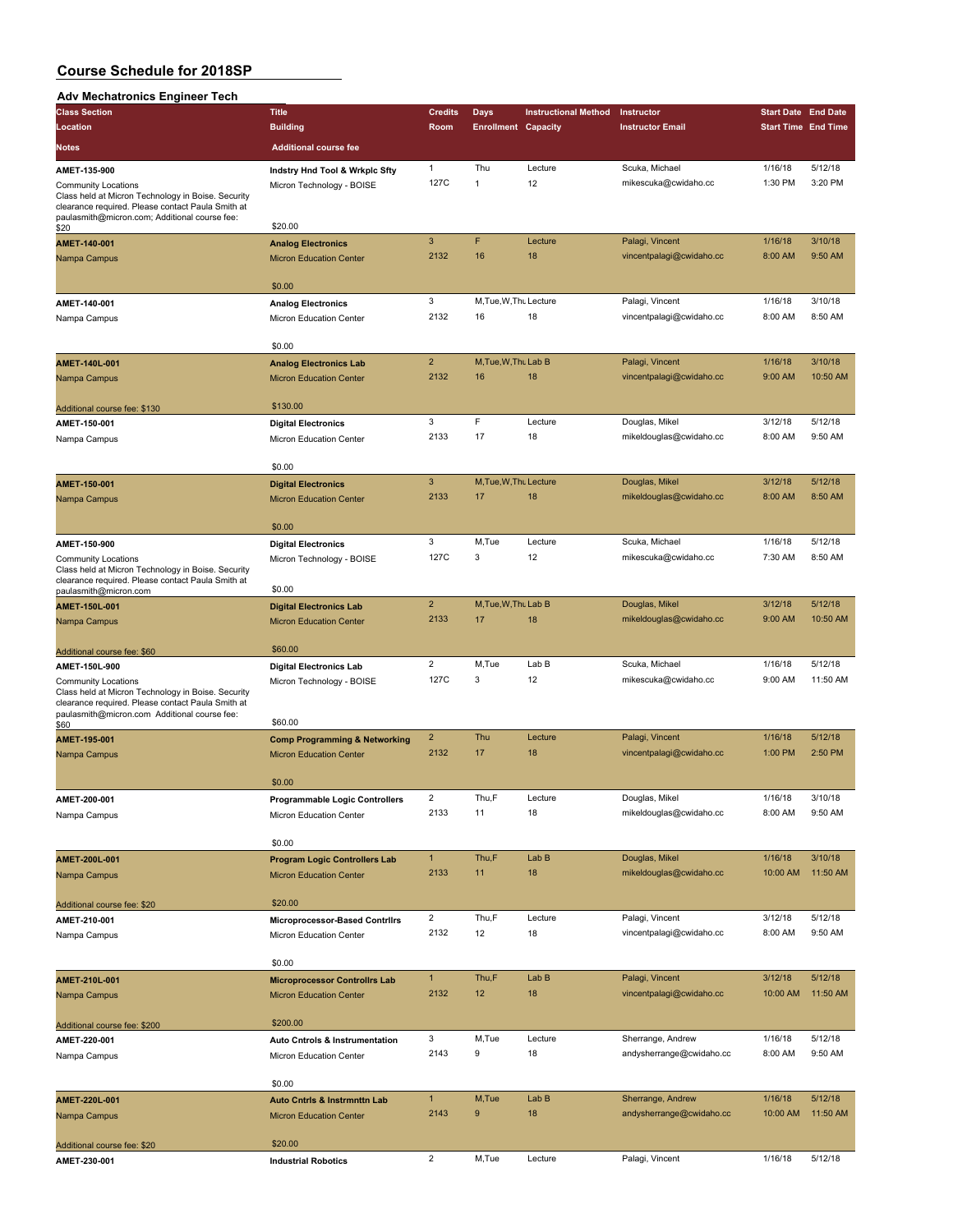# Course Schedule for 2018SP

## Adv Mechatronics Engineer Tech

| Class Section / Location / Notes | Title / Building / Additional course fee | Credits / Room | Days / Enrollment | Instructional Method / Capacity | Instructor / Instructor Email | Start Date / Start Time | End Date / End Time |
|---|---|---|---|---|---|---|---|
| **AMET-135-900**<br>Community Locations<br>Class held at Micron Technology in Boise. Security clearance required. Please contact Paula Smith at paulasmith@micron.com; Additional course fee: $20 | **Indstry Hnd Tool & Wrkplc Sfty**<br>Micron Technology - BOISE<br>$20.00 | 1<br>127C | Thu<br>1 | Lecture<br>12 | Scuka, Michael<br>mikescuka@cwidaho.cc | 1/16/18<br>1:30 PM | 5/12/18<br>3:20 PM |
| **AMET-140-001**<br>Nampa Campus | **Analog Electronics**<br>Micron Education Center<br>$0.00 | 3<br>2132 | F<br>16 | Lecture<br>18 | Palagi, Vincent<br>vincentpalagi@cwidaho.cc | 1/16/18<br>8:00 AM | 3/10/18<br>9:50 AM |
| **AMET-140-001**<br>Nampa Campus | **Analog Electronics**<br>Micron Education Center<br>$0.00 | 3<br>2132 | M,Tue,W,Thu<br>16 | Lecture<br>18 | Palagi, Vincent<br>vincentpalagi@cwidaho.cc | 1/16/18<br>8:00 AM | 3/10/18<br>8:50 AM |
| **AMET-140L-001**<br>Nampa Campus<br>Additional course fee: $130 | **Analog Electronics Lab**<br>Micron Education Center<br>$130.00 | 2<br>2132 | M,Tue,W,Thu<br>16 | Lab B<br>18 | Palagi, Vincent<br>vincentpalagi@cwidaho.cc | 1/16/18<br>9:00 AM | 3/10/18<br>10:50 AM |
| **AMET-150-001**<br>Nampa Campus | **Digital Electronics**<br>Micron Education Center<br>$0.00 | 3<br>2133 | F<br>17 | Lecture<br>18 | Douglas, Mikel<br>mikeldouglas@cwidaho.cc | 3/12/18<br>8:00 AM | 5/12/18<br>9:50 AM |
| **AMET-150-001**<br>Nampa Campus | **Digital Electronics**<br>Micron Education Center<br>$0.00 | 3<br>2133 | M,Tue,W,Thu<br>17 | Lecture<br>18 | Douglas, Mikel<br>mikeldouglas@cwidaho.cc | 3/12/18<br>8:00 AM | 5/12/18<br>8:50 AM |
| **AMET-150-900**<br>Community Locations<br>Class held at Micron Technology in Boise. Security clearance required. Please contact Paula Smith at paulasmith@micron.com | **Digital Electronics**<br>Micron Technology - BOISE<br>$0.00 | 3<br>127C | M,Tue<br>3 | Lecture<br>12 | Scuka, Michael<br>mikescuka@cwidaho.cc | 1/16/18<br>7:30 AM | 5/12/18<br>8:50 AM |
| **AMET-150L-001**<br>Nampa Campus<br>Additional course fee: $60 | **Digital Electronics Lab**<br>Micron Education Center<br>$60.00 | 2<br>2133 | M,Tue,W,Thu<br>17 | Lab B<br>18 | Douglas, Mikel<br>mikeldouglas@cwidaho.cc | 3/12/18<br>9:00 AM | 5/12/18<br>10:50 AM |
| **AMET-150L-900**<br>Community Locations<br>Class held at Micron Technology in Boise. Security clearance required. Please contact Paula Smith at paulasmith@micron.com Additional course fee: $60 | **Digital Electronics Lab**<br>Micron Technology - BOISE<br>$60.00 | 2<br>127C | M,Tue<br>3 | Lab B<br>12 | Scuka, Michael<br>mikescuka@cwidaho.cc | 1/16/18<br>9:00 AM | 5/12/18<br>11:50 AM |
| **AMET-195-001**<br>Nampa Campus | **Comp Programming & Networking**<br>Micron Education Center<br>$0.00 | 2<br>2132 | Thu<br>17 | Lecture<br>18 | Palagi, Vincent<br>vincentpalagi@cwidaho.cc | 1/16/18<br>1:00 PM | 5/12/18<br>2:50 PM |
| **AMET-200-001**<br>Nampa Campus | **Programmable Logic Controllers**<br>Micron Education Center<br>$0.00 | 2<br>2133 | Thu,F<br>11 | Lecture<br>18 | Douglas, Mikel<br>mikeldouglas@cwidaho.cc | 1/16/18<br>8:00 AM | 3/10/18<br>9:50 AM |
| **AMET-200L-001**<br>Nampa Campus<br>Additional course fee: $20 | **Program Logic Controllers Lab**<br>Micron Education Center<br>$20.00 | 1<br>2133 | Thu,F<br>11 | Lab B<br>18 | Douglas, Mikel<br>mikeldouglas@cwidaho.cc | 1/16/18<br>10:00 AM | 3/10/18<br>11:50 AM |
| **AMET-210-001**<br>Nampa Campus | **Microprocessor-Based Contrllrs**<br>Micron Education Center<br>$0.00 | 2<br>2132 | Thu,F<br>12 | Lecture<br>18 | Palagi, Vincent<br>vincentpalagi@cwidaho.cc | 3/12/18<br>8:00 AM | 5/12/18<br>9:50 AM |
| **AMET-210L-001**<br>Nampa Campus<br>Additional course fee: $200 | **Microprocessor Controllrs Lab**<br>Micron Education Center<br>$200.00 | 1<br>2132 | Thu,F<br>12 | Lab B<br>18 | Palagi, Vincent<br>vincentpalagi@cwidaho.cc | 3/12/18<br>10:00 AM | 5/12/18<br>11:50 AM |
| **AMET-220-001**<br>Nampa Campus | **Auto Cntrols & Instrumentation**<br>Micron Education Center<br>$0.00 | 3<br>2143 | M,Tue<br>9 | Lecture<br>18 | Sherrange, Andrew<br>andysherrange@cwidaho.cc | 1/16/18<br>8:00 AM | 5/12/18<br>9:50 AM |
| **AMET-220L-001**<br>Nampa Campus<br>Additional course fee: $20 | **Auto Cntrls & Instrmnttn Lab**<br>Micron Education Center<br>$20.00 | 1<br>2143 | M,Tue<br>9 | Lab B<br>18 | Sherrange, Andrew<br>andysherrange@cwidaho.cc | 1/16/18<br>10:00 AM | 5/12/18<br>11:50 AM |
| **AMET-230-001** | **Industrial Robotics** | 2 | M,Tue | Lecture | Palagi, Vincent | 1/16/18 | 5/12/18 |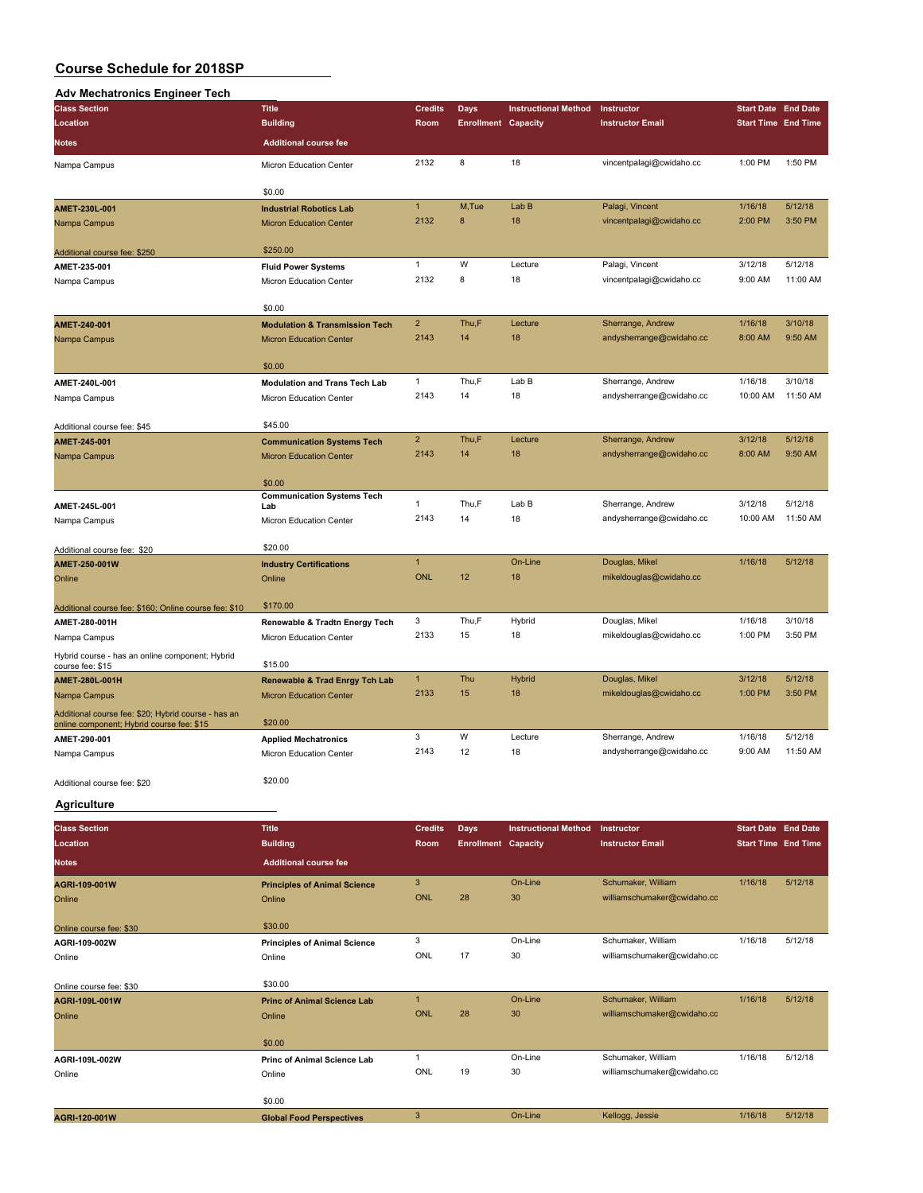# Course Schedule for 2018SP

## Adv Mechatronics Engineer Tech

| Class Section / Location / Notes | Title / Building / Additional course fee | Credits / Room | Days / Enrollment | Instructional Method / Capacity | Instructor / Instructor Email | Start Date / Start Time | End Date / End Time |
|---|---|---|---|---|---|---|---|
| Nampa Campus | Micron Education Center | 2132 | 8 | 18 | vincentpalagi@cwidaho.cc | 1:00 PM | 1:50 PM |
| | $0.00 | | | | | | |
| **AMET-230L-001** | **Industrial Robotics Lab** | 1 | M,Tue | Lab B | Palagi, Vincent | 1/16/18 | 5/12/18 |
| Nampa Campus | Micron Education Center | 2132 | 8 | 18 | vincentpalagi@cwidaho.cc | 2:00 PM | 3:50 PM |
| Additional course fee: $250 | $250.00 | | | | | | |
| **AMET-235-001** | **Fluid Power Systems** | 1 | W | Lecture | Palagi, Vincent | 3/12/18 | 5/12/18 |
| Nampa Campus | Micron Education Center | 2132 | 8 | 18 | vincentpalagi@cwidaho.cc | 9:00 AM | 11:00 AM |
| | $0.00 | | | | | | |
| **AMET-240-001** | **Modulation & Transmission Tech** | 2 | Thu,F | Lecture | Sherrange, Andrew | 1/16/18 | 3/10/18 |
| Nampa Campus | Micron Education Center | 2143 | 14 | 18 | andysherrange@cwidaho.cc | 8:00 AM | 9:50 AM |
| | $0.00 | | | | | | |
| **AMET-240L-001** | **Modulation and Trans Tech Lab** | 1 | Thu,F | Lab B | Sherrange, Andrew | 1/16/18 | 3/10/18 |
| Nampa Campus | Micron Education Center | 2143 | 14 | 18 | andysherrange@cwidaho.cc | 10:00 AM | 11:50 AM |
| Additional course fee: $45 | $45.00 | | | | | | |
| **AMET-245-001** | **Communication Systems Tech** | 2 | Thu,F | Lecture | Sherrange, Andrew | 3/12/18 | 5/12/18 |
| Nampa Campus | Micron Education Center | 2143 | 14 | 18 | andysherrange@cwidaho.cc | 8:00 AM | 9:50 AM |
| | $0.00 | | | | | | |
| **AMET-245L-001** | **Communication Systems Tech Lab** | 1 | Thu,F | Lab B | Sherrange, Andrew | 3/12/18 | 5/12/18 |
| Nampa Campus | Micron Education Center | 2143 | 14 | 18 | andysherrange@cwidaho.cc | 10:00 AM | 11:50 AM |
| Additional course fee: $20 | $20.00 | | | | | | |
| **AMET-250-001W** | **Industry Certifications** | 1 | | On-Line | Douglas, Mikel | 1/16/18 | 5/12/18 |
| Online | Online | ONL | 12 | 18 | mikeldouglas@cwidaho.cc | | |
| Additional course fee: $160; Online course fee: $10 | $170.00 | | | | | | |
| **AMET-280-001H** | **Renewable & Tradtn Energy Tech** | 3 | Thu,F | Hybrid | Douglas, Mikel | 1/16/18 | 3/10/18 |
| Nampa Campus | Micron Education Center | 2133 | 15 | 18 | mikeldouglas@cwidaho.cc | 1:00 PM | 3:50 PM |
| Hybrid course - has an online component; Hybrid course fee: $15 | $15.00 | | | | | | |
| **AMET-280L-001H** | **Renewable & Trad Enrgy Tch Lab** | 1 | Thu | Hybrid | Douglas, Mikel | 3/12/18 | 5/12/18 |
| Nampa Campus | Micron Education Center | 2133 | 15 | 18 | mikeldouglas@cwidaho.cc | 1:00 PM | 3:50 PM |
| Additional course fee: $20; Hybrid course - has an online component; Hybrid course fee: $15 | $20.00 | | | | | | |
| **AMET-290-001** | **Applied Mechatronics** | 3 | W | Lecture | Sherrange, Andrew | 1/16/18 | 5/12/18 |
| Nampa Campus | Micron Education Center | 2143 | 12 | 18 | andysherrange@cwidaho.cc | 9:00 AM | 11:50 AM |
| Additional course fee: $20 | $20.00 | | | | | | |

## Agriculture

| Class Section / Location / Notes | Title / Building / Additional course fee | Credits / Room | Days / Enrollment | Instructional Method / Capacity | Instructor / Instructor Email | Start Date / Start Time | End Date / End Time |
|---|---|---|---|---|---|---|---|
| **AGRI-109-001W** | **Principles of Animal Science** | 3 | | On-Line | Schumaker, William | 1/16/18 | 5/12/18 |
| Online | Online | ONL | 28 | 30 | williamschumaker@cwidaho.cc | | |
| Online course fee: $30 | $30.00 | | | | | | |
| **AGRI-109-002W** | **Principles of Animal Science** | 3 | | On-Line | Schumaker, William | 1/16/18 | 5/12/18 |
| Online | Online | ONL | 17 | 30 | williamschumaker@cwidaho.cc | | |
| Online course fee: $30 | $30.00 | | | | | | |
| **AGRI-109L-001W** | **Princ of Animal Science Lab** | 1 | | On-Line | Schumaker, William | 1/16/18 | 5/12/18 |
| Online | Online | ONL | 28 | 30 | williamschumaker@cwidaho.cc | | |
| | $0.00 | | | | | | |
| **AGRI-109L-002W** | **Princ of Animal Science Lab** | 1 | | On-Line | Schumaker, William | 1/16/18 | 5/12/18 |
| Online | Online | ONL | 19 | 30 | williamschumaker@cwidaho.cc | | |
| | $0.00 | | | | | | |
| **AGRI-120-001W** | **Global Food Perspectives** | 3 | | On-Line | Kellogg, Jessie | 1/16/18 | 5/12/18 |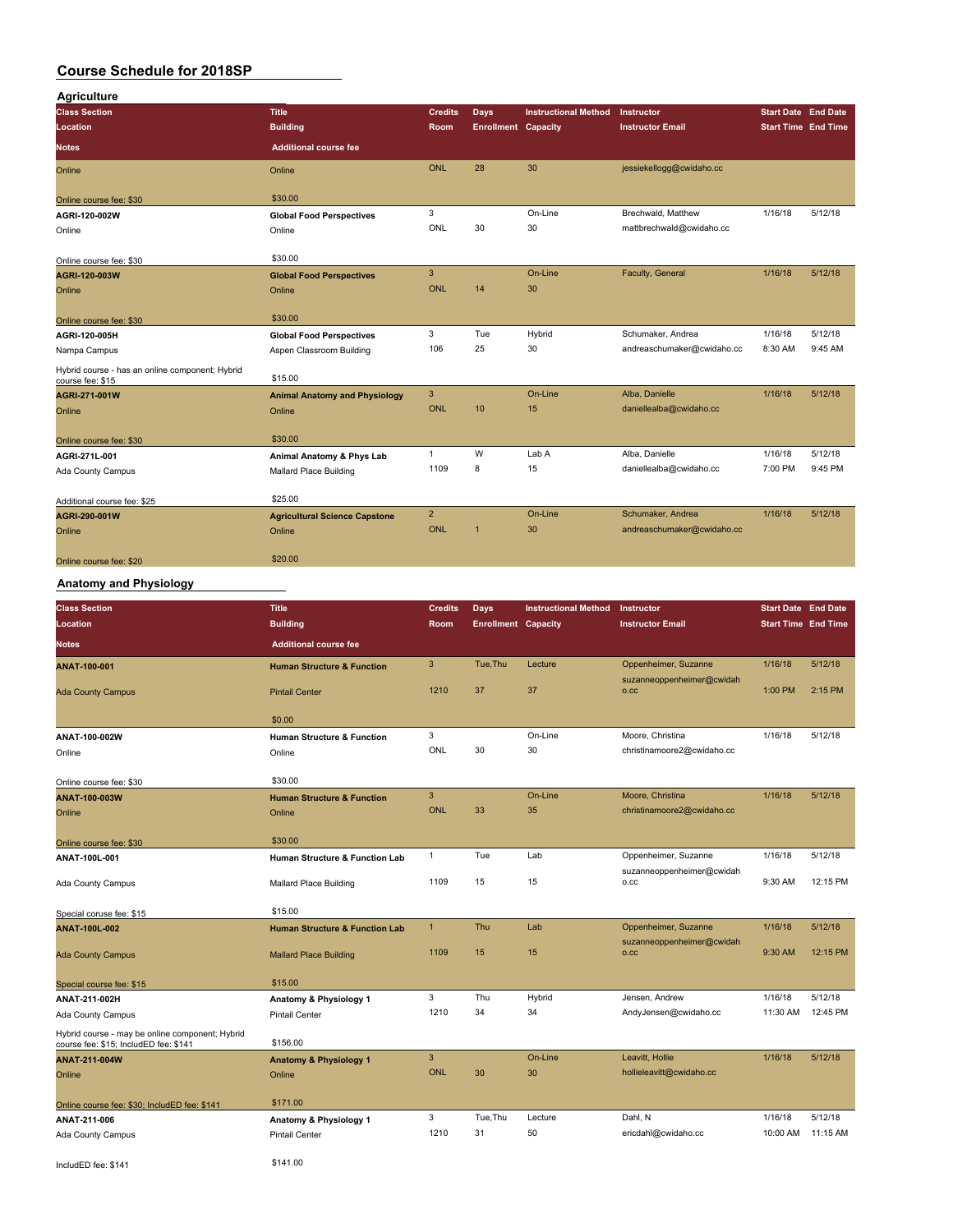# Course Schedule for 2018SP

## Agriculture

| Class Section / Location / Notes | Title / Building / Additional course fee | Credits / Room | Days / Enrollment | Instructional Method / Capacity | Instructor / Instructor Email | Start Date / Start Time | End Date / End Time |
|---|---|---|---|---|---|---|---|
| Online | Online | ONL | 28 | 30 | jessiekellogg@cwidaho.cc | | |
| Online course fee: $30 | $30.00 | | | | | | |
| AGRI-120-002W | Global Food Perspectives | 3 | | On-Line | Brechwald, Matthew | 1/16/18 | 5/12/18 |
| Online | Online | ONL | 30 | 30 | mattbrechwald@cwidaho.cc | | |
| Online course fee: $30 | $30.00 | | | | | | |
| AGRI-120-003W | Global Food Perspectives | 3 | | On-Line | Faculty, General | 1/16/18 | 5/12/18 |
| Online | Online | ONL | 14 | 30 | | | |
| Online course fee: $30 | $30.00 | | | | | | |
| AGRI-120-005H | Global Food Perspectives | 3 | Tue | Hybrid | Schumaker, Andrea | 1/16/18 | 5/12/18 |
| Nampa Campus | Aspen Classroom Building | 106 | 25 | 30 | andreaschumaker@cwidaho.cc | 8:30 AM | 9:45 AM |
| Hybrid course - has an online component; Hybrid course fee: $15 | $15.00 | | | | | | |
| AGRI-271-001W | Animal Anatomy and Physiology | 3 | | On-Line | Alba, Danielle | 1/16/18 | 5/12/18 |
| Online | Online | ONL | 10 | 15 | daniellealba@cwidaho.cc | | |
| Online course fee: $30 | $30.00 | | | | | | |
| AGRI-271L-001 | Animal Anatomy & Phys Lab | 1 | W | Lab A | Alba, Danielle | 1/16/18 | 5/12/18 |
| Ada County Campus | Mallard Place Building | 1109 | 8 | 15 | daniellealba@cwidaho.cc | 7:00 PM | 9:45 PM |
| Additional course fee: $25 | $25.00 | | | | | | |
| AGRI-290-001W | Agricultural Science Capstone | 2 | | On-Line | Schumaker, Andrea | 1/16/18 | 5/12/18 |
| Online | Online | ONL | 1 | 30 | andreaschumaker@cwidaho.cc | | |
| Online course fee: $20 | $20.00 | | | | | | |

## Anatomy and Physiology

| Class Section / Location / Notes | Title / Building / Additional course fee | Credits / Room | Days / Enrollment | Instructional Method / Capacity | Instructor / Instructor Email | Start Date / Start Time | End Date / End Time |
|---|---|---|---|---|---|---|---|
| ANAT-100-001 | Human Structure & Function | 3 | Tue,Thu | Lecture | Oppenheimer, Suzanne | 1/16/18 | 5/12/18 |
| Ada County Campus | Pintail Center | 1210 | 37 | 37 | suzanneoppenheimer@cwidaho.cc | 1:00 PM | 2:15 PM |
| | $0.00 | | | | | | |
| ANAT-100-002W | Human Structure & Function | 3 | | On-Line | Moore, Christina | 1/16/18 | 5/12/18 |
| Online | Online | ONL | 30 | 30 | christinamoore2@cwidaho.cc | | |
| Online course fee: $30 | $30.00 | | | | | | |
| ANAT-100-003W | Human Structure & Function | 3 | | On-Line | Moore, Christina | 1/16/18 | 5/12/18 |
| Online | Online | ONL | 33 | 35 | christinamoore2@cwidaho.cc | | |
| Online course fee: $30 | $30.00 | | | | | | |
| ANAT-100L-001 | Human Structure & Function Lab | 1 | Tue | Lab | Oppenheimer, Suzanne | 1/16/18 | 5/12/18 |
| Ada County Campus | Mallard Place Building | 1109 | 15 | 15 | suzanneoppenheimer@cwidaho.cc | 9:30 AM | 12:15 PM |
| Special coruse fee: $15 | $15.00 | | | | | | |
| ANAT-100L-002 | Human Structure & Function Lab | 1 | Thu | Lab | Oppenheimer, Suzanne | 1/16/18 | 5/12/18 |
| Ada County Campus | Mallard Place Building | 1109 | 15 | 15 | suzanneoppenheimer@cwidaho.cc | 9:30 AM | 12:15 PM |
| Special course fee: $15 | $15.00 | | | | | | |
| ANAT-211-002H | Anatomy & Physiology 1 | 3 | Thu | Hybrid | Jensen, Andrew | 1/16/18 | 5/12/18 |
| Ada County Campus | Pintail Center | 1210 | 34 | 34 | AndyJensen@cwidaho.cc | 11:30 AM | 12:45 PM |
| Hybrid course - may be online component; Hybrid course fee: $15; IncludED fee: $141 | $156.00 | | | | | | |
| ANAT-211-004W | Anatomy & Physiology 1 | 3 | | On-Line | Leavitt, Hollie | 1/16/18 | 5/12/18 |
| Online | Online | ONL | 30 | 30 | hollieleavitt@cwidaho.cc | | |
| Online course fee: $30; IncludED fee: $141 | $171.00 | | | | | | |
| ANAT-211-006 | Anatomy & Physiology 1 | 3 | Tue,Thu | Lecture | Dahl, N | 1/16/18 | 5/12/18 |
| Ada County Campus | Pintail Center | 1210 | 31 | 50 | ericdahl@cwidaho.cc | 10:00 AM | 11:15 AM |
| IncludED fee: $141 | $141.00 | | | | | | |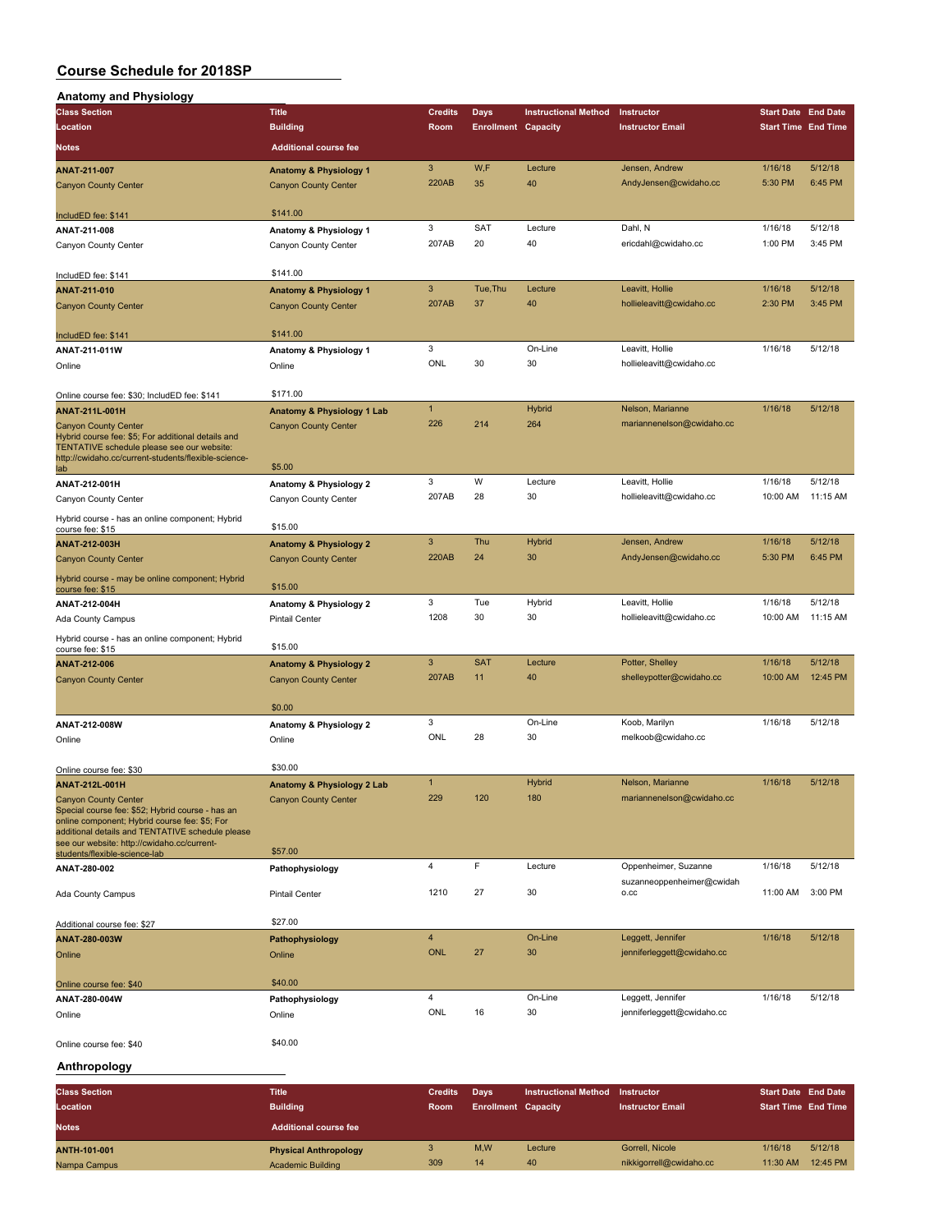# Course Schedule for 2018SP

## Anatomy and Physiology

| Class Section / Location / Notes | Title / Building / Additional course fee | Credits / Room | Days / Enrollment | Instructional Method / Capacity | Instructor / Instructor Email | Start Date / Start Time | End Date / End Time |
|---|---|---|---|---|---|---|---|
| **ANAT-211-007**<br>Canyon County Center<br>IncludED fee: $141 | **Anatomy & Physiology 1**<br>Canyon County Center<br>$141.00 | 3<br>220AB | W,F<br>35 | Lecture<br>40 | Jensen, Andrew<br>AndyJensen@cwidaho.cc | 1/16/18<br>5:30 PM | 5/12/18<br>6:45 PM |
| **ANAT-211-008**<br>Canyon County Center<br>IncludED fee: $141 | **Anatomy & Physiology 1**<br>Canyon County Center<br>$141.00 | 3<br>207AB | SAT<br>20 | Lecture<br>40 | Dahl, N<br>ericdahl@cwidaho.cc | 1/16/18<br>1:00 PM | 5/12/18<br>3:45 PM |
| **ANAT-211-010**<br>Canyon County Center<br>IncludED fee: $141 | **Anatomy & Physiology 1**<br>Canyon County Center<br>$141.00 | 3<br>207AB | Tue,Thu<br>37 | Lecture<br>40 | Leavitt, Hollie<br>hollieleavitt@cwidaho.cc | 1/16/18<br>2:30 PM | 5/12/18<br>3:45 PM |
| **ANAT-211-011W**<br>Online<br>Online course fee: $30; IncludED fee: $141 | **Anatomy & Physiology 1**<br>Online<br>$171.00 | 3<br>ONL | <br>30 | On-Line<br>30 | Leavitt, Hollie<br>hollieleavitt@cwidaho.cc | 1/16/18 | 5/12/18 |
| **ANAT-211L-001H**<br>Canyon County Center<br>Hybrid course fee: $5; For additional details and TENTATIVE schedule please see our website: http://cwidaho.cc/current-students/flexible-science-lab | **Anatomy & Physiology 1 Lab**<br>Canyon County Center<br>$5.00 | 1<br>226 | <br>214 | Hybrid<br>264 | Nelson, Marianne<br>mariannenelson@cwidaho.cc | 1/16/18 | 5/12/18 |
| **ANAT-212-001H**<br>Canyon County Center<br>Hybrid course - has an online component; Hybrid course fee: $15 | **Anatomy & Physiology 2**<br>Canyon County Center<br>$15.00 | 3<br>207AB | W<br>28 | Lecture<br>30 | Leavitt, Hollie<br>hollieleavitt@cwidaho.cc | 1/16/18<br>10:00 AM | 5/12/18<br>11:15 AM |
| **ANAT-212-003H**<br>Canyon County Center<br>Hybrid course - may be online component; Hybrid course fee: $15 | **Anatomy & Physiology 2**<br>Canyon County Center<br>$15.00 | 3<br>220AB | Thu<br>24 | Hybrid<br>30 | Jensen, Andrew<br>AndyJensen@cwidaho.cc | 1/16/18<br>5:30 PM | 5/12/18<br>6:45 PM |
| **ANAT-212-004H**<br>Ada County Campus<br>Hybrid course - has an online component; Hybrid course fee: $15 | **Anatomy & Physiology 2**<br>Pintail Center<br>$15.00 | 3<br>1208 | Tue<br>30 | Hybrid<br>30 | Leavitt, Hollie<br>hollieleavitt@cwidaho.cc | 1/16/18<br>10:00 AM | 5/12/18<br>11:15 AM |
| **ANAT-212-006**<br>Canyon County Center | **Anatomy & Physiology 2**<br>Canyon County Center<br>$0.00 | 3<br>207AB | SAT<br>11 | Lecture<br>40 | Potter, Shelley<br>shelleypotter@cwidaho.cc | 1/16/18<br>10:00 AM | 5/12/18<br>12:45 PM |
| **ANAT-212-008W**<br>Online<br>Online course fee: $30 | **Anatomy & Physiology 2**<br>Online<br>$30.00 | 3<br>ONL | <br>28 | On-Line<br>30 | Koob, Marilyn<br>melkoob@cwidaho.cc | 1/16/18 | 5/12/18 |
| **ANAT-212L-001H**<br>Canyon County Center<br>Special course fee: $52; Hybrid course - has an online component; Hybrid course fee: $5; For additional details and TENTATIVE schedule please see our website: http://cwidaho.cc/current-students/flexible-science-lab | **Anatomy & Physiology 2 Lab**<br>Canyon County Center<br>$57.00 | 1<br>229 | <br>120 | Hybrid<br>180 | Nelson, Marianne<br>mariannenelson@cwidaho.cc | 1/16/18 | 5/12/18 |
| **ANAT-280-002**<br>Ada County Campus<br>Additional course fee: $27 | **Pathophysiology**<br>Pintail Center<br>$27.00 | 4<br>1210 | F<br>27 | Lecture<br>30 | Oppenheimer, Suzanne<br>suzanneoppenheimer@cwidaho.cc | 1/16/18<br>11:00 AM | 5/12/18<br>3:00 PM |
| **ANAT-280-003W**<br>Online<br>Online course fee: $40 | **Pathophysiology**<br>Online<br>$40.00 | 4<br>ONL | <br>27 | On-Line<br>30 | Leggett, Jennifer<br>jenniferleggett@cwidaho.cc | 1/16/18 | 5/12/18 |
| **ANAT-280-004W**<br>Online<br>Online course fee: $40 | **Pathophysiology**<br>Online<br>$40.00 | 4<br>ONL | <br>16 | On-Line<br>30 | Leggett, Jennifer<br>jenniferleggett@cwidaho.cc | 1/16/18 | 5/12/18 |

## Anthropology

| Class Section / Location / Notes | Title / Building / Additional course fee | Credits / Room | Days / Enrollment | Instructional Method / Capacity | Instructor / Instructor Email | Start Date / Start Time | End Date / End Time |
|---|---|---|---|---|---|---|---|
| **ANTH-101-001**<br>Nampa Campus | **Physical Anthropology**<br>Academic Building | 3<br>309 | M,W<br>14 | Lecture<br>40 | Gorrell, Nicole<br>nikkigorrell@cwidaho.cc | 1/16/18<br>11:30 AM | 5/12/18<br>12:45 PM |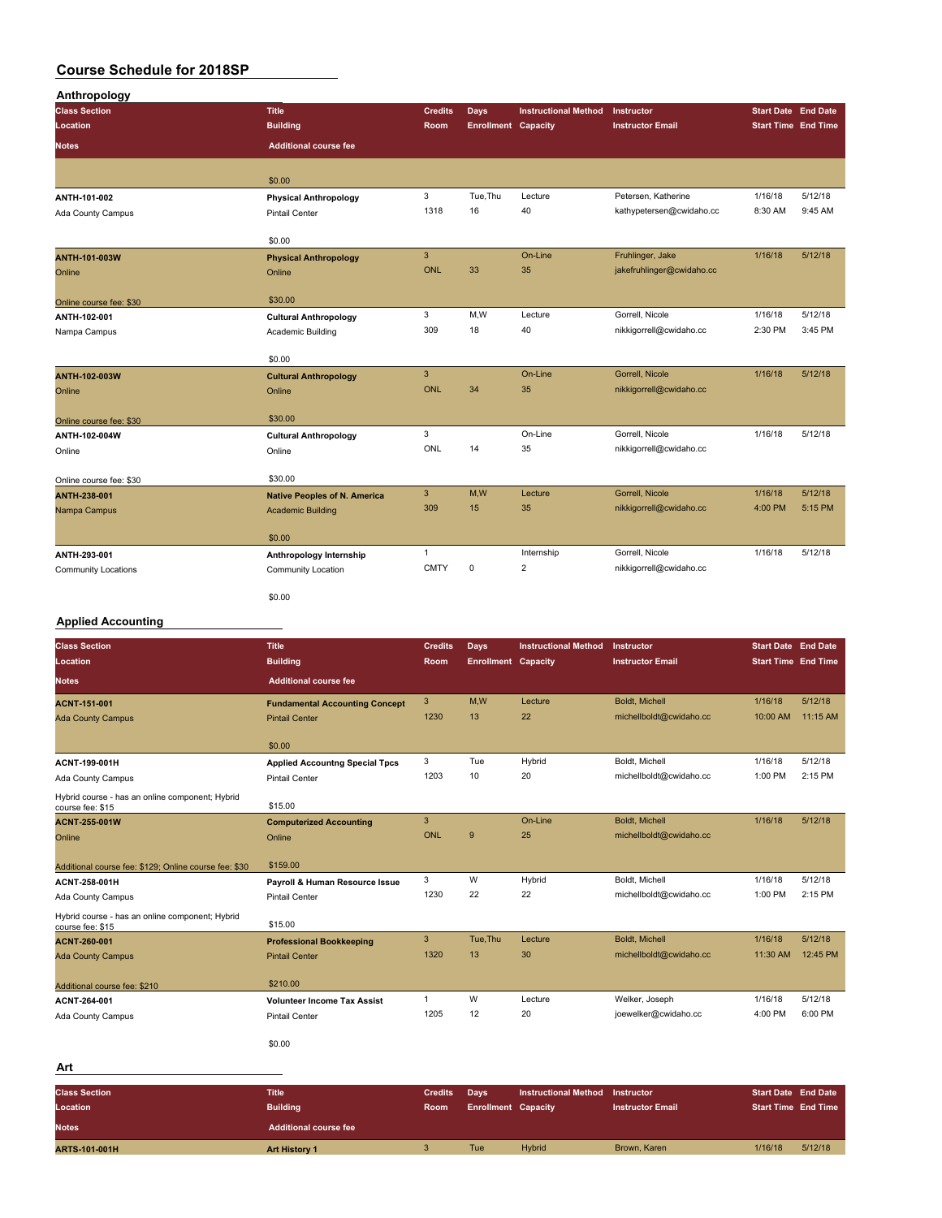# Course Schedule for 2018SP

## Anthropology

| Class Section | Title | Credits | Days | Instructional Method | Instructor | Start Date | End Date |
|---|---|---|---|---|---|---|---|
| Location | Building | Room | Enrollment | Capacity | Instructor Email | Start Time | End Time |
| Notes | Additional course fee | | | | | | |
| | $0.00 | | | | | | |
| ANTH-101-002 | Physical Anthropology | 3 | Tue,Thu | Lecture | Petersen, Katherine | 1/16/18 | 5/12/18 |
| Ada County Campus | Pintail Center | 1318 | 16 | 40 | kathypetersen@cwidaho.cc | 8:30 AM | 9:45 AM |
| | $0.00 | | | | | | |
| ANTH-101-003W | Physical Anthropology | 3 | | On-Line | Fruhlinger, Jake | 1/16/18 | 5/12/18 |
| Online | Online | ONL | 33 | 35 | jakefruhlinger@cwidaho.cc | | |
| Online course fee: $30 | $30.00 | | | | | | |
| ANTH-102-001 | Cultural Anthropology | 3 | M,W | Lecture | Gorrell, Nicole | 1/16/18 | 5/12/18 |
| Nampa Campus | Academic Building | 309 | 18 | 40 | nikkigorrell@cwidaho.cc | 2:30 PM | 3:45 PM |
| | $0.00 | | | | | | |
| ANTH-102-003W | Cultural Anthropology | 3 | | On-Line | Gorrell, Nicole | 1/16/18 | 5/12/18 |
| Online | Online | ONL | 34 | 35 | nikkigorrell@cwidaho.cc | | |
| Online course fee: $30 | $30.00 | | | | | | |
| ANTH-102-004W | Cultural Anthropology | 3 | | On-Line | Gorrell, Nicole | 1/16/18 | 5/12/18 |
| Online | Online | ONL | 14 | 35 | nikkigorrell@cwidaho.cc | | |
| Online course fee: $30 | $30.00 | | | | | | |
| ANTH-238-001 | Native Peoples of N. America | 3 | M,W | Lecture | Gorrell, Nicole | 1/16/18 | 5/12/18 |
| Nampa Campus | Academic Building | 309 | 15 | 35 | nikkigorrell@cwidaho.cc | 4:00 PM | 5:15 PM |
| | $0.00 | | | | | | |
| ANTH-293-001 | Anthropology Internship | 1 | | Internship | Gorrell, Nicole | 1/16/18 | 5/12/18 |
| Community Locations | Community Location | CMTY | 0 | 2 | nikkigorrell@cwidaho.cc | | |
| | $0.00 | | | | | | |

## Applied Accounting

| Class Section | Title | Credits | Days | Instructional Method | Instructor | Start Date | End Date |
|---|---|---|---|---|---|---|---|
| Location | Building | Room | Enrollment | Capacity | Instructor Email | Start Time | End Time |
| Notes | Additional course fee | | | | | | |
| ACNT-151-001 | Fundamental Accounting Concept | 3 | M,W | Lecture | Boldt, Michell | 1/16/18 | 5/12/18 |
| Ada County Campus | Pintail Center | 1230 | 13 | 22 | michellboldt@cwidaho.cc | 10:00 AM | 11:15 AM |
| | $0.00 | | | | | | |
| ACNT-199-001H | Applied Accountng Special Tpcs | 3 | Tue | Hybrid | Boldt, Michell | 1/16/18 | 5/12/18 |
| Ada County Campus | Pintail Center | 1203 | 10 | 20 | michellboldt@cwidaho.cc | 1:00 PM | 2:15 PM |
| Hybrid course - has an online component; Hybrid course fee: $15 | $15.00 | | | | | | |
| ACNT-255-001W | Computerized Accounting | 3 | | On-Line | Boldt, Michell | 1/16/18 | 5/12/18 |
| Online | Online | ONL | 9 | 25 | michellboldt@cwidaho.cc | | |
| Additional course fee: $129; Online course fee: $30 | $159.00 | | | | | | |
| ACNT-258-001H | Payroll & Human Resource Issue | 3 | W | Hybrid | Boldt, Michell | 1/16/18 | 5/12/18 |
| Ada County Campus | Pintail Center | 1230 | 22 | 22 | michellboldt@cwidaho.cc | 1:00 PM | 2:15 PM |
| Hybrid course - has an online component; Hybrid course fee: $15 | $15.00 | | | | | | |
| ACNT-260-001 | Professional Bookkeeping | 3 | Tue,Thu | Lecture | Boldt, Michell | 1/16/18 | 5/12/18 |
| Ada County Campus | Pintail Center | 1320 | 13 | 30 | michellboldt@cwidaho.cc | 11:30 AM | 12:45 PM |
| Additional course fee: $210 | $210.00 | | | | | | |
| ACNT-264-001 | Volunteer Income Tax Assist | 1 | W | Lecture | Welker, Joseph | 1/16/18 | 5/12/18 |
| Ada County Campus | Pintail Center | 1205 | 12 | 20 | joewelker@cwidaho.cc | 4:00 PM | 6:00 PM |
| | $0.00 | | | | | | |

## Art

| Class Section | Title | Credits | Days | Instructional Method | Instructor | Start Date | End Date |
|---|---|---|---|---|---|---|---|
| Location | Building | Room | Enrollment | Capacity | Instructor Email | Start Time | End Time |
| Notes | Additional course fee | | | | | | |
| ARTS-101-001H | Art History 1 | 3 | Tue | Hybrid | Brown, Karen | 1/16/18 | 5/12/18 |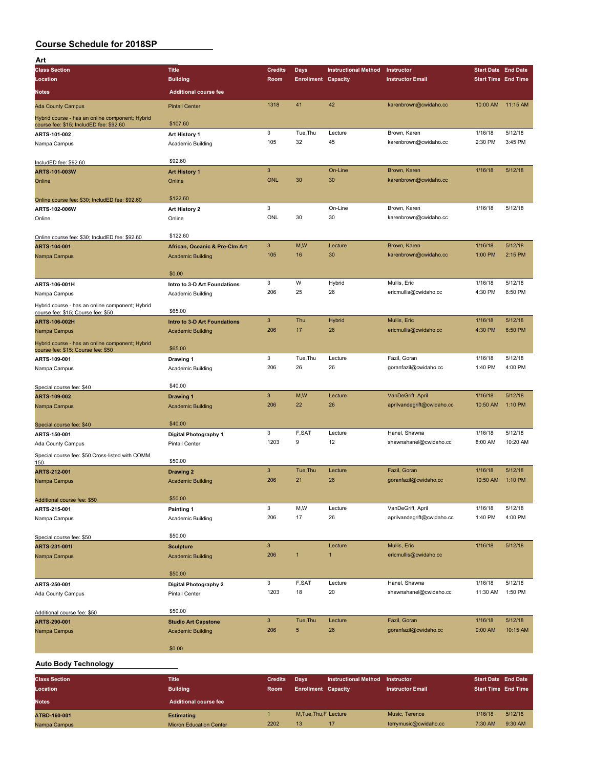# Course Schedule for 2018SP

## Art

| Class Section / Location / Notes | Title / Building / Additional course fee | Credits / Room | Days / Enrollment | Instructional Method / Capacity | Instructor / Instructor Email | Start Date / Start Time | End Date / End Time |
|---|---|---|---|---|---|---|---|
| Ada County Campus | Pintail Center | 1318 | 41 | 42 | karenbrown@cwidaho.cc | 10:00 AM | 11:15 AM |
| Hybrid course - has an online component; Hybrid course fee: $15; IncludED fee: $92.60 | $107.60 | | | | | | |
| **ARTS-101-002** | **Art History 1** | 3 | Tue,Thu | Lecture | Brown, Karen | 1/16/18 | 5/12/18 |
| Nampa Campus | Academic Building | 105 | 32 | 45 | karenbrown@cwidaho.cc | 2:30 PM | 3:45 PM |
| IncludED fee: $92.60 | $92.60 | | | | | | |
| **ARTS-101-003W** | **Art History 1** | 3 | | On-Line | Brown, Karen | 1/16/18 | 5/12/18 |
| Online | Online | ONL | 30 | 30 | karenbrown@cwidaho.cc | | |
| Online course fee: $30; IncludED fee: $92.60 | $122.60 | | | | | | |
| **ARTS-102-006W** | **Art History 2** | 3 | | On-Line | Brown, Karen | 1/16/18 | 5/12/18 |
| Online | Online | ONL | 30 | 30 | karenbrown@cwidaho.cc | | |
| Online course fee: $30; IncludED fee: $92.60 | $122.60 | | | | | | |
| **ARTS-104-001** | **African, Oceanic & Pre-Clm Art** | 3 | M,W | Lecture | Brown, Karen | 1/16/18 | 5/12/18 |
| Nampa Campus | Academic Building | 105 | 16 | 30 | karenbrown@cwidaho.cc | 1:00 PM | 2:15 PM |
| | $0.00 | | | | | | |
| **ARTS-106-001H** | **Intro to 3-D Art Foundations** | 3 | W | Hybrid | Mullis, Eric | 1/16/18 | 5/12/18 |
| Nampa Campus | Academic Building | 206 | 25 | 26 | ericmullis@cwidaho.cc | 4:30 PM | 6:50 PM |
| Hybrid course - has an online component; Hybrid course fee: $15; Course fee: $50 | $65.00 | | | | | | |
| **ARTS-106-002H** | **Intro to 3-D Art Foundations** | 3 | Thu | Hybrid | Mullis, Eric | 1/16/18 | 5/12/18 |
| Nampa Campus | Academic Building | 206 | 17 | 26 | ericmullis@cwidaho.cc | 4:30 PM | 6:50 PM |
| Hybrid course - has an online component; Hybrid course fee: $15; Course fee: $50 | $65.00 | | | | | | |
| **ARTS-109-001** | **Drawing 1** | 3 | Tue,Thu | Lecture | Fazil, Goran | 1/16/18 | 5/12/18 |
| Nampa Campus | Academic Building | 206 | 26 | 26 | goranfazil@cwidaho.cc | 1:40 PM | 4:00 PM |
| Special course fee: $40 | $40.00 | | | | | | |
| **ARTS-109-002** | **Drawing 1** | 3 | M,W | Lecture | VanDeGrift, April | 1/16/18 | 5/12/18 |
| Nampa Campus | Academic Building | 206 | 22 | 26 | aprilvandegrift@cwidaho.cc | 10:50 AM | 1:10 PM |
| Special course fee: $40 | $40.00 | | | | | | |
| **ARTS-150-001** | **Digital Photography 1** | 3 | F,SAT | Lecture | Hanel, Shawna | 1/16/18 | 5/12/18 |
| Ada County Campus | Pintail Center | 1203 | 9 | 12 | shawnahanel@cwidaho.cc | 8:00 AM | 10:20 AM |
| Special course fee: $50 Cross-listed with COMM 150 | $50.00 | | | | | | |
| **ARTS-212-001** | **Drawing 2** | 3 | Tue,Thu | Lecture | Fazil, Goran | 1/16/18 | 5/12/18 |
| Nampa Campus | Academic Building | 206 | 21 | 26 | goranfazil@cwidaho.cc | 10:50 AM | 1:10 PM |
| Additional course fee: $50 | $50.00 | | | | | | |
| **ARTS-215-001** | **Painting 1** | 3 | M,W | Lecture | VanDeGrift, April | 1/16/18 | 5/12/18 |
| Nampa Campus | Academic Building | 206 | 17 | 26 | aprilvandegrift@cwidaho.cc | 1:40 PM | 4:00 PM |
| Special course fee: $50 | $50.00 | | | | | | |
| **ARTS-231-001I** | **Sculpture** | 3 | | Lecture | Mullis, Eric | 1/16/18 | 5/12/18 |
| Nampa Campus | Academic Building | 206 | 1 | 1 | ericmullis@cwidaho.cc | | |
| | $50.00 | | | | | | |
| **ARTS-250-001** | **Digital Photography 2** | 3 | F,SAT | Lecture | Hanel, Shawna | 1/16/18 | 5/12/18 |
| Ada County Campus | Pintail Center | 1203 | 18 | 20 | shawnahanel@cwidaho.cc | 11:30 AM | 1:50 PM |
| Additional course fee: $50 | $50.00 | | | | | | |
| **ARTS-290-001** | **Studio Art Capstone** | 3 | Tue,Thu | Lecture | Fazil, Goran | 1/16/18 | 5/12/18 |
| Nampa Campus | Academic Building | 206 | 5 | 26 | goranfazil@cwidaho.cc | 9:00 AM | 10:15 AM |
| | $0.00 | | | | | | |

## Auto Body Technology

| Class Section / Location / Notes | Title / Building / Additional course fee | Credits / Room | Days / Enrollment | Instructional Method / Capacity | Instructor / Instructor Email | Start Date / Start Time | End Date / End Time |
|---|---|---|---|---|---|---|---|
| **ATBD-160-001** | **Estimating** | 1 | M,Tue,Thu,F | Lecture | Music, Terence | 1/16/18 | 5/12/18 |
| Nampa Campus | Micron Education Center | 2202 | 13 | 17 | terrymusic@cwidaho.cc | 7:30 AM | 9:30 AM |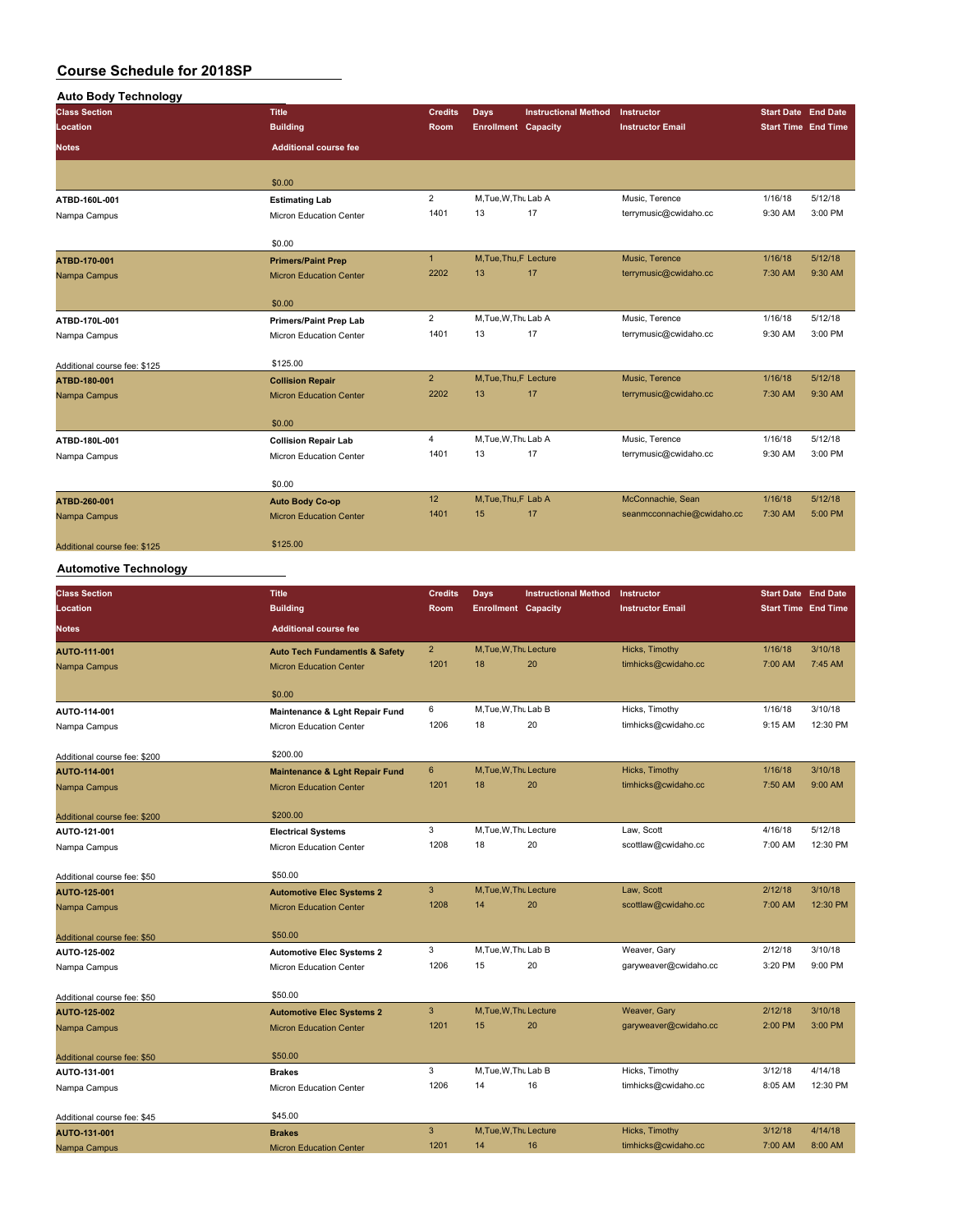# Course Schedule for 2018SP

## Auto Body Technology

| Class Section | Title | Credits | Days | Instructional Method | Instructor | Start Date | End Date |
|---|---|---|---|---|---|---|---|
| Location | Building | Room | Enrollment | Capacity | Instructor Email | Start Time | End Time |
| Notes | Additional course fee | | | | | | |
| | $0.00 | | | | | | |
| ATBD-160L-001 | Estimating Lab | 2 | M,Tue,W,Thu | Lab A | Music, Terence | 1/16/18 | 5/12/18 |
| Nampa Campus | Micron Education Center | 1401 | 13 | 17 | terrymusic@cwidaho.cc | 9:30 AM | 3:00 PM |
| | $0.00 | | | | | | |
| ATBD-170-001 | Primers/Paint Prep | 1 | M,Tue,Thu,F | Lecture | Music, Terence | 1/16/18 | 5/12/18 |
| Nampa Campus | Micron Education Center | 2202 | 13 | 17 | terrymusic@cwidaho.cc | 7:30 AM | 9:30 AM |
| | $0.00 | | | | | | |
| ATBD-170L-001 | Primers/Paint Prep Lab | 2 | M,Tue,W,Thu | Lab A | Music, Terence | 1/16/18 | 5/12/18 |
| Nampa Campus | Micron Education Center | 1401 | 13 | 17 | terrymusic@cwidaho.cc | 9:30 AM | 3:00 PM |
| Additional course fee: $125 | $125.00 | | | | | | |
| ATBD-180-001 | Collision Repair | 2 | M,Tue,Thu,F | Lecture | Music, Terence | 1/16/18 | 5/12/18 |
| Nampa Campus | Micron Education Center | 2202 | 13 | 17 | terrymusic@cwidaho.cc | 7:30 AM | 9:30 AM |
| | $0.00 | | | | | | |
| ATBD-180L-001 | Collision Repair Lab | 4 | M,Tue,W,Thu | Lab A | Music, Terence | 1/16/18 | 5/12/18 |
| Nampa Campus | Micron Education Center | 1401 | 13 | 17 | terrymusic@cwidaho.cc | 9:30 AM | 3:00 PM |
| | $0.00 | | | | | | |
| ATBD-260-001 | Auto Body Co-op | 12 | M,Tue,Thu,F | Lab A | McConnachie, Sean | 1/16/18 | 5/12/18 |
| Nampa Campus | Micron Education Center | 1401 | 15 | 17 | seanmcconnachie@cwidaho.cc | 7:30 AM | 5:00 PM |
| Additional course fee: $125 | $125.00 | | | | | | |

## Automotive Technology

| Class Section | Title | Credits | Days | Instructional Method | Instructor | Start Date | End Date |
|---|---|---|---|---|---|---|---|
| Location | Building | Room | Enrollment | Capacity | Instructor Email | Start Time | End Time |
| Notes | Additional course fee | | | | | | |
| AUTO-111-001 | Auto Tech Fundamentls & Safety | 2 | M,Tue,W,Thu | Lecture | Hicks, Timothy | 1/16/18 | 3/10/18 |
| Nampa Campus | Micron Education Center | 1201 | 18 | 20 | timhicks@cwidaho.cc | 7:00 AM | 7:45 AM |
| | $0.00 | | | | | | |
| AUTO-114-001 | Maintenance & Lght Repair Fund | 6 | M,Tue,W,Thu | Lab B | Hicks, Timothy | 1/16/18 | 3/10/18 |
| Nampa Campus | Micron Education Center | 1206 | 18 | 20 | timhicks@cwidaho.cc | 9:15 AM | 12:30 PM |
| Additional course fee: $200 | $200.00 | | | | | | |
| AUTO-114-001 | Maintenance & Lght Repair Fund | 6 | M,Tue,W,Thu | Lecture | Hicks, Timothy | 1/16/18 | 3/10/18 |
| Nampa Campus | Micron Education Center | 1201 | 18 | 20 | timhicks@cwidaho.cc | 7:50 AM | 9:00 AM |
| Additional course fee: $200 | $200.00 | | | | | | |
| AUTO-121-001 | Electrical Systems | 3 | M,Tue,W,Thu | Lecture | Law, Scott | 4/16/18 | 5/12/18 |
| Nampa Campus | Micron Education Center | 1208 | 18 | 20 | scottlaw@cwidaho.cc | 7:00 AM | 12:30 PM |
| Additional course fee: $50 | $50.00 | | | | | | |
| AUTO-125-001 | Automotive Elec Systems 2 | 3 | M,Tue,W,Thu | Lecture | Law, Scott | 2/12/18 | 3/10/18 |
| Nampa Campus | Micron Education Center | 1208 | 14 | 20 | scottlaw@cwidaho.cc | 7:00 AM | 12:30 PM |
| Additional course fee: $50 | $50.00 | | | | | | |
| AUTO-125-002 | Automotive Elec Systems 2 | 3 | M,Tue,W,Thu | Lab B | Weaver, Gary | 2/12/18 | 3/10/18 |
| Nampa Campus | Micron Education Center | 1206 | 15 | 20 | garyweaver@cwidaho.cc | 3:20 PM | 9:00 PM |
| Additional course fee: $50 | $50.00 | | | | | | |
| AUTO-125-002 | Automotive Elec Systems 2 | 3 | M,Tue,W,Thu | Lecture | Weaver, Gary | 2/12/18 | 3/10/18 |
| Nampa Campus | Micron Education Center | 1201 | 15 | 20 | garyweaver@cwidaho.cc | 2:00 PM | 3:00 PM |
| Additional course fee: $50 | $50.00 | | | | | | |
| AUTO-131-001 | Brakes | 3 | M,Tue,W,Thu | Lab B | Hicks, Timothy | 3/12/18 | 4/14/18 |
| Nampa Campus | Micron Education Center | 1206 | 14 | 16 | timhicks@cwidaho.cc | 8:05 AM | 12:30 PM |
| Additional course fee: $45 | $45.00 | | | | | | |
| AUTO-131-001 | Brakes | 3 | M,Tue,W,Thu | Lecture | Hicks, Timothy | 3/12/18 | 4/14/18 |
| Nampa Campus | Micron Education Center | 1201 | 14 | 16 | timhicks@cwidaho.cc | 7:00 AM | 8:00 AM |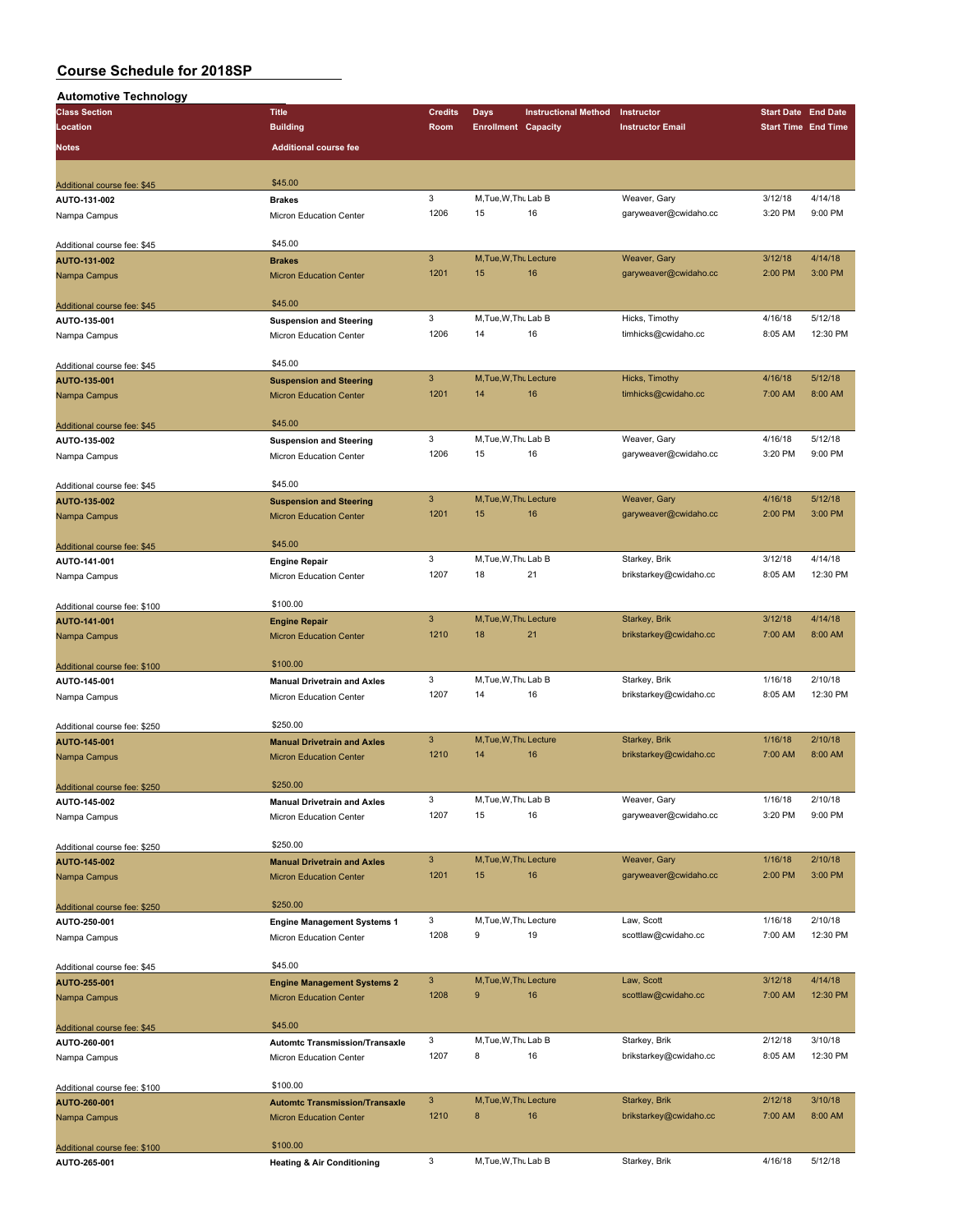# Course Schedule for 2018SP

## Automotive Technology

| Class Section / Location / Notes | Title / Building / Additional course fee | Credits / Room | Days / Enrollment | Instructional Method / Capacity | Instructor / Instructor Email | Start Date / Start Time | End Date / End Time |
|---|---|---|---|---|---|---|---|
| Additional course fee: $45 | $45.00 | | | | | | |
| AUTO-131-002 | **Brakes** | 3 | M,Tue,W,Thu | Lab B | Weaver, Gary | 3/12/18 | 4/14/18 |
| Nampa Campus | Micron Education Center | 1206 | 15 | 16 | garyweaver@cwidaho.cc | 3:20 PM | 9:00 PM |
| Additional course fee: $45 | $45.00 | | | | | | |
| AUTO-131-002 | **Brakes** | 3 | M,Tue,W,Thu | Lecture | Weaver, Gary | 3/12/18 | 4/14/18 |
| Nampa Campus | Micron Education Center | 1201 | 15 | 16 | garyweaver@cwidaho.cc | 2:00 PM | 3:00 PM |
| Additional course fee: $45 | $45.00 | | | | | | |
| AUTO-135-001 | **Suspension and Steering** | 3 | M,Tue,W,Thu | Lab B | Hicks, Timothy | 4/16/18 | 5/12/18 |
| Nampa Campus | Micron Education Center | 1206 | 14 | 16 | timhicks@cwidaho.cc | 8:05 AM | 12:30 PM |
| Additional course fee: $45 | $45.00 | | | | | | |
| AUTO-135-001 | **Suspension and Steering** | 3 | M,Tue,W,Thu | Lecture | Hicks, Timothy | 4/16/18 | 5/12/18 |
| Nampa Campus | Micron Education Center | 1201 | 14 | 16 | timhicks@cwidaho.cc | 7:00 AM | 8:00 AM |
| Additional course fee: $45 | $45.00 | | | | | | |
| AUTO-135-002 | **Suspension and Steering** | 3 | M,Tue,W,Thu | Lab B | Weaver, Gary | 4/16/18 | 5/12/18 |
| Nampa Campus | Micron Education Center | 1206 | 15 | 16 | garyweaver@cwidaho.cc | 3:20 PM | 9:00 PM |
| Additional course fee: $45 | $45.00 | | | | | | |
| AUTO-135-002 | **Suspension and Steering** | 3 | M,Tue,W,Thu | Lecture | Weaver, Gary | 4/16/18 | 5/12/18 |
| Nampa Campus | Micron Education Center | 1201 | 15 | 16 | garyweaver@cwidaho.cc | 2:00 PM | 3:00 PM |
| Additional course fee: $45 | $45.00 | | | | | | |
| AUTO-141-001 | **Engine Repair** | 3 | M,Tue,W,Thu | Lab B | Starkey, Brik | 3/12/18 | 4/14/18 |
| Nampa Campus | Micron Education Center | 1207 | 18 | 21 | brikstarkey@cwidaho.cc | 8:05 AM | 12:30 PM |
| Additional course fee: $100 | $100.00 | | | | | | |
| AUTO-141-001 | **Engine Repair** | 3 | M,Tue,W,Thu | Lecture | Starkey, Brik | 3/12/18 | 4/14/18 |
| Nampa Campus | Micron Education Center | 1210 | 18 | 21 | brikstarkey@cwidaho.cc | 7:00 AM | 8:00 AM |
| Additional course fee: $100 | $100.00 | | | | | | |
| AUTO-145-001 | **Manual Drivetrain and Axles** | 3 | M,Tue,W,Thu | Lab B | Starkey, Brik | 1/16/18 | 2/10/18 |
| Nampa Campus | Micron Education Center | 1207 | 14 | 16 | brikstarkey@cwidaho.cc | 8:05 AM | 12:30 PM |
| Additional course fee: $250 | $250.00 | | | | | | |
| AUTO-145-001 | **Manual Drivetrain and Axles** | 3 | M,Tue,W,Thu | Lecture | Starkey, Brik | 1/16/18 | 2/10/18 |
| Nampa Campus | Micron Education Center | 1210 | 14 | 16 | brikstarkey@cwidaho.cc | 7:00 AM | 8:00 AM |
| Additional course fee: $250 | $250.00 | | | | | | |
| AUTO-145-002 | **Manual Drivetrain and Axles** | 3 | M,Tue,W,Thu | Lab B | Weaver, Gary | 1/16/18 | 2/10/18 |
| Nampa Campus | Micron Education Center | 1207 | 15 | 16 | garyweaver@cwidaho.cc | 3:20 PM | 9:00 PM |
| Additional course fee: $250 | $250.00 | | | | | | |
| AUTO-145-002 | **Manual Drivetrain and Axles** | 3 | M,Tue,W,Thu | Lecture | Weaver, Gary | 1/16/18 | 2/10/18 |
| Nampa Campus | Micron Education Center | 1201 | 15 | 16 | garyweaver@cwidaho.cc | 2:00 PM | 3:00 PM |
| Additional course fee: $250 | $250.00 | | | | | | |
| AUTO-250-001 | **Engine Management Systems 1** | 3 | M,Tue,W,Thu | Lecture | Law, Scott | 1/16/18 | 2/10/18 |
| Nampa Campus | Micron Education Center | 1208 | 9 | 19 | scottlaw@cwidaho.cc | 7:00 AM | 12:30 PM |
| Additional course fee: $45 | $45.00 | | | | | | |
| AUTO-255-001 | **Engine Management Systems 2** | 3 | M,Tue,W,Thu | Lecture | Law, Scott | 3/12/18 | 4/14/18 |
| Nampa Campus | Micron Education Center | 1208 | 9 | 16 | scottlaw@cwidaho.cc | 7:00 AM | 12:30 PM |
| Additional course fee: $45 | $45.00 | | | | | | |
| AUTO-260-001 | **Automtc Transmission/Transaxle** | 3 | M,Tue,W,Thu | Lab B | Starkey, Brik | 2/12/18 | 3/10/18 |
| Nampa Campus | Micron Education Center | 1207 | 8 | 16 | brikstarkey@cwidaho.cc | 8:05 AM | 12:30 PM |
| Additional course fee: $100 | $100.00 | | | | | | |
| AUTO-260-001 | **Automtc Transmission/Transaxle** | 3 | M,Tue,W,Thu | Lecture | Starkey, Brik | 2/12/18 | 3/10/18 |
| Nampa Campus | Micron Education Center | 1210 | 8 | 16 | brikstarkey@cwidaho.cc | 7:00 AM | 8:00 AM |
| Additional course fee: $100 | $100.00 | | | | | | |
| AUTO-265-001 | **Heating & Air Conditioning** | 3 | M,Tue,W,Thu | Lab B | Starkey, Brik | 4/16/18 | 5/12/18 |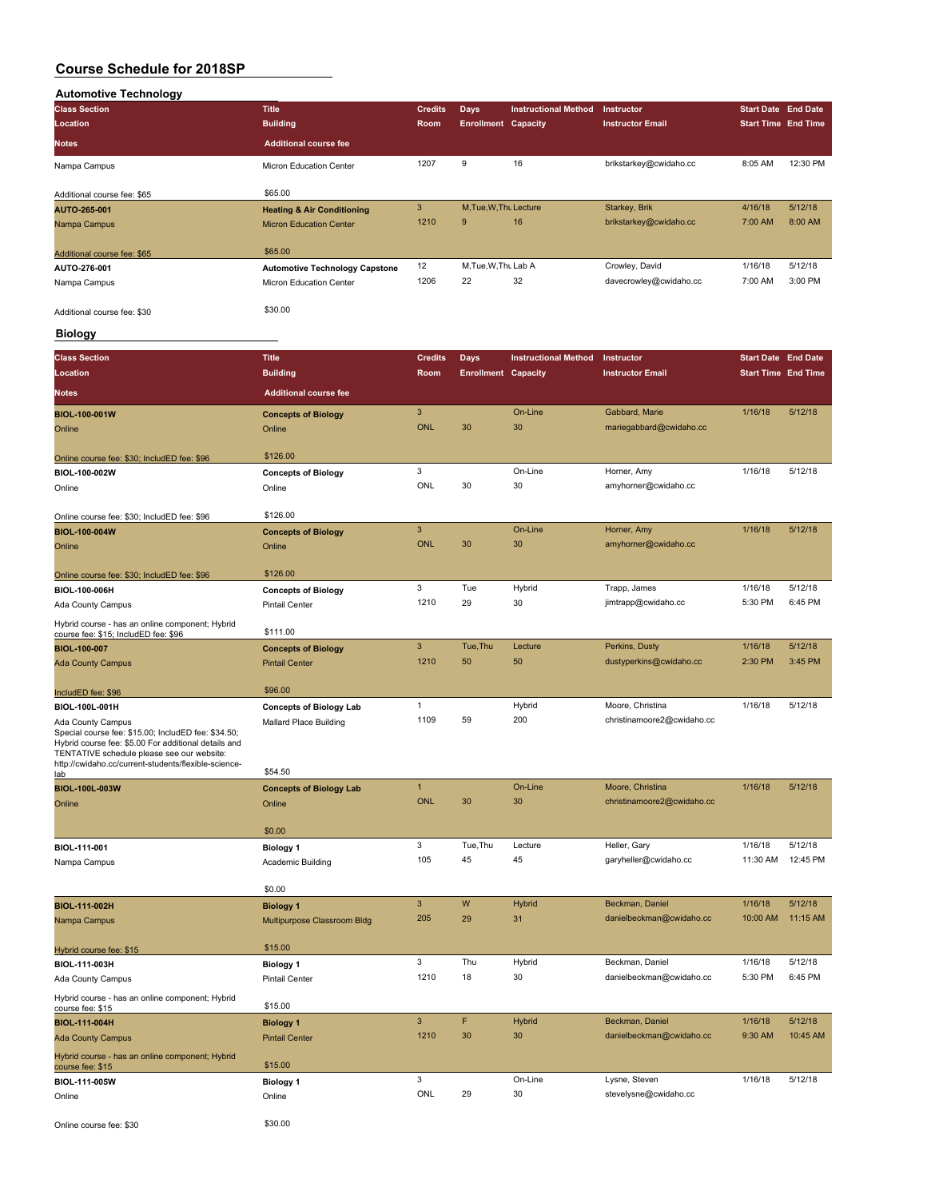# Course Schedule for 2018SP

## Automotive Technology

| Class Section<br>Location<br>Notes | Title<br>Building<br>Additional course fee | Credits<br>Room | Days<br>Enrollment | Instructional Method<br>Capacity | Instructor<br>Instructor Email | Start Date<br>Start Time | End Date<br>End Time |
|---|---|---|---|---|---|---|---|
| Nampa Campus<br>Additional course fee: $65 | Micron Education Center<br>$65.00 | 1207 | 9 | 16 | brikstarkey@cwidaho.cc | 8:05 AM | 12:30 PM |
| **AUTO-265-001**<br>Nampa Campus<br>Additional course fee: $65 | **Heating & Air Conditioning**<br>Micron Education Center<br>$65.00 | 3<br>1210 | M,Tue,W,Thu<br>9 | Lecture<br>16 | Starkey, Brik<br>brikstarkey@cwidaho.cc | 4/16/18<br>7:00 AM | 5/12/18<br>8:00 AM |
| **AUTO-276-001**<br>Nampa Campus<br>Additional course fee: $30 | **Automotive Technology Capstone**<br>Micron Education Center<br>$30.00 | 12<br>1206 | M,Tue,W,Thu<br>22 | Lab A<br>32 | Crowley, David<br>davecrowley@cwidaho.cc | 1/16/18<br>7:00 AM | 5/12/18<br>3:00 PM |

## Biology

| Class Section<br>Location<br>Notes | Title<br>Building<br>Additional course fee | Credits<br>Room | Days<br>Enrollment | Instructional Method<br>Capacity | Instructor<br>Instructor Email | Start Date<br>Start Time | End Date<br>End Time |
|---|---|---|---|---|---|---|---|
| **BIOL-100-001W**<br>Online<br>Online course fee: $30; IncludED fee: $96 | **Concepts of Biology**<br>Online<br>$126.00 | 3<br>ONL | <br>30 | On-Line<br>30 | Gabbard, Marie<br>mariegabbard@cwidaho.cc | 1/16/18 | 5/12/18 |
| **BIOL-100-002W**<br>Online<br>Online course fee: $30; IncludED fee: $96 | **Concepts of Biology**<br>Online<br>$126.00 | 3<br>ONL | <br>30 | On-Line<br>30 | Horner, Amy<br>amyhorner@cwidaho.cc | 1/16/18 | 5/12/18 |
| **BIOL-100-004W**<br>Online<br>Online course fee: $30; IncludED fee: $96 | **Concepts of Biology**<br>Online<br>$126.00 | 3<br>ONL | <br>30 | On-Line<br>30 | Horner, Amy<br>amyhorner@cwidaho.cc | 1/16/18 | 5/12/18 |
| **BIOL-100-006H**<br>Ada County Campus<br>Hybrid course - has an online component; Hybrid course fee: $15; IncludED fee: $96 | **Concepts of Biology**<br>Pintail Center<br>$111.00 | 3<br>1210 | Tue<br>29 | Hybrid<br>30 | Trapp, James<br>jimtrapp@cwidaho.cc | 1/16/18<br>5:30 PM | 5/12/18<br>6:45 PM |
| **BIOL-100-007**<br>Ada County Campus<br>IncludED fee: $96 | **Concepts of Biology**<br>Pintail Center<br>$96.00 | 3<br>1210 | Tue,Thu<br>50 | Lecture<br>50 | Perkins, Dusty<br>dustyperkins@cwidaho.cc | 1/16/18<br>2:30 PM | 5/12/18<br>3:45 PM |
| **BIOL-100L-001H**<br>Ada County Campus<br>Special course fee: $15.00; IncludED fee: $34.50; Hybrid course fee: $5.00 For additional details and TENTATIVE schedule please see our website: http://cwidaho.cc/current-students/flexible-science-lab | **Concepts of Biology Lab**<br>Mallard Place Building<br>$54.50 | 1<br>1109 | <br>59 | Hybrid<br>200 | Moore, Christina<br>christinamoore2@cwidaho.cc | 1/16/18 | 5/12/18 |
| **BIOL-100L-003W**<br>Online | **Concepts of Biology Lab**<br>Online<br>$0.00 | 1<br>ONL | <br>30 | On-Line<br>30 | Moore, Christina<br>christinamoore2@cwidaho.cc | 1/16/18 | 5/12/18 |
| **BIOL-111-001**<br>Nampa Campus | **Biology 1**<br>Academic Building<br>$0.00 | 3<br>105 | Tue,Thu<br>45 | Lecture<br>45 | Heller, Gary<br>garyheller@cwidaho.cc | 1/16/18<br>11:30 AM | 5/12/18<br>12:45 PM |
| **BIOL-111-002H**<br>Nampa Campus<br>Hybrid course fee: $15 | **Biology 1**<br>Multipurpose Classroom Bldg<br>$15.00 | 3<br>205 | W<br>29 | Hybrid<br>31 | Beckman, Daniel<br>danielbeckman@cwidaho.cc | 1/16/18<br>10:00 AM | 5/12/18<br>11:15 AM |
| **BIOL-111-003H**<br>Ada County Campus<br>Hybrid course - has an online component; Hybrid course fee: $15 | **Biology 1**<br>Pintail Center<br>$15.00 | 3<br>1210 | Thu<br>18 | Hybrid<br>30 | Beckman, Daniel<br>danielbeckman@cwidaho.cc | 1/16/18<br>5:30 PM | 5/12/18<br>6:45 PM |
| **BIOL-111-004H**<br>Ada County Campus<br>Hybrid course - has an online component; Hybrid course fee: $15 | **Biology 1**<br>Pintail Center<br>$15.00 | 3<br>1210 | F<br>30 | Hybrid<br>30 | Beckman, Daniel<br>danielbeckman@cwidaho.cc | 1/16/18<br>9:30 AM | 5/12/18<br>10:45 AM |
| **BIOL-111-005W**<br>Online<br>Online course fee: $30 | **Biology 1**<br>Online<br>$30.00 | 3<br>ONL | <br>29 | On-Line<br>30 | Lysne, Steven<br>stevelysne@cwidaho.cc | 1/16/18 | 5/12/18 |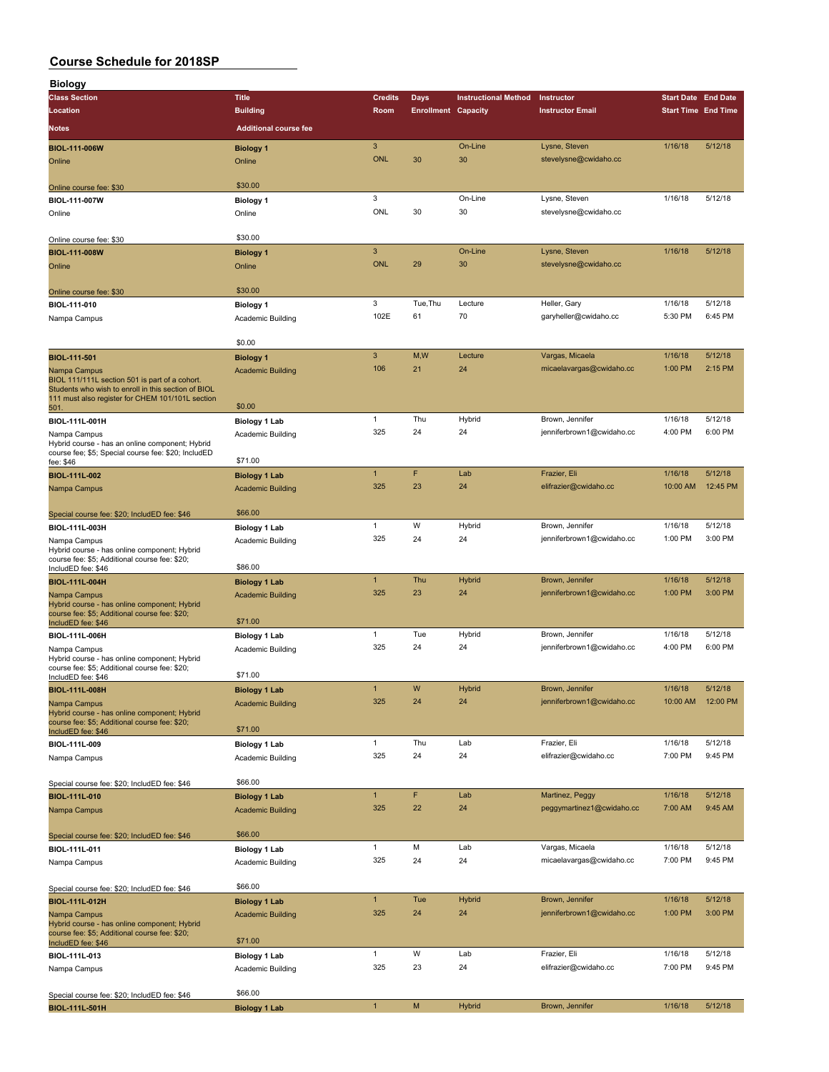# Course Schedule for 2018SP

## Biology

| Class Section / Location / Notes | Title / Building / Additional course fee | Credits / Room | Days / Enrollment | Instructional Method / Capacity | Instructor / Instructor Email | Start Date / Start Time | End Date / End Time |
|---|---|---|---|---|---|---|---|
| **BIOL-111-006W** | **Biology 1** | 3 | | On-Line | Lysne, Steven | 1/16/18 | 5/12/18 |
| Online | Online | ONL | 30 | 30 | stevelysne@cwidaho.cc | | |
| Online course fee: $30 | $30.00 | | | | | | |
| **BIOL-111-007W** | **Biology 1** | 3 | | On-Line | Lysne, Steven | 1/16/18 | 5/12/18 |
| Online | Online | ONL | 30 | 30 | stevelysne@cwidaho.cc | | |
| Online course fee: $30 | $30.00 | | | | | | |
| **BIOL-111-008W** | **Biology 1** | 3 | | On-Line | Lysne, Steven | 1/16/18 | 5/12/18 |
| Online | Online | ONL | 29 | 30 | stevelysne@cwidaho.cc | | |
| Online course fee: $30 | $30.00 | | | | | | |
| **BIOL-111-010** | **Biology 1** | 3 | Tue,Thu | Lecture | Heller, Gary | 1/16/18 | 5/12/18 |
| Nampa Campus | Academic Building | 102E | 61 | 70 | garyheller@cwidaho.cc | 5:30 PM | 6:45 PM |
| | $0.00 | | | | | | |
| **BIOL-111-501** | **Biology 1** | 3 | M,W | Lecture | Vargas, Micaela | 1/16/18 | 5/12/18 |
| Nampa Campus | Academic Building | 106 | 21 | 24 | micaelavargas@cwidaho.cc | 1:00 PM | 2:15 PM |
| BIOL 111/111L section 501 is part of a cohort. Students who wish to enroll in this section of BIOL 111 must also register for CHEM 101/101L section 501. | $0.00 | | | | | | |
| **BIOL-111L-001H** | **Biology 1 Lab** | 1 | Thu | Hybrid | Brown, Jennifer | 1/16/18 | 5/12/18 |
| Nampa Campus | Academic Building | 325 | 24 | 24 | jenniferbrown1@cwidaho.cc | 4:00 PM | 6:00 PM |
| Hybrid course - has an online component; Hybrid course fee; $5; Special course fee: $20; IncludED fee: $46 | $71.00 | | | | | | |
| **BIOL-111L-002** | **Biology 1 Lab** | 1 | F | Lab | Frazier, Eli | 1/16/18 | 5/12/18 |
| Nampa Campus | Academic Building | 325 | 23 | 24 | elifrazier@cwidaho.cc | 10:00 AM | 12:45 PM |
| Special course fee: $20; IncludED fee: $46 | $66.00 | | | | | | |
| **BIOL-111L-003H** | **Biology 1 Lab** | 1 | W | Hybrid | Brown, Jennifer | 1/16/18 | 5/12/18 |
| Nampa Campus | Academic Building | 325 | 24 | 24 | jenniferbrown1@cwidaho.cc | 1:00 PM | 3:00 PM |
| Hybrid course - has online component; Hybrid course fee: $5; Additional course fee: $20; IncludED fee: $46 | $86.00 | | | | | | |
| **BIOL-111L-004H** | **Biology 1 Lab** | 1 | Thu | Hybrid | Brown, Jennifer | 1/16/18 | 5/12/18 |
| Nampa Campus | Academic Building | 325 | 23 | 24 | jenniferbrown1@cwidaho.cc | 1:00 PM | 3:00 PM |
| Hybrid course - has online component; Hybrid course fee: $5; Additional course fee: $20; IncludED fee: $46 | $71.00 | | | | | | |
| **BIOL-111L-006H** | **Biology 1 Lab** | 1 | Tue | Hybrid | Brown, Jennifer | 1/16/18 | 5/12/18 |
| Nampa Campus | Academic Building | 325 | 24 | 24 | jenniferbrown1@cwidaho.cc | 4:00 PM | 6:00 PM |
| Hybrid course - has online component; Hybrid course fee: $5; Additional course fee: $20; IncludED fee: $46 | $71.00 | | | | | | |
| **BIOL-111L-008H** | **Biology 1 Lab** | 1 | W | Hybrid | Brown, Jennifer | 1/16/18 | 5/12/18 |
| Nampa Campus | Academic Building | 325 | 24 | 24 | jenniferbrown1@cwidaho.cc | 10:00 AM | 12:00 PM |
| Hybrid course - has online component; Hybrid course fee: $5; Additional course fee: $20; IncludED fee: $46 | $71.00 | | | | | | |
| **BIOL-111L-009** | **Biology 1 Lab** | 1 | Thu | Lab | Frazier, Eli | 1/16/18 | 5/12/18 |
| Nampa Campus | Academic Building | 325 | 24 | 24 | elifrazier@cwidaho.cc | 7:00 PM | 9:45 PM |
| Special course fee: $20; IncludED fee: $46 | $66.00 | | | | | | |
| **BIOL-111L-010** | **Biology 1 Lab** | 1 | F | Lab | Martinez, Peggy | 1/16/18 | 5/12/18 |
| Nampa Campus | Academic Building | 325 | 22 | 24 | peggymartinez1@cwidaho.cc | 7:00 AM | 9:45 AM |
| Special course fee: $20; IncludED fee: $46 | $66.00 | | | | | | |
| **BIOL-111L-011** | **Biology 1 Lab** | 1 | M | Lab | Vargas, Micaela | 1/16/18 | 5/12/18 |
| Nampa Campus | Academic Building | 325 | 24 | 24 | micaelavargas@cwidaho.cc | 7:00 PM | 9:45 PM |
| Special course fee: $20; IncludED fee: $46 | $66.00 | | | | | | |
| **BIOL-111L-012H** | **Biology 1 Lab** | 1 | Tue | Hybrid | Brown, Jennifer | 1/16/18 | 5/12/18 |
| Nampa Campus | Academic Building | 325 | 24 | 24 | jenniferbrown1@cwidaho.cc | 1:00 PM | 3:00 PM |
| Hybrid course - has online component; Hybrid course fee: $5; Additional course fee: $20; IncludED fee: $46 | $71.00 | | | | | | |
| **BIOL-111L-013** | **Biology 1 Lab** | 1 | W | Lab | Frazier, Eli | 1/16/18 | 5/12/18 |
| Nampa Campus | Academic Building | 325 | 23 | 24 | elifrazier@cwidaho.cc | 7:00 PM | 9:45 PM |
| Special course fee: $20; IncludED fee: $46 | $66.00 | | | | | | |
| **BIOL-111L-501H** | **Biology 1 Lab** | 1 | M | Hybrid | Brown, Jennifer | 1/16/18 | 5/12/18 |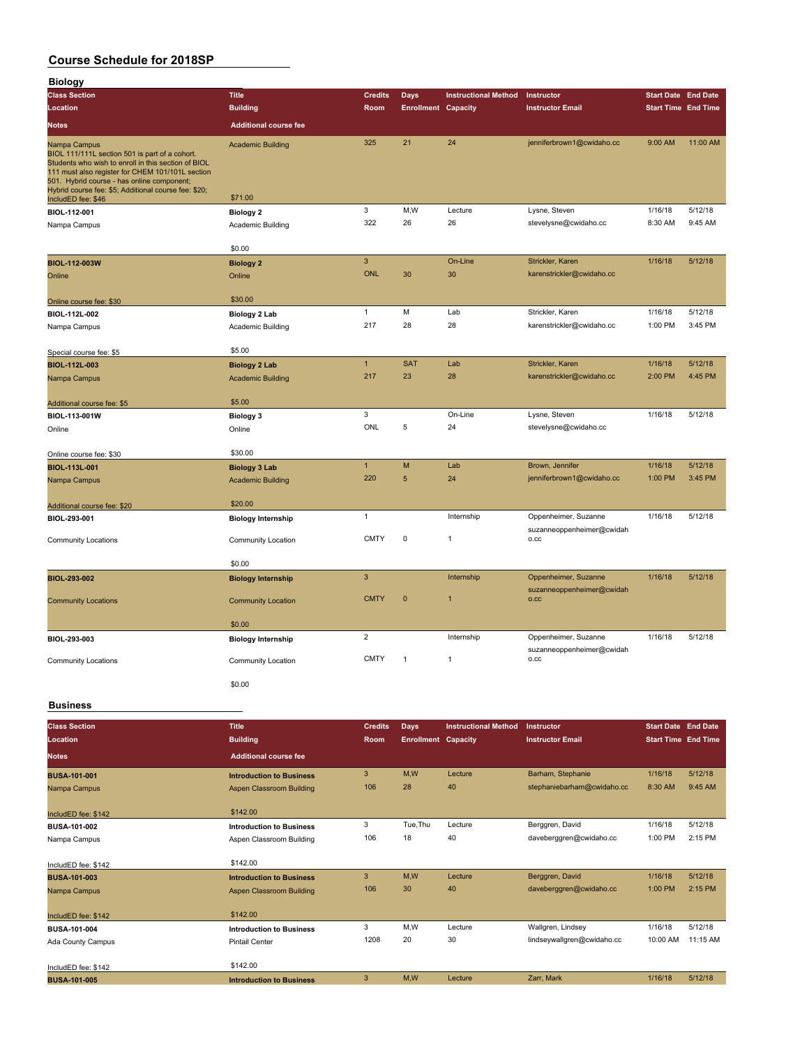# Course Schedule for 2018SP

## Biology

| Class Section<br>Location<br>Notes | Title<br>Building<br>Additional course fee | Credits<br>Room | Days<br>Enrollment | Instructional Method<br>Capacity | Instructor<br>Instructor Email | Start Date<br>Start Time | End Date<br>End Time |
|---|---|---|---|---|---|---|---|
| Nampa Campus<br>BIOL 111/111L section 501 is part of a cohort. Students who wish to enroll in this section of BIOL 111 must also register for CHEM 101/101L section 501. Hybrid course - has online component; Hybrid course fee: $5; Additional course fee: $20; IncludED fee: $46 | Academic Building<br>$71.00 | 325 | 21 | 24 | jenniferbrown1@cwidaho.cc | 9:00 AM | 11:00 AM |
| BIOL-112-001<br>Nampa Campus | Biology 2<br>Academic Building<br>$0.00 | 3<br>322 | M,W<br>26 | Lecture<br>26 | Lysne, Steven<br>stevelysne@cwidaho.cc | 1/16/18<br>8:30 AM | 5/12/18<br>9:45 AM |
| BIOL-112-003W<br>Online<br>Online course fee: $30 | Biology 2<br>Online<br>$30.00 | 3<br>ONL | <br>30 | On-Line<br>30 | Strickler, Karen<br>karenstrickler@cwidaho.cc | 1/16/18 | 5/12/18 |
| BIOL-112L-002<br>Nampa Campus<br>Special course fee: $5 | Biology 2 Lab<br>Academic Building<br>$5.00 | 1<br>217 | M<br>28 | Lab<br>28 | Strickler, Karen<br>karenstrickler@cwidaho.cc | 1/16/18<br>1:00 PM | 5/12/18<br>3:45 PM |
| BIOL-112L-003<br>Nampa Campus<br>Additional course fee: $5 | Biology 2 Lab<br>Academic Building<br>$5.00 | 1<br>217 | SAT<br>23 | Lab<br>28 | Strickler, Karen<br>karenstrickler@cwidaho.cc | 1/16/18<br>2:00 PM | 5/12/18<br>4:45 PM |
| BIOL-113-001W<br>Online<br>Online course fee: $30 | Biology 3<br>Online<br>$30.00 | 3<br>ONL | <br>5 | On-Line<br>24 | Lysne, Steven<br>stevelysne@cwidaho.cc | 1/16/18 | 5/12/18 |
| BIOL-113L-001<br>Nampa Campus<br>Additional course fee: $20 | Biology 3 Lab<br>Academic Building<br>$20.00 | 1<br>220 | M<br>5 | Lab<br>24 | Brown, Jennifer<br>jenniferbrown1@cwidaho.cc | 1/16/18<br>1:00 PM | 5/12/18<br>3:45 PM |
| BIOL-293-001<br>Community Locations | Biology Internship<br>Community Location<br>$0.00 | 1<br>CMTY | <br>0 | Internship<br>1 | Oppenheimer, Suzanne<br>suzanneoppenheimer@cwidaho.cc | 1/16/18 | 5/12/18 |
| BIOL-293-002<br>Community Locations | Biology Internship<br>Community Location<br>$0.00 | 3<br>CMTY | <br>0 | Internship<br>1 | Oppenheimer, Suzanne<br>suzanneoppenheimer@cwidaho.cc | 1/16/18 | 5/12/18 |
| BIOL-293-003<br>Community Locations | Biology Internship<br>Community Location<br>$0.00 | 2<br>CMTY | <br>1 | Internship<br>1 | Oppenheimer, Suzanne<br>suzanneoppenheimer@cwidaho.cc | 1/16/18 | 5/12/18 |

## Business

| Class Section<br>Location<br>Notes | Title<br>Building<br>Additional course fee | Credits<br>Room | Days<br>Enrollment | Instructional Method<br>Capacity | Instructor<br>Instructor Email | Start Date<br>Start Time | End Date<br>End Time |
|---|---|---|---|---|---|---|---|
| BUSA-101-001<br>Nampa Campus<br>IncludED fee: $142 | Introduction to Business<br>Aspen Classroom Building<br>$142.00 | 3<br>106 | M,W<br>28 | Lecture<br>40 | Barham, Stephanie<br>stephaniebarham@cwidaho.cc | 1/16/18<br>8:30 AM | 5/12/18<br>9:45 AM |
| BUSA-101-002<br>Nampa Campus<br>IncludED fee: $142 | Introduction to Business<br>Aspen Classroom Building<br>$142.00 | 3<br>106 | Tue,Thu<br>18 | Lecture<br>40 | Berggren, David<br>daveberggren@cwidaho.cc | 1/16/18<br>1:00 PM | 5/12/18<br>2:15 PM |
| BUSA-101-003<br>Nampa Campus<br>IncludED fee: $142 | Introduction to Business<br>Aspen Classroom Building<br>$142.00 | 3<br>106 | M,W<br>30 | Lecture<br>40 | Berggren, David<br>daveberggren@cwidaho.cc | 1/16/18<br>1:00 PM | 5/12/18<br>2:15 PM |
| BUSA-101-004<br>Ada County Campus<br>IncludED fee: $142 | Introduction to Business<br>Pintail Center<br>$142.00 | 3<br>1208 | M,W<br>20 | Lecture<br>30 | Wallgren, Lindsey<br>lindseywallgren@cwidaho.cc | 1/16/18<br>10:00 AM | 5/12/18<br>11:15 AM |
| BUSA-101-005 | Introduction to Business | 3 | M,W | Lecture | Zarr, Mark | 1/16/18 | 5/12/18 |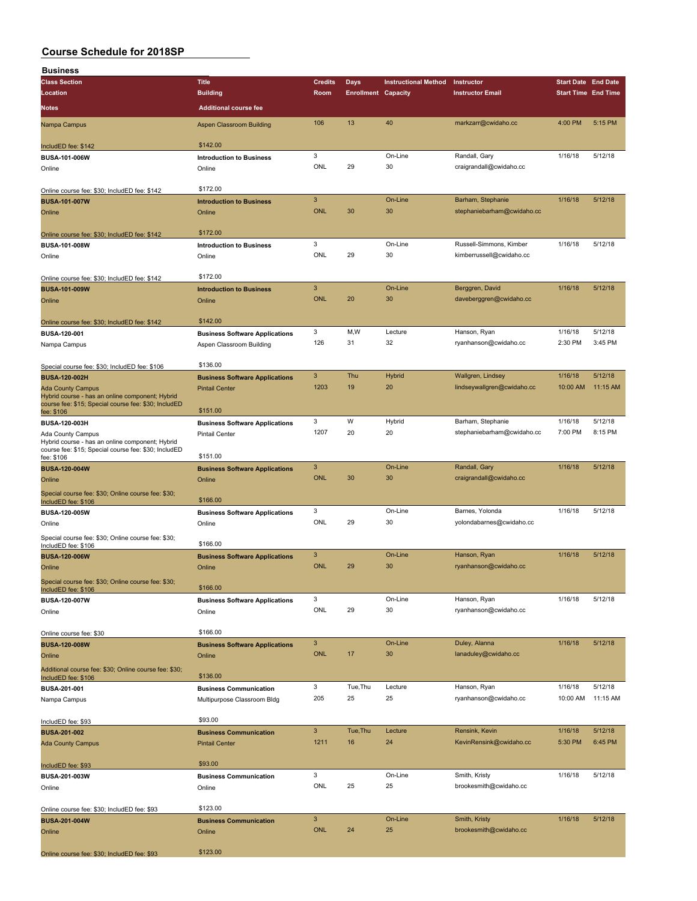# Course Schedule for 2018SP

## Business

| Class Section / Location / Notes | Title / Building / Additional course fee | Credits / Room | Days / Enrollment | Instructional Method / Capacity | Instructor / Instructor Email | Start Date / Start Time | End Date / End Time |
|---|---|---|---|---|---|---|---|
| Nampa Campus | Aspen Classroom Building | 106 | 13 | 40 | markzarr@cwidaho.cc | 4:00 PM | 5:15 PM |
| IncludED fee: $142 | $142.00 | | | | | | |
| **BUSA-101-006W** | **Introduction to Business** | 3 | | On-Line | Randall, Gary | 1/16/18 | 5/12/18 |
| Online | Online | ONL | 29 | 30 | craigrandall@cwidaho.cc | | |
| Online course fee: $30; IncludED fee: $142 | $172.00 | | | | | | |
| **BUSA-101-007W** | **Introduction to Business** | 3 | | On-Line | Barham, Stephanie | 1/16/18 | 5/12/18 |
| Online | Online | ONL | 30 | 30 | stephaniebarham@cwidaho.cc | | |
| Online course fee: $30; IncludED fee: $142 | $172.00 | | | | | | |
| **BUSA-101-008W** | **Introduction to Business** | 3 | | On-Line | Russell-Simmons, Kimber | 1/16/18 | 5/12/18 |
| Online | Online | ONL | 29 | 30 | kimberrussell@cwidaho.cc | | |
| Online course fee: $30; IncludED fee: $142 | $172.00 | | | | | | |
| **BUSA-101-009W** | **Introduction to Business** | 3 | | On-Line | Berggren, David | 1/16/18 | 5/12/18 |
| Online | Online | ONL | 20 | 30 | daveberggren@cwidaho.cc | | |
| Online course fee: $30; IncludED fee: $142 | $142.00 | | | | | | |
| **BUSA-120-001** | **Business Software Applications** | 3 | M,W | Lecture | Hanson, Ryan | 1/16/18 | 5/12/18 |
| Nampa Campus | Aspen Classroom Building | 126 | 31 | 32 | ryanhanson@cwidaho.cc | 2:30 PM | 3:45 PM |
| Special course fee: $30; IncludED fee: $106 | $136.00 | | | | | | |
| **BUSA-120-002H** | **Business Software Applications** | 3 | Thu | Hybrid | Wallgren, Lindsey | 1/16/18 | 5/12/18 |
| Ada County Campus | Pintail Center | 1203 | 19 | 20 | lindseywallgren@cwidaho.cc | 10:00 AM | 11:15 AM |
| Hybrid course - has an online component; Hybrid course fee: $15; Special course fee: $30; IncludED fee: $106 | $151.00 | | | | | | |
| **BUSA-120-003H** | **Business Software Applications** | 3 | W | Hybrid | Barham, Stephanie | 1/16/18 | 5/12/18 |
| Ada County Campus | Pintail Center | 1207 | 20 | 20 | stephaniebarham@cwidaho.cc | 7:00 PM | 8:15 PM |
| Hybrid course - has an online component; Hybrid course fee: $15; Special course fee: $30; IncludED fee: $106 | $151.00 | | | | | | |
| **BUSA-120-004W** | **Business Software Applications** | 3 | | On-Line | Randall, Gary | 1/16/18 | 5/12/18 |
| Online | Online | ONL | 30 | 30 | craigrandall@cwidaho.cc | | |
| Special course fee: $30; Online course fee: $30; IncludED fee: $106 | $166.00 | | | | | | |
| **BUSA-120-005W** | **Business Software Applications** | 3 | | On-Line | Barnes, Yolonda | 1/16/18 | 5/12/18 |
| Online | Online | ONL | 29 | 30 | yolondabarnes@cwidaho.cc | | |
| Special course fee: $30; Online course fee: $30; IncludED fee: $106 | $166.00 | | | | | | |
| **BUSA-120-006W** | **Business Software Applications** | 3 | | On-Line | Hanson, Ryan | 1/16/18 | 5/12/18 |
| Online | Online | ONL | 29 | 30 | ryanhanson@cwidaho.cc | | |
| Special course fee: $30; Online course fee: $30; IncludED fee: $106 | $166.00 | | | | | | |
| **BUSA-120-007W** | **Business Software Applications** | 3 | | On-Line | Hanson, Ryan | 1/16/18 | 5/12/18 |
| Online | Online | ONL | 29 | 30 | ryanhanson@cwidaho.cc | | |
| Online course fee: $30 | $166.00 | | | | | | |
| **BUSA-120-008W** | **Business Software Applications** | 3 | | On-Line | Duley, Alanna | 1/16/18 | 5/12/18 |
| Online | Online | ONL | 17 | 30 | lanaduley@cwidaho.cc | | |
| Additional course fee: $30; Online course fee: $30; IncludED fee: $106 | $136.00 | | | | | | |
| **BUSA-201-001** | **Business Communication** | 3 | Tue,Thu | Lecture | Hanson, Ryan | 1/16/18 | 5/12/18 |
| Nampa Campus | Multipurpose Classroom Bldg | 205 | 25 | 25 | ryanhanson@cwidaho.cc | 10:00 AM | 11:15 AM |
| IncludED fee: $93 | $93.00 | | | | | | |
| **BUSA-201-002** | **Business Communication** | 3 | Tue,Thu | Lecture | Rensink, Kevin | 1/16/18 | 5/12/18 |
| Ada County Campus | Pintail Center | 1211 | 16 | 24 | KevinRensink@cwidaho.cc | 5:30 PM | 6:45 PM |
| IncludED fee: $93 | $93.00 | | | | | | |
| **BUSA-201-003W** | **Business Communication** | 3 | | On-Line | Smith, Kristy | 1/16/18 | 5/12/18 |
| Online | Online | ONL | 25 | 25 | brookesmith@cwidaho.cc | | |
| Online course fee: $30; IncludED fee: $93 | $123.00 | | | | | | |
| **BUSA-201-004W** | **Business Communication** | 3 | | On-Line | Smith, Kristy | 1/16/18 | 5/12/18 |
| Online | Online | ONL | 24 | 25 | brookesmith@cwidaho.cc | | |
| Online course fee: $30; IncludED fee: $93 | $123.00 | | | | | | |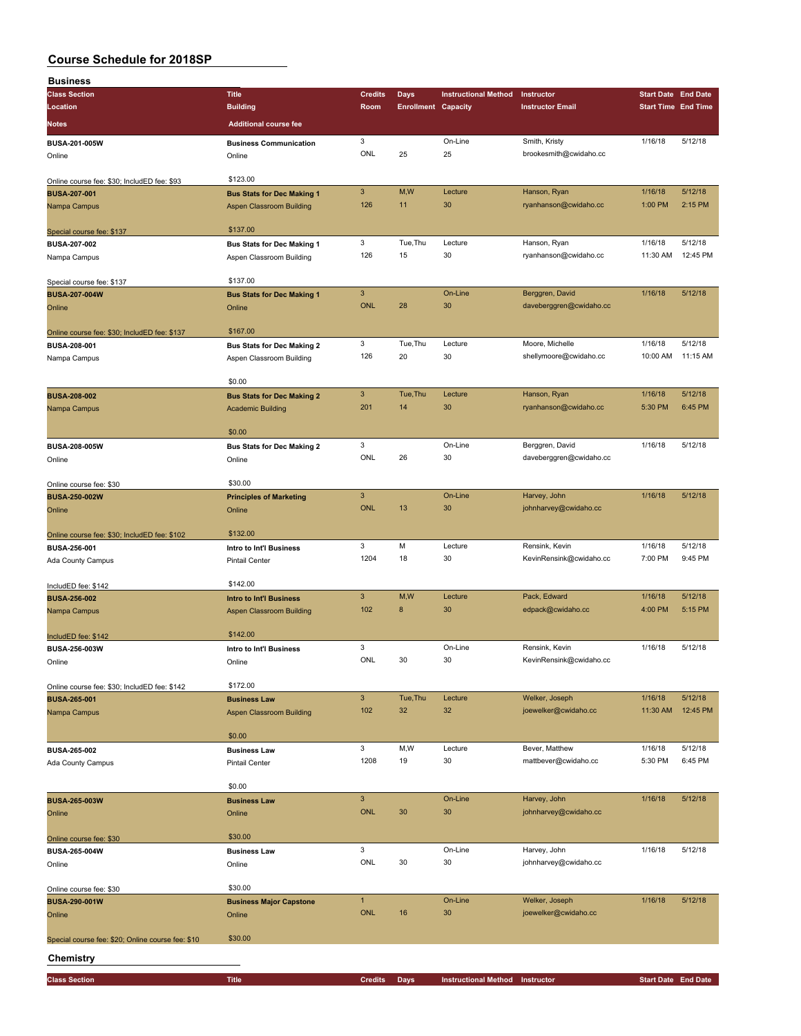# Course Schedule for 2018SP

## Business

| Class Section / Location / Notes | Title / Building / Additional course fee | Credits / Room | Days / Enrollment | Instructional Method / Capacity | Instructor / Instructor Email | Start Date / Start Time | End Date / End Time |
|---|---|---|---|---|---|---|---|
| **BUSA-201-005W** | **Business Communication** | 3 | | On-Line | Smith, Kristy | 1/16/18 | 5/12/18 |
| Online | Online | ONL | 25 | 25 | brookesmith@cwidaho.cc | | |
| Online course fee: $30; IncludED fee: $93 | $123.00 | | | | | | |
| **BUSA-207-001** | **Bus Stats for Dec Making 1** | 3 | M,W | Lecture | Hanson, Ryan | 1/16/18 | 5/12/18 |
| Nampa Campus | Aspen Classroom Building | 126 | 11 | 30 | ryanhanson@cwidaho.cc | 1:00 PM | 2:15 PM |
| Special course fee: $137 | $137.00 | | | | | | |
| **BUSA-207-002** | **Bus Stats for Dec Making 1** | 3 | Tue,Thu | Lecture | Hanson, Ryan | 1/16/18 | 5/12/18 |
| Nampa Campus | Aspen Classroom Building | 126 | 15 | 30 | ryanhanson@cwidaho.cc | 11:30 AM | 12:45 PM |
| Special course fee: $137 | $137.00 | | | | | | |
| **BUSA-207-004W** | **Bus Stats for Dec Making 1** | 3 | | On-Line | Berggren, David | 1/16/18 | 5/12/18 |
| Online | Online | ONL | 28 | 30 | daveberggren@cwidaho.cc | | |
| Online course fee: $30; IncludED fee: $137 | $167.00 | | | | | | |
| **BUSA-208-001** | **Bus Stats for Dec Making 2** | 3 | Tue,Thu | Lecture | Moore, Michelle | 1/16/18 | 5/12/18 |
| Nampa Campus | Aspen Classroom Building | 126 | 20 | 30 | shellymoore@cwidaho.cc | 10:00 AM | 11:15 AM |
| | $0.00 | | | | | | |
| **BUSA-208-002** | **Bus Stats for Dec Making 2** | 3 | Tue,Thu | Lecture | Hanson, Ryan | 1/16/18 | 5/12/18 |
| Nampa Campus | Academic Building | 201 | 14 | 30 | ryanhanson@cwidaho.cc | 5:30 PM | 6:45 PM |
| | $0.00 | | | | | | |
| **BUSA-208-005W** | **Bus Stats for Dec Making 2** | 3 | | On-Line | Berggren, David | 1/16/18 | 5/12/18 |
| Online | Online | ONL | 26 | 30 | daveberggren@cwidaho.cc | | |
| Online course fee: $30 | $30.00 | | | | | | |
| **BUSA-250-002W** | **Principles of Marketing** | 3 | | On-Line | Harvey, John | 1/16/18 | 5/12/18 |
| Online | Online | ONL | 13 | 30 | johnharvey@cwidaho.cc | | |
| Online course fee: $30; IncludED fee: $102 | $132.00 | | | | | | |
| **BUSA-256-001** | **Intro to Int'l Business** | 3 | M | Lecture | Rensink, Kevin | 1/16/18 | 5/12/18 |
| Ada County Campus | Pintail Center | 1204 | 18 | 30 | KevinRensink@cwidaho.cc | 7:00 PM | 9:45 PM |
| IncludED fee: $142 | $142.00 | | | | | | |
| **BUSA-256-002** | **Intro to Int'l Business** | 3 | M,W | Lecture | Pack, Edward | 1/16/18 | 5/12/18 |
| Nampa Campus | Aspen Classroom Building | 102 | 8 | 30 | edpack@cwidaho.cc | 4:00 PM | 5:15 PM |
| IncludED fee: $142 | $142.00 | | | | | | |
| **BUSA-256-003W** | **Intro to Int'l Business** | 3 | | On-Line | Rensink, Kevin | 1/16/18 | 5/12/18 |
| Online | Online | ONL | 30 | 30 | KevinRensink@cwidaho.cc | | |
| Online course fee: $30; IncludED fee: $142 | $172.00 | | | | | | |
| **BUSA-265-001** | **Business Law** | 3 | Tue,Thu | Lecture | Welker, Joseph | 1/16/18 | 5/12/18 |
| Nampa Campus | Aspen Classroom Building | 102 | 32 | 32 | joewelker@cwidaho.cc | 11:30 AM | 12:45 PM |
| | $0.00 | | | | | | |
| **BUSA-265-002** | **Business Law** | 3 | M,W | Lecture | Bever, Matthew | 1/16/18 | 5/12/18 |
| Ada County Campus | Pintail Center | 1208 | 19 | 30 | mattbever@cwidaho.cc | 5:30 PM | 6:45 PM |
| | $0.00 | | | | | | |
| **BUSA-265-003W** | **Business Law** | 3 | | On-Line | Harvey, John | 1/16/18 | 5/12/18 |
| Online | Online | ONL | 30 | 30 | johnharvey@cwidaho.cc | | |
| Online course fee: $30 | $30.00 | | | | | | |
| **BUSA-265-004W** | **Business Law** | 3 | | On-Line | Harvey, John | 1/16/18 | 5/12/18 |
| Online | Online | ONL | 30 | 30 | johnharvey@cwidaho.cc | | |
| Online course fee: $30 | $30.00 | | | | | | |
| **BUSA-290-001W** | **Business Major Capstone** | 1 | | On-Line | Welker, Joseph | 1/16/18 | 5/12/18 |
| Online | Online | ONL | 16 | 30 | joewelker@cwidaho.cc | | |
| Special course fee: $20; Online course fee: $10 | $30.00 | | | | | | |

## Chemistry

| Class Section | Title | Credits | Days | Instructional Method | Instructor | Start Date | End Date |
|---|---|---|---|---|---|---|---|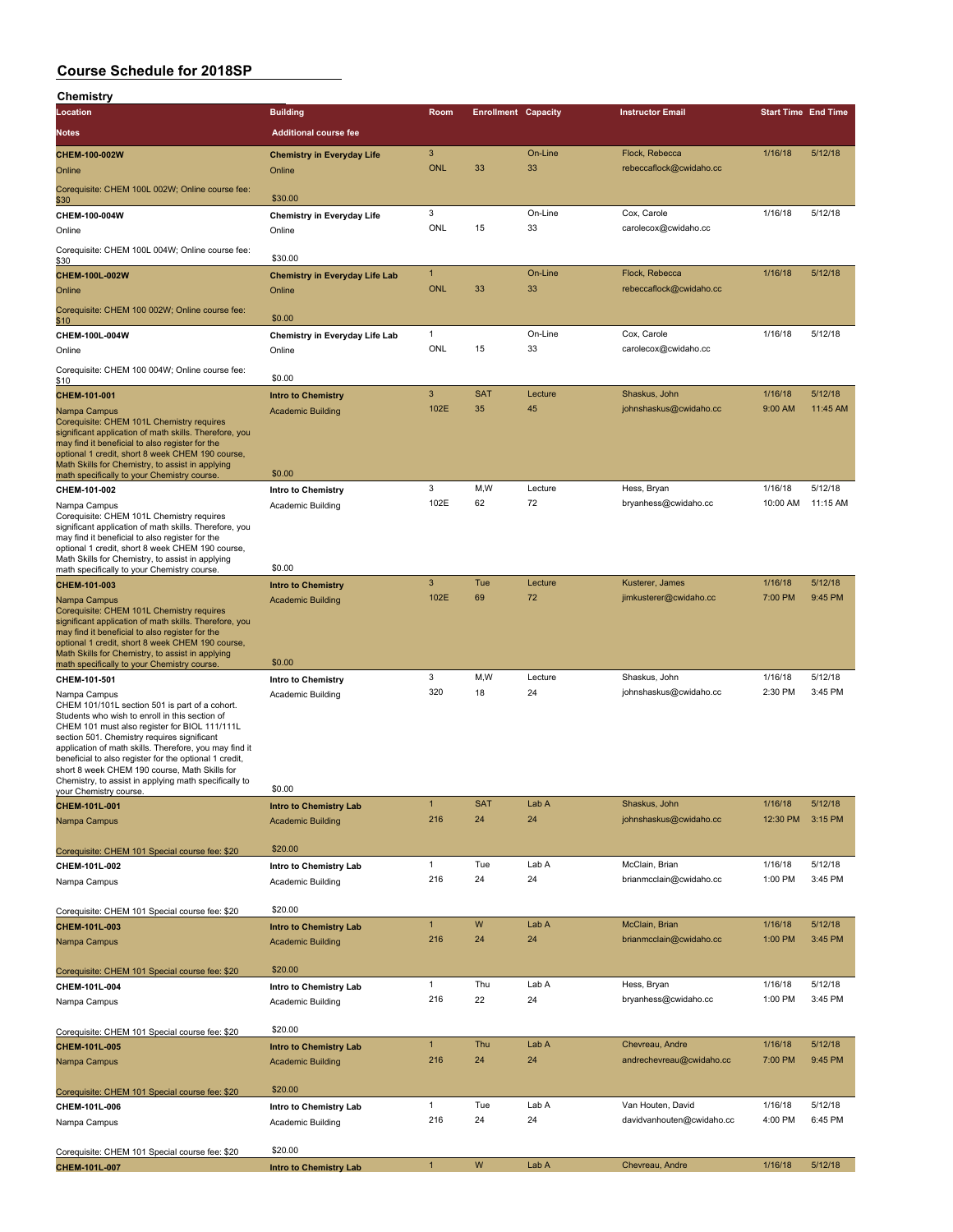# Course Schedule for 2018SP

## Chemistry

| Location | Building | Room | Enrollment | Capacity | Instructor Email | Start Time | End Time |
|---|---|---|---|---|---|---|---|
| **Notes** | **Additional course fee** | | | | | | |
| CHEM-100-002W | Chemistry in Everyday Life | 3 | | On-Line | Flock, Rebecca | 1/16/18 | 5/12/18 |
| Online | Online | ONL | 33 | 33 | rebeccaflock@cwidaho.cc | | |
| Corequisite: CHEM 100L 002W; Online course fee: $30 | $30.00 | | | | | | |
| CHEM-100-004W | Chemistry in Everyday Life | 3 | | On-Line | Cox, Carole | 1/16/18 | 5/12/18 |
| Online | Online | ONL | 15 | 33 | carolecox@cwidaho.cc | | |
| Corequisite: CHEM 100L 004W; Online course fee: $30 | $30.00 | | | | | | |
| CHEM-100L-002W | Chemistry in Everyday Life Lab | 1 | | On-Line | Flock, Rebecca | 1/16/18 | 5/12/18 |
| Online | Online | ONL | 33 | 33 | rebeccaflock@cwidaho.cc | | |
| Corequisite: CHEM 100 002W; Online course fee: $10 | $0.00 | | | | | | |
| CHEM-100L-004W | Chemistry in Everyday Life Lab | 1 | | On-Line | Cox, Carole | 1/16/18 | 5/12/18 |
| Online | Online | ONL | 15 | 33 | carolecox@cwidaho.cc | | |
| Corequisite: CHEM 100 004W; Online course fee: $10 | $0.00 | | | | | | |
| CHEM-101-001 | Intro to Chemistry | 3 | SAT | Lecture | Shaskus, John | 1/16/18 | 5/12/18 |
| Nampa Campus<br>Corequisite: CHEM 101L Chemistry requires significant application of math skills. Therefore, you may find it beneficial to also register for the optional 1 credit, short 8 week CHEM 190 course, Math Skills for Chemistry, to assist in applying math specifically to your Chemistry course. | Academic Building<br>$0.00 | 102E | 35 | 45 | johnshaskus@cwidaho.cc | 9:00 AM | 11:45 AM |
| CHEM-101-002 | Intro to Chemistry | 3 | M,W | Lecture | Hess, Bryan | 1/16/18 | 5/12/18 |
| Nampa Campus<br>Corequisite: CHEM 101L Chemistry requires significant application of math skills. Therefore, you may find it beneficial to also register for the optional 1 credit, short 8 week CHEM 190 course, Math Skills for Chemistry, to assist in applying math specifically to your Chemistry course. | Academic Building<br>$0.00 | 102E | 62 | 72 | bryanhess@cwidaho.cc | 10:00 AM | 11:15 AM |
| CHEM-101-003 | Intro to Chemistry | 3 | Tue | Lecture | Kusterer, James | 1/16/18 | 5/12/18 |
| Nampa Campus<br>Corequisite: CHEM 101L Chemistry requires significant application of math skills. Therefore, you may find it beneficial to also register for the optional 1 credit, short 8 week CHEM 190 course, Math Skills for Chemistry, to assist in applying math specifically to your Chemistry course. | Academic Building<br>$0.00 | 102E | 69 | 72 | jimkusterer@cwidaho.cc | 7:00 PM | 9:45 PM |
| CHEM-101-501 | Intro to Chemistry | 3 | M,W | Lecture | Shaskus, John | 1/16/18 | 5/12/18 |
| Nampa Campus<br>CHEM 101/101L section 501 is part of a cohort. Students who wish to enroll in this section of CHEM 101 must also register for BIOL 111/111L section 501. Chemistry requires significant application of math skills. Therefore, you may find it beneficial to also register for the optional 1 credit, short 8 week CHEM 190 course, Math Skills for Chemistry, to assist in applying math specifically to your Chemistry course. | Academic Building<br>$0.00 | 320 | 18 | 24 | johnshaskus@cwidaho.cc | 2:30 PM | 3:45 PM |
| CHEM-101L-001 | Intro to Chemistry Lab | 1 | SAT | Lab A | Shaskus, John | 1/16/18 | 5/12/18 |
| Nampa Campus | Academic Building | 216 | 24 | 24 | johnshaskus@cwidaho.cc | 12:30 PM | 3:15 PM |
| Corequisite: CHEM 101 Special course fee: $20 | $20.00 | | | | | | |
| CHEM-101L-002 | Intro to Chemistry Lab | 1 | Tue | Lab A | McClain, Brian | 1/16/18 | 5/12/18 |
| Nampa Campus | Academic Building | 216 | 24 | 24 | brianmcclain@cwidaho.cc | 1:00 PM | 3:45 PM |
| Corequisite: CHEM 101 Special course fee: $20 | $20.00 | | | | | | |
| CHEM-101L-003 | Intro to Chemistry Lab | 1 | W | Lab A | McClain, Brian | 1/16/18 | 5/12/18 |
| Nampa Campus | Academic Building | 216 | 24 | 24 | brianmcclain@cwidaho.cc | 1:00 PM | 3:45 PM |
| Corequisite: CHEM 101 Special course fee: $20 | $20.00 | | | | | | |
| CHEM-101L-004 | Intro to Chemistry Lab | 1 | Thu | Lab A | Hess, Bryan | 1/16/18 | 5/12/18 |
| Nampa Campus | Academic Building | 216 | 22 | 24 | bryanhess@cwidaho.cc | 1:00 PM | 3:45 PM |
| Corequisite: CHEM 101 Special course fee: $20 | $20.00 | | | | | | |
| CHEM-101L-005 | Intro to Chemistry Lab | 1 | Thu | Lab A | Chevreau, Andre | 1/16/18 | 5/12/18 |
| Nampa Campus | Academic Building | 216 | 24 | 24 | andrechevreau@cwidaho.cc | 7:00 PM | 9:45 PM |
| Corequisite: CHEM 101 Special course fee: $20 | $20.00 | | | | | | |
| CHEM-101L-006 | Intro to Chemistry Lab | 1 | Tue | Lab A | Van Houten, David | 1/16/18 | 5/12/18 |
| Nampa Campus | Academic Building | 216 | 24 | 24 | davidvanhouten@cwidaho.cc | 4:00 PM | 6:45 PM |
| Corequisite: CHEM 101 Special course fee: $20 | $20.00 | | | | | | |
| CHEM-101L-007 | Intro to Chemistry Lab | 1 | W | Lab A | Chevreau, Andre | 1/16/18 | 5/12/18 |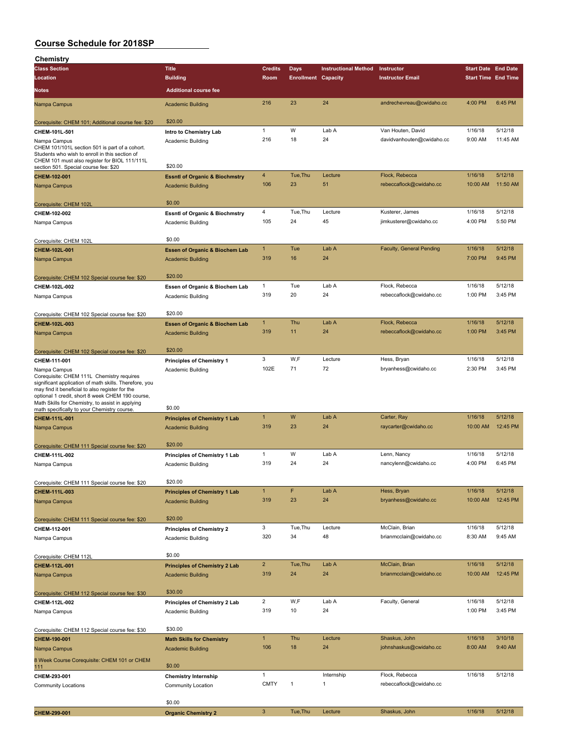# Course Schedule for 2018SP

## Chemistry

| Class Section / Location / Notes | Title / Building / Additional course fee | Credits / Room | Days / Enrollment | Instructional Method / Capacity | Instructor / Instructor Email | Start Date / Start Time | End Date / End Time |
|---|---|---|---|---|---|---|---|
| Nampa Campus | Academic Building | 216 | 23 | 24 | andrechevreau@cwidaho.cc | 4:00 PM | 6:45 PM |
| Corequisite: CHEM 101; Additional course fee: $20 | $20.00 | | | | | | |
| **CHEM-101L-501** | **Intro to Chemistry Lab** | 1 | W | Lab A | Van Houten, David | 1/16/18 | 5/12/18 |
| Nampa Campus | Academic Building | 216 | 18 | 24 | davidvanhouten@cwidaho.cc | 9:00 AM | 11:45 AM |
| CHEM 101/101L section 501 is part of a cohort. Students who wish to enroll in this section of CHEM 101 must also register for BIOL 111/111L section 501. Special course fee: $20 | $20.00 | | | | | | |
| **CHEM-102-001** | **Esstnl of Organic & Biochmstry** | 4 | Tue,Thu | Lecture | Flock, Rebecca | 1/16/18 | 5/12/18 |
| Nampa Campus | Academic Building | 106 | 23 | 51 | rebeccaflock@cwidaho.cc | 10:00 AM | 11:50 AM |
| Corequisite: CHEM 102L | $0.00 | | | | | | |
| **CHEM-102-002** | **Esstnl of Organic & Biochmstry** | 4 | Tue,Thu | Lecture | Kusterer, James | 1/16/18 | 5/12/18 |
| Nampa Campus | Academic Building | 105 | 24 | 45 | jimkusterer@cwidaho.cc | 4:00 PM | 5:50 PM |
| Corequisite: CHEM 102L | $0.00 | | | | | | |
| **CHEM-102L-001** | **Essen of Organic & Biochem Lab** | 1 | Tue | Lab A | Faculty, General Pending | 1/16/18 | 5/12/18 |
| Nampa Campus | Academic Building | 319 | 16 | 24 | | 7:00 PM | 9:45 PM |
| Corequisite: CHEM 102 Special course fee: $20 | $20.00 | | | | | | |
| **CHEM-102L-002** | **Essen of Organic & Biochem Lab** | 1 | Tue | Lab A | Flock, Rebecca | 1/16/18 | 5/12/18 |
| Nampa Campus | Academic Building | 319 | 20 | 24 | rebeccaflock@cwidaho.cc | 1:00 PM | 3:45 PM |
| Corequisite: CHEM 102 Special course fee: $20 | $20.00 | | | | | | |
| **CHEM-102L-003** | **Essen of Organic & Biochem Lab** | 1 | Thu | Lab A | Flock, Rebecca | 1/16/18 | 5/12/18 |
| Nampa Campus | Academic Building | 319 | 11 | 24 | rebeccaflock@cwidaho.cc | 1:00 PM | 3:45 PM |
| Corequisite: CHEM 102 Special course fee: $20 | $20.00 | | | | | | |
| **CHEM-111-001** | **Principles of Chemistry 1** | 3 | W,F | Lecture | Hess, Bryan | 1/16/18 | 5/12/18 |
| Nampa Campus | Academic Building | 102E | 71 | 72 | bryanhess@cwidaho.cc | 2:30 PM | 3:45 PM |
| Corequisite: CHEM 111L Chemistry requires significant application of math skills. Therefore, you may find it beneficial to also register for the optional 1 credit, short 8 week CHEM 190 course, Math Skills for Chemistry, to assist in applying math specifically to your Chemistry course. | $0.00 | | | | | | |
| **CHEM-111L-001** | **Principles of Chemistry 1 Lab** | 1 | W | Lab A | Carter, Ray | 1/16/18 | 5/12/18 |
| Nampa Campus | Academic Building | 319 | 23 | 24 | raycarter@cwidaho.cc | 10:00 AM | 12:45 PM |
| Corequisite: CHEM 111 Special course fee: $20 | $20.00 | | | | | | |
| **CHEM-111L-002** | **Principles of Chemistry 1 Lab** | 1 | W | Lab A | Lenn, Nancy | 1/16/18 | 5/12/18 |
| Nampa Campus | Academic Building | 319 | 24 | 24 | nancylenn@cwidaho.cc | 4:00 PM | 6:45 PM |
| Corequisite: CHEM 111 Special course fee: $20 | $20.00 | | | | | | |
| **CHEM-111L-003** | **Principles of Chemistry 1 Lab** | 1 | F | Lab A | Hess, Bryan | 1/16/18 | 5/12/18 |
| Nampa Campus | Academic Building | 319 | 23 | 24 | bryanhess@cwidaho.cc | 10:00 AM | 12:45 PM |
| Corequisite: CHEM 111 Special course fee: $20 | $20.00 | | | | | | |
| **CHEM-112-001** | **Principles of Chemistry 2** | 3 | Tue,Thu | Lecture | McClain, Brian | 1/16/18 | 5/12/18 |
| Nampa Campus | Academic Building | 320 | 34 | 48 | brianmcclain@cwidaho.cc | 8:30 AM | 9:45 AM |
| Corequisite: CHEM 112L | $0.00 | | | | | | |
| **CHEM-112L-001** | **Principles of Chemistry 2 Lab** | 2 | Tue,Thu | Lab A | McClain, Brian | 1/16/18 | 5/12/18 |
| Nampa Campus | Academic Building | 319 | 24 | 24 | brianmcclain@cwidaho.cc | 10:00 AM | 12:45 PM |
| Corequisite: CHEM 112 Special course fee: $30 | $30.00 | | | | | | |
| **CHEM-112L-002** | **Principles of Chemistry 2 Lab** | 2 | W,F | Lab A | Faculty, General | 1/16/18 | 5/12/18 |
| Nampa Campus | Academic Building | 319 | 10 | 24 | | 1:00 PM | 3:45 PM |
| Corequisite: CHEM 112 Special course fee: $30 | $30.00 | | | | | | |
| **CHEM-190-001** | **Math Skills for Chemistry** | 1 | Thu | Lecture | Shaskus, John | 1/16/18 | 3/10/18 |
| Nampa Campus | Academic Building | 106 | 18 | 24 | johnshaskus@cwidaho.cc | 8:00 AM | 9:40 AM |
| 8 Week Course Corequisite: CHEM 101 or CHEM 111 | $0.00 | | | | | | |
| **CHEM-293-001** | **Chemistry Internship** | 1 | | Internship | Flock, Rebecca | 1/16/18 | 5/12/18 |
| Community Locations | Community Location | CMTY | 1 | 1 | rebeccaflock@cwidaho.cc | | |
| | $0.00 | | | | | | |
| **CHEM-299-001** | **Organic Chemistry 2** | 3 | Tue,Thu | Lecture | Shaskus, John | 1/16/18 | 5/12/18 |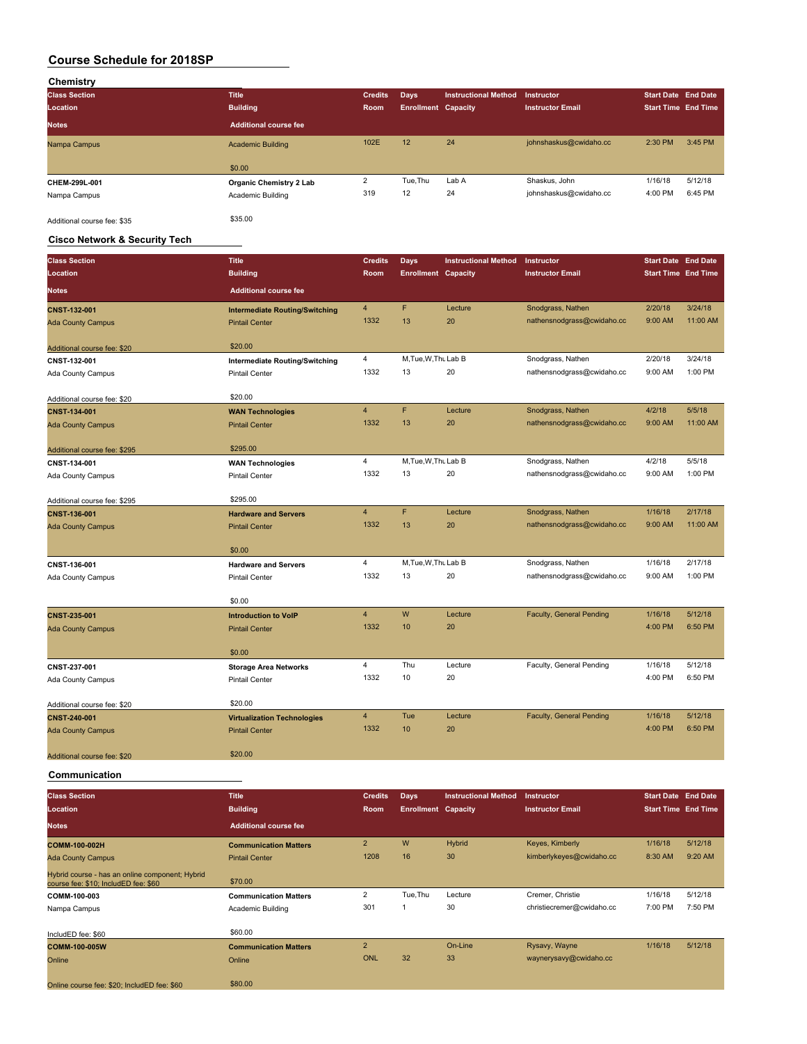# Course Schedule for 2018SP

## Chemistry

| Class Section / Location / Notes | Title / Building / Additional course fee | Credits / Room | Days / Enrollment | Instructional Method / Capacity | Instructor / Instructor Email | Start Date / Start Time | End Date / End Time |
|---|---|---|---|---|---|---|---|
| Nampa Campus | Academic Building | 102E | 12 | 24 | johnshaskus@cwidaho.cc | 2:30 PM | 3:45 PM |
| | $0.00 | | | | | | |
| **CHEM-299L-001** | **Organic Chemistry 2 Lab** | 2 | Tue,Thu | Lab A | Shaskus, John | 1/16/18 | 5/12/18 |
| Nampa Campus | Academic Building | 319 | 12 | 24 | johnshaskus@cwidaho.cc | 4:00 PM | 6:45 PM |
| Additional course fee: $35 | $35.00 | | | | | | |

## Cisco Network & Security Tech

| Class Section / Location / Notes | Title / Building / Additional course fee | Credits / Room | Days / Enrollment | Instructional Method / Capacity | Instructor / Instructor Email | Start Date / Start Time | End Date / End Time |
|---|---|---|---|---|---|---|---|
| **CNST-132-001** | **Intermediate Routing/Switching** | 4 | F | Lecture | Snodgrass, Nathen | 2/20/18 | 3/24/18 |
| Ada County Campus | Pintail Center | 1332 | 13 | 20 | nathensnodgrass@cwidaho.cc | 9:00 AM | 11:00 AM |
| Additional course fee: $20 | $20.00 | | | | | | |
| **CNST-132-001** | **Intermediate Routing/Switching** | 4 | M,Tue,W,Thu | Lab B | Snodgrass, Nathen | 2/20/18 | 3/24/18 |
| Ada County Campus | Pintail Center | 1332 | 13 | 20 | nathensnodgrass@cwidaho.cc | 9:00 AM | 1:00 PM |
| Additional course fee: $20 | $20.00 | | | | | | |
| **CNST-134-001** | **WAN Technologies** | 4 | F | Lecture | Snodgrass, Nathen | 4/2/18 | 5/5/18 |
| Ada County Campus | Pintail Center | 1332 | 13 | 20 | nathensnodgrass@cwidaho.cc | 9:00 AM | 11:00 AM |
| Additional course fee: $295 | $295.00 | | | | | | |
| **CNST-134-001** | **WAN Technologies** | 4 | M,Tue,W,Thu | Lab B | Snodgrass, Nathen | 4/2/18 | 5/5/18 |
| Ada County Campus | Pintail Center | 1332 | 13 | 20 | nathensnodgrass@cwidaho.cc | 9:00 AM | 1:00 PM |
| Additional course fee: $295 | $295.00 | | | | | | |
| **CNST-136-001** | **Hardware and Servers** | 4 | F | Lecture | Snodgrass, Nathen | 1/16/18 | 2/17/18 |
| Ada County Campus | Pintail Center | 1332 | 13 | 20 | nathensnodgrass@cwidaho.cc | 9:00 AM | 11:00 AM |
| | $0.00 | | | | | | |
| **CNST-136-001** | **Hardware and Servers** | 4 | M,Tue,W,Thu | Lab B | Snodgrass, Nathen | 1/16/18 | 2/17/18 |
| Ada County Campus | Pintail Center | 1332 | 13 | 20 | nathensnodgrass@cwidaho.cc | 9:00 AM | 1:00 PM |
| | $0.00 | | | | | | |
| **CNST-235-001** | **Introduction to VoIP** | 4 | W | Lecture | Faculty, General Pending | 1/16/18 | 5/12/18 |
| Ada County Campus | Pintail Center | 1332 | 10 | 20 | | 4:00 PM | 6:50 PM |
| | $0.00 | | | | | | |
| **CNST-237-001** | **Storage Area Networks** | 4 | Thu | Lecture | Faculty, General Pending | 1/16/18 | 5/12/18 |
| Ada County Campus | Pintail Center | 1332 | 10 | 20 | | 4:00 PM | 6:50 PM |
| Additional course fee: $20 | $20.00 | | | | | | |
| **CNST-240-001** | **Virtualization Technologies** | 4 | Tue | Lecture | Faculty, General Pending | 1/16/18 | 5/12/18 |
| Ada County Campus | Pintail Center | 1332 | 10 | 20 | | 4:00 PM | 6:50 PM |
| Additional course fee: $20 | $20.00 | | | | | | |

## Communication

| Class Section / Location / Notes | Title / Building / Additional course fee | Credits / Room | Days / Enrollment | Instructional Method / Capacity | Instructor / Instructor Email | Start Date / Start Time | End Date / End Time |
|---|---|---|---|---|---|---|---|
| **COMM-100-002H** | **Communication Matters** | 2 | W | Hybrid | Keyes, Kimberly | 1/16/18 | 5/12/18 |
| Ada County Campus | Pintail Center | 1208 | 16 | 30 | kimberlykeyes@cwidaho.cc | 8:30 AM | 9:20 AM |
| Hybrid course - has an online component; Hybrid course fee: $10; IncludED fee: $60 | $70.00 | | | | | | |
| **COMM-100-003** | **Communication Matters** | 2 | Tue,Thu | Lecture | Cremer, Christie | 1/16/18 | 5/12/18 |
| Nampa Campus | Academic Building | 301 | 1 | 30 | christiecremer@cwidaho.cc | 7:00 PM | 7:50 PM |
| IncludED fee: $60 | $60.00 | | | | | | |
| **COMM-100-005W** | **Communication Matters** | 2 | | On-Line | Rysavy, Wayne | 1/16/18 | 5/12/18 |
| Online | Online | ONL | 32 | 33 | waynerysavy@cwidaho.cc | | |
| Online course fee: $20; IncludED fee: $60 | $80.00 | | | | | | |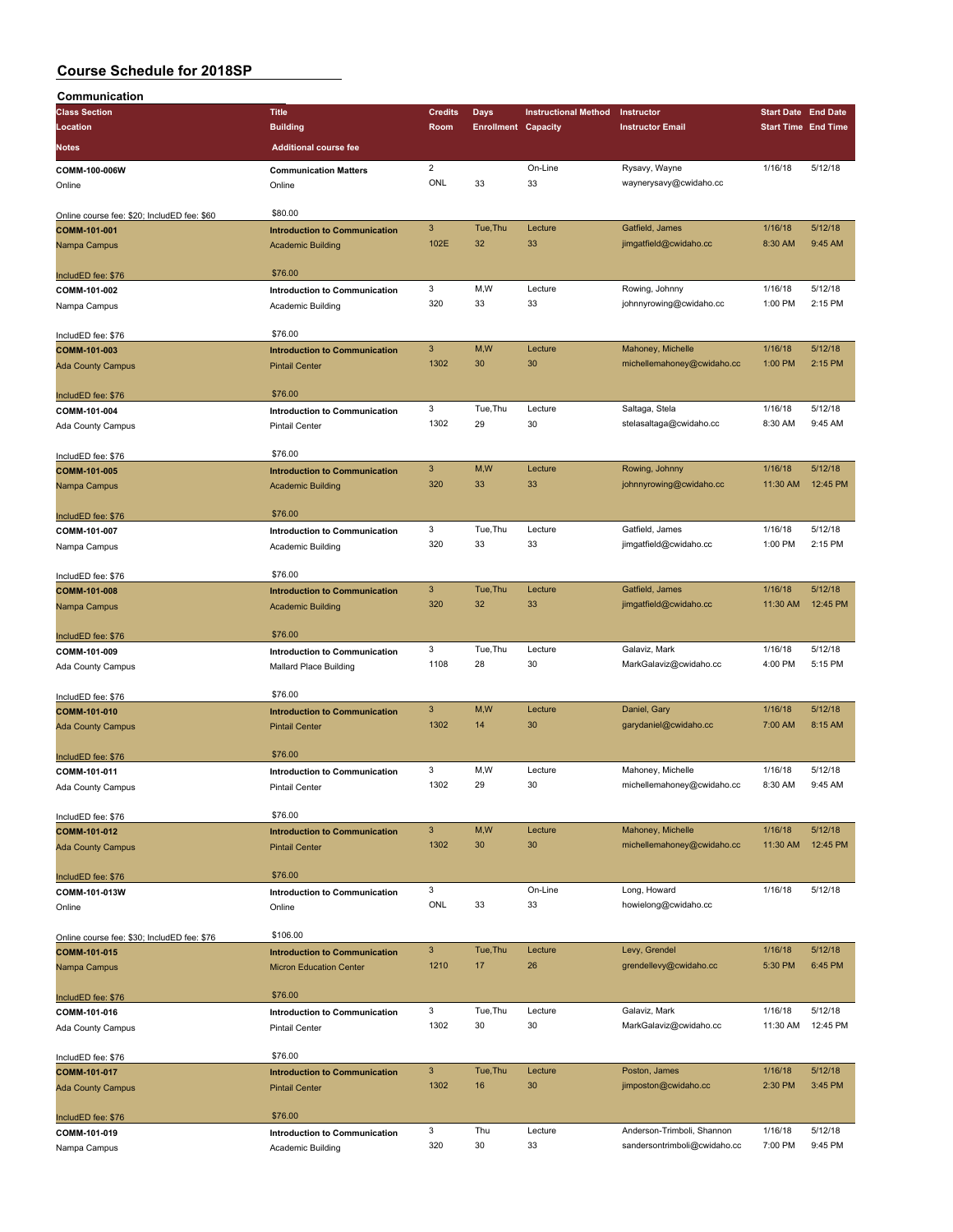# Course Schedule for 2018SP

## Communication

| Class Section | Title | Credits | Days | Instructional Method | Instructor | Start Date | End Date |
|---|---|---|---|---|---|---|---|
| Location | Building | Room | Enrollment | Capacity | Instructor Email | Start Time | End Time |
| Notes | Additional course fee | | | | | | |
| COMM-100-006W | Communication Matters | 2 | | On-Line | Rysavy, Wayne | 1/16/18 | 5/12/18 |
| Online | Online | ONL | 33 | 33 | waynerysavy@cwidaho.cc | | |
| Online course fee: $20; IncludED fee: $60 | $80.00 | | | | | | |
| COMM-101-001 | Introduction to Communication | 3 | Tue,Thu | Lecture | Gatfield, James | 1/16/18 | 5/12/18 |
| Nampa Campus | Academic Building | 102E | 32 | 33 | jimgatfield@cwidaho.cc | 8:30 AM | 9:45 AM |
| IncludED fee: $76 | $76.00 | | | | | | |
| COMM-101-002 | Introduction to Communication | 3 | M,W | Lecture | Rowing, Johnny | 1/16/18 | 5/12/18 |
| Nampa Campus | Academic Building | 320 | 33 | 33 | johnnyrowing@cwidaho.cc | 1:00 PM | 2:15 PM |
| IncludED fee: $76 | $76.00 | | | | | | |
| COMM-101-003 | Introduction to Communication | 3 | M,W | Lecture | Mahoney, Michelle | 1/16/18 | 5/12/18 |
| Ada County Campus | Pintail Center | 1302 | 30 | 30 | michellemahoney@cwidaho.cc | 1:00 PM | 2:15 PM |
| IncludED fee: $76 | $76.00 | | | | | | |
| COMM-101-004 | Introduction to Communication | 3 | Tue,Thu | Lecture | Saltaga, Stela | 1/16/18 | 5/12/18 |
| Ada County Campus | Pintail Center | 1302 | 29 | 30 | stelasaltaga@cwidaho.cc | 8:30 AM | 9:45 AM |
| IncludED fee: $76 | $76.00 | | | | | | |
| COMM-101-005 | Introduction to Communication | 3 | M,W | Lecture | Rowing, Johnny | 1/16/18 | 5/12/18 |
| Nampa Campus | Academic Building | 320 | 33 | 33 | johnnyrowing@cwidaho.cc | 11:30 AM | 12:45 PM |
| IncludED fee: $76 | $76.00 | | | | | | |
| COMM-101-007 | Introduction to Communication | 3 | Tue,Thu | Lecture | Gatfield, James | 1/16/18 | 5/12/18 |
| Nampa Campus | Academic Building | 320 | 33 | 33 | jimgatfield@cwidaho.cc | 1:00 PM | 2:15 PM |
| IncludED fee: $76 | $76.00 | | | | | | |
| COMM-101-008 | Introduction to Communication | 3 | Tue,Thu | Lecture | Gatfield, James | 1/16/18 | 5/12/18 |
| Nampa Campus | Academic Building | 320 | 32 | 33 | jimgatfield@cwidaho.cc | 11:30 AM | 12:45 PM |
| IncludED fee: $76 | $76.00 | | | | | | |
| COMM-101-009 | Introduction to Communication | 3 | Tue,Thu | Lecture | Galaviz, Mark | 1/16/18 | 5/12/18 |
| Ada County Campus | Mallard Place Building | 1108 | 28 | 30 | MarkGalaviz@cwidaho.cc | 4:00 PM | 5:15 PM |
| IncludED fee: $76 | $76.00 | | | | | | |
| COMM-101-010 | Introduction to Communication | 3 | M,W | Lecture | Daniel, Gary | 1/16/18 | 5/12/18 |
| Ada County Campus | Pintail Center | 1302 | 14 | 30 | garydaniel@cwidaho.cc | 7:00 AM | 8:15 AM |
| IncludED fee: $76 | $76.00 | | | | | | |
| COMM-101-011 | Introduction to Communication | 3 | M,W | Lecture | Mahoney, Michelle | 1/16/18 | 5/12/18 |
| Ada County Campus | Pintail Center | 1302 | 29 | 30 | michellemahoney@cwidaho.cc | 8:30 AM | 9:45 AM |
| IncludED fee: $76 | $76.00 | | | | | | |
| COMM-101-012 | Introduction to Communication | 3 | M,W | Lecture | Mahoney, Michelle | 1/16/18 | 5/12/18 |
| Ada County Campus | Pintail Center | 1302 | 30 | 30 | michellemahoney@cwidaho.cc | 11:30 AM | 12:45 PM |
| IncludED fee: $76 | $76.00 | | | | | | |
| COMM-101-013W | Introduction to Communication | 3 | | On-Line | Long, Howard | 1/16/18 | 5/12/18 |
| Online | Online | ONL | 33 | 33 | howielong@cwidaho.cc | | |
| Online course fee: $30; IncludED fee: $76 | $106.00 | | | | | | |
| COMM-101-015 | Introduction to Communication | 3 | Tue,Thu | Lecture | Levy, Grendel | 1/16/18 | 5/12/18 |
| Nampa Campus | Micron Education Center | 1210 | 17 | 26 | grendellevy@cwidaho.cc | 5:30 PM | 6:45 PM |
| IncludED fee: $76 | $76.00 | | | | | | |
| COMM-101-016 | Introduction to Communication | 3 | Tue,Thu | Lecture | Galaviz, Mark | 1/16/18 | 5/12/18 |
| Ada County Campus | Pintail Center | 1302 | 30 | 30 | MarkGalaviz@cwidaho.cc | 11:30 AM | 12:45 PM |
| IncludED fee: $76 | $76.00 | | | | | | |
| COMM-101-017 | Introduction to Communication | 3 | Tue,Thu | Lecture | Poston, James | 1/16/18 | 5/12/18 |
| Ada County Campus | Pintail Center | 1302 | 16 | 30 | jimposton@cwidaho.cc | 2:30 PM | 3:45 PM |
| IncludED fee: $76 | $76.00 | | | | | | |
| COMM-101-019 | Introduction to Communication | 3 | Thu | Lecture | Anderson-Trimboli, Shannon | 1/16/18 | 5/12/18 |
| Nampa Campus | Academic Building | 320 | 30 | 33 | sandersontrimboli@cwidaho.cc | 7:00 PM | 9:45 PM |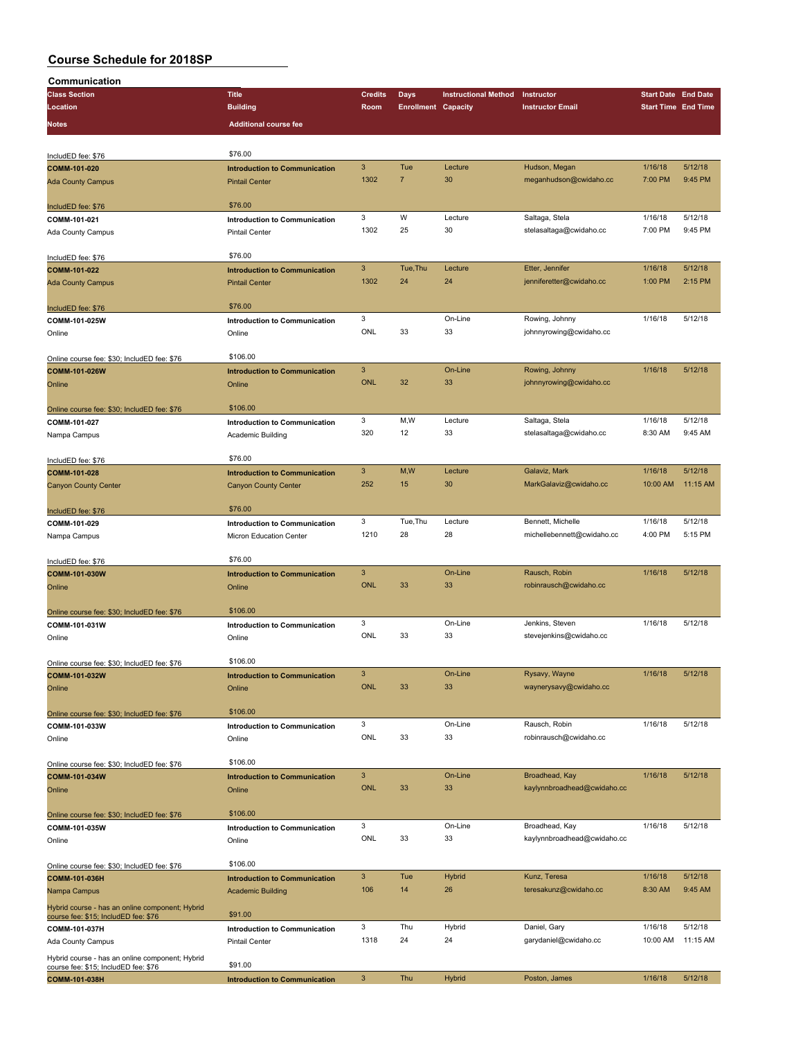# Course Schedule for 2018SP

## Communication

| Class Section / Location / Notes | Title / Building / Additional course fee | Credits / Room | Days / Enrollment | Instructional Method / Capacity | Instructor / Instructor Email | Start Date / Start Time | End Date / End Time |
|---|---|---|---|---|---|---|---|
| IncludED fee: $76 | $76.00 | | | | | | |
| **COMM-101-020** | **Introduction to Communication** | 3 | Tue | Lecture | Hudson, Megan | 1/16/18 | 5/12/18 |
| Ada County Campus | Pintail Center | 1302 | 7 | 30 | meganhudson@cwidaho.cc | 7:00 PM | 9:45 PM |
| IncludED fee: $76 | $76.00 | | | | | | |
| **COMM-101-021** | **Introduction to Communication** | 3 | W | Lecture | Saltaga, Stela | 1/16/18 | 5/12/18 |
| Ada County Campus | Pintail Center | 1302 | 25 | 30 | stelasaltaga@cwidaho.cc | 7:00 PM | 9:45 PM |
| IncludED fee: $76 | $76.00 | | | | | | |
| **COMM-101-022** | **Introduction to Communication** | 3 | Tue,Thu | Lecture | Etter, Jennifer | 1/16/18 | 5/12/18 |
| Ada County Campus | Pintail Center | 1302 | 24 | 24 | jenniferetter@cwidaho.cc | 1:00 PM | 2:15 PM |
| IncludED fee: $76 | $76.00 | | | | | | |
| **COMM-101-025W** | **Introduction to Communication** | 3 | | On-Line | Rowing, Johnny | 1/16/18 | 5/12/18 |
| Online | Online | ONL | 33 | 33 | johnnyrowing@cwidaho.cc | | |
| Online course fee: $30; IncludED fee: $76 | $106.00 | | | | | | |
| **COMM-101-026W** | **Introduction to Communication** | 3 | | On-Line | Rowing, Johnny | 1/16/18 | 5/12/18 |
| Online | Online | ONL | 32 | 33 | johnnyrowing@cwidaho.cc | | |
| Online course fee: $30; IncludED fee: $76 | $106.00 | | | | | | |
| **COMM-101-027** | **Introduction to Communication** | 3 | M,W | Lecture | Saltaga, Stela | 1/16/18 | 5/12/18 |
| Nampa Campus | Academic Building | 320 | 12 | 33 | stelasaltaga@cwidaho.cc | 8:30 AM | 9:45 AM |
| IncludED fee: $76 | $76.00 | | | | | | |
| **COMM-101-028** | **Introduction to Communication** | 3 | M,W | Lecture | Galaviz, Mark | 1/16/18 | 5/12/18 |
| Canyon County Center | Canyon County Center | 252 | 15 | 30 | MarkGalaviz@cwidaho.cc | 10:00 AM | 11:15 AM |
| IncludED fee: $76 | $76.00 | | | | | | |
| **COMM-101-029** | **Introduction to Communication** | 3 | Tue,Thu | Lecture | Bennett, Michelle | 1/16/18 | 5/12/18 |
| Nampa Campus | Micron Education Center | 1210 | 28 | 28 | michellebennett@cwidaho.cc | 4:00 PM | 5:15 PM |
| IncludED fee: $76 | $76.00 | | | | | | |
| **COMM-101-030W** | **Introduction to Communication** | 3 | | On-Line | Rausch, Robin | 1/16/18 | 5/12/18 |
| Online | Online | ONL | 33 | 33 | robinrausch@cwidaho.cc | | |
| Online course fee: $30; IncludED fee: $76 | $106.00 | | | | | | |
| **COMM-101-031W** | **Introduction to Communication** | 3 | | On-Line | Jenkins, Steven | 1/16/18 | 5/12/18 |
| Online | Online | ONL | 33 | 33 | stevejenkins@cwidaho.cc | | |
| Online course fee: $30; IncludED fee: $76 | $106.00 | | | | | | |
| **COMM-101-032W** | **Introduction to Communication** | 3 | | On-Line | Rysavy, Wayne | 1/16/18 | 5/12/18 |
| Online | Online | ONL | 33 | 33 | waynerysavy@cwidaho.cc | | |
| Online course fee: $30; IncludED fee: $76 | $106.00 | | | | | | |
| **COMM-101-033W** | **Introduction to Communication** | 3 | | On-Line | Rausch, Robin | 1/16/18 | 5/12/18 |
| Online | Online | ONL | 33 | 33 | robinrausch@cwidaho.cc | | |
| Online course fee: $30; IncludED fee: $76 | $106.00 | | | | | | |
| **COMM-101-034W** | **Introduction to Communication** | 3 | | On-Line | Broadhead, Kay | 1/16/18 | 5/12/18 |
| Online | Online | ONL | 33 | 33 | kaylynnbroadhead@cwidaho.cc | | |
| Online course fee: $30; IncludED fee: $76 | $106.00 | | | | | | |
| **COMM-101-035W** | **Introduction to Communication** | 3 | | On-Line | Broadhead, Kay | 1/16/18 | 5/12/18 |
| Online | Online | ONL | 33 | 33 | kaylynnbroadhead@cwidaho.cc | | |
| Online course fee: $30; IncludED fee: $76 | $106.00 | | | | | | |
| **COMM-101-036H** | **Introduction to Communication** | 3 | Tue | Hybrid | Kunz, Teresa | 1/16/18 | 5/12/18 |
| Nampa Campus | Academic Building | 106 | 14 | 26 | teresakunz@cwidaho.cc | 8:30 AM | 9:45 AM |
| Hybrid course - has an online component; Hybrid course fee: $15; IncludED fee: $76 | $91.00 | | | | | | |
| **COMM-101-037H** | **Introduction to Communication** | 3 | Thu | Hybrid | Daniel, Gary | 1/16/18 | 5/12/18 |
| Ada County Campus | Pintail Center | 1318 | 24 | 24 | garydaniel@cwidaho.cc | 10:00 AM | 11:15 AM |
| Hybrid course - has an online component; Hybrid course fee: $15; IncludED fee: $76 | $91.00 | | | | | | |
| **COMM-101-038H** | **Introduction to Communication** | 3 | Thu | Hybrid | Poston, James | 1/16/18 | 5/12/18 |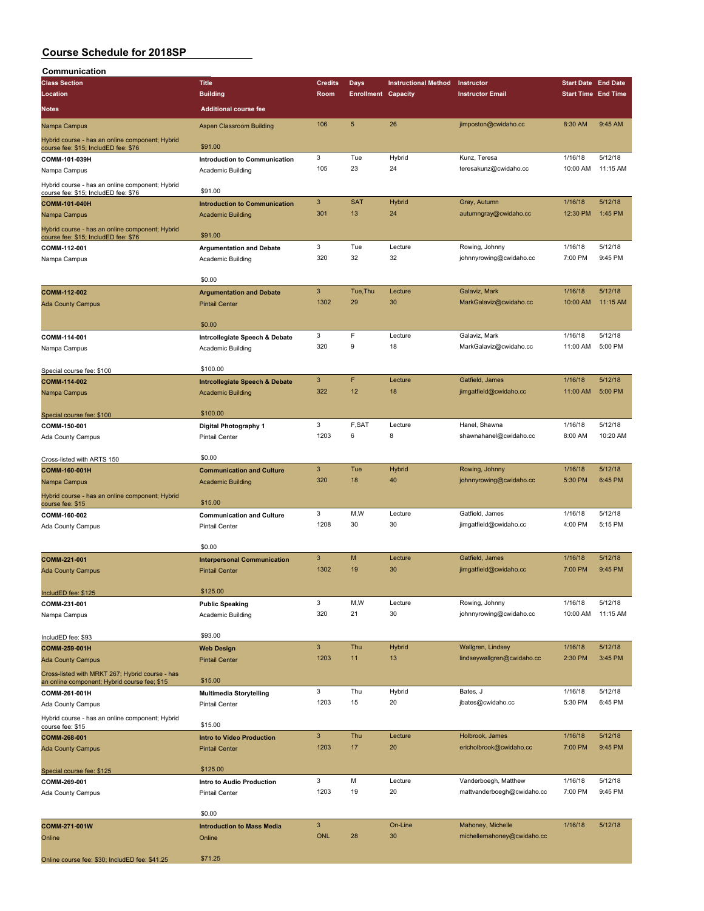# Course Schedule for 2018SP

## Communication

| Class Section / Location / Notes | Title / Building / Additional course fee | Credits / Room | Days / Enrollment | Instructional Method / Capacity | Instructor / Instructor Email | Start Date / Start Time | End Date / End Time |
|---|---|---|---|---|---|---|---|
| Nampa Campus | Aspen Classroom Building | 106 | 5 | 26 | jimposton@cwidaho.cc | 8:30 AM | 9:45 AM |
| Hybrid course - has an online component; Hybrid course fee: $15; IncludED fee: $76 | $91.00 | | | | | | |
| **COMM-101-039H** | **Introduction to Communication** | 3 | Tue | Hybrid | Kunz, Teresa | 1/16/18 | 5/12/18 |
| Nampa Campus | Academic Building | 105 | 23 | 24 | teresakunz@cwidaho.cc | 10:00 AM | 11:15 AM |
| Hybrid course - has an online component; Hybrid course fee: $15; IncludED fee: $76 | $91.00 | | | | | | |
| **COMM-101-040H** | **Introduction to Communication** | 3 | SAT | Hybrid | Gray, Autumn | 1/16/18 | 5/12/18 |
| Nampa Campus | Academic Building | 301 | 13 | 24 | autumngray@cwidaho.cc | 12:30 PM | 1:45 PM |
| Hybrid course - has an online component; Hybrid course fee: $15; IncludED fee: $76 | $91.00 | | | | | | |
| **COMM-112-001** | **Argumentation and Debate** | 3 | Tue | Lecture | Rowing, Johnny | 1/16/18 | 5/12/18 |
| Nampa Campus | Academic Building | 320 | 32 | 32 | johnnyrowing@cwidaho.cc | 7:00 PM | 9:45 PM |
| | $0.00 | | | | | | |
| **COMM-112-002** | **Argumentation and Debate** | 3 | Tue,Thu | Lecture | Galaviz, Mark | 1/16/18 | 5/12/18 |
| Ada County Campus | Pintail Center | 1302 | 29 | 30 | MarkGalaviz@cwidaho.cc | 10:00 AM | 11:15 AM |
| | $0.00 | | | | | | |
| **COMM-114-001** | **Intrcollegiate Speech & Debate** | 3 | F | Lecture | Galaviz, Mark | 1/16/18 | 5/12/18 |
| Nampa Campus | Academic Building | 320 | 9 | 18 | MarkGalaviz@cwidaho.cc | 11:00 AM | 5:00 PM |
| Special course fee: $100 | $100.00 | | | | | | |
| **COMM-114-002** | **Intrcollegiate Speech & Debate** | 3 | F | Lecture | Gatfield, James | 1/16/18 | 5/12/18 |
| Nampa Campus | Academic Building | 322 | 12 | 18 | jimgatfield@cwidaho.cc | 11:00 AM | 5:00 PM |
| Special course fee: $100 | $100.00 | | | | | | |
| **COMM-150-001** | **Digital Photography 1** | 3 | F,SAT | Lecture | Hanel, Shawna | 1/16/18 | 5/12/18 |
| Ada County Campus | Pintail Center | 1203 | 6 | 8 | shawnahanel@cwidaho.cc | 8:00 AM | 10:20 AM |
| Cross-listed with ARTS 150 | $0.00 | | | | | | |
| **COMM-160-001H** | **Communication and Culture** | 3 | Tue | Hybrid | Rowing, Johnny | 1/16/18 | 5/12/18 |
| Nampa Campus | Academic Building | 320 | 18 | 40 | johnnyrowing@cwidaho.cc | 5:30 PM | 6:45 PM |
| Hybrid course - has an online component; Hybrid course fee: $15 | $15.00 | | | | | | |
| **COMM-160-002** | **Communication and Culture** | 3 | M,W | Lecture | Gatfield, James | 1/16/18 | 5/12/18 |
| Ada County Campus | Pintail Center | 1208 | 30 | 30 | jimgatfield@cwidaho.cc | 4:00 PM | 5:15 PM |
| | $0.00 | | | | | | |
| **COMM-221-001** | **Interpersonal Communication** | 3 | M | Lecture | Gatfield, James | 1/16/18 | 5/12/18 |
| Ada County Campus | Pintail Center | 1302 | 19 | 30 | jimgatfield@cwidaho.cc | 7:00 PM | 9:45 PM |
| IncludED fee: $125 | $125.00 | | | | | | |
| **COMM-231-001** | **Public Speaking** | 3 | M,W | Lecture | Rowing, Johnny | 1/16/18 | 5/12/18 |
| Nampa Campus | Academic Building | 320 | 21 | 30 | johnnyrowing@cwidaho.cc | 10:00 AM | 11:15 AM |
| IncludED fee: $93 | $93.00 | | | | | | |
| **COMM-259-001H** | **Web Design** | 3 | Thu | Hybrid | Wallgren, Lindsey | 1/16/18 | 5/12/18 |
| Ada County Campus | Pintail Center | 1203 | 11 | 13 | lindseywallgren@cwidaho.cc | 2:30 PM | 3:45 PM |
| Cross-listed with MRKT 267; Hybrid course - has an online component; Hybrid course fee; $15 | $15.00 | | | | | | |
| **COMM-261-001H** | **Multimedia Storytelling** | 3 | Thu | Hybrid | Bates, J | 1/16/18 | 5/12/18 |
| Ada County Campus | Pintail Center | 1203 | 15 | 20 | jbates@cwidaho.cc | 5:30 PM | 6:45 PM |
| Hybrid course - has an online component; Hybrid course fee: $15 | $15.00 | | | | | | |
| **COMM-268-001** | **Intro to Video Production** | 3 | Thu | Lecture | Holbrook, James | 1/16/18 | 5/12/18 |
| Ada County Campus | Pintail Center | 1203 | 17 | 20 | ericholbrook@cwidaho.cc | 7:00 PM | 9:45 PM |
| Special course fee: $125 | $125.00 | | | | | | |
| **COMM-269-001** | **Intro to Audio Production** | 3 | M | Lecture | Vanderboegh, Matthew | 1/16/18 | 5/12/18 |
| Ada County Campus | Pintail Center | 1203 | 19 | 20 | mattvanderboegh@cwidaho.cc | 7:00 PM | 9:45 PM |
| | $0.00 | | | | | | |
| **COMM-271-001W** | **Introduction to Mass Media** | 3 | | On-Line | Mahoney, Michelle | 1/16/18 | 5/12/18 |
| Online | Online | ONL | 28 | 30 | michellemahoney@cwidaho.cc | | |
| Online course fee: $30; IncludED fee: $41.25 | $71.25 | | | | | | |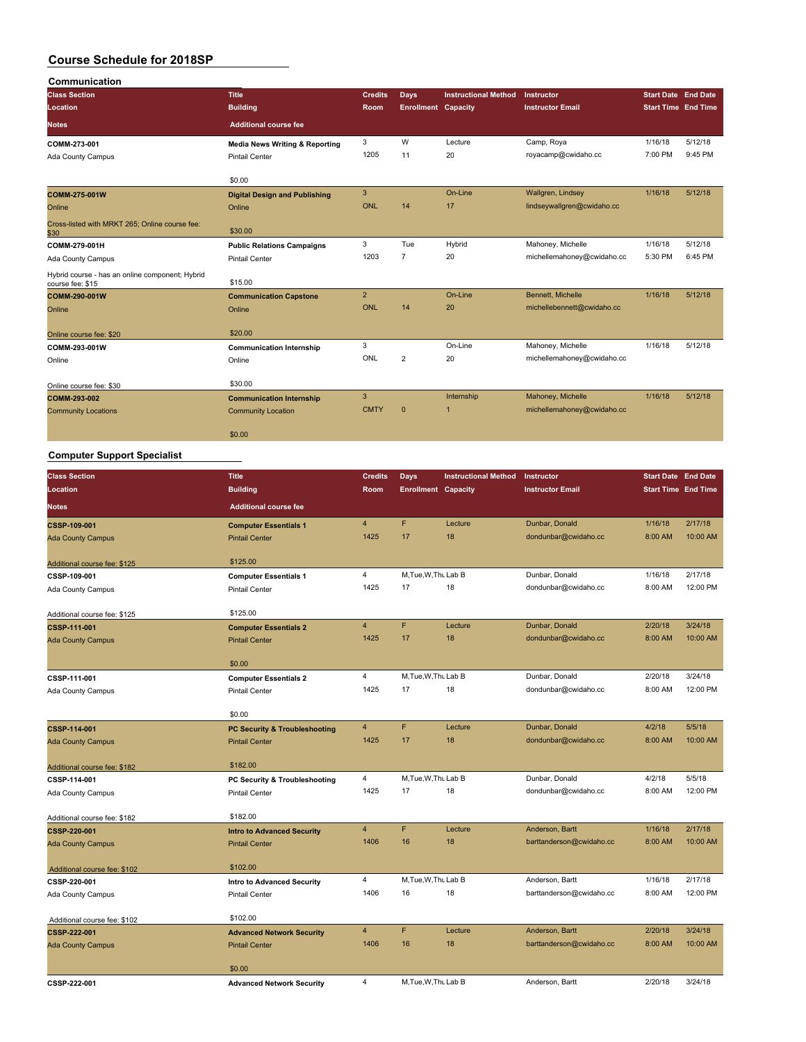# Course Schedule for 2018SP

## Communication

| Class Section / Location / Notes | Title / Building / Additional course fee | Credits / Room | Days / Enrollment | Instructional Method / Capacity | Instructor / Instructor Email | Start Date / Start Time | End Date / End Time |
|---|---|---|---|---|---|---|---|
| COMM-273-001<br>Ada County Campus | Media News Writing & Reporting<br>Pintail Center<br>$0.00 | 3<br>1205 | W<br>11 | Lecture<br>20 | Camp, Roya<br>royacamp@cwidaho.cc | 1/16/18<br>7:00 PM | 5/12/18<br>9:45 PM |
| COMM-275-001W<br>Online<br>Cross-listed with MRKT 265; Online course fee: $30 | Digital Design and Publishing<br>Online<br>$30.00 | 3<br>ONL | <br>14 | On-Line<br>17 | Wallgren, Lindsey<br>lindseywallgren@cwidaho.cc | 1/16/18 | 5/12/18 |
| COMM-279-001H<br>Ada County Campus<br>Hybrid course - has an online component; Hybrid course fee: $15 | Public Relations Campaigns<br>Pintail Center<br>$15.00 | 3<br>1203 | Tue<br>7 | Hybrid<br>20 | Mahoney, Michelle<br>michellemahoney@cwidaho.cc | 1/16/18<br>5:30 PM | 5/12/18<br>6:45 PM |
| COMM-290-001W<br>Online<br>Online course fee: $20 | Communication Capstone<br>Online<br>$20.00 | 2<br>ONL | <br>14 | On-Line<br>20 | Bennett, Michelle<br>michellebennett@cwidaho.cc | 1/16/18 | 5/12/18 |
| COMM-293-001W<br>Online<br>Online course fee: $30 | Communication Internship<br>Online<br>$30.00 | 3<br>ONL | <br>2 | On-Line<br>20 | Mahoney, Michelle<br>michellemahoney@cwidaho.cc | 1/16/18 | 5/12/18 |
| COMM-293-002<br>Community Locations | Communication Internship<br>Community Location<br>$0.00 | 3<br>CMTY | <br>0 | Internship<br>1 | Mahoney, Michelle<br>michellemahoney@cwidaho.cc | 1/16/18 | 5/12/18 |

## Computer Support Specialist

| Class Section / Location / Notes | Title / Building / Additional course fee | Credits / Room | Days / Enrollment | Instructional Method / Capacity | Instructor / Instructor Email | Start Date / Start Time | End Date / End Time |
|---|---|---|---|---|---|---|---|
| CSSP-109-001<br>Ada County Campus<br>Additional course fee: $125 | Computer Essentials 1<br>Pintail Center<br>$125.00 | 4<br>1425 | F<br>17 | Lecture<br>18 | Dunbar, Donald<br>dondunbar@cwidaho.cc | 1/16/18<br>8:00 AM | 2/17/18<br>10:00 AM |
| CSSP-109-001<br>Ada County Campus<br>Additional course fee: $125 | Computer Essentials 1<br>Pintail Center<br>$125.00 | 4<br>1425 | M,Tue,W,Thu<br>17 | Lab B<br>18 | Dunbar, Donald<br>dondunbar@cwidaho.cc | 1/16/18<br>8:00 AM | 2/17/18<br>12:00 PM |
| CSSP-111-001<br>Ada County Campus | Computer Essentials 2<br>Pintail Center<br>$0.00 | 4<br>1425 | F<br>17 | Lecture<br>18 | Dunbar, Donald<br>dondunbar@cwidaho.cc | 2/20/18<br>8:00 AM | 3/24/18<br>10:00 AM |
| CSSP-111-001<br>Ada County Campus | Computer Essentials 2<br>Pintail Center<br>$0.00 | 4<br>1425 | M,Tue,W,Thu<br>17 | Lab B<br>18 | Dunbar, Donald<br>dondunbar@cwidaho.cc | 2/20/18<br>8:00 AM | 3/24/18<br>12:00 PM |
| CSSP-114-001<br>Ada County Campus<br>Additional course fee: $182 | PC Security & Troubleshooting<br>Pintail Center<br>$182.00 | 4<br>1425 | F<br>17 | Lecture<br>18 | Dunbar, Donald<br>dondunbar@cwidaho.cc | 4/2/18<br>8:00 AM | 5/5/18<br>10:00 AM |
| CSSP-114-001<br>Ada County Campus<br>Additional course fee: $182 | PC Security & Troubleshooting<br>Pintail Center<br>$182.00 | 4<br>1425 | M,Tue,W,Thu<br>17 | Lab B<br>18 | Dunbar, Donald<br>dondunbar@cwidaho.cc | 4/2/18<br>8:00 AM | 5/5/18<br>12:00 PM |
| CSSP-220-001<br>Ada County Campus<br>Additional course fee: $102 | Intro to Advanced Security<br>Pintail Center<br>$102.00 | 4<br>1406 | F<br>16 | Lecture<br>18 | Anderson, Bartt<br>barttanderson@cwidaho.cc | 1/16/18<br>8:00 AM | 2/17/18<br>10:00 AM |
| CSSP-220-001<br>Ada County Campus<br>Additional course fee: $102 | Intro to Advanced Security<br>Pintail Center<br>$102.00 | 4<br>1406 | M,Tue,W,Thu<br>16 | Lab B<br>18 | Anderson, Bartt<br>barttanderson@cwidaho.cc | 1/16/18<br>8:00 AM | 2/17/18<br>12:00 PM |
| CSSP-222-001<br>Ada County Campus | Advanced Network Security<br>Pintail Center<br>$0.00 | 4<br>1406 | F<br>16 | Lecture<br>18 | Anderson, Bartt<br>barttanderson@cwidaho.cc | 2/20/18<br>8:00 AM | 3/24/18<br>10:00 AM |
| CSSP-222-001 | Advanced Network Security | 4 | M,Tue,W,Thu | Lab B | Anderson, Bartt | 2/20/18 | 3/24/18 |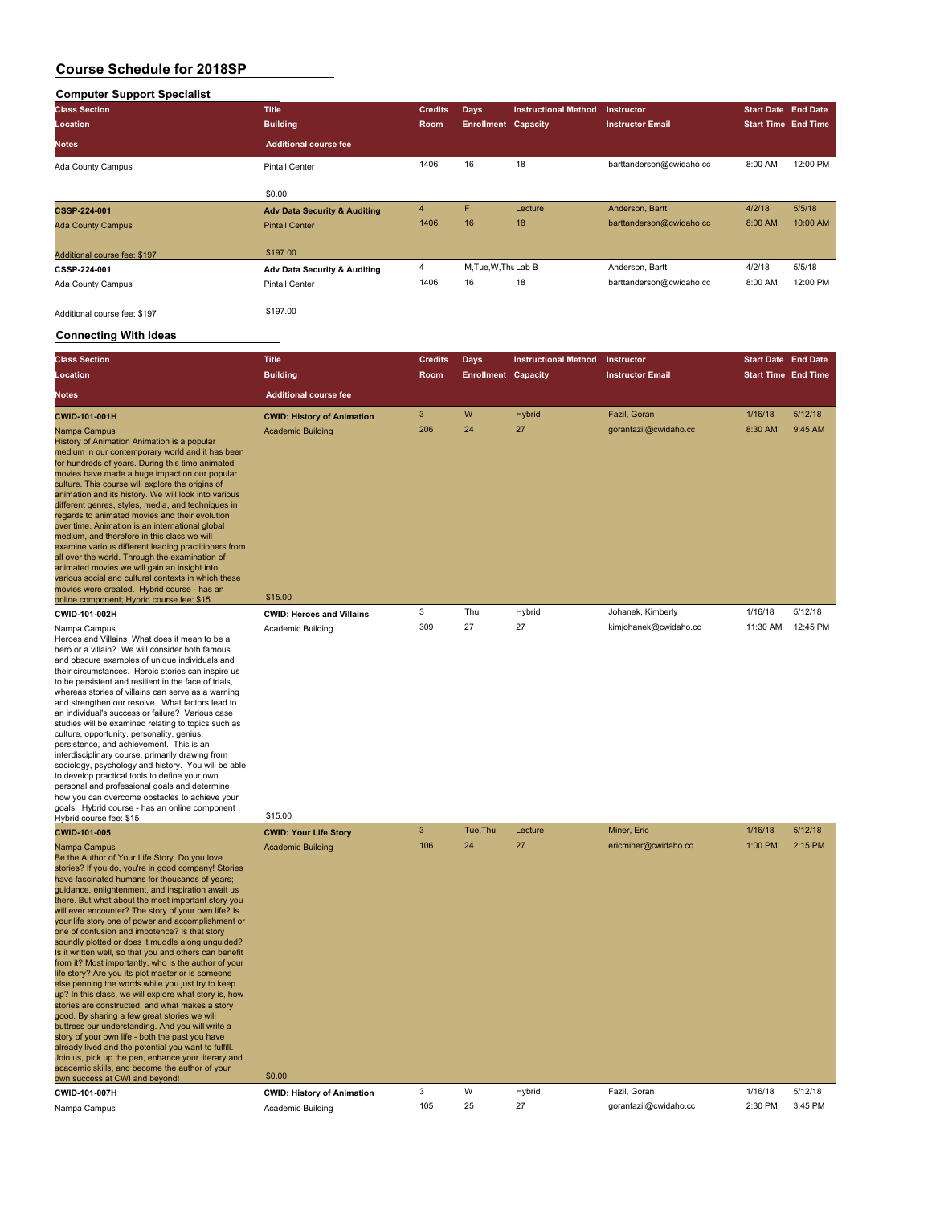# Course Schedule for 2018SP

## Computer Support Specialist

| Class Section / Location / Notes | Title / Building / Additional course fee | Credits / Room | Days / Enrollment | Instructional Method / Capacity | Instructor / Instructor Email | Start Date / Start Time | End Date / End Time |
|---|---|---|---|---|---|---|---|
| Ada County Campus | Pintail Center | 1406 | 16 | 18 | barttanderson@cwidaho.cc | 8:00 AM | 12:00 PM |
| | $0.00 | | | | | | |
| **CSSP-224-001** | **Adv Data Security & Auditing** | 4 | F | Lecture | Anderson, Bartt | 4/2/18 | 5/5/18 |
| Ada County Campus | Pintail Center | 1406 | 16 | 18 | barttanderson@cwidaho.cc | 8:00 AM | 10:00 AM |
| Additional course fee: $197 | $197.00 | | | | | | |
| **CSSP-224-001** | **Adv Data Security & Auditing** | 4 | M,Tue,W,Thu | Lab B | Anderson, Bartt | 4/2/18 | 5/5/18 |
| Ada County Campus | Pintail Center | 1406 | 16 | 18 | barttanderson@cwidaho.cc | 8:00 AM | 12:00 PM |
| Additional course fee: $197 | $197.00 | | | | | | |

## Connecting With Ideas

| Class Section / Location / Notes | Title / Building / Additional course fee | Credits / Room | Days / Enrollment | Instructional Method / Capacity | Instructor / Instructor Email | Start Date / Start Time | End Date / End Time |
|---|---|---|---|---|---|---|---|
| **CWID-101-001H** | **CWID: History of Animation** | 3 | W | Hybrid | Fazil, Goran | 1/16/18 | 5/12/18 |
| Nampa Campus | Academic Building | 206 | 24 | 27 | goranfazil@cwidaho.cc | 8:30 AM | 9:45 AM |
| History of Animation Animation is a popular medium in our contemporary world and it has been for hundreds of years. During this time animated movies have made a huge impact on our popular culture. This course will explore the origins of animation and its history. We will look into various different genres, styles, media, and techniques in regards to animated movies and their evolution over time. Animation is an international global medium, and therefore in this class we will examine various different leading practitioners from all over the world. Through the examination of animated movies we will gain an insight into various social and cultural contexts in which these movies were created. Hybrid course - has an online component; Hybrid course fee: $15 | $15.00 | | | | | | |
| **CWID-101-002H** | **CWID: Heroes and Villains** | 3 | Thu | Hybrid | Johanek, Kimberly | 1/16/18 | 5/12/18 |
| Nampa Campus | Academic Building | 309 | 27 | 27 | kimjohanek@cwidaho.cc | 11:30 AM | 12:45 PM |
| Heroes and Villains What does it mean to be a hero or a villain? We will consider both famous and obscure examples of unique individuals and their circumstances. Heroic stories can inspire us to be persistent and resilient in the face of trials, whereas stories of villains can serve as a warning and strengthen our resolve. What factors lead to an individual's success or failure? Various case studies will be examined relating to topics such as culture, opportunity, personality, genius, persistence, and achievement. This is an interdisciplinary course, primarily drawing from sociology, psychology and history. You will be able to develop practical tools to define your own personal and professional goals and determine how you can overcome obstacles to achieve your goals. Hybrid course - has an online component Hybrid course fee: $15 | $15.00 | | | | | | |
| **CWID-101-005** | **CWID: Your Life Story** | 3 | Tue,Thu | Lecture | Miner, Eric | 1/16/18 | 5/12/18 |
| Nampa Campus | Academic Building | 106 | 24 | 27 | ericminer@cwidaho.cc | 1:00 PM | 2:15 PM |
| Be the Author of Your Life Story Do you love stories? If you do, you're in good company! Stories have fascinated humans for thousands of years; guidance, enlightenment, and inspiration await us there. But what about the most important story you will ever encounter? The story of your own life? Is your life story one of power and accomplishment or one of confusion and impotence? Is that story soundly plotted or does it muddle along unguided? Is it written well, so that you and others can benefit from it? Most importantly, who is the author of your life story? Are you its plot master or is someone else penning the words while you just try to keep up? In this class, we will explore what story is, how stories are constructed, and what makes a story good. By sharing a few great stories we will buttress our understanding. And you will write a story of your own life - both the past you have already lived and the potential you want to fulfill. Join us, pick up the pen, enhance your literary and academic skills, and become the author of your own success at CWI and beyond! | $0.00 | | | | | | |
| **CWID-101-007H** | **CWID: History of Animation** | 3 | W | Hybrid | Fazil, Goran | 1/16/18 | 5/12/18 |
| Nampa Campus | Academic Building | 105 | 25 | 27 | goranfazil@cwidaho.cc | 2:30 PM | 3:45 PM |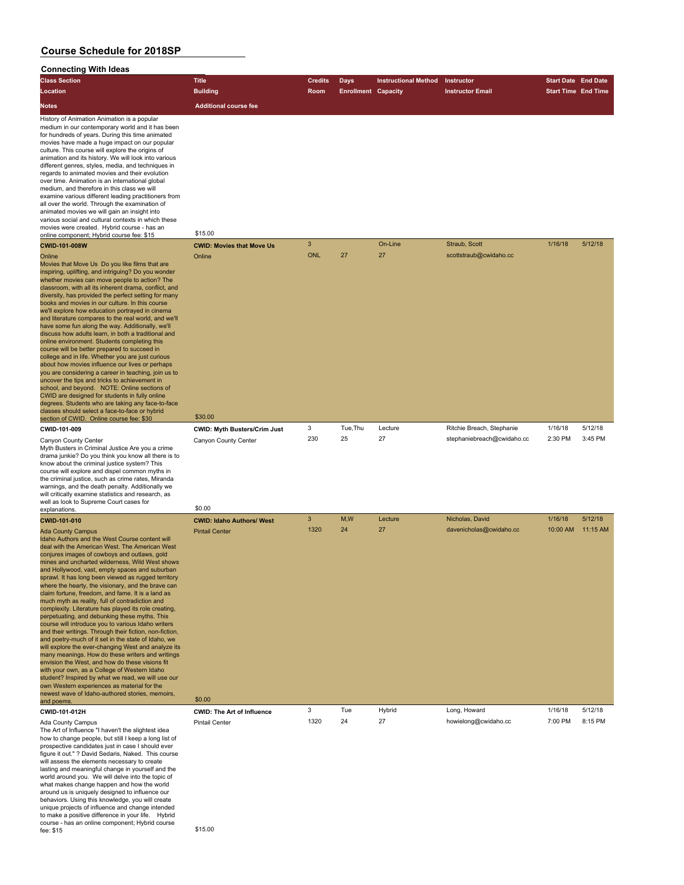# Course Schedule for 2018SP

## Connecting With Ideas

| Class Section | Title | Credits | Days | Instructional Method | Instructor | Start Date | End Date |
|---|---|---|---|---|---|---|---|
| Location | Building | Room | Enrollment | Capacity | Instructor Email | Start Time | End Time |
| Notes | Additional course fee | | | | | | |
| History of Animation Animation is a popular medium in our contemporary world and it has been for hundreds of years. During this time animated movies have made a huge impact on our popular culture. This course will explore the origins of animation and its history. We will look into various different genres, styles, media, and techniques in regards to animated movies and their evolution over time. Animation is an international global medium, and therefore in this class we will examine various different leading practitioners from all over the world. Through the examination of animated movies we will gain an insight into various social and cultural contexts in which these movies were created. Hybrid course - has an online component; Hybrid course fee: $15 | $15.00 | | | | | | |
| **CWID-101-008W** | **CWID: Movies that Move Us** | 3 | | On-Line | Straub, Scott | 1/16/18 | 5/12/18 |
| Online | Online | ONL | 27 | 27 | scottstraub@cwidaho.cc | | |
| Movies that Move Us Do you like films that are inspiring, uplifting, and intriguing? Do you wonder whether movies can move people to action? The classroom, with all its inherent drama, conflict, and diversity, has provided the perfect setting for many books and movies in our culture. In this course we'll explore how education portrayed in cinema and literature compares to the real world, and we'll have some fun along the way. Additionally, we'll discuss how adults learn, in both a traditional and online environment. Students completing this course will be better prepared to succeed in college and in life. Whether you are just curious about how movies influence our lives or perhaps you are considering a career in teaching, join us to uncover the tips and tricks to achievement in school, and beyond. NOTE: Online sections of CWID are designed for students in fully online degrees. Students who are taking any face-to-face classes should select a face-to-face or hybrid section of CWID. Online course fee: $30 | $30.00 | | | | | | |
| **CWID-101-009** | **CWID: Myth Busters/Crim Just** | 3 | Tue,Thu | Lecture | Ritchie Breach, Stephanie | 1/16/18 | 5/12/18 |
| Canyon County Center | Canyon County Center | 230 | 25 | 27 | stephaniebreach@cwidaho.cc | 2:30 PM | 3:45 PM |
| Myth Busters in Criminal Justice Are you a crime drama junkie? Do you think you know all there is to know about the criminal justice system? This course will explore and dispel common myths in the criminal justice, such as crime rates, Miranda warnings, and the death penalty. Additionally we will critically examine statistics and research, as well as look to Supreme Court cases for explanations. | $0.00 | | | | | | |
| **CWID-101-010** | **CWID: Idaho Authors/ West** | 3 | M,W | Lecture | Nicholas, David | 1/16/18 | 5/12/18 |
| Ada County Campus | Pintail Center | 1320 | 24 | 27 | davenicholas@cwidaho.cc | 10:00 AM | 11:15 AM |
| Idaho Authors and the West Course content will deal with the American West. The American West conjures images of cowboys and outlaws, gold mines and uncharted wilderness, Wild West shows and Hollywood, vast, empty spaces and suburban sprawl. It has long been viewed as rugged territory where the hearty, the visionary, and the brave can claim fortune, freedom, and fame. It is a land as much myth as reality, full of contradiction and complexity. Literature has played its role creating, perpetuating, and debunking these myths. This course will introduce you to various Idaho writers and their writings. Through their fiction, non-fiction, and poetry-much of it set in the state of Idaho, we will explore the ever-changing West and analyze its many meanings. How do these writers and writings envision the West, and how do these visions fit with your own, as a College of Western Idaho student? Inspired by what we read, we will use our own Western experiences as material for the newest wave of Idaho-authored stories, memoirs, and poems. | $0.00 | | | | | | |
| **CWID-101-012H** | **CWID: The Art of Influence** | 3 | Tue | Hybrid | Long, Howard | 1/16/18 | 5/12/18 |
| Ada County Campus | Pintail Center | 1320 | 24 | 27 | howielong@cwidaho.cc | 7:00 PM | 8:15 PM |
| The Art of Influence "I haven't the slightest idea how to change people, but still I keep a long list of prospective candidates just in case I should ever figure it out." ? David Sedaris, Naked. This course will assess the elements necessary to create lasting and meaningful change in yourself and the world around you. We will delve into the topic of what makes change happen and how the world around us is uniquely designed to influence our behaviors. Using this knowledge, you will create unique projects of influence and change intended to make a positive difference in your life. Hybrid course - has an online component; Hybrid course fee: $15 | $15.00 | | | | | | |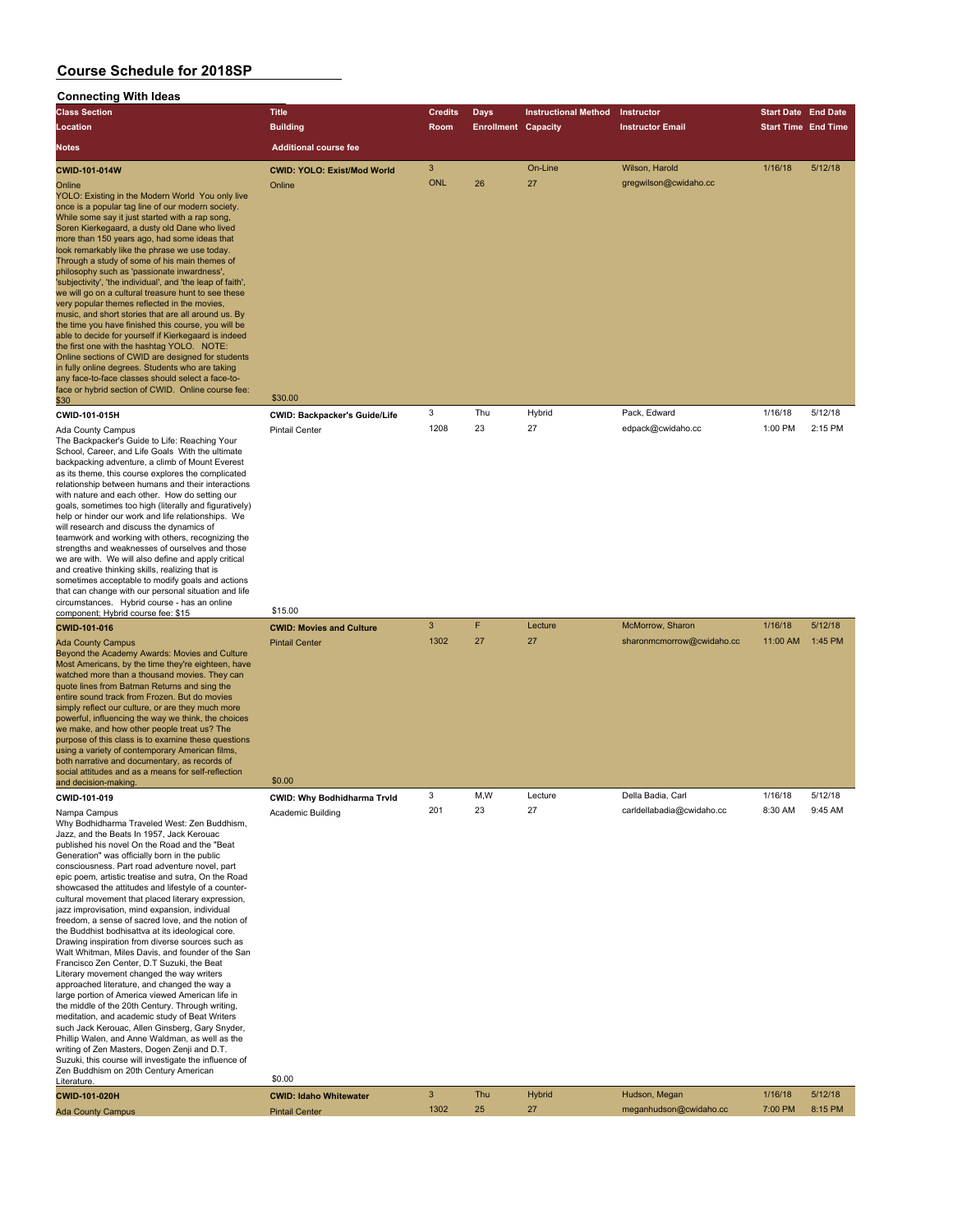# Course Schedule for 2018SP

## Connecting With Ideas

| Class Section<br>Location<br>Notes | Title<br>Building<br>Additional course fee | Credits<br>Room | Days<br>Enrollment | Instructional Method<br>Capacity | Instructor<br>Instructor Email | Start Date<br>Start Time | End Date<br>End Time |
|---|---|---|---|---|---|---|---|
| **CWID-101-014W**<br>Online<br>YOLO: Existing in the Modern World You only live once is a popular tag line of our modern society. While some say it just started with a rap song, Soren Kierkegaard, a dusty old Dane who lived more than 150 years ago, had some ideas that look remarkably like the phrase we use today. Through a study of some of his main themes of philosophy such as 'passionate inwardness', 'subjectivity', 'the individual', and 'the leap of faith', we will go on a cultural treasure hunt to see these very popular themes reflected in the movies, music, and short stories that are all around us. By the time you have finished this course, you will be able to decide for yourself if Kierkegaard is indeed the first one with the hashtag YOLO. NOTE: Online sections of CWID are designed for students in fully online degrees. Students who are taking any face-to-face classes should select a face-to-face or hybrid section of CWID. Online course fee: $30 | **CWID: YOLO: Exist/Mod World**<br>Online<br>$30.00 | 3<br>ONL | <br>26 | On-Line<br>27 | Wilson, Harold<br>gregwilson@cwidaho.cc | 1/16/18 | 5/12/18 |
| **CWID-101-015H**<br>Ada County Campus<br>The Backpacker's Guide to Life: Reaching Your School, Career, and Life Goals With the ultimate backpacking adventure, a climb of Mount Everest as its theme, this course explores the complicated relationship between humans and their interactions with nature and each other. How do setting our goals, sometimes too high (literally and figuratively) help or hinder our work and life relationships. We will research and discuss the dynamics of teamwork and working with others, recognizing the strengths and weaknesses of ourselves and those we are with. We will also define and apply critical and creative thinking skills, realizing that is sometimes acceptable to modify goals and actions that can change with our personal situation and life circumstances. Hybrid course - has an online component; Hybrid course fee: $15 | **CWID: Backpacker's Guide/Life**<br>Pintail Center<br>$15.00 | 3<br>1208 | Thu<br>23 | Hybrid<br>27 | Pack, Edward<br>edpack@cwidaho.cc | 1/16/18<br>1:00 PM | 5/12/18<br>2:15 PM |
| **CWID-101-016**<br>Ada County Campus<br>Beyond the Academy Awards: Movies and Culture Most Americans, by the time they're eighteen, have watched more than a thousand movies. They can quote lines from Batman Returns and sing the entire sound track from Frozen. But do movies simply reflect our culture, or are they much more powerful, influencing the way we think, the choices we make, and how other people treat us? The purpose of this class is to examine these questions using a variety of contemporary American films, both narrative and documentary, as records of social attitudes and as a means for self-reflection and decision-making. | **CWID: Movies and Culture**<br>Pintail Center<br>$0.00 | 3<br>1302 | F<br>27 | Lecture<br>27 | McMorrow, Sharon<br>sharonmcmorrow@cwidaho.cc | 1/16/18<br>11:00 AM | 5/12/18<br>1:45 PM |
| **CWID-101-019**<br>Nampa Campus<br>Why Bodhidharma Traveled West: Zen Buddhism, Jazz, and the Beats In 1957, Jack Kerouac published his novel On the Road and the "Beat Generation" was officially born in the public consciousness. Part road adventure novel, part epic poem, artistic treatise and sutra, On the Road showcased the attitudes and lifestyle of a counter-cultural movement that placed literary expression, jazz improvisation, mind expansion, individual freedom, a sense of sacred love, and the notion of the Buddhist bodhisattva at its ideological core. Drawing inspiration from diverse sources such as Walt Whitman, Miles Davis, and founder of the San Francisco Zen Center, D.T Suzuki, the Beat Literary movement changed the way writers approached literature, and changed the way a large portion of America viewed American life in the middle of the 20th Century. Through writing, meditation, and academic study of Beat Writers such Jack Kerouac, Allen Ginsberg, Gary Snyder, Phillip Walen, and Anne Waldman, as well as the writing of Zen Masters, Dogen Zenji and D.T. Suzuki, this course will investigate the influence of Zen Buddhism on 20th Century American Literature. | **CWID: Why Bodhidharma Trvld**<br>Academic Building<br>$0.00 | 3<br>201 | M,W<br>23 | Lecture<br>27 | Della Badia, Carl<br>carldellabadia@cwidaho.cc | 1/16/18<br>8:30 AM | 5/12/18<br>9:45 AM |
| **CWID-101-020H**<br>Ada County Campus | **CWID: Idaho Whitewater**<br>Pintail Center | 3<br>1302 | Thu<br>25 | Hybrid<br>27 | Hudson, Megan<br>meganhudson@cwidaho.cc | 1/16/18<br>7:00 PM | 5/12/18<br>8:15 PM |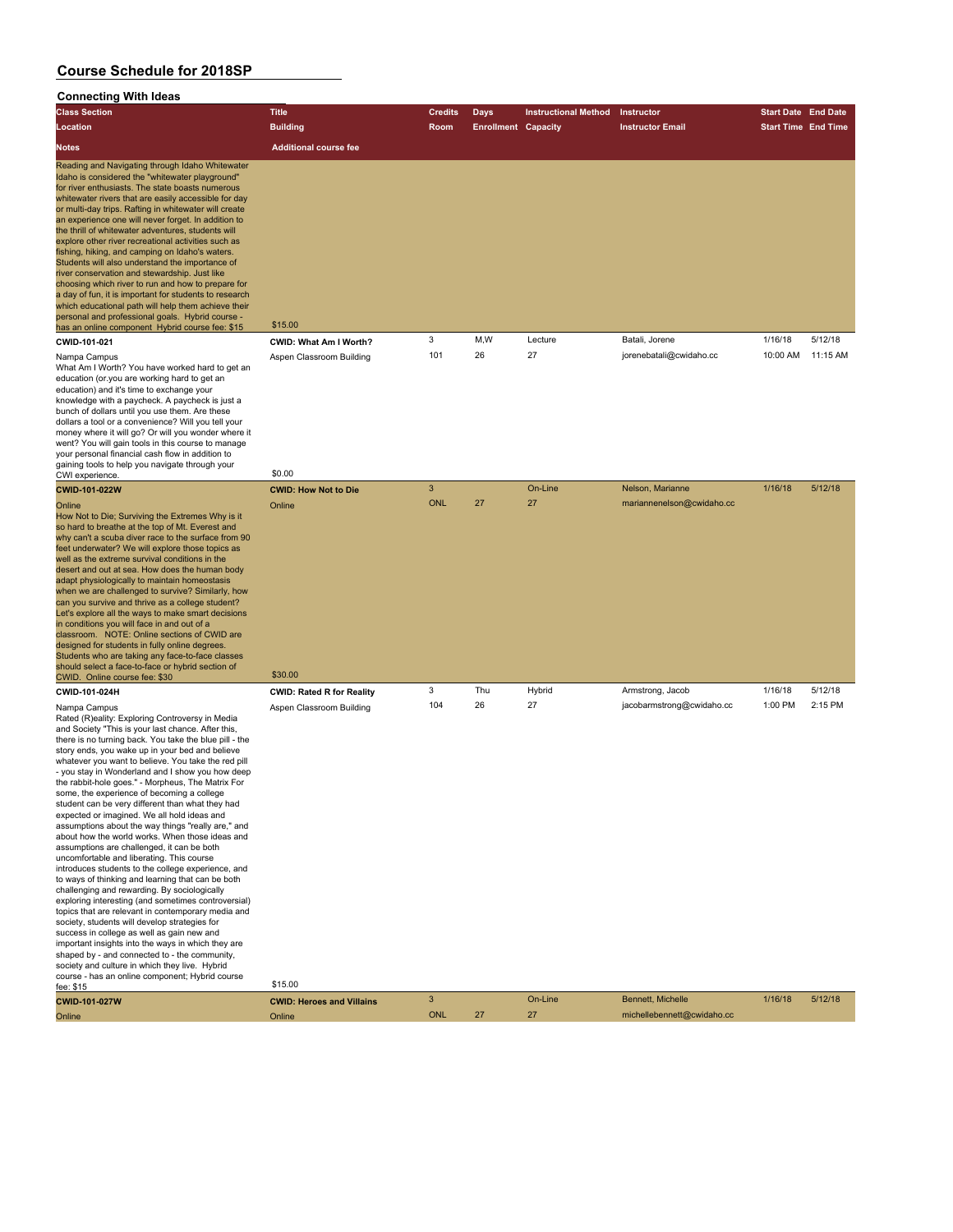# Course Schedule for 2018SP

## Connecting With Ideas

| Class Section | Title | Credits | Days | Instructional Method | Instructor | Start Date | End Date |
|---|---|---|---|---|---|---|---|
| Location | Building | Room | Enrollment | Capacity | Instructor Email | Start Time | End Time |
| Notes | Additional course fee | | | | | | |
| Reading and Navigating through Idaho Whitewater Idaho is considered the "whitewater playground" for river enthusiasts. The state boasts numerous whitewater rivers that are easily accessible for day or multi-day trips. Rafting in whitewater will create an experience one will never forget. In addition to the thrill of whitewater adventures, students will explore other river recreational activities such as fishing, hiking, and camping on Idaho's waters. Students will also understand the importance of river conservation and stewardship. Just like choosing which river to run and how to prepare for a day of fun, it is important for students to research which educational path will help them achieve their personal and professional goals. Hybrid course - has an online component Hybrid course fee: $15 | $15.00 | | | | | | |
| **CWID-101-021** | **CWID: What Am I Worth?** | 3 | M,W | Lecture | Batali, Jorene | 1/16/18 | 5/12/18 |
| Nampa Campus | Aspen Classroom Building | 101 | 26 | 27 | jorenebatali@cwidaho.cc | 10:00 AM | 11:15 AM |
| What Am I Worth? You have worked hard to get an education (or you are working hard to get an education) and it's time to exchange your knowledge with a paycheck. A paycheck is just a bunch of dollars until you use them. Are these dollars a tool or a convenience? Will you tell your money where it will go? Or will you wonder where it went? You will gain tools in this course to manage your personal financial cash flow in addition to gaining tools to help you navigate through your CWI experience. | $0.00 | | | | | | |
| **CWID-101-022W** | **CWID: How Not to Die** | 3 | | On-Line | Nelson, Marianne | 1/16/18 | 5/12/18 |
| Online | Online | ONL | 27 | 27 | mariannenelson@cwidaho.cc | | |
| How Not to Die; Surviving the Extremes Why is it so hard to breathe at the top of Mt. Everest and why can't a scuba diver race to the surface from 90 feet underwater? We will explore those topics as well as the extreme survival conditions in the desert and out at sea. How does the human body adapt physiologically to maintain homeostasis when we are challenged to survive? Similarly, how can you survive and thrive as a college student? Let's explore all the ways to make smart decisions in conditions you will face in and out of a classroom. NOTE: Online sections of CWID are designed for students in fully online degrees. Students who are taking any face-to-face classes should select a face-to-face or hybrid section of CWID. Online course fee: $30 | $30.00 | | | | | | |
| **CWID-101-024H** | **CWID: Rated R for Reality** | 3 | Thu | Hybrid | Armstrong, Jacob | 1/16/18 | 5/12/18 |
| Nampa Campus | Aspen Classroom Building | 104 | 26 | 27 | jacobarmstrong@cwidaho.cc | 1:00 PM | 2:15 PM |
| Rated (R)eality: Exploring Controversy in Media and Society "This is your last chance. After this, there is no turning back. You take the blue pill - the story ends, you wake up in your bed and believe whatever you want to believe. You take the red pill - you stay in Wonderland and I show you how deep the rabbit-hole goes." - Morpheus, The Matrix For some, the experience of becoming a college student can be very different than what they had expected or imagined. We all hold ideas and assumptions about the way things "really are," and about how the world works. When those ideas and assumptions are challenged, it can be both uncomfortable and liberating. This course introduces students to the college experience, and to ways of thinking and learning that can be both challenging and rewarding. By sociologically exploring interesting (and sometimes controversial) topics that are relevant in contemporary media and society, students will develop strategies for success in college as well as gain new and important insights into the ways in which they are shaped by - and connected to - the community, society and culture in which they live. Hybrid course - has an online component; Hybrid course fee: $15 | $15.00 | | | | | | |
| **CWID-101-027W** | **CWID: Heroes and Villains** | 3 | | On-Line | Bennett, Michelle | 1/16/18 | 5/12/18 |
| Online | Online | ONL | 27 | 27 | michellebennett@cwidaho.cc | | |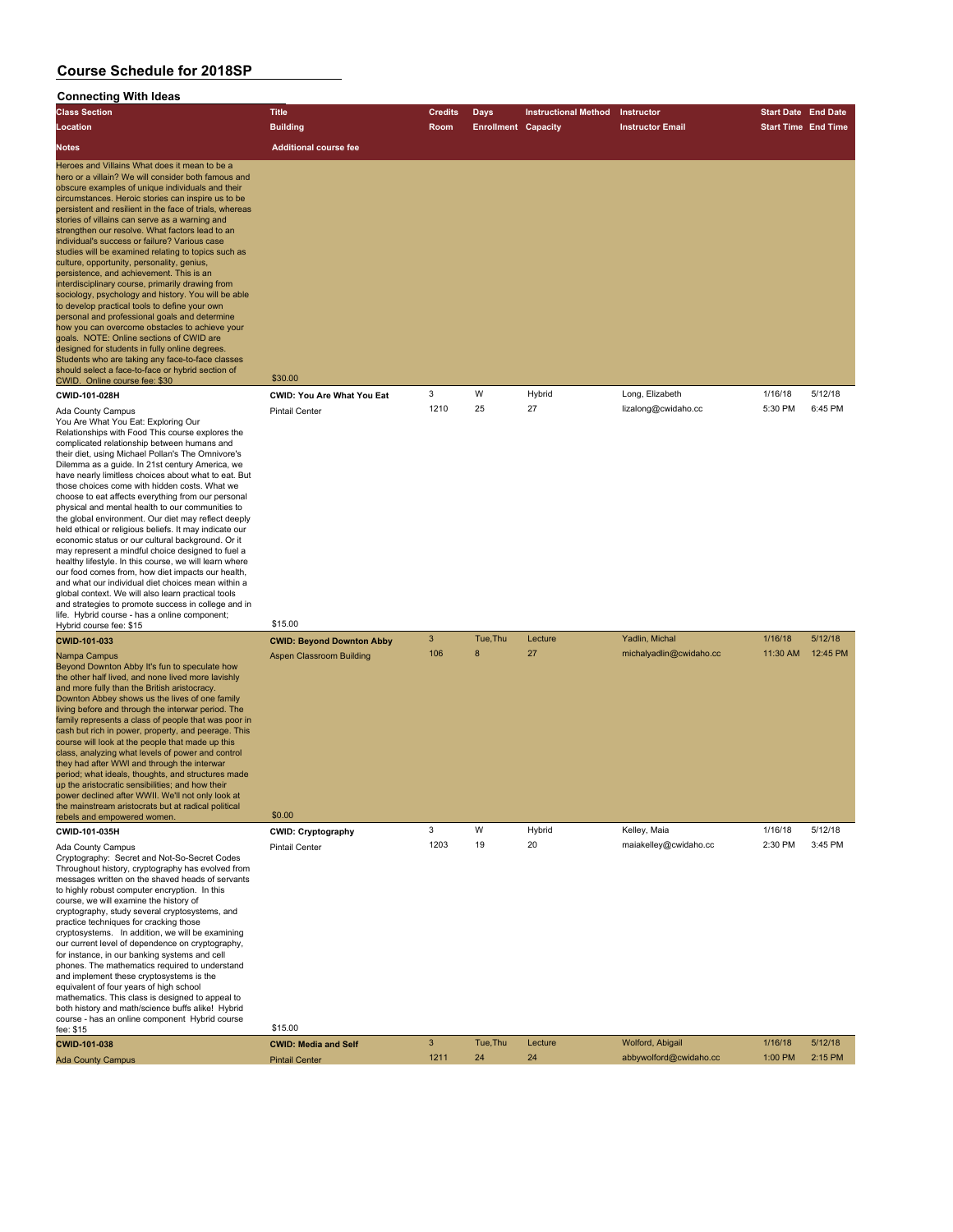# Course Schedule for 2018SP

## Connecting With Ideas

| Class Section / Location / Notes | Title / Building / Additional course fee | Credits / Room | Days / Enrollment | Instructional Method / Capacity | Instructor / Instructor Email | Start Date / Start Time | End Date / End Time |
|---|---|---|---|---|---|---|---|
| Heroes and Villains What does it mean to be a hero or a villain? We will consider both famous and obscure examples of unique individuals and their circumstances. Heroic stories can inspire us to be persistent and resilient in the face of trials, whereas stories of villains can serve as a warning and strengthen our resolve. What factors lead to an individual's success or failure? Various case studies will be examined relating to topics such as culture, opportunity, personality, genius, persistence, and achievement. This is an interdisciplinary course, primarily drawing from sociology, psychology and history. You will be able to develop practical tools to define your own personal and professional goals and determine how you can overcome obstacles to achieve your goals. NOTE: Online sections of CWID are designed for students in fully online degrees. Students who are taking any face-to-face classes should select a face-to-face or hybrid section of CWID. Online course fee: $30 | $30.00 | | | | | | |
| **CWID-101-028H** | **CWID: You Are What You Eat** | 3 | W | Hybrid | Long, Elizabeth | 1/16/18 | 5/12/18 |
| Ada County Campus | Pintail Center | 1210 | 25 | 27 | lizalong@cwidaho.cc | 5:30 PM | 6:45 PM |
| You Are What You Eat: Exploring Our Relationships with Food This course explores the complicated relationship between humans and their diet, using Michael Pollan's The Omnivore's Dilemma as a guide. In 21st century America, we have nearly limitless choices about what to eat. But those choices come with hidden costs. What we choose to eat affects everything from our personal physical and mental health to our communities to the global environment. Our diet may reflect deeply held ethical or religious beliefs. It may indicate our economic status or our cultural background. Or it may represent a mindful choice designed to fuel a healthy lifestyle. In this course, we will learn where our food comes from, how diet impacts our health, and what our individual diet choices mean within a global context. We will also learn practical tools and strategies to promote success in college and in life. Hybrid course - has a online component; Hybrid course fee: $15 | $15.00 | | | | | | |
| **CWID-101-033** | **CWID: Beyond Downton Abby** | 3 | Tue,Thu | Lecture | Yadlin, Michal | 1/16/18 | 5/12/18 |
| Nampa Campus | Aspen Classroom Building | 106 | 8 | 27 | michalyadlin@cwidaho.cc | 11:30 AM | 12:45 PM |
| Beyond Downton Abby It's fun to speculate how the other half lived, and none lived more lavishly and more fully than the British aristocracy. Downton Abbey shows us the lives of one family living before and through the interwar period. The family represents a class of people that was poor in cash but rich in power, property, and peerage. This course will look at the people that made up this class, analyzing what levels of power and control they had after WWI and through the interwar period; what ideals, thoughts, and structures made up the aristocratic sensibilities; and how their power declined after WWII. We'll not only look at the mainstream aristocrats but at radical political rebels and empowered women. | $0.00 | | | | | | |
| **CWID-101-035H** | **CWID: Cryptography** | 3 | W | Hybrid | Kelley, Maia | 1/16/18 | 5/12/18 |
| Ada County Campus | Pintail Center | 1203 | 19 | 20 | maiakelley@cwidaho.cc | 2:30 PM | 3:45 PM |
| Cryptography: Secret and Not-So-Secret Codes Throughout history, cryptography has evolved from messages written on the shaved heads of servants to highly robust computer encryption. In this course, we will examine the history of cryptography, study several cryptosystems, and practice techniques for cracking those cryptosystems. In addition, we will be examining our current level of dependence on cryptography, for instance, in our banking systems and cell phones. The mathematics required to understand and implement these cryptosystems is the equivalent of four years of high school mathematics. This class is designed to appeal to both history and math/science buffs alike! Hybrid course - has an online component Hybrid course fee: $15 | $15.00 | | | | | | |
| **CWID-101-038** | **CWID: Media and Self** | 3 | Tue,Thu | Lecture | Wolford, Abigail | 1/16/18 | 5/12/18 |
| Ada County Campus | Pintail Center | 1211 | 24 | 24 | abbywolford@cwidaho.cc | 1:00 PM | 2:15 PM |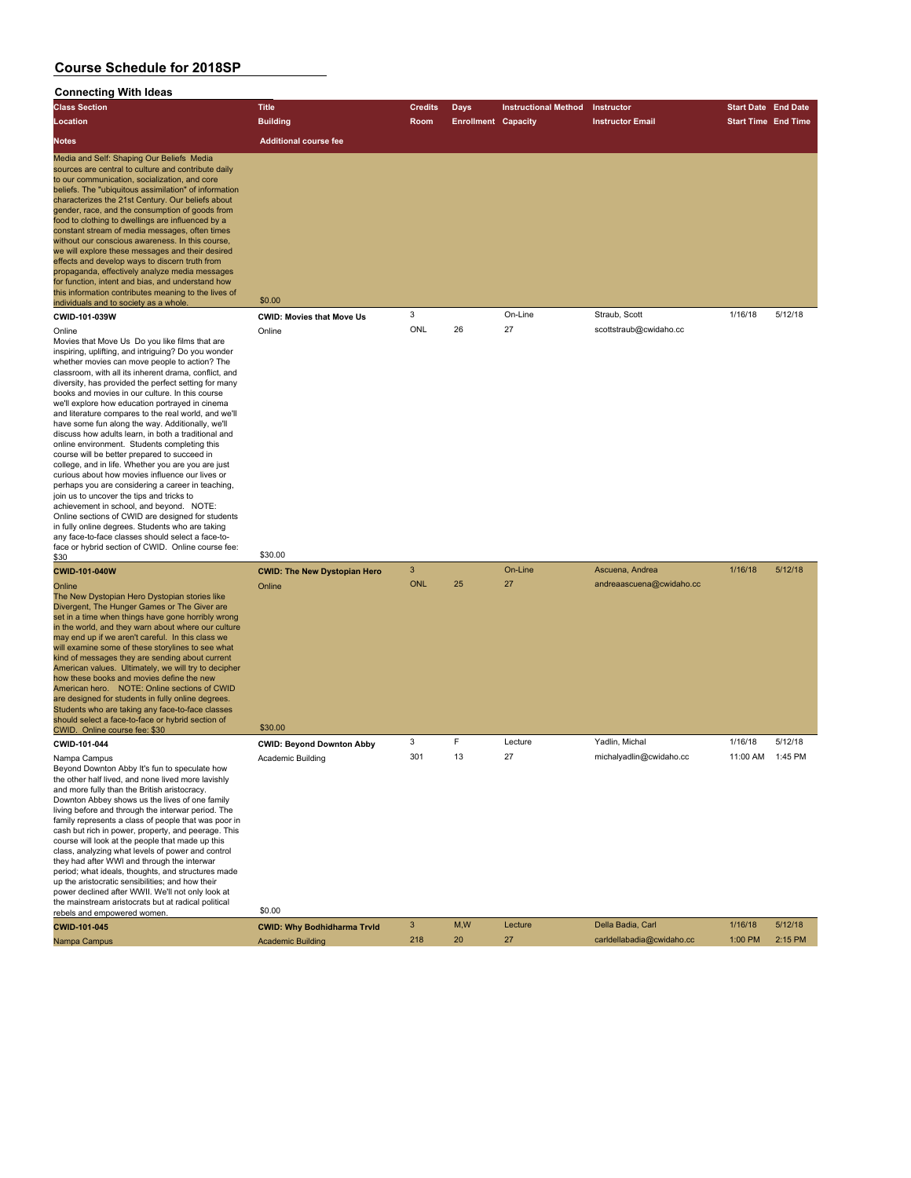# Course Schedule for 2018SP

## Connecting With Ideas

| Class Section / Location / Notes | Title / Building / Additional course fee | Credits / Room | Days / Enrollment | Instructional Method / Capacity | Instructor / Instructor Email | Start Date / Start Time | End Date / End Time |
|---|---|---|---|---|---|---|---|
| Media and Self: Shaping Our Beliefs Media sources are central to culture and contribute daily to our communication, socialization, and core beliefs. The "ubiquitous assimilation" of information characterizes the 21st Century. Our beliefs about gender, race, and the consumption of goods from food to clothing to dwellings are influenced by a constant stream of media messages, often times without our conscious awareness. In this course, we will explore these messages and their desired effects and develop ways to discern truth from propaganda, effectively analyze media messages for function, intent and bias, and understand how this information contributes meaning to the lives of individuals and to society as a whole. | $0.00 | | | | | | |
| **CWID-101-039W** | **CWID: Movies that Move Us** | 3 | | On-Line | Straub, Scott | 1/16/18 | 5/12/18 |
| Online | Online | ONL | 26 | 27 | scottstraub@cwidaho.cc | | |
| Movies that Move Us Do you like films that are inspiring, uplifting, and intriguing? Do you wonder whether movies can move people to action? The classroom, with all its inherent drama, conflict, and diversity, has provided the perfect setting for many books and movies in our culture. In this course we'll explore how education portrayed in cinema and literature compares to the real world, and we'll have some fun along the way. Additionally, we'll discuss how adults learn, in both a traditional and online environment. Students completing this course will be better prepared to succeed in college, and in life. Whether you are you are just curious about how movies influence our lives or perhaps you are considering a career in teaching, join us to uncover the tips and tricks to achievement in school, and beyond. NOTE: Online sections of CWID are designed for students in fully online degrees. Students who are taking any face-to-face classes should select a face-to-face or hybrid section of CWID. Online course fee: $30 | $30.00 | | | | | | |
| **CWID-101-040W** | **CWID: The New Dystopian Hero** | 3 | | On-Line | Ascuena, Andrea | 1/16/18 | 5/12/18 |
| Online | Online | ONL | 25 | 27 | andreaascuena@cwidaho.cc | | |
| The New Dystopian Hero Dystopian stories like Divergent, The Hunger Games or The Giver are set in a time when things have gone horribly wrong in the world, and they warn about where our culture may end up if we aren't careful. In this class we will examine some of these storylines to see what kind of messages they are sending about current American values. Ultimately, we will try to decipher how these books and movies define the new American hero. NOTE: Online sections of CWID are designed for students in fully online degrees. Students who are taking any face-to-face classes should select a face-to-face or hybrid section of CWID. Online course fee: $30 | $30.00 | | | | | | |
| **CWID-101-044** | **CWID: Beyond Downton Abby** | 3 | F | Lecture | Yadlin, Michal | 1/16/18 | 5/12/18 |
| Nampa Campus | Academic Building | 301 | 13 | 27 | michalyadlin@cwidaho.cc | 11:00 AM | 1:45 PM |
| Beyond Downton Abby It's fun to speculate how the other half lived, and none lived more lavishly and more fully than the British aristocracy. Downton Abbey shows us the lives of one family living before and through the interwar period. The family represents a class of people that was poor in cash but rich in power, property, and peerage. This course will look at the people that made up this class, analyzing what levels of power and control they had after WWI and through the interwar period; what ideals, thoughts, and structures made up the aristocratic sensibilities; and how their power declined after WWII. We'll not only look at the mainstream aristocrats but at radical political rebels and empowered women. | $0.00 | | | | | | |
| **CWID-101-045** | **CWID: Why Bodhidharma Trvld** | 3 | M,W | Lecture | Della Badia, Carl | 1/16/18 | 5/12/18 |
| Nampa Campus | Academic Building | 218 | 20 | 27 | carldellabadia@cwidaho.cc | 1:00 PM | 2:15 PM |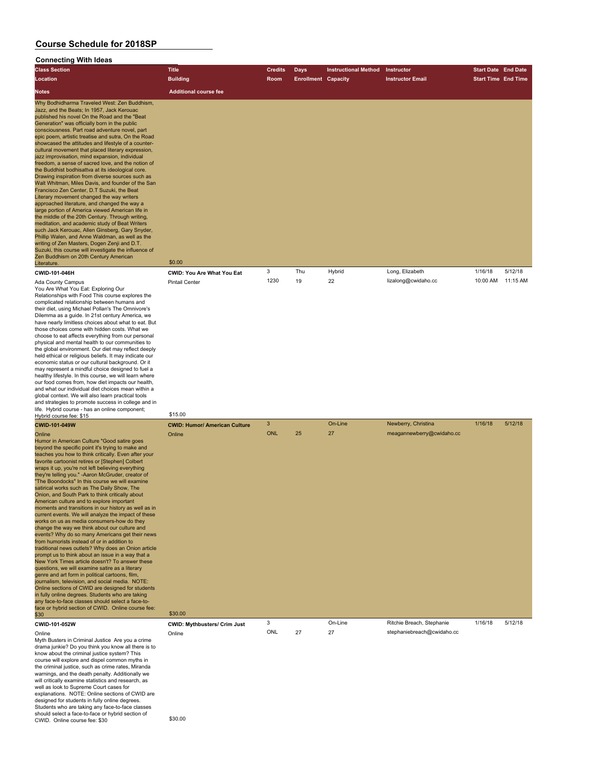# Course Schedule for 2018SP

## Connecting With Ideas

| Class Section / Location / Notes | Title / Building / Additional course fee | Credits / Room | Days / Enrollment | Instructional Method / Capacity | Instructor / Instructor Email | Start Date / Start Time | End Date / End Time |
|---|---|---|---|---|---|---|---|
| Why Bodhidharma Traveled West: Zen Buddhism, Jazz, and the Beats; In 1957, Jack Kerouac published his novel On the Road and the "Beat Generation" was officially born in the public consciousness. Part road adventure novel, part epic poem, artistic treatise and sutra, On the Road showcased the attitudes and lifestyle of a counter-cultural movement that placed literary expression, jazz improvisation, mind expansion, individual freedom, a sense of sacred love, and the notion of the Buddhist bodhisattva at its ideological core. Drawing inspiration from diverse sources such as Walt Whitman, Miles Davis, and founder of the San Francisco Zen Center, D.T Suzuki, the Beat Literary movement changed the way writers approached literature, and changed the way a large portion of America viewed American life in the middle of the 20th Century. Through writing, meditation, and academic study of Beat Writers such Jack Kerouac, Allen Ginsberg, Gary Snyder, Phillip Walen, and Anne Waldman, as well as the writing of Zen Masters, Dogen Zenji and D.T. Suzuki, this course will investigate the influence of Zen Buddhism on 20th Century American Literature. | $0.00 | | | | | | |
| **CWID-101-046H** | **CWID: You Are What You Eat** | 3 | Thu | Hybrid | Long, Elizabeth | 1/16/18 | 5/12/18 |
| Ada County Campus | Pintail Center | 1230 | 19 | 22 | lizalong@cwidaho.cc | 10:00 AM | 11:15 AM |
| You Are What You Eat: Exploring Our Relationships with Food This course explores the complicated relationship between humans and their diet, using Michael Pollan's The Omnivore's Dilemma as a guide. In 21st century America, we have nearly limitless choices about what to eat. But those choices come with hidden costs. What we choose to eat affects everything from our personal physical and mental health to our communities to the global environment. Our diet may reflect deeply held ethical or religious beliefs. It may indicate our economic status or our cultural background. Or it may represent a mindful choice designed to fuel a healthy lifestyle. In this course, we will learn where our food comes from, how diet impacts our health, and what our individual diet choices mean within a global context. We will also learn practical tools and strategies to promote success in college and in life. Hybrid course - has an online component; Hybrid course fee: $15 | $15.00 | | | | | | |
| **CWID-101-049W** | **CWID: Humor/ American Culture** | 3 | | On-Line | Newberry, Christina | 1/16/18 | 5/12/18 |
| Online | Online | ONL | 25 | 27 | meagannewberry@cwidaho.cc | | |
| Humor in American Culture "Good satire goes beyond the specific point it's trying to make and teaches you how to think critically. Even after your favorite cartoonist retires or [Stephen] Colbert wraps it up, you're not left believing everything they're telling you." -Aaron McGruder, creator of "The Boondocks" In this course we will examine satirical works such as The Daily Show, The Onion, and South Park to think critically about American culture and to explore important moments and transitions in our history as well as in current events. We will analyze the impact of these works on us as media consumers-how do they change the way we think about our culture and events? Why do so many Americans get their news from humorists instead of or in addition to traditional news outlets? Why does an Onion article prompt us to think about an issue in a way that a New York Times article doesn't? To answer these questions, we will examine satire as a literary genre and art form in political cartoons, film, journalism, television, and social media. NOTE: Online sections of CWID are designed for students in fully online degrees. Students who are taking any face-to-face classes should select a face-to-face or hybrid section of CWID. Online course fee: $30 | $30.00 | | | | | | |
| **CWID-101-052W** | **CWID: Mythbusters/ Crim Just** | 3 | | On-Line | Ritchie Breach, Stephanie | 1/16/18 | 5/12/18 |
| Online | Online | ONL | 27 | 27 | stephaniebreach@cwidaho.cc | | |
| Myth Busters in Criminal Justice Are you a crime drama junkie? Do you think you know all there is to know about the criminal justice system? This course will explore and dispel common myths in the criminal justice, such as crime rates, Miranda warnings, and the death penalty. Additionally we will critically examine statistics and research, as well as look to Supreme Court cases for explanations. NOTE: Online sections of CWID are designed for students in fully online degrees. Students who are taking any face-to-face classes should select a face-to-face or hybrid section of CWID. Online course fee: $30 | $30.00 | | | | | | |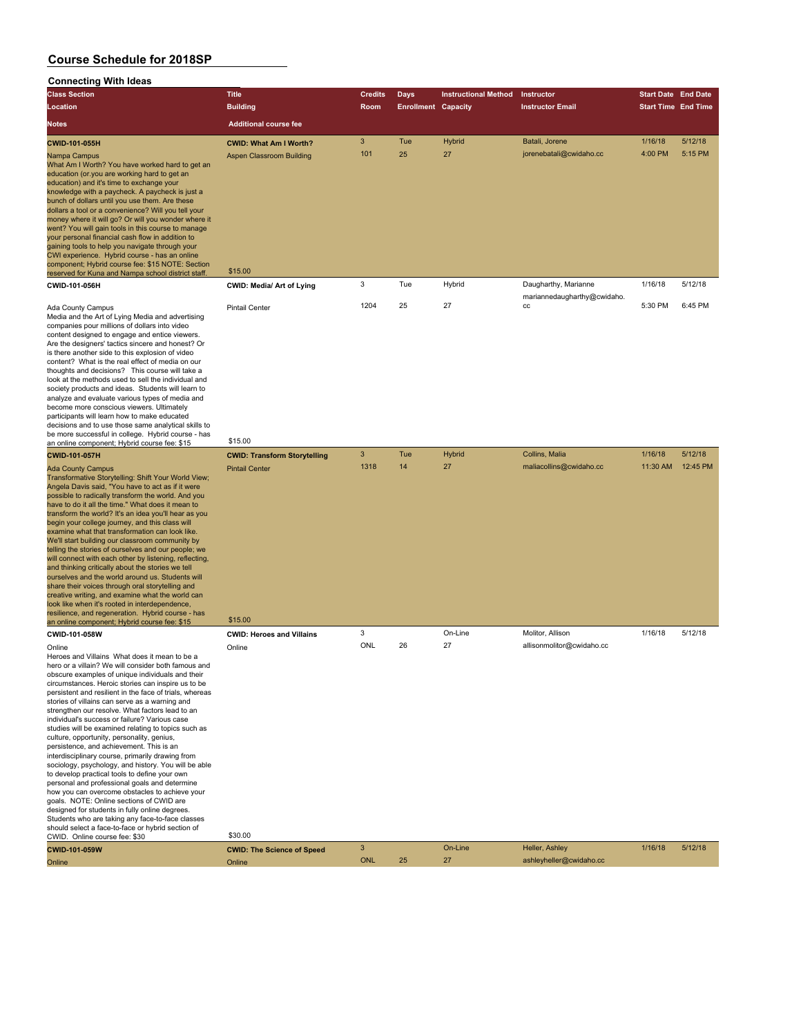# Course Schedule for 2018SP

## Connecting With Ideas

| Class Section / Location / Notes | Title / Building / Additional course fee | Credits / Room | Days / Enrollment | Instructional Method / Capacity | Instructor / Instructor Email | Start Date / Start Time | End Date / End Time |
|---|---|---|---|---|---|---|---|
| **CWID-101-055H** | **CWID: What Am I Worth?** | 3 | Tue | Hybrid | Batali, Jorene | 1/16/18 | 5/12/18 |
| Nampa Campus | Aspen Classroom Building | 101 | 25 | 27 | jorenebatali@cwidaho.cc | 4:00 PM | 5:15 PM |
| What Am I Worth? You have worked hard to get an education (or.you are working hard to get an education) and it's time to exchange your knowledge with a paycheck. A paycheck is just a bunch of dollars until you use them. Are these dollars a tool or a convenience? Will you tell your money where it will go? Or will you wonder where it went? You will gain tools in this course to manage your personal financial cash flow in addition to gaining tools to help you navigate through your CWI experience. Hybrid course - has an online component; Hybrid course fee: $15 NOTE: Section reserved for Kuna and Nampa school district staff. | $15.00 | | | | | | |
| **CWID-101-056H** | **CWID: Media/ Art of Lying** | 3 | Tue | Hybrid | Daugharthy, Marianne | 1/16/18 | 5/12/18 |
| Ada County Campus | Pintail Center | 1204 | 25 | 27 | mariannedaugharthy@cwidaho.cc | 5:30 PM | 6:45 PM |
| Media and the Art of Lying Media and advertising companies pour millions of dollars into video content designed to engage and entice viewers. Are the designers' tactics sincere and honest? Or is there another side to this explosion of video content? What is the real effect of media on our thoughts and decisions? This course will take a look at the methods used to sell the individual and society products and ideas. Students will learn to analyze and evaluate various types of media and become more conscious viewers. Ultimately participants will learn how to make educated decisions and to use those same analytical skills to be more successful in college. Hybrid course - has an online component; Hybrid course fee: $15 | $15.00 | | | | | | |
| **CWID-101-057H** | **CWID: Transform Storytelling** | 3 | Tue | Hybrid | Collins, Malia | 1/16/18 | 5/12/18 |
| Ada County Campus | Pintail Center | 1318 | 14 | 27 | maliacollins@cwidaho.cc | 11:30 AM | 12:45 PM |
| Transformative Storytelling: Shift Your World View; Angela Davis said, "You have to act as if it were possible to radically transform the world. And you have to do it all the time." What does it mean to transform the world? It's an idea you'll hear as you begin your college journey, and this class will examine what that transformation can look like. We'll start building our classroom community by telling the stories of ourselves and our people; we will connect with each other by listening, reflecting, and thinking critically about the stories we tell ourselves and the world around us. Students will share their voices through oral storytelling and creative writing, and examine what the world can look like when it's rooted in interdependence, resilience, and regeneration. Hybrid course - has an online component; Hybrid course fee: $15 | $15.00 | | | | | | |
| **CWID-101-058W** | **CWID: Heroes and Villains** | 3 | | On-Line | Molitor, Allison | 1/16/18 | 5/12/18 |
| Online | Online | ONL | 26 | 27 | allisonmolitor@cwidaho.cc | | |
| Heroes and Villains What does it mean to be a hero or a villain? We will consider both famous and obscure examples of unique individuals and their circumstances. Heroic stories can inspire us to be persistent and resilient in the face of trials, whereas stories of villains can serve as a warning and strengthen our resolve. What factors lead to an individual's success or failure? Various case studies will be examined relating to topics such as culture, opportunity, personality, genius, persistence, and achievement. This is an interdisciplinary course, primarily drawing from sociology, psychology, and history. You will be able to develop practical tools to define your own personal and professional goals and determine how you can overcome obstacles to achieve your goals. NOTE: Online sections of CWID are designed for students in fully online degrees. Students who are taking any face-to-face classes should select a face-to-face or hybrid section of CWID. Online course fee: $30 | $30.00 | | | | | | |
| **CWID-101-059W** | **CWID: The Science of Speed** | 3 | | On-Line | Heller, Ashley | 1/16/18 | 5/12/18 |
| Online | Online | ONL | 25 | 27 | ashleyheller@cwidaho.cc | | |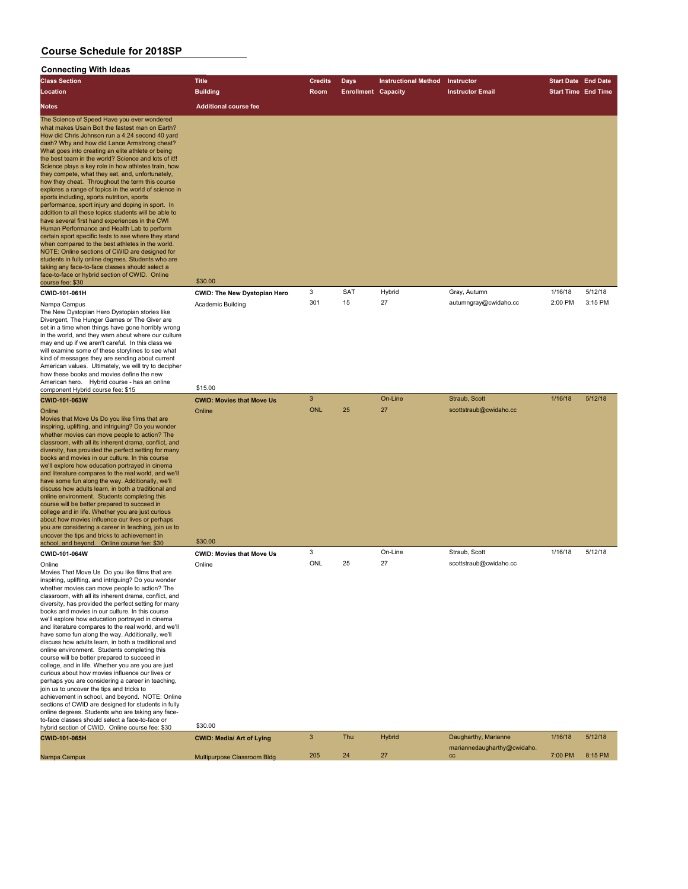# Course Schedule for 2018SP

## Connecting With Ideas

| Class Section | Title | Credits | Days | Instructional Method | Instructor | Start Date | End Date |
|---|---|---|---|---|---|---|---|
| Location | Building | Room | Enrollment | Capacity | Instructor Email | Start Time | End Time |
| Notes | Additional course fee | | | | | | |
| The Science of Speed Have you ever wondered what makes Usain Bolt the fastest man on Earth? How did Chris Johnson run a 4.24 second 40 yard dash? Why and how did Lance Armstrong cheat? What goes into creating an elite athlete or being the best team in the world? Science and lots of it!! Science plays a key role in how athletes train, how they compete, what they eat, and, unfortunately, how they cheat. Throughout the term this course explores a range of topics in the world of science in sports including, sports nutrition, sports performance, sport injury and doping in sport. In addition to all these topics students will be able to have several first hand experiences in the CWI Human Performance and Health Lab to perform certain sport specific tests to see where they stand when compared to the best athletes in the world. NOTE: Online sections of CWID are designed for students in fully online degrees. Students who are taking any face-to-face classes should select a face-to-face or hybrid section of CWID. Online course fee: $30 | $30.00 | | | | | | |
| **CWID-101-061H** | **CWID: The New Dystopian Hero** | 3 | SAT | Hybrid | Gray, Autumn | 1/16/18 | 5/12/18 |
| Nampa Campus | Academic Building | 301 | 15 | 27 | autumngray@cwidaho.cc | 2:00 PM | 3:15 PM |
| The New Dystopian Hero Dystopian stories like Divergent, The Hunger Games or The Giver are set in a time when things have gone horribly wrong in the world, and they warn about where our culture may end up if we aren't careful. In this class we will examine some of these storylines to see what kind of messages they are sending about current American values. Ultimately, we will try to decipher how these books and movies define the new American hero. Hybrid course - has an online component Hybrid course fee: $15 | $15.00 | | | | | | |
| **CWID-101-063W** | **CWID: Movies that Move Us** | 3 | | On-Line | Straub, Scott | 1/16/18 | 5/12/18 |
| Online | Online | ONL | 25 | 27 | scottstraub@cwidaho.cc | | |
| Movies that Move Us Do you like films that are inspiring, uplifting, and intriguing? Do you wonder whether movies can move people to action? The classroom, with all its inherent drama, conflict, and diversity, has provided the perfect setting for many books and movies in our culture. In this course we'll explore how education portrayed in cinema and literature compares to the real world, and we'll have some fun along the way. Additionally, we'll discuss how adults learn, in both a traditional and online environment. Students completing this course will be better prepared to succeed in college and in life. Whether you are just curious about how movies influence our lives or perhaps you are considering a career in teaching, join us to uncover the tips and tricks to achievement in school, and beyond. Online course fee: $30 | $30.00 | | | | | | |
| **CWID-101-064W** | **CWID: Movies that Move Us** | 3 | | On-Line | Straub, Scott | 1/16/18 | 5/12/18 |
| Online | Online | ONL | 25 | 27 | scottstraub@cwidaho.cc | | |
| Movies That Move Us Do you like films that are inspiring, uplifting, and intriguing? Do you wonder whether movies can move people to action? The classroom, with all its inherent drama, conflict, and diversity, has provided the perfect setting for many books and movies in our culture. In this course we'll explore how education portrayed in cinema and literature compares to the real world, and we'll have some fun along the way. Additionally, we'll discuss how adults learn, in both a traditional and online environment. Students completing this course will be better prepared to succeed in college, and in life. Whether you are you are just curious about how movies influence our lives or perhaps you are considering a career in teaching, join us to uncover the tips and tricks to achievement in school, and beyond. NOTE: Online sections of CWID are designed for students in fully online degrees. Students who are taking any face-to-face classes should select a face-to-face or hybrid section of CWID. Online course fee: $30 | $30.00 | | | | | | |
| **CWID-101-065H** | **CWID: Media/ Art of Lying** | 3 | Thu | Hybrid | Daugharthy, Marianne | 1/16/18 | 5/12/18 |
| Nampa Campus | Multipurpose Classroom Bldg | 205 | 24 | 27 | mariannedaugharthy@cwidaho.cc | 7:00 PM | 8:15 PM |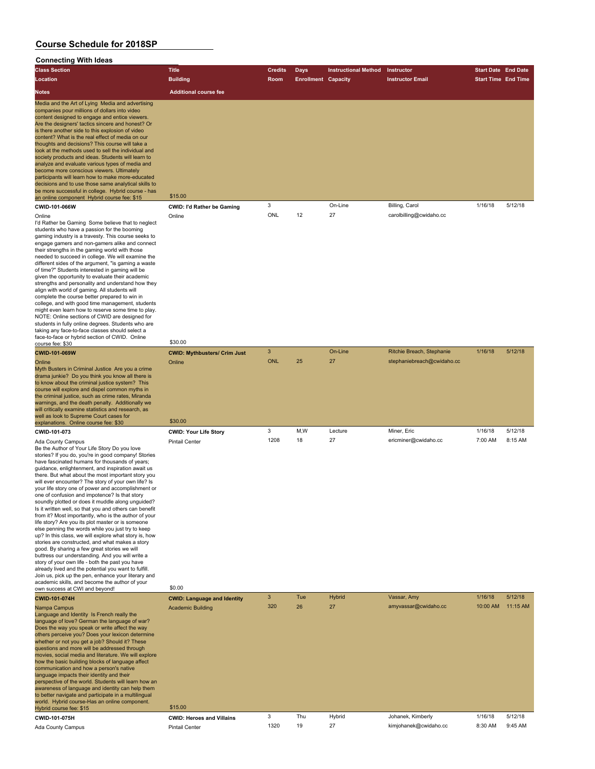# Course Schedule for 2018SP

## Connecting With Ideas

| Class Section / Location / Notes | Title / Building / Additional course fee | Credits / Room | Days / Enrollment | Instructional Method / Capacity | Instructor / Instructor Email | Start Date / Start Time | End Date / End Time |
|---|---|---|---|---|---|---|---|
| Media and the Art of Lying Media and advertising companies pour millions of dollars into video content designed to engage and entice viewers. Are the designers' tactics sincere and honest? Or is there another side to this explosion of video content? What is the real effect of media on our thoughts and decisions? This course will take a look at the methods used to sell the individual and society products and ideas. Students will learn to analyze and evaluate various types of media and become more conscious viewers. Ultimately participants will learn how to make more-educated decisions and to use those same analytical skills to be more successful in college. Hybrid course - has an online component Hybrid course fee: $15 | $15.00 | | | | | | |
| **CWID-101-066W** | **CWID: I'd Rather be Gaming** | 3 | | On-Line | Billing, Carol | 1/16/18 | 5/12/18 |
| Online | Online | ONL | 12 | 27 | carolbilling@cwidaho.cc | | |
| I'd Rather be Gaming Some believe that to neglect students who have a passion for the booming gaming industry is a travesty. This course seeks to engage gamers and non-gamers alike and connect their strengths in the gaming world with those needed to succeed in college. We will examine the different sides of the argument, "is gaming a waste of time?" Students interested in gaming will be given the opportunity to evaluate their academic strengths and personality and understand how they align with world of gaming. All students will complete the course better prepared to win in college, and with good time management, students might even learn how to reserve some time to play. NOTE: Online sections of CWID are designed for students in fully online degrees. Students who are taking any face-to-face classes should select a face-to-face or hybrid section of CWID. Online course fee: $30 | $30.00 | | | | | | |
| **CWID-101-069W** | **CWID: Mythbusters/ Crim Just** | 3 | | On-Line | Ritchie Breach, Stephanie | 1/16/18 | 5/12/18 |
| Online | Online | ONL | 25 | 27 | stephaniebreach@cwidaho.cc | | |
| Myth Busters in Criminal Justice Are you a crime drama junkie? Do you think you know all there is to know about the criminal justice system? This course will explore and dispel common myths in the criminal justice, such as crime rates, Miranda warnings, and the death penalty. Additionally we will critically examine statistics and research, as well as look to Supreme Court cases for explanations. Online course fee: $30 | $30.00 | | | | | | |
| **CWID-101-073** | **CWID: Your Life Story** | 3 | M,W | Lecture | Miner, Eric | 1/16/18 | 5/12/18 |
| Ada County Campus | Pintail Center | 1208 | 18 | 27 | ericminer@cwidaho.cc | 7:00 AM | 8:15 AM |
| Be the Author of Your Life Story Do you love stories? If you do, you're in good company! Stories have fascinated humans for thousands of years; guidance, enlightenment, and inspiration await us there. But what about the most important story you will ever encounter? The story of your own life? Is your life story one of power and accomplishment or one of confusion and impotence? Is that story soundly plotted or does it muddle along unguided? Is it written well, so that you and others can benefit from it? Most importantly, who is the author of your life story? Are you its plot master or is someone else penning the words while you just try to keep up? In this class, we will explore what story is, how stories are constructed, and what makes a story good. By sharing a few great stories we will buttress our understanding. And you will write a story of your own life - both the past you have already lived and the potential you want to fulfill. Join us, pick up the pen, enhance your literary and academic skills, and become the author of your own success at CWI and beyond! | $0.00 | | | | | | |
| **CWID-101-074H** | **CWID: Language and Identity** | 3 | Tue | Hybrid | Vassar, Amy | 1/16/18 | 5/12/18 |
| Nampa Campus | Academic Building | 320 | 26 | 27 | amyvassar@cwidaho.cc | 10:00 AM | 11:15 AM |
| Language and Identity Is French really the language of love? German the language of war? Does the way you speak or write affect the way others perceive you? Does your lexicon determine whether or not you get a job? Should it? These questions and more will be addressed through movies, social media and literature. We will explore how the basic building blocks of language affect communication and how a person's native language impacts their identity and their perspective of the world. Students will learn how an awareness of language and identity can help them to better navigate and participate in a multilingual world. Hybrid course-Has an online component. Hybrid course fee: $15 | $15.00 | | | | | | |
| **CWID-101-075H** | **CWID: Heroes and Villains** | 3 | Thu | Hybrid | Johanek, Kimberly | 1/16/18 | 5/12/18 |
| Ada County Campus | Pintail Center | 1320 | 19 | 27 | kimjohanek@cwidaho.cc | 8:30 AM | 9:45 AM |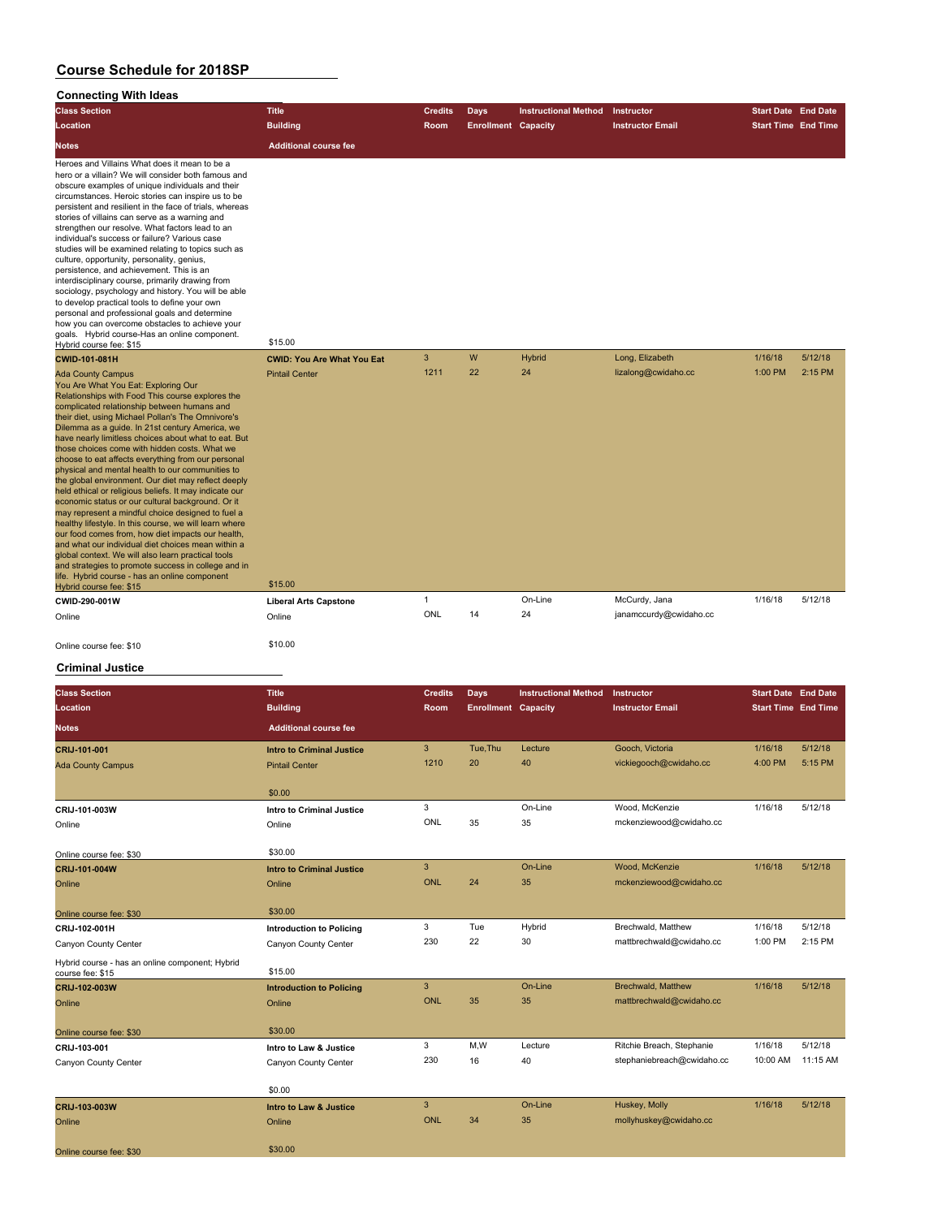# Course Schedule for 2018SP

## Connecting With Ideas

| Class Section | Title | Credits | Days | Instructional Method | Instructor | Start Date | End Date |
|---|---|---|---|---|---|---|---|
| Location | Building | Room | Enrollment | Capacity | Instructor Email | Start Time | End Time |
| Notes | Additional course fee | | | | | | |
| Heroes and Villains What does it mean to be a hero or a villain? We will consider both famous and obscure examples of unique individuals and their circumstances. Heroic stories can inspire us to be persistent and resilient in the face of trials, whereas stories of villains can serve as a warning and strengthen our resolve. What factors lead to an individual's success or failure? Various case studies will be examined relating to topics such as culture, opportunity, personality, genius, persistence, and achievement. This is an interdisciplinary course, primarily drawing from sociology, psychology and history. You will be able to develop practical tools to define your own personal and professional goals and determine how you can overcome obstacles to achieve your goals. Hybrid course-Has an online component. Hybrid course fee: $15 | $15.00 | | | | | | |
| CWID-101-081H | CWID: You Are What You Eat | 3 | W | Hybrid | Long, Elizabeth | 1/16/18 | 5/12/18 |
| Ada County Campus | Pintail Center | 1211 | 22 | 24 | lizalong@cwidaho.cc | 1:00 PM | 2:15 PM |
| You Are What You Eat: Exploring Our Relationships with Food This course explores the complicated relationship between humans and their diet, using Michael Pollan's The Omnivore's Dilemma as a guide. In 21st century America, we have nearly limitless choices about what to eat. But those choices come with hidden costs. What we choose to eat affects everything from our personal physical and mental health to our communities to the global environment. Our diet may reflect deeply held ethical or religious beliefs. It may indicate our economic status or our cultural background. Or it may represent a mindful choice designed to fuel a healthy lifestyle. In this course, we will learn where our food comes from, how diet impacts our health, and what our individual diet choices mean within a global context. We will also learn practical tools and strategies to promote success in college and in life. Hybrid course - has an online component Hybrid course fee: $15 | $15.00 | | | | | | |
| CWID-290-001W | Liberal Arts Capstone | 1 | | On-Line | McCurdy, Jana | 1/16/18 | 5/12/18 |
| Online | Online | ONL | 14 | 24 | janamccurdy@cwidaho.cc | | |
| Online course fee: $10 | $10.00 | | | | | | |

## Criminal Justice

| Class Section | Title | Credits | Days | Instructional Method | Instructor | Start Date | End Date |
|---|---|---|---|---|---|---|---|
| Location | Building | Room | Enrollment | Capacity | Instructor Email | Start Time | End Time |
| Notes | Additional course fee | | | | | | |
| CRIJ-101-001 | Intro to Criminal Justice | 3 | Tue,Thu | Lecture | Gooch, Victoria | 1/16/18 | 5/12/18 |
| Ada County Campus | Pintail Center | 1210 | 20 | 40 | vickiegooch@cwidaho.cc | 4:00 PM | 5:15 PM |
| | $0.00 | | | | | | |
| CRIJ-101-003W | Intro to Criminal Justice | 3 | | On-Line | Wood, McKenzie | 1/16/18 | 5/12/18 |
| Online | Online | ONL | 35 | 35 | mckenziewood@cwidaho.cc | | |
| Online course fee: $30 | $30.00 | | | | | | |
| CRIJ-101-004W | Intro to Criminal Justice | 3 | | On-Line | Wood, McKenzie | 1/16/18 | 5/12/18 |
| Online | Online | ONL | 24 | 35 | mckenziewood@cwidaho.cc | | |
| Online course fee: $30 | $30.00 | | | | | | |
| CRIJ-102-001H | Introduction to Policing | 3 | Tue | Hybrid | Brechwald, Matthew | 1/16/18 | 5/12/18 |
| Canyon County Center | Canyon County Center | 230 | 22 | 30 | mattbrechwald@cwidaho.cc | 1:00 PM | 2:15 PM |
| Hybrid course - has an online component; Hybrid course fee: $15 | $15.00 | | | | | | |
| CRIJ-102-003W | Introduction to Policing | 3 | | On-Line | Brechwald, Matthew | 1/16/18 | 5/12/18 |
| Online | Online | ONL | 35 | 35 | mattbrechwald@cwidaho.cc | | |
| Online course fee: $30 | $30.00 | | | | | | |
| CRIJ-103-001 | Intro to Law & Justice | 3 | M,W | Lecture | Ritchie Breach, Stephanie | 1/16/18 | 5/12/18 |
| Canyon County Center | Canyon County Center | 230 | 16 | 40 | stephaniebreach@cwidaho.cc | 10:00 AM | 11:15 AM |
| | $0.00 | | | | | | |
| CRIJ-103-003W | Intro to Law & Justice | 3 | | On-Line | Huskey, Molly | 1/16/18 | 5/12/18 |
| Online | Online | ONL | 34 | 35 | mollyhuskey@cwidaho.cc | | |
| Online course fee: $30 | $30.00 | | | | | | |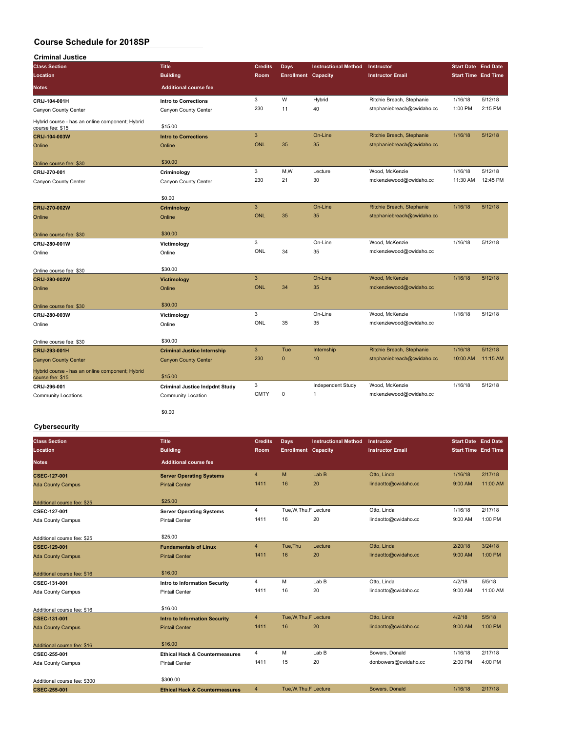# Course Schedule for 2018SP

## Criminal Justice

| Class Section / Location / Notes | Title / Building / Additional course fee | Credits / Room | Days / Enrollment | Instructional Method / Capacity | Instructor / Instructor Email | Start Date / Start Time | End Date / End Time |
|---|---|---|---|---|---|---|---|
| **CRIJ-104-001H**<br>Canyon County Center<br>Hybrid course - has an online component; Hybrid course fee: $15 | **Intro to Corrections**<br>Canyon County Center<br>$15.00 | 3<br>230 | W<br>11 | Hybrid<br>40 | Ritchie Breach, Stephanie<br>stephaniebreach@cwidaho.cc | 1/16/18<br>1:00 PM | 5/12/18<br>2:15 PM |
| **CRIJ-104-003W**<br>Online<br>Online course fee: $30 | **Intro to Corrections**<br>Online<br>$30.00 | 3<br>ONL | <br>35 | On-Line<br>35 | Ritchie Breach, Stephanie<br>stephaniebreach@cwidaho.cc | 1/16/18 | 5/12/18 |
| **CRIJ-270-001**<br>Canyon County Center | **Criminology**<br>Canyon County Center<br>$0.00 | 3<br>230 | M,W<br>21 | Lecture<br>30 | Wood, McKenzie<br>mckenziewood@cwidaho.cc | 1/16/18<br>11:30 AM | 5/12/18<br>12:45 PM |
| **CRIJ-270-002W**<br>Online<br>Online course fee: $30 | **Criminology**<br>Online<br>$30.00 | 3<br>ONL | <br>35 | On-Line<br>35 | Ritchie Breach, Stephanie<br>stephaniebreach@cwidaho.cc | 1/16/18 | 5/12/18 |
| **CRIJ-280-001W**<br>Online<br>Online course fee: $30 | **Victimology**<br>Online<br>$30.00 | 3<br>ONL | <br>34 | On-Line<br>35 | Wood, McKenzie<br>mckenziewood@cwidaho.cc | 1/16/18 | 5/12/18 |
| **CRIJ-280-002W**<br>Online<br>Online course fee: $30 | **Victimology**<br>Online<br>$30.00 | 3<br>ONL | <br>34 | On-Line<br>35 | Wood, McKenzie<br>mckenziewood@cwidaho.cc | 1/16/18 | 5/12/18 |
| **CRIJ-280-003W**<br>Online<br>Online course fee: $30 | **Victimology**<br>Online<br>$30.00 | 3<br>ONL | <br>35 | On-Line<br>35 | Wood, McKenzie<br>mckenziewood@cwidaho.cc | 1/16/18 | 5/12/18 |
| **CRIJ-293-001H**<br>Canyon County Center<br>Hybrid course - has an online component; Hybrid course fee: $15 | **Criminal Justice Internship**<br>Canyon County Center<br>$15.00 | 3<br>230 | Tue<br>0 | Internship<br>10 | Ritchie Breach, Stephanie<br>stephaniebreach@cwidaho.cc | 1/16/18<br>10:00 AM | 5/12/18<br>11:15 AM |
| **CRIJ-296-001**<br>Community Locations | **Criminal Justice Indpdnt Study**<br>Community Location<br>$0.00 | 3<br>CMTY | <br>0 | Independent Study<br>1 | Wood, McKenzie<br>mckenziewood@cwidaho.cc | 1/16/18 | 5/12/18 |

## Cybersecurity

| Class Section / Location / Notes | Title / Building / Additional course fee | Credits / Room | Days / Enrollment | Instructional Method / Capacity | Instructor / Instructor Email | Start Date / Start Time | End Date / End Time |
|---|---|---|---|---|---|---|---|
| **CSEC-127-001**<br>Ada County Campus<br>Additional course fee: $25 | **Server Operating Systems**<br>Pintail Center<br>$25.00 | 4<br>1411 | M<br>16 | Lab B<br>20 | Otto, Linda<br>lindaotto@cwidaho.cc | 1/16/18<br>9:00 AM | 2/17/18<br>11:00 AM |
| **CSEC-127-001**<br>Ada County Campus<br>Additional course fee: $25 | **Server Operating Systems**<br>Pintail Center<br>$25.00 | 4<br>1411 | Tue,W,Thu,F<br>16 | Lecture<br>20 | Otto, Linda<br>lindaotto@cwidaho.cc | 1/16/18<br>9:00 AM | 2/17/18<br>1:00 PM |
| **CSEC-129-001**<br>Ada County Campus<br>Additional course fee: $16 | **Fundamentals of Linux**<br>Pintail Center<br>$16.00 | 4<br>1411 | Tue,Thu<br>16 | Lecture<br>20 | Otto, Linda<br>lindaotto@cwidaho.cc | 2/20/18<br>9:00 AM | 3/24/18<br>1:00 PM |
| **CSEC-131-001**<br>Ada County Campus<br>Additional course fee: $16 | **Intro to Information Security**<br>Pintail Center<br>$16.00 | 4<br>1411 | M<br>16 | Lab B<br>20 | Otto, Linda<br>lindaotto@cwidaho.cc | 4/2/18<br>9:00 AM | 5/5/18<br>11:00 AM |
| **CSEC-131-001**<br>Ada County Campus<br>Additional course fee: $16 | **Intro to Information Security**<br>Pintail Center<br>$16.00 | 4<br>1411 | Tue,W,Thu,F<br>16 | Lecture<br>20 | Otto, Linda<br>lindaotto@cwidaho.cc | 4/2/18<br>9:00 AM | 5/5/18<br>1:00 PM |
| **CSEC-255-001**<br>Ada County Campus<br>Additional course fee: $300 | **Ethical Hack & Countermeasures**<br>Pintail Center<br>$300.00 | 4<br>1411 | M<br>15 | Lab B<br>20 | Bowers, Donald<br>donbowers@cwidaho.cc | 1/16/18<br>2:00 PM | 2/17/18<br>4:00 PM |
| **CSEC-255-001** | **Ethical Hack & Countermeasures** | 4 | Tue,W,Thu,F | Lecture | Bowers, Donald | 1/16/18 | 2/17/18 |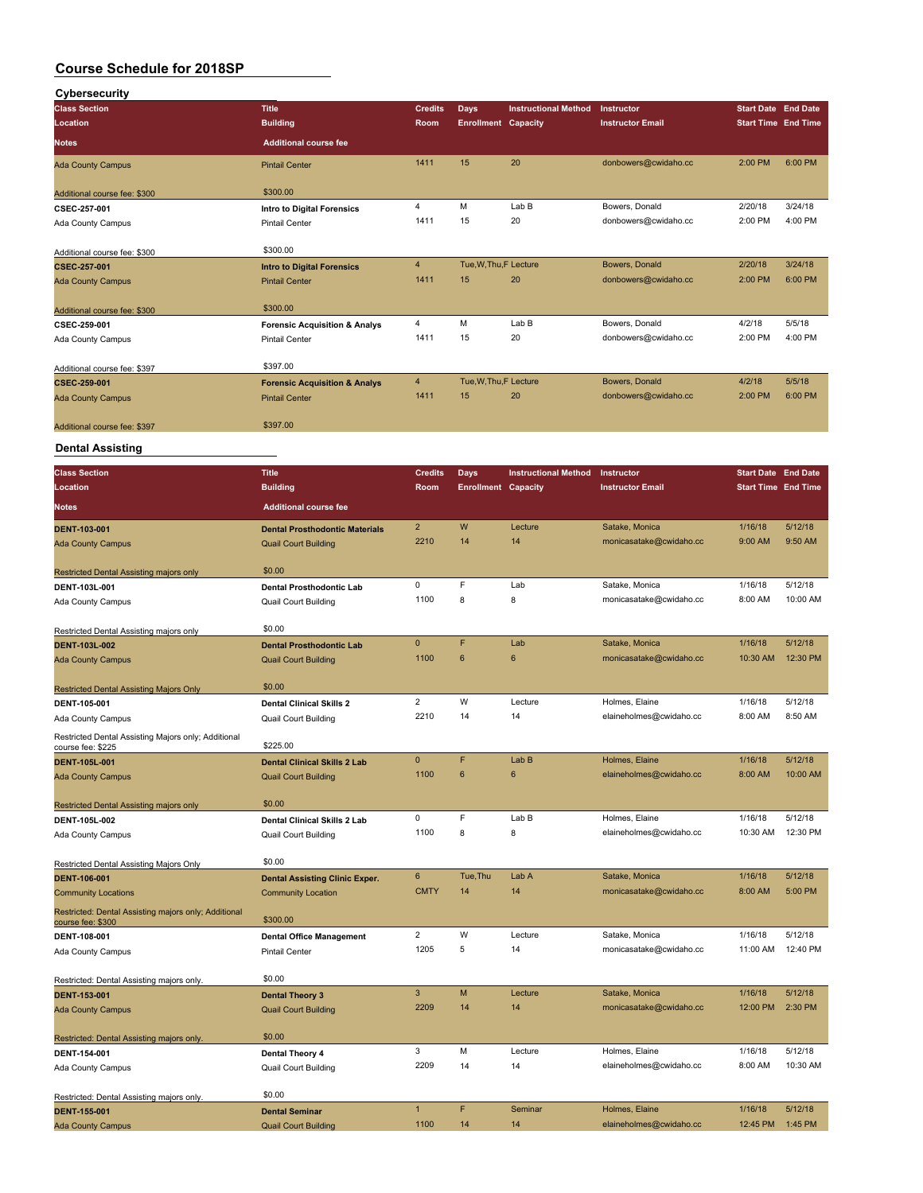# Course Schedule for 2018SP

## Cybersecurity

| Class Section<br>Location<br>Notes | Title<br>Building<br>Additional course fee | Credits<br>Room | Days<br>Enrollment | Instructional Method<br>Capacity | Instructor<br>Instructor Email | Start Date<br>Start Time | End Date<br>End Time |
|---|---|---|---|---|---|---|---|
| Ada County Campus<br>Additional course fee: $300 | Pintail Center<br>$300.00 | 1411 | 15 | 20 | donbowers@cwidaho.cc | 2:00 PM | 6:00 PM |
| CSEC-257-001<br>Ada County Campus<br>Additional course fee: $300 | Intro to Digital Forensics<br>Pintail Center<br>$300.00 | 4<br>1411 | M<br>15 | Lab B<br>20 | Bowers, Donald<br>donbowers@cwidaho.cc | 2/20/18<br>2:00 PM | 3/24/18<br>4:00 PM |
| CSEC-257-001<br>Ada County Campus<br>Additional course fee: $300 | Intro to Digital Forensics<br>Pintail Center<br>$300.00 | 4<br>1411 | Tue,W,Thu,F<br>15 | Lecture<br>20 | Bowers, Donald<br>donbowers@cwidaho.cc | 2/20/18<br>2:00 PM | 3/24/18<br>6:00 PM |
| CSEC-259-001<br>Ada County Campus<br>Additional course fee: $397 | Forensic Acquisition & Analys<br>Pintail Center<br>$397.00 | 4<br>1411 | M<br>15 | Lab B<br>20 | Bowers, Donald<br>donbowers@cwidaho.cc | 4/2/18<br>2:00 PM | 5/5/18<br>4:00 PM |
| CSEC-259-001<br>Ada County Campus<br>Additional course fee: $397 | Forensic Acquisition & Analys<br>Pintail Center<br>$397.00 | 4<br>1411 | Tue,W,Thu,F<br>15 | Lecture<br>20 | Bowers, Donald<br>donbowers@cwidaho.cc | 4/2/18<br>2:00 PM | 5/5/18<br>6:00 PM |

## Dental Assisting

| Class Section<br>Location<br>Notes | Title<br>Building<br>Additional course fee | Credits<br>Room | Days<br>Enrollment | Instructional Method<br>Capacity | Instructor<br>Instructor Email | Start Date<br>Start Time | End Date<br>End Time |
|---|---|---|---|---|---|---|---|
| DENT-103-001<br>Ada County Campus<br>Restricted Dental Assisting majors only | Dental Prosthodontic Materials<br>Quail Court Building<br>$0.00 | 2<br>2210 | W<br>14 | Lecture<br>14 | Satake, Monica<br>monicasatake@cwidaho.cc | 1/16/18<br>9:00 AM | 5/12/18<br>9:50 AM |
| DENT-103L-001<br>Ada County Campus<br>Restricted Dental Assisting majors only | Dental Prosthodontic Lab<br>Quail Court Building<br>$0.00 | 0<br>1100 | F<br>8 | Lab<br>8 | Satake, Monica<br>monicasatake@cwidaho.cc | 1/16/18<br>8:00 AM | 5/12/18<br>10:00 AM |
| DENT-103L-002<br>Ada County Campus<br>Restricted Dental Assisting Majors Only | Dental Prosthodontic Lab<br>Quail Court Building<br>$0.00 | 0<br>1100 | F<br>6 | Lab<br>6 | Satake, Monica<br>monicasatake@cwidaho.cc | 1/16/18<br>10:30 AM | 5/12/18<br>12:30 PM |
| DENT-105-001<br>Ada County Campus<br>Restricted Dental Assisting Majors only; Additional course fee: $225 | Dental Clinical Skills 2<br>Quail Court Building<br>$225.00 | 2<br>2210 | W<br>14 | Lecture<br>14 | Holmes, Elaine<br>elaineholmes@cwidaho.cc | 1/16/18<br>8:00 AM | 5/12/18<br>8:50 AM |
| DENT-105L-001<br>Ada County Campus<br>Restricted Dental Assisting majors only | Dental Clinical Skills 2 Lab<br>Quail Court Building<br>$0.00 | 0<br>1100 | F<br>6 | Lab B<br>6 | Holmes, Elaine<br>elaineholmes@cwidaho.cc | 1/16/18<br>8:00 AM | 5/12/18<br>10:00 AM |
| DENT-105L-002<br>Ada County Campus<br>Restricted Dental Assisting Majors Only | Dental Clinical Skills 2 Lab<br>Quail Court Building<br>$0.00 | 0<br>1100 | F<br>8 | Lab B<br>8 | Holmes, Elaine<br>elaineholmes@cwidaho.cc | 1/16/18<br>10:30 AM | 5/12/18<br>12:30 PM |
| DENT-106-001<br>Community Locations<br>Restricted: Dental Assisting majors only; Additional course fee: $300 | Dental Assisting Clinic Exper.<br>Community Location<br>$300.00 | 6<br>CMTY | Tue,Thu<br>14 | Lab A<br>14 | Satake, Monica<br>monicasatake@cwidaho.cc | 1/16/18<br>8:00 AM | 5/12/18<br>5:00 PM |
| DENT-108-001<br>Ada County Campus<br>Restricted: Dental Assisting majors only. | Dental Office Management<br>Pintail Center<br>$0.00 | 2<br>1205 | W<br>5 | Lecture<br>14 | Satake, Monica<br>monicasatake@cwidaho.cc | 1/16/18<br>11:00 AM | 5/12/18<br>12:40 PM |
| DENT-153-001<br>Ada County Campus<br>Restricted: Dental Assisting majors only. | Dental Theory 3<br>Quail Court Building<br>$0.00 | 3<br>2209 | M<br>14 | Lecture<br>14 | Satake, Monica<br>monicasatake@cwidaho.cc | 1/16/18<br>12:00 PM | 5/12/18<br>2:30 PM |
| DENT-154-001<br>Ada County Campus<br>Restricted: Dental Assisting majors only. | Dental Theory 4<br>Quail Court Building<br>$0.00 | 3<br>2209 | M<br>14 | Lecture<br>14 | Holmes, Elaine<br>elaineholmes@cwidaho.cc | 1/16/18<br>8:00 AM | 5/12/18<br>10:30 AM |
| DENT-155-001<br>Ada County Campus | Dental Seminar<br>Quail Court Building | 1<br>1100 | F<br>14 | Seminar<br>14 | Holmes, Elaine<br>elaineholmes@cwidaho.cc | 1/16/18<br>12:45 PM | 5/12/18<br>1:45 PM |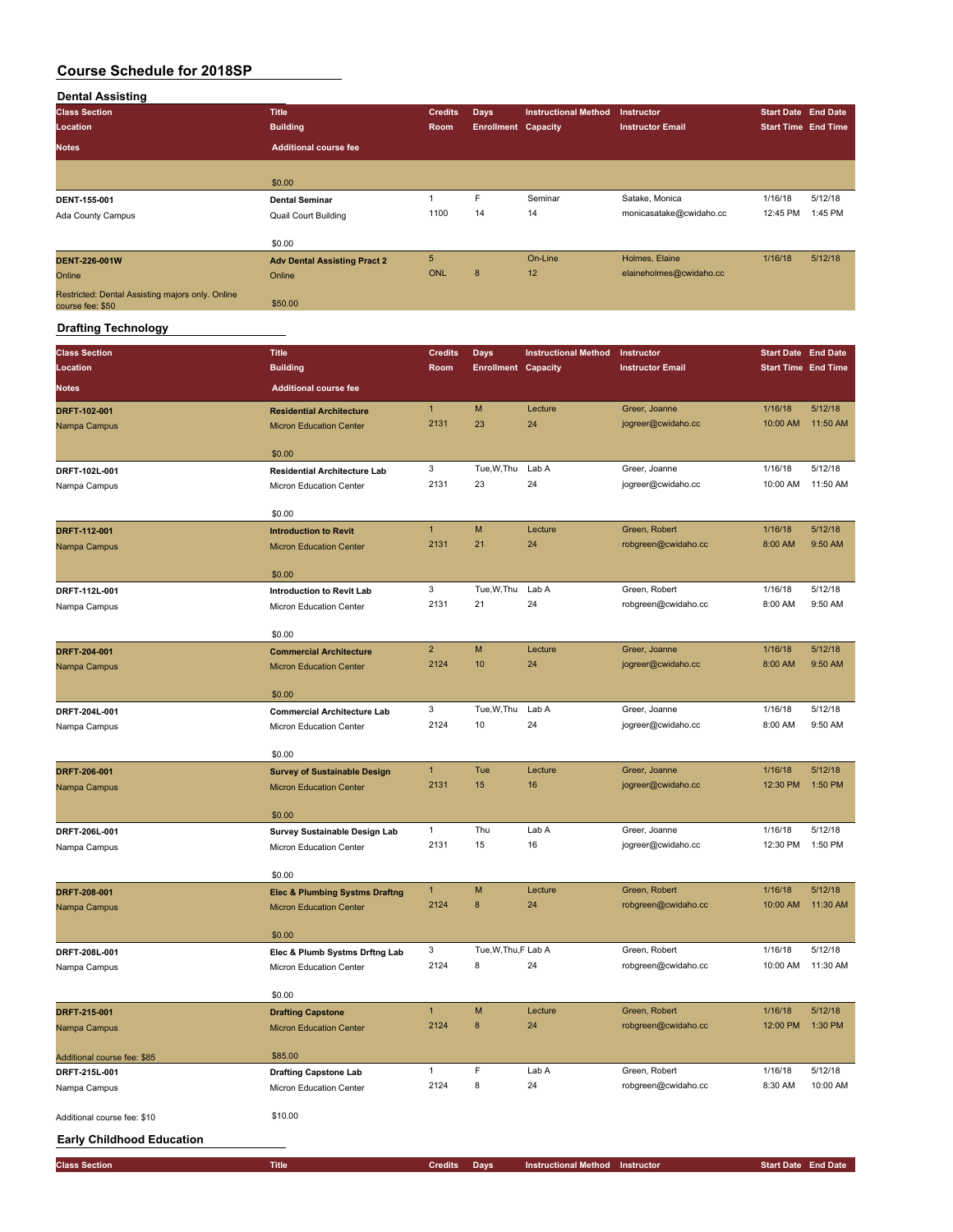# Course Schedule for 2018SP

## Dental Assisting

| Class Section / Location / Notes | Title / Building / Additional course fee | Credits / Room | Days / Enrollment | Instructional Method / Capacity | Instructor / Instructor Email | Start Date / Start Time | End Date / End Time |
|---|---|---|---|---|---|---|---|
| | $0.00 | | | | | | |
| DENT-155-001<br>Ada County Campus | Dental Seminar<br>Quail Court Building<br>$0.00 | 1<br>1100 | F<br>14 | Seminar<br>14 | Satake, Monica<br>monicasatake@cwidaho.cc | 1/16/18<br>12:45 PM | 5/12/18<br>1:45 PM |
| DENT-226-001W<br>Online<br>Restricted: Dental Assisting majors only. Online course fee: $50 | Adv Dental Assisting Pract 2<br>Online<br>$50.00 | 5<br>ONL | <br>8 | On-Line<br>12 | Holmes, Elaine<br>elaineholmes@cwidaho.cc | 1/16/18 | 5/12/18 |

## Drafting Technology

| Class Section / Location / Notes | Title / Building / Additional course fee | Credits / Room | Days / Enrollment | Instructional Method / Capacity | Instructor / Instructor Email | Start Date / Start Time | End Date / End Time |
|---|---|---|---|---|---|---|---|
| DRFT-102-001<br>Nampa Campus | Residential Architecture<br>Micron Education Center<br>$0.00 | 1<br>2131 | M<br>23 | Lecture<br>24 | Greer, Joanne<br>jogreer@cwidaho.cc | 1/16/18<br>10:00 AM | 5/12/18<br>11:50 AM |
| DRFT-102L-001<br>Nampa Campus | Residential Architecture Lab<br>Micron Education Center<br>$0.00 | 3<br>2131 | Tue,W,Thu<br>23 | Lab A<br>24 | Greer, Joanne<br>jogreer@cwidaho.cc | 1/16/18<br>10:00 AM | 5/12/18<br>11:50 AM |
| DRFT-112-001<br>Nampa Campus | Introduction to Revit<br>Micron Education Center<br>$0.00 | 1<br>2131 | M<br>21 | Lecture<br>24 | Green, Robert<br>robgreen@cwidaho.cc | 1/16/18<br>8:00 AM | 5/12/18<br>9:50 AM |
| DRFT-112L-001<br>Nampa Campus | Introduction to Revit Lab<br>Micron Education Center<br>$0.00 | 3<br>2131 | Tue,W,Thu<br>21 | Lab A<br>24 | Green, Robert<br>robgreen@cwidaho.cc | 1/16/18<br>8:00 AM | 5/12/18<br>9:50 AM |
| DRFT-204-001<br>Nampa Campus | Commercial Architecture<br>Micron Education Center<br>$0.00 | 2<br>2124 | M<br>10 | Lecture<br>24 | Greer, Joanne<br>jogreer@cwidaho.cc | 1/16/18<br>8:00 AM | 5/12/18<br>9:50 AM |
| DRFT-204L-001<br>Nampa Campus | Commercial Architecture Lab<br>Micron Education Center<br>$0.00 | 3<br>2124 | Tue,W,Thu<br>10 | Lab A<br>24 | Greer, Joanne<br>jogreer@cwidaho.cc | 1/16/18<br>8:00 AM | 5/12/18<br>9:50 AM |
| DRFT-206-001<br>Nampa Campus | Survey of Sustainable Design<br>Micron Education Center<br>$0.00 | 1<br>2131 | Tue<br>15 | Lecture<br>16 | Greer, Joanne<br>jogreer@cwidaho.cc | 1/16/18<br>12:30 PM | 5/12/18<br>1:50 PM |
| DRFT-206L-001<br>Nampa Campus | Survey Sustainable Design Lab<br>Micron Education Center<br>$0.00 | 1<br>2131 | Thu<br>15 | Lab A<br>16 | Greer, Joanne<br>jogreer@cwidaho.cc | 1/16/18<br>12:30 PM | 5/12/18<br>1:50 PM |
| DRFT-208-001<br>Nampa Campus | Elec & Plumbing Systms Draftng<br>Micron Education Center<br>$0.00 | 1<br>2124 | M<br>8 | Lecture<br>24 | Green, Robert<br>robgreen@cwidaho.cc | 1/16/18<br>10:00 AM | 5/12/18<br>11:30 AM |
| DRFT-208L-001<br>Nampa Campus | Elec & Plumb Systms Drftng Lab<br>Micron Education Center<br>$0.00 | 3<br>2124 | Tue,W,Thu,F<br>8 | Lab A<br>24 | Green, Robert<br>robgreen@cwidaho.cc | 1/16/18<br>10:00 AM | 5/12/18<br>11:30 AM |
| DRFT-215-001<br>Nampa Campus<br>Additional course fee: $85 | Drafting Capstone<br>Micron Education Center<br>$85.00 | 1<br>2124 | M<br>8 | Lecture<br>24 | Green, Robert<br>robgreen@cwidaho.cc | 1/16/18<br>12:00 PM | 5/12/18<br>1:30 PM |
| DRFT-215L-001<br>Nampa Campus<br>Additional course fee: $10 | Drafting Capstone Lab<br>Micron Education Center<br>$10.00 | 1<br>2124 | F<br>8 | Lab A<br>24 | Green, Robert<br>robgreen@cwidaho.cc | 1/16/18<br>8:30 AM | 5/12/18<br>10:00 AM |

## Early Childhood Education

| Class Section | Title | Credits | Days | Instructional Method | Instructor | Start Date | End Date |
|---|---|---|---|---|---|---|---|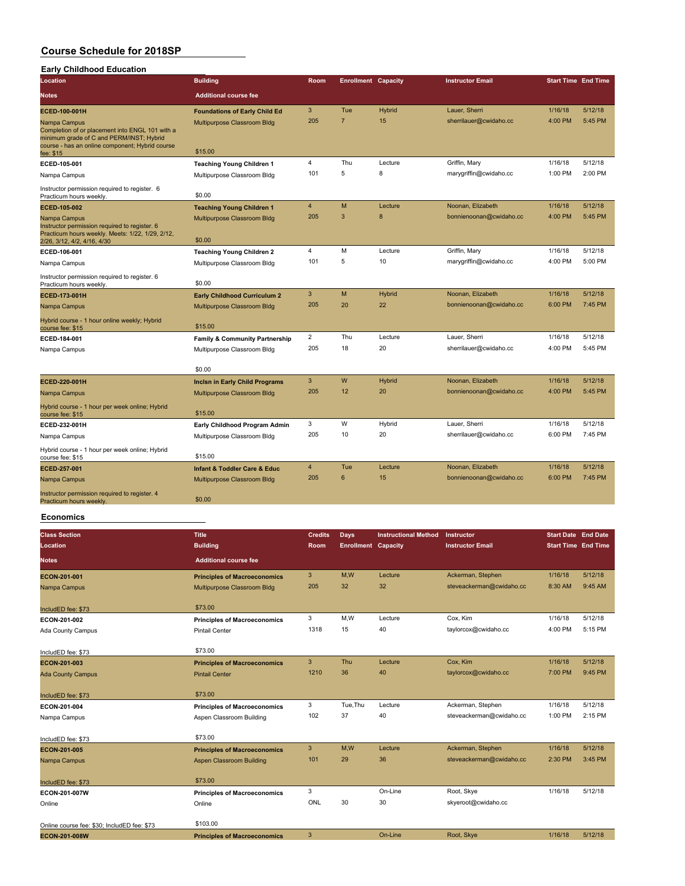# Course Schedule for 2018SP

## Early Childhood Education

| Location | Building | Room | Enrollment | Capacity | Instructor Email | Start Time | End Time |
|---|---|---|---|---|---|---|---|
| **Notes** | **Additional course fee** | | | | | | |
| **ECED-100-001H** | **Foundations of Early Child Ed** | 3 | Tue | Hybrid | Lauer, Sherri | 1/16/18 | 5/12/18 |
| Nampa Campus | Multipurpose Classroom Bldg | 205 | 7 | 15 | sherrilauer@cwidaho.cc | 4:00 PM | 5:45 PM |
| Completion of or placement into ENGL 101 with a minimum grade of C and PERM/INST; Hybrid course - has an online component; Hybrid course fee: $15 | $15.00 | | | | | | |
| **ECED-105-001** | **Teaching Young Children 1** | 4 | Thu | Lecture | Griffin, Mary | 1/16/18 | 5/12/18 |
| Nampa Campus | Multipurpose Classroom Bldg | 101 | 5 | 8 | marygriffin@cwidaho.cc | 1:00 PM | 2:00 PM |
| Instructor permission required to register. 6 Practicum hours weekly. | $0.00 | | | | | | |
| **ECED-105-002** | **Teaching Young Children 1** | 4 | M | Lecture | Noonan, Elizabeth | 1/16/18 | 5/12/18 |
| Nampa Campus | Multipurpose Classroom Bldg | 205 | 3 | 8 | bonnienoonan@cwidaho.cc | 4:00 PM | 5:45 PM |
| Instructor permission required to register. 6 Practicum hours weekly. Meets: 1/22, 1/29, 2/12, 2/26, 3/12, 4/2, 4/16, 4/30 | $0.00 | | | | | | |
| **ECED-106-001** | **Teaching Young Children 2** | 4 | M | Lecture | Griffin, Mary | 1/16/18 | 5/12/18 |
| Nampa Campus | Multipurpose Classroom Bldg | 101 | 5 | 10 | marygriffin@cwidaho.cc | 4:00 PM | 5:00 PM |
| Instructor permission required to register. 6 Practicum hours weekly. | $0.00 | | | | | | |
| **ECED-173-001H** | **Early Childhood Curriculum 2** | 3 | M | Hybrid | Noonan, Elizabeth | 1/16/18 | 5/12/18 |
| Nampa Campus | Multipurpose Classroom Bldg | 205 | 20 | 22 | bonnienoonan@cwidaho.cc | 6:00 PM | 7:45 PM |
| Hybrid course - 1 hour online weekly; Hybrid course fee: $15 | $15.00 | | | | | | |
| **ECED-184-001** | **Family & Community Partnership** | 2 | Thu | Lecture | Lauer, Sherri | 1/16/18 | 5/12/18 |
| Nampa Campus | Multipurpose Classroom Bldg | 205 | 18 | 20 | sherrilauer@cwidaho.cc | 4:00 PM | 5:45 PM |
| | $0.00 | | | | | | |
| **ECED-220-001H** | **Inclsn in Early Child Programs** | 3 | W | Hybrid | Noonan, Elizabeth | 1/16/18 | 5/12/18 |
| Nampa Campus | Multipurpose Classroom Bldg | 205 | 12 | 20 | bonnienoonan@cwidaho.cc | 4:00 PM | 5:45 PM |
| Hybrid course - 1 hour per week online; Hybrid course fee: $15 | $15.00 | | | | | | |
| **ECED-232-001H** | **Early Childhood Program Admin** | 3 | W | Hybrid | Lauer, Sherri | 1/16/18 | 5/12/18 |
| Nampa Campus | Multipurpose Classroom Bldg | 205 | 10 | 20 | sherrilauer@cwidaho.cc | 6:00 PM | 7:45 PM |
| Hybrid course - 1 hour per week online; Hybrid course fee: $15 | $15.00 | | | | | | |
| **ECED-257-001** | **Infant & Toddler Care & Educ** | 4 | Tue | Lecture | Noonan, Elizabeth | 1/16/18 | 5/12/18 |
| Nampa Campus | Multipurpose Classroom Bldg | 205 | 6 | 15 | bonnienoonan@cwidaho.cc | 6:00 PM | 7:45 PM |
| Instructor permission required to register. 4 Practicum hours weekly. | $0.00 | | | | | | |

## Economics

| Class Section | Title | Credits | Days | Instructional Method | Instructor | Start Date | End Date |
|---|---|---|---|---|---|---|---|
| **Location** | **Building** | **Room** | **Enrollment** | **Capacity** | **Instructor Email** | **Start Time** | **End Time** |
| **Notes** | **Additional course fee** | | | | | | |
| **ECON-201-001** | **Principles of Macroeconomics** | 3 | M,W | Lecture | Ackerman, Stephen | 1/16/18 | 5/12/18 |
| Nampa Campus | Multipurpose Classroom Bldg | 205 | 32 | 32 | steveackerman@cwidaho.cc | 8:30 AM | 9:45 AM |
| IncludED fee: $73 | $73.00 | | | | | | |
| **ECON-201-002** | **Principles of Macroeconomics** | 3 | M,W | Lecture | Cox, Kim | 1/16/18 | 5/12/18 |
| Ada County Campus | Pintail Center | 1318 | 15 | 40 | taylorcox@cwidaho.cc | 4:00 PM | 5:15 PM |
| IncludED fee: $73 | $73.00 | | | | | | |
| **ECON-201-003** | **Principles of Macroeconomics** | 3 | Thu | Lecture | Cox, Kim | 1/16/18 | 5/12/18 |
| Ada County Campus | Pintail Center | 1210 | 36 | 40 | taylorcox@cwidaho.cc | 7:00 PM | 9:45 PM |
| IncludED fee: $73 | $73.00 | | | | | | |
| **ECON-201-004** | **Principles of Macroeconomics** | 3 | Tue,Thu | Lecture | Ackerman, Stephen | 1/16/18 | 5/12/18 |
| Nampa Campus | Aspen Classroom Building | 102 | 37 | 40 | steveackerman@cwidaho.cc | 1:00 PM | 2:15 PM |
| IncludED fee: $73 | $73.00 | | | | | | |
| **ECON-201-005** | **Principles of Macroeconomics** | 3 | M,W | Lecture | Ackerman, Stephen | 1/16/18 | 5/12/18 |
| Nampa Campus | Aspen Classroom Building | 101 | 29 | 36 | steveackerman@cwidaho.cc | 2:30 PM | 3:45 PM |
| IncludED fee: $73 | $73.00 | | | | | | |
| **ECON-201-007W** | **Principles of Macroeconomics** | 3 | | On-Line | Root, Skye | 1/16/18 | 5/12/18 |
| Online | Online | ONL | 30 | 30 | skyeroot@cwidaho.cc | | |
| Online course fee: $30; IncludED fee: $73 | $103.00 | | | | | | |
| **ECON-201-008W** | **Principles of Macroeconomics** | 3 | | On-Line | Root, Skye | 1/16/18 | 5/12/18 |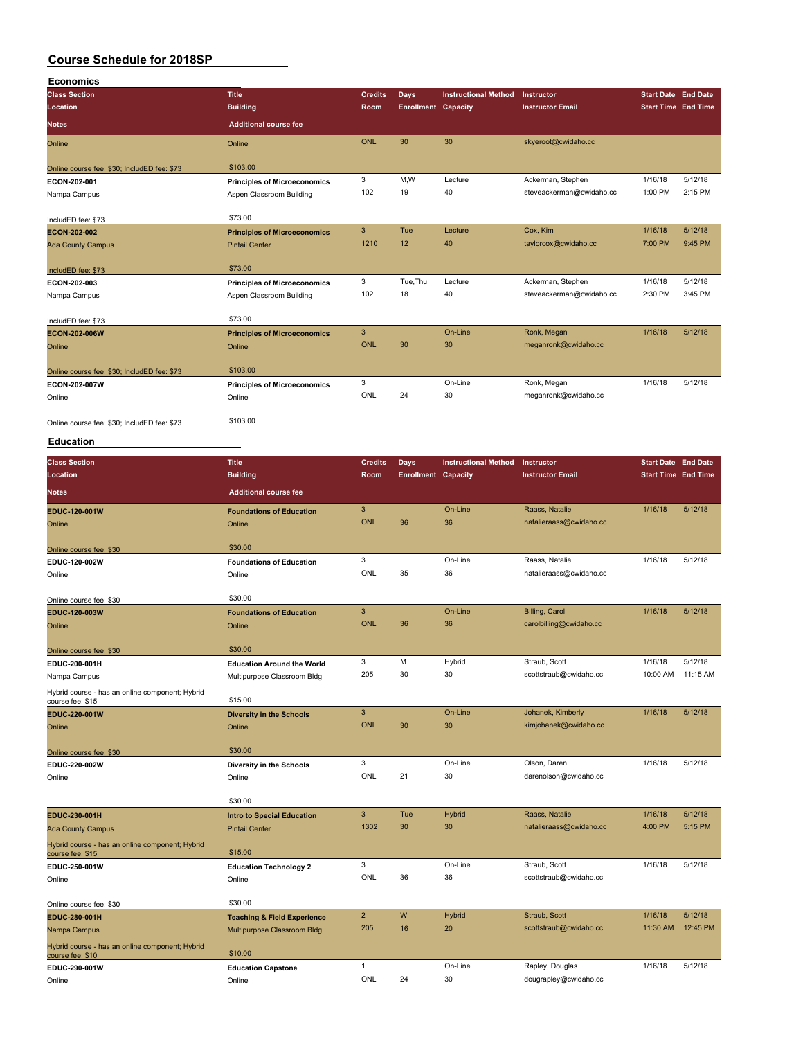# Course Schedule for 2018SP

## Economics

| Class Section / Location / Notes | Title / Building / Additional course fee | Credits / Room | Days / Enrollment | Instructional Method / Capacity | Instructor / Instructor Email | Start Date / Start Time | End Date / End Time |
|---|---|---|---|---|---|---|---|
| Online | Online | ONL | 30 | 30 | skyeroot@cwidaho.cc | | |
| Online course fee: $30; IncludED fee: $73 | $103.00 | | | | | | |
| **ECON-202-001** | **Principles of Microeconomics** | 3 | M,W | Lecture | Ackerman, Stephen | 1/16/18 | 5/12/18 |
| Nampa Campus | Aspen Classroom Building | 102 | 19 | 40 | steveackerman@cwidaho.cc | 1:00 PM | 2:15 PM |
| IncludED fee: $73 | $73.00 | | | | | | |
| **ECON-202-002** | **Principles of Microeconomics** | 3 | Tue | Lecture | Cox, Kim | 1/16/18 | 5/12/18 |
| Ada County Campus | Pintail Center | 1210 | 12 | 40 | taylorcox@cwidaho.cc | 7:00 PM | 9:45 PM |
| IncludED fee: $73 | $73.00 | | | | | | |
| **ECON-202-003** | **Principles of Microeconomics** | 3 | Tue,Thu | Lecture | Ackerman, Stephen | 1/16/18 | 5/12/18 |
| Nampa Campus | Aspen Classroom Building | 102 | 18 | 40 | steveackerman@cwidaho.cc | 2:30 PM | 3:45 PM |
| IncludED fee: $73 | $73.00 | | | | | | |
| **ECON-202-006W** | **Principles of Microeconomics** | 3 | | On-Line | Ronk, Megan | 1/16/18 | 5/12/18 |
| Online | Online | ONL | 30 | 30 | meganronk@cwidaho.cc | | |
| Online course fee: $30; IncludED fee: $73 | $103.00 | | | | | | |
| **ECON-202-007W** | **Principles of Microeconomics** | 3 | | On-Line | Ronk, Megan | 1/16/18 | 5/12/18 |
| Online | Online | ONL | 24 | 30 | meganronk@cwidaho.cc | | |
| Online course fee: $30; IncludED fee: $73 | $103.00 | | | | | | |

## Education

| Class Section / Location / Notes | Title / Building / Additional course fee | Credits / Room | Days / Enrollment | Instructional Method / Capacity | Instructor / Instructor Email | Start Date / Start Time | End Date / End Time |
|---|---|---|---|---|---|---|---|
| **EDUC-120-001W** | **Foundations of Education** | 3 | | On-Line | Raass, Natalie | 1/16/18 | 5/12/18 |
| Online | Online | ONL | 36 | 36 | natalieraass@cwidaho.cc | | |
| Online course fee: $30 | $30.00 | | | | | | |
| **EDUC-120-002W** | **Foundations of Education** | 3 | | On-Line | Raass, Natalie | 1/16/18 | 5/12/18 |
| Online | Online | ONL | 35 | 36 | natalieraass@cwidaho.cc | | |
| Online course fee: $30 | $30.00 | | | | | | |
| **EDUC-120-003W** | **Foundations of Education** | 3 | | On-Line | Billing, Carol | 1/16/18 | 5/12/18 |
| Online | Online | ONL | 36 | 36 | carolbilling@cwidaho.cc | | |
| Online course fee: $30 | $30.00 | | | | | | |
| **EDUC-200-001H** | **Education Around the World** | 3 | M | Hybrid | Straub, Scott | 1/16/18 | 5/12/18 |
| Nampa Campus | Multipurpose Classroom Bldg | 205 | 30 | 30 | scottstraub@cwidaho.cc | 10:00 AM | 11:15 AM |
| Hybrid course - has an online component; Hybrid course fee: $15 | $15.00 | | | | | | |
| **EDUC-220-001W** | **Diversity in the Schools** | 3 | | On-Line | Johanek, Kimberly | 1/16/18 | 5/12/18 |
| Online | Online | ONL | 30 | 30 | kimjohanek@cwidaho.cc | | |
| Online course fee: $30 | $30.00 | | | | | | |
| **EDUC-220-002W** | **Diversity in the Schools** | 3 | | On-Line | Olson, Daren | 1/16/18 | 5/12/18 |
| Online | Online | ONL | 21 | 30 | darenolson@cwidaho.cc | | |
| | $30.00 | | | | | | |
| **EDUC-230-001H** | **Intro to Special Education** | 3 | Tue | Hybrid | Raass, Natalie | 1/16/18 | 5/12/18 |
| Ada County Campus | Pintail Center | 1302 | 30 | 30 | natalieraass@cwidaho.cc | 4:00 PM | 5:15 PM |
| Hybrid course - has an online component; Hybrid course fee: $15 | $15.00 | | | | | | |
| **EDUC-250-001W** | **Education Technology 2** | 3 | | On-Line | Straub, Scott | 1/16/18 | 5/12/18 |
| Online | Online | ONL | 36 | 36 | scottstraub@cwidaho.cc | | |
| Online course fee: $30 | $30.00 | | | | | | |
| **EDUC-280-001H** | **Teaching & Field Experience** | 2 | W | Hybrid | Straub, Scott | 1/16/18 | 5/12/18 |
| Nampa Campus | Multipurpose Classroom Bldg | 205 | 16 | 20 | scottstraub@cwidaho.cc | 11:30 AM | 12:45 PM |
| Hybrid course - has an online component; Hybrid course fee: $10 | $10.00 | | | | | | |
| **EDUC-290-001W** | **Education Capstone** | 1 | | On-Line | Rapley, Douglas | 1/16/18 | 5/12/18 |
| Online | Online | ONL | 24 | 30 | dougrapley@cwidaho.cc | | |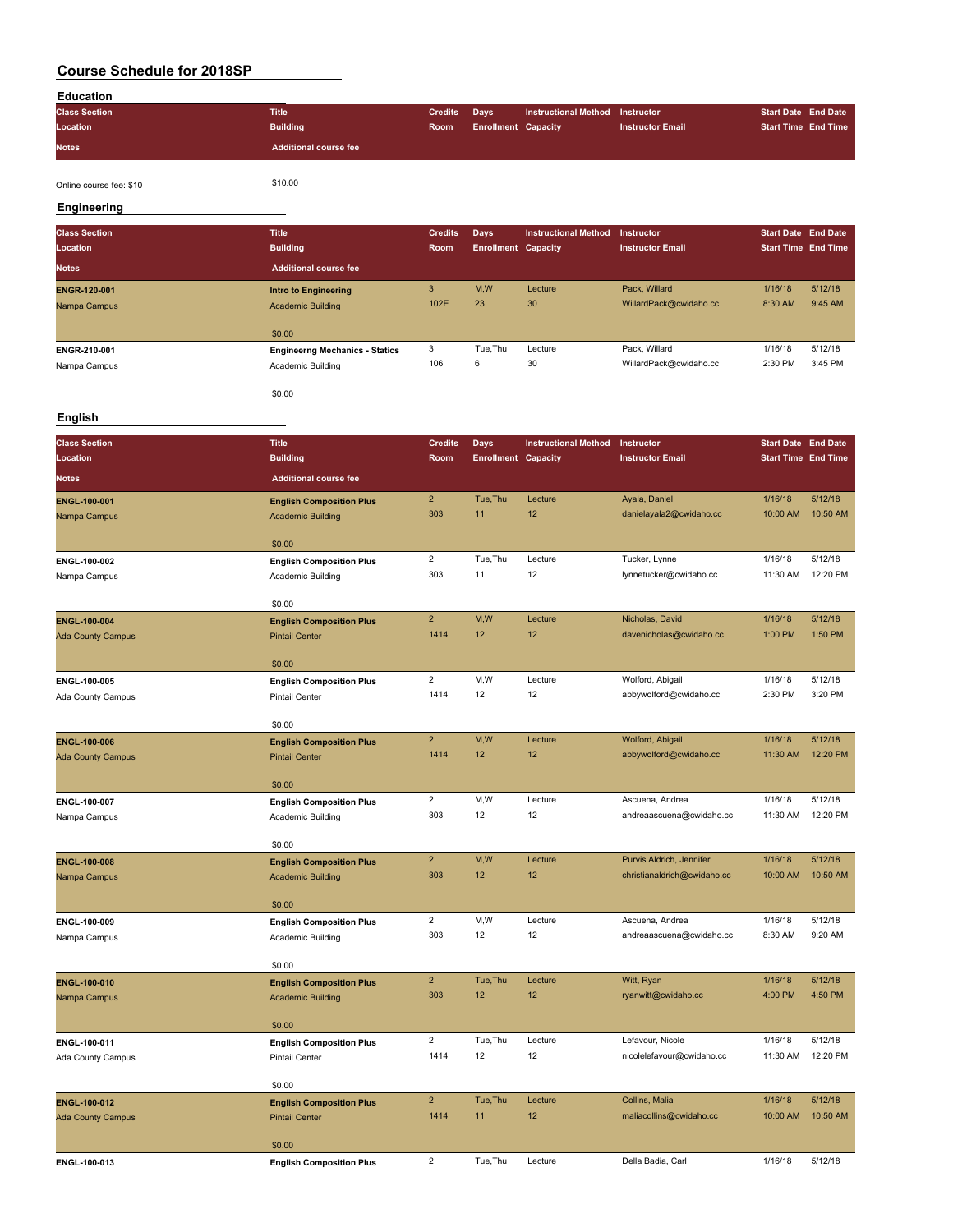# Course Schedule for 2018SP

## Education

| Class Section | Title | Credits | Days | Instructional Method | Instructor | Start Date | End Date |
|---|---|---|---|---|---|---|---|
| Location | Building | Room | Enrollment | Capacity | Instructor Email | Start Time | End Time |
| Notes | Additional course fee | | | | | | |
| Online course fee: $10 | $10.00 | | | | | | |

## Engineering

| Class Section | Title | Credits | Days | Instructional Method | Instructor | Start Date | End Date |
|---|---|---|---|---|---|---|---|
| Location | Building | Room | Enrollment | Capacity | Instructor Email | Start Time | End Time |
| Notes | Additional course fee | | | | | | |
| **ENGR-120-001** | **Intro to Engineering** | 3 | M,W | Lecture | Pack, Willard | 1/16/18 | 5/12/18 |
| Nampa Campus | Academic Building | 102E | 23 | 30 | WillardPack@cwidaho.cc | 8:30 AM | 9:45 AM |
| | $0.00 | | | | | | |
| **ENGR-210-001** | **Engineerng Mechanics - Statics** | 3 | Tue,Thu | Lecture | Pack, Willard | 1/16/18 | 5/12/18 |
| Nampa Campus | Academic Building | 106 | 6 | 30 | WillardPack@cwidaho.cc | 2:30 PM | 3:45 PM |
| | $0.00 | | | | | | |

## English

| Class Section | Title | Credits | Days | Instructional Method | Instructor | Start Date | End Date |
|---|---|---|---|---|---|---|---|
| Location | Building | Room | Enrollment | Capacity | Instructor Email | Start Time | End Time |
| Notes | Additional course fee | | | | | | |
| **ENGL-100-001** | **English Composition Plus** | 2 | Tue,Thu | Lecture | Ayala, Daniel | 1/16/18 | 5/12/18 |
| Nampa Campus | Academic Building | 303 | 11 | 12 | danielayala2@cwidaho.cc | 10:00 AM | 10:50 AM |
| | $0.00 | | | | | | |
| **ENGL-100-002** | **English Composition Plus** | 2 | Tue,Thu | Lecture | Tucker, Lynne | 1/16/18 | 5/12/18 |
| Nampa Campus | Academic Building | 303 | 11 | 12 | lynnetucker@cwidaho.cc | 11:30 AM | 12:20 PM |
| | $0.00 | | | | | | |
| **ENGL-100-004** | **English Composition Plus** | 2 | M,W | Lecture | Nicholas, David | 1/16/18 | 5/12/18 |
| Ada County Campus | Pintail Center | 1414 | 12 | 12 | davenicholas@cwidaho.cc | 1:00 PM | 1:50 PM |
| | $0.00 | | | | | | |
| **ENGL-100-005** | **English Composition Plus** | 2 | M,W | Lecture | Wolford, Abigail | 1/16/18 | 5/12/18 |
| Ada County Campus | Pintail Center | 1414 | 12 | 12 | abbywolford@cwidaho.cc | 2:30 PM | 3:20 PM |
| | $0.00 | | | | | | |
| **ENGL-100-006** | **English Composition Plus** | 2 | M,W | Lecture | Wolford, Abigail | 1/16/18 | 5/12/18 |
| Ada County Campus | Pintail Center | 1414 | 12 | 12 | abbywolford@cwidaho.cc | 11:30 AM | 12:20 PM |
| | $0.00 | | | | | | |
| **ENGL-100-007** | **English Composition Plus** | 2 | M,W | Lecture | Ascuena, Andrea | 1/16/18 | 5/12/18 |
| Nampa Campus | Academic Building | 303 | 12 | 12 | andreaascuena@cwidaho.cc | 11:30 AM | 12:20 PM |
| | $0.00 | | | | | | |
| **ENGL-100-008** | **English Composition Plus** | 2 | M,W | Lecture | Purvis Aldrich, Jennifer | 1/16/18 | 5/12/18 |
| Nampa Campus | Academic Building | 303 | 12 | 12 | christianaldrich@cwidaho.cc | 10:00 AM | 10:50 AM |
| | $0.00 | | | | | | |
| **ENGL-100-009** | **English Composition Plus** | 2 | M,W | Lecture | Ascuena, Andrea | 1/16/18 | 5/12/18 |
| Nampa Campus | Academic Building | 303 | 12 | 12 | andreaascuena@cwidaho.cc | 8:30 AM | 9:20 AM |
| | $0.00 | | | | | | |
| **ENGL-100-010** | **English Composition Plus** | 2 | Tue,Thu | Lecture | Witt, Ryan | 1/16/18 | 5/12/18 |
| Nampa Campus | Academic Building | 303 | 12 | 12 | ryanwitt@cwidaho.cc | 4:00 PM | 4:50 PM |
| | $0.00 | | | | | | |
| **ENGL-100-011** | **English Composition Plus** | 2 | Tue,Thu | Lecture | Lefavour, Nicole | 1/16/18 | 5/12/18 |
| Ada County Campus | Pintail Center | 1414 | 12 | 12 | nicolelefavour@cwidaho.cc | 11:30 AM | 12:20 PM |
| | $0.00 | | | | | | |
| **ENGL-100-012** | **English Composition Plus** | 2 | Tue,Thu | Lecture | Collins, Malia | 1/16/18 | 5/12/18 |
| Ada County Campus | Pintail Center | 1414 | 11 | 12 | maliacollins@cwidaho.cc | 10:00 AM | 10:50 AM |
| | $0.00 | | | | | | |
| **ENGL-100-013** | **English Composition Plus** | 2 | Tue,Thu | Lecture | Della Badia, Carl | 1/16/18 | 5/12/18 |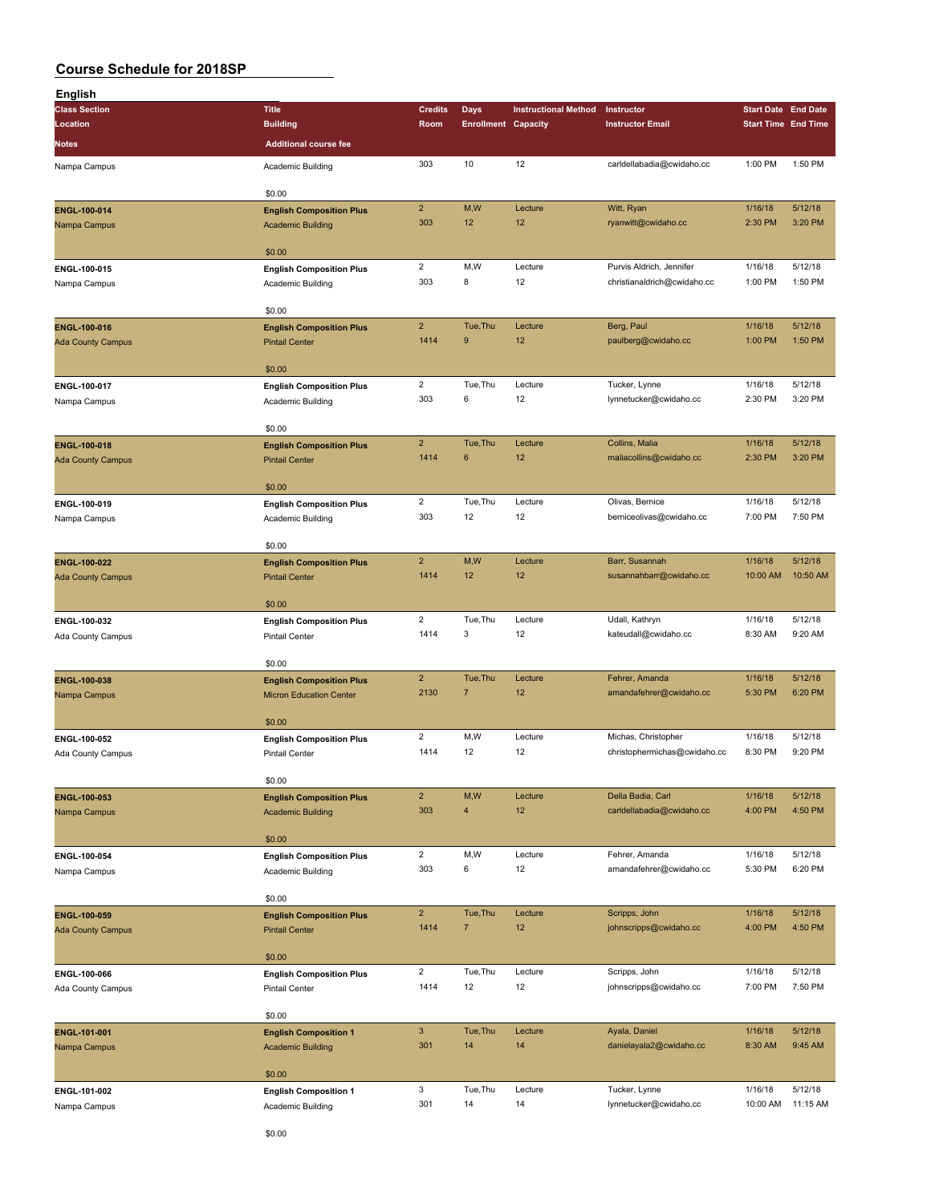# Course Schedule for 2018SP

## English

| Class Section | Title | Credits | Days | Instructional Method | Instructor | Start Date | End Date |
|---|---|---|---|---|---|---|---|
| Location | Building | Room | Enrollment | Capacity | Instructor Email | Start Time | End Time |
| Notes | Additional course fee | | | | | | |
| Nampa Campus | Academic Building | 303 | 10 | 12 | carldellabadia@cwidaho.cc | 1:00 PM | 1:50 PM |
| | $0.00 | | | | | | |
| **ENGL-100-014** | **English Composition Plus** | 2 | M,W | Lecture | Witt, Ryan | 1/16/18 | 5/12/18 |
| Nampa Campus | Academic Building | 303 | 12 | 12 | ryanwitt@cwidaho.cc | 2:30 PM | 3:20 PM |
| | $0.00 | | | | | | |
| **ENGL-100-015** | **English Composition Plus** | 2 | M,W | Lecture | Purvis Aldrich, Jennifer | 1/16/18 | 5/12/18 |
| Nampa Campus | Academic Building | 303 | 8 | 12 | christianaldrich@cwidaho.cc | 1:00 PM | 1:50 PM |
| | $0.00 | | | | | | |
| **ENGL-100-016** | **English Composition Plus** | 2 | Tue,Thu | Lecture | Berg, Paul | 1/16/18 | 5/12/18 |
| Ada County Campus | Pintail Center | 1414 | 9 | 12 | paulberg@cwidaho.cc | 1:00 PM | 1:50 PM |
| | $0.00 | | | | | | |
| **ENGL-100-017** | **English Composition Plus** | 2 | Tue,Thu | Lecture | Tucker, Lynne | 1/16/18 | 5/12/18 |
| Nampa Campus | Academic Building | 303 | 6 | 12 | lynnetucker@cwidaho.cc | 2:30 PM | 3:20 PM |
| | $0.00 | | | | | | |
| **ENGL-100-018** | **English Composition Plus** | 2 | Tue,Thu | Lecture | Collins, Malia | 1/16/18 | 5/12/18 |
| Ada County Campus | Pintail Center | 1414 | 6 | 12 | maliacollins@cwidaho.cc | 2:30 PM | 3:20 PM |
| | $0.00 | | | | | | |
| **ENGL-100-019** | **English Composition Plus** | 2 | Tue,Thu | Lecture | Olivas, Bernice | 1/16/18 | 5/12/18 |
| Nampa Campus | Academic Building | 303 | 12 | 12 | berniceolivas@cwidaho.cc | 7:00 PM | 7:50 PM |
| | $0.00 | | | | | | |
| **ENGL-100-022** | **English Composition Plus** | 2 | M,W | Lecture | Barr, Susannah | 1/16/18 | 5/12/18 |
| Ada County Campus | Pintail Center | 1414 | 12 | 12 | susannahbarr@cwidaho.cc | 10:00 AM | 10:50 AM |
| | $0.00 | | | | | | |
| **ENGL-100-032** | **English Composition Plus** | 2 | Tue,Thu | Lecture | Udall, Kathryn | 1/16/18 | 5/12/18 |
| Ada County Campus | Pintail Center | 1414 | 3 | 12 | kateudall@cwidaho.cc | 8:30 AM | 9:20 AM |
| | $0.00 | | | | | | |
| **ENGL-100-038** | **English Composition Plus** | 2 | Tue,Thu | Lecture | Fehrer, Amanda | 1/16/18 | 5/12/18 |
| Nampa Campus | Micron Education Center | 2130 | 7 | 12 | amandafehrer@cwidaho.cc | 5:30 PM | 6:20 PM |
| | $0.00 | | | | | | |
| **ENGL-100-052** | **English Composition Plus** | 2 | M,W | Lecture | Michas, Christopher | 1/16/18 | 5/12/18 |
| Ada County Campus | Pintail Center | 1414 | 12 | 12 | christophermichas@cwidaho.cc | 8:30 PM | 9:20 PM |
| | $0.00 | | | | | | |
| **ENGL-100-053** | **English Composition Plus** | 2 | M,W | Lecture | Della Badia, Carl | 1/16/18 | 5/12/18 |
| Nampa Campus | Academic Building | 303 | 4 | 12 | carldellabadia@cwidaho.cc | 4:00 PM | 4:50 PM |
| | $0.00 | | | | | | |
| **ENGL-100-054** | **English Composition Plus** | 2 | M,W | Lecture | Fehrer, Amanda | 1/16/18 | 5/12/18 |
| Nampa Campus | Academic Building | 303 | 6 | 12 | amandafehrer@cwidaho.cc | 5:30 PM | 6:20 PM |
| | $0.00 | | | | | | |
| **ENGL-100-059** | **English Composition Plus** | 2 | Tue,Thu | Lecture | Scripps, John | 1/16/18 | 5/12/18 |
| Ada County Campus | Pintail Center | 1414 | 7 | 12 | johnscripps@cwidaho.cc | 4:00 PM | 4:50 PM |
| | $0.00 | | | | | | |
| **ENGL-100-066** | **English Composition Plus** | 2 | Tue,Thu | Lecture | Scripps, John | 1/16/18 | 5/12/18 |
| Ada County Campus | Pintail Center | 1414 | 12 | 12 | johnscripps@cwidaho.cc | 7:00 PM | 7:50 PM |
| | $0.00 | | | | | | |
| **ENGL-101-001** | **English Composition 1** | 3 | Tue,Thu | Lecture | Ayala, Daniel | 1/16/18 | 5/12/18 |
| Nampa Campus | Academic Building | 301 | 14 | 14 | danielayala2@cwidaho.cc | 8:30 AM | 9:45 AM |
| | $0.00 | | | | | | |
| **ENGL-101-002** | **English Composition 1** | 3 | Tue,Thu | Lecture | Tucker, Lynne | 1/16/18 | 5/12/18 |
| Nampa Campus | Academic Building | 301 | 14 | 14 | lynnetucker@cwidaho.cc | 10:00 AM | 11:15 AM |
| | $0.00 | | | | | | |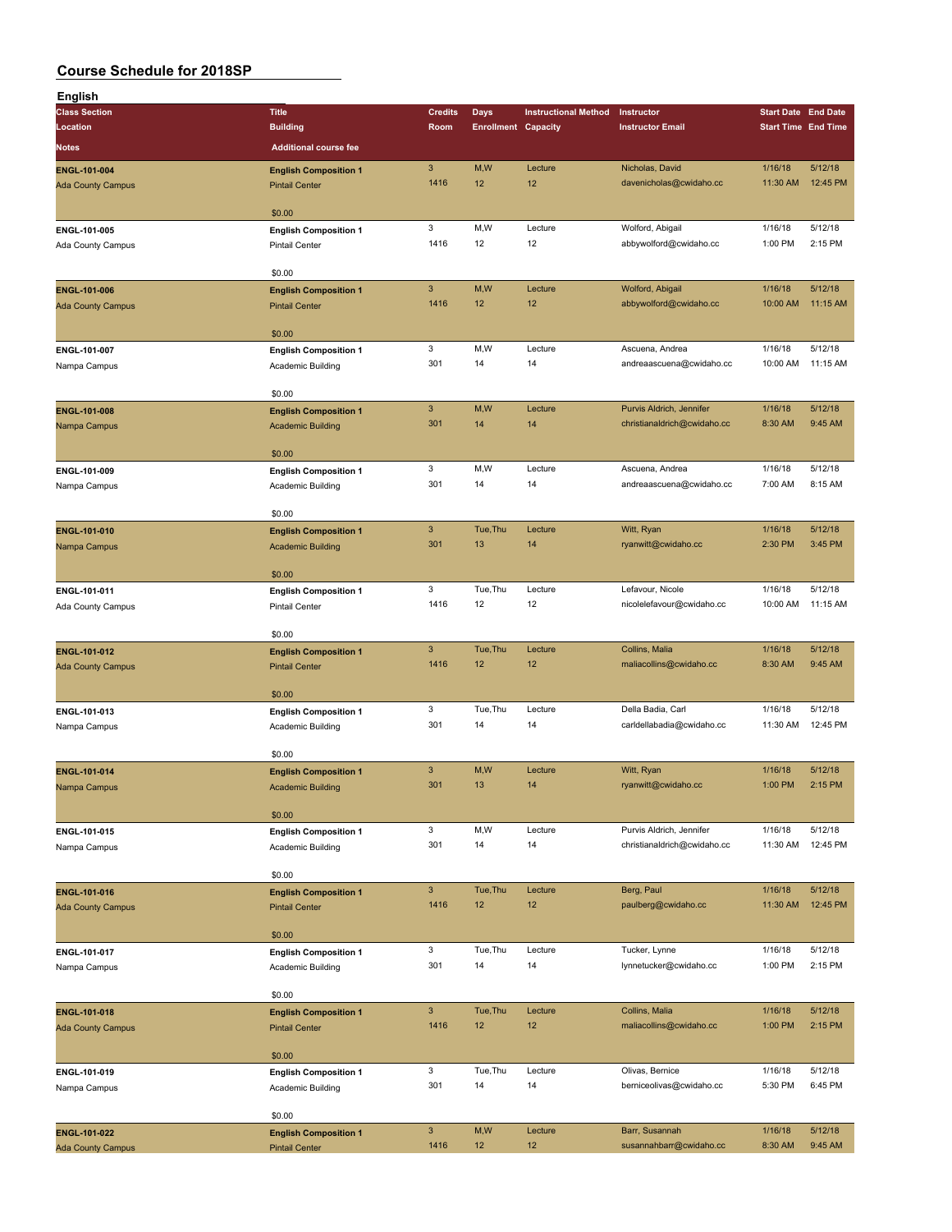# Course Schedule for 2018SP

## English

| Class Section / Location / Notes | Title / Building / Additional course fee | Credits / Room | Days / Enrollment | Instructional Method / Capacity | Instructor / Instructor Email | Start Date / Start Time | End Date / End Time |
|---|---|---|---|---|---|---|---|
| ENGL-101-004<br>Ada County Campus | **English Composition 1**<br>Pintail Center<br>$0.00 | 3<br>1416 | M,W<br>12 | Lecture<br>12 | Nicholas, David<br>davenicholas@cwidaho.cc | 1/16/18<br>11:30 AM | 5/12/18<br>12:45 PM |
| ENGL-101-005<br>Ada County Campus | **English Composition 1**<br>Pintail Center<br>$0.00 | 3<br>1416 | M,W<br>12 | Lecture<br>12 | Wolford, Abigail<br>abbywolford@cwidaho.cc | 1/16/18<br>1:00 PM | 5/12/18<br>2:15 PM |
| ENGL-101-006<br>Ada County Campus | **English Composition 1**<br>Pintail Center<br>$0.00 | 3<br>1416 | M,W<br>12 | Lecture<br>12 | Wolford, Abigail<br>abbywolford@cwidaho.cc | 1/16/18<br>10:00 AM | 5/12/18<br>11:15 AM |
| ENGL-101-007<br>Nampa Campus | **English Composition 1**<br>Academic Building<br>$0.00 | 3<br>301 | M,W<br>14 | Lecture<br>14 | Ascuena, Andrea<br>andreaascuena@cwidaho.cc | 1/16/18<br>10:00 AM | 5/12/18<br>11:15 AM |
| ENGL-101-008<br>Nampa Campus | **English Composition 1**<br>Academic Building<br>$0.00 | 3<br>301 | M,W<br>14 | Lecture<br>14 | Purvis Aldrich, Jennifer<br>christianaldrich@cwidaho.cc | 1/16/18<br>8:30 AM | 5/12/18<br>9:45 AM |
| ENGL-101-009<br>Nampa Campus | **English Composition 1**<br>Academic Building<br>$0.00 | 3<br>301 | M,W<br>14 | Lecture<br>14 | Ascuena, Andrea<br>andreaascuena@cwidaho.cc | 1/16/18<br>7:00 AM | 5/12/18<br>8:15 AM |
| ENGL-101-010<br>Nampa Campus | **English Composition 1**<br>Academic Building<br>$0.00 | 3<br>301 | Tue,Thu<br>13 | Lecture<br>14 | Witt, Ryan<br>ryanwitt@cwidaho.cc | 1/16/18<br>2:30 PM | 5/12/18<br>3:45 PM |
| ENGL-101-011<br>Ada County Campus | **English Composition 1**<br>Pintail Center<br>$0.00 | 3<br>1416 | Tue,Thu<br>12 | Lecture<br>12 | Lefavour, Nicole<br>nicolelefavour@cwidaho.cc | 1/16/18<br>10:00 AM | 5/12/18<br>11:15 AM |
| ENGL-101-012<br>Ada County Campus | **English Composition 1**<br>Pintail Center<br>$0.00 | 3<br>1416 | Tue,Thu<br>12 | Lecture<br>12 | Collins, Malia<br>maliacollins@cwidaho.cc | 1/16/18<br>8:30 AM | 5/12/18<br>9:45 AM |
| ENGL-101-013<br>Nampa Campus | **English Composition 1**<br>Academic Building<br>$0.00 | 3<br>301 | Tue,Thu<br>14 | Lecture<br>14 | Della Badia, Carl<br>carldellabadia@cwidaho.cc | 1/16/18<br>11:30 AM | 5/12/18<br>12:45 PM |
| ENGL-101-014<br>Nampa Campus | **English Composition 1**<br>Academic Building<br>$0.00 | 3<br>301 | M,W<br>13 | Lecture<br>14 | Witt, Ryan<br>ryanwitt@cwidaho.cc | 1/16/18<br>1:00 PM | 5/12/18<br>2:15 PM |
| ENGL-101-015<br>Nampa Campus | **English Composition 1**<br>Academic Building<br>$0.00 | 3<br>301 | M,W<br>14 | Lecture<br>14 | Purvis Aldrich, Jennifer<br>christianaldrich@cwidaho.cc | 1/16/18<br>11:30 AM | 5/12/18<br>12:45 PM |
| ENGL-101-016<br>Ada County Campus | **English Composition 1**<br>Pintail Center<br>$0.00 | 3<br>1416 | Tue,Thu<br>12 | Lecture<br>12 | Berg, Paul<br>paulberg@cwidaho.cc | 1/16/18<br>11:30 AM | 5/12/18<br>12:45 PM |
| ENGL-101-017<br>Nampa Campus | **English Composition 1**<br>Academic Building<br>$0.00 | 3<br>301 | Tue,Thu<br>14 | Lecture<br>14 | Tucker, Lynne<br>lynnetucker@cwidaho.cc | 1/16/18<br>1:00 PM | 5/12/18<br>2:15 PM |
| ENGL-101-018<br>Ada County Campus | **English Composition 1**<br>Pintail Center<br>$0.00 | 3<br>1416 | Tue,Thu<br>12 | Lecture<br>12 | Collins, Malia<br>maliacollins@cwidaho.cc | 1/16/18<br>1:00 PM | 5/12/18<br>2:15 PM |
| ENGL-101-019<br>Nampa Campus | **English Composition 1**<br>Academic Building<br>$0.00 | 3<br>301 | Tue,Thu<br>14 | Lecture<br>14 | Olivas, Bernice<br>berniceolivas@cwidaho.cc | 1/16/18<br>5:30 PM | 5/12/18<br>6:45 PM |
| ENGL-101-022<br>Ada County Campus | **English Composition 1**<br>Pintail Center | 3<br>1416 | M,W<br>12 | Lecture<br>12 | Barr, Susannah<br>susannahbarr@cwidaho.cc | 1/16/18<br>8:30 AM | 5/12/18<br>9:45 AM |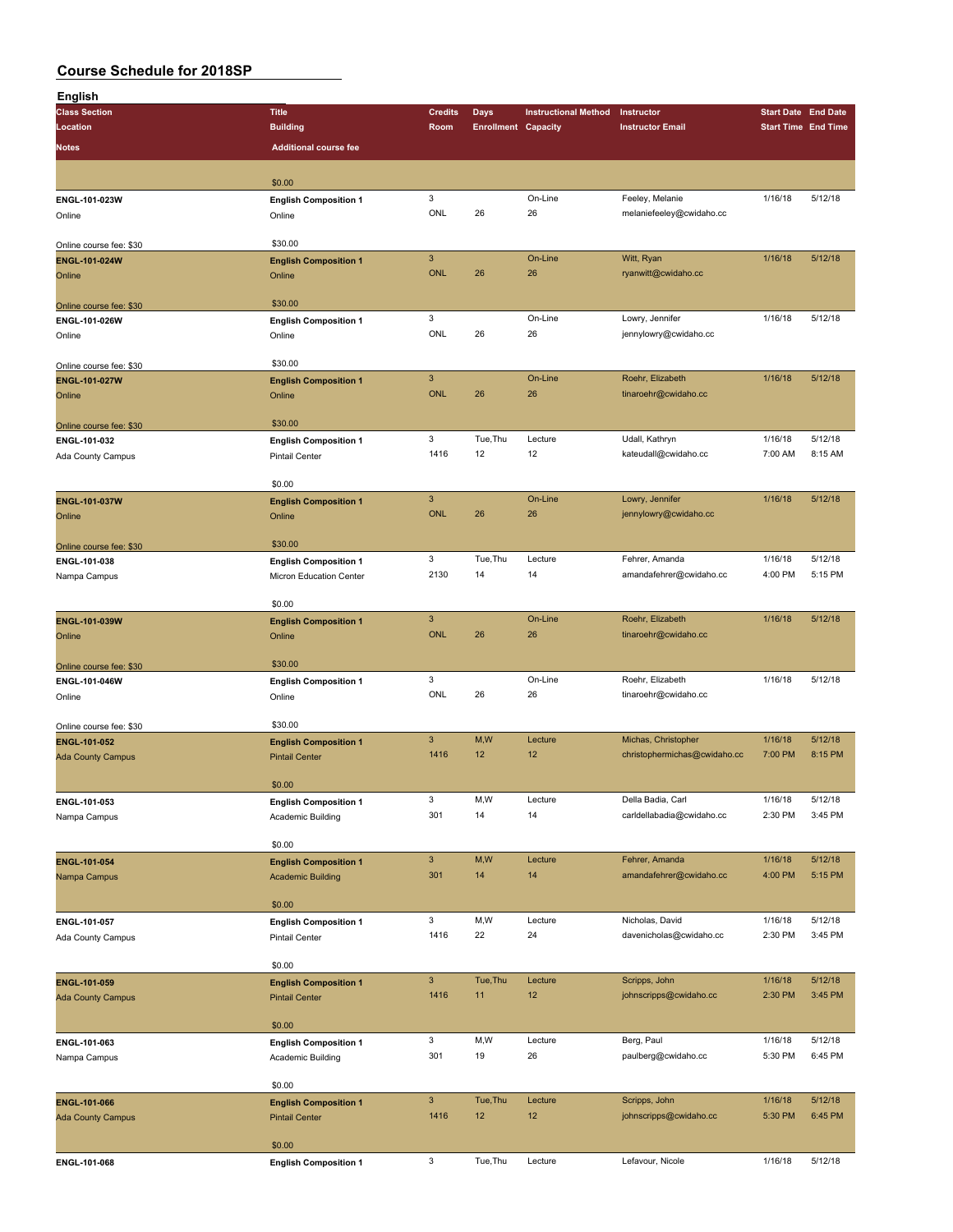# Course Schedule for 2018SP

## English

| Class Section / Location / Notes | Title / Building / Additional course fee | Credits / Room | Days / Enrollment | Instructional Method / Capacity | Instructor / Instructor Email | Start Date / Start Time | End Date / End Time |
|---|---|---|---|---|---|---|---|
| | $0.00 | | | | | | |
| ENGL-101-023W | **English Composition 1** | 3 | | On-Line | Feeley, Melanie | 1/16/18 | 5/12/18 |
| Online | Online | ONL | 26 | 26 | melaniefeeley@cwidaho.cc | | |
| Online course fee: $30 | $30.00 | | | | | | |
| ENGL-101-024W | **English Composition 1** | 3 | | On-Line | Witt, Ryan | 1/16/18 | 5/12/18 |
| Online | Online | ONL | 26 | 26 | ryanwitt@cwidaho.cc | | |
| Online course fee: $30 | $30.00 | | | | | | |
| ENGL-101-026W | **English Composition 1** | 3 | | On-Line | Lowry, Jennifer | 1/16/18 | 5/12/18 |
| Online | Online | ONL | 26 | 26 | jennylowry@cwidaho.cc | | |
| Online course fee: $30 | $30.00 | | | | | | |
| ENGL-101-027W | **English Composition 1** | 3 | | On-Line | Roehr, Elizabeth | 1/16/18 | 5/12/18 |
| Online | Online | ONL | 26 | 26 | tinaroehr@cwidaho.cc | | |
| Online course fee: $30 | $30.00 | | | | | | |
| ENGL-101-032 | **English Composition 1** | 3 | Tue,Thu | Lecture | Udall, Kathryn | 1/16/18 | 5/12/18 |
| Ada County Campus | Pintail Center | 1416 | 12 | 12 | kateudall@cwidaho.cc | 7:00 AM | 8:15 AM |
| | $0.00 | | | | | | |
| ENGL-101-037W | **English Composition 1** | 3 | | On-Line | Lowry, Jennifer | 1/16/18 | 5/12/18 |
| Online | Online | ONL | 26 | 26 | jennylowry@cwidaho.cc | | |
| Online course fee: $30 | $30.00 | | | | | | |
| ENGL-101-038 | **English Composition 1** | 3 | Tue,Thu | Lecture | Fehrer, Amanda | 1/16/18 | 5/12/18 |
| Nampa Campus | Micron Education Center | 2130 | 14 | 14 | amandafehrer@cwidaho.cc | 4:00 PM | 5:15 PM |
| | $0.00 | | | | | | |
| ENGL-101-039W | **English Composition 1** | 3 | | On-Line | Roehr, Elizabeth | 1/16/18 | 5/12/18 |
| Online | Online | ONL | 26 | 26 | tinaroehr@cwidaho.cc | | |
| Online course fee: $30 | $30.00 | | | | | | |
| ENGL-101-046W | **English Composition 1** | 3 | | On-Line | Roehr, Elizabeth | 1/16/18 | 5/12/18 |
| Online | Online | ONL | 26 | 26 | tinaroehr@cwidaho.cc | | |
| Online course fee: $30 | $30.00 | | | | | | |
| ENGL-101-052 | **English Composition 1** | 3 | M,W | Lecture | Michas, Christopher | 1/16/18 | 5/12/18 |
| Ada County Campus | Pintail Center | 1416 | 12 | 12 | christophermichas@cwidaho.cc | 7:00 PM | 8:15 PM |
| | $0.00 | | | | | | |
| ENGL-101-053 | **English Composition 1** | 3 | M,W | Lecture | Della Badia, Carl | 1/16/18 | 5/12/18 |
| Nampa Campus | Academic Building | 301 | 14 | 14 | carldellabadia@cwidaho.cc | 2:30 PM | 3:45 PM |
| | $0.00 | | | | | | |
| ENGL-101-054 | **English Composition 1** | 3 | M,W | Lecture | Fehrer, Amanda | 1/16/18 | 5/12/18 |
| Nampa Campus | Academic Building | 301 | 14 | 14 | amandafehrer@cwidaho.cc | 4:00 PM | 5:15 PM |
| | $0.00 | | | | | | |
| ENGL-101-057 | **English Composition 1** | 3 | M,W | Lecture | Nicholas, David | 1/16/18 | 5/12/18 |
| Ada County Campus | Pintail Center | 1416 | 22 | 24 | davenicholas@cwidaho.cc | 2:30 PM | 3:45 PM |
| | $0.00 | | | | | | |
| ENGL-101-059 | **English Composition 1** | 3 | Tue,Thu | Lecture | Scripps, John | 1/16/18 | 5/12/18 |
| Ada County Campus | Pintail Center | 1416 | 11 | 12 | johnscripps@cwidaho.cc | 2:30 PM | 3:45 PM |
| | $0.00 | | | | | | |
| ENGL-101-063 | **English Composition 1** | 3 | M,W | Lecture | Berg, Paul | 1/16/18 | 5/12/18 |
| Nampa Campus | Academic Building | 301 | 19 | 26 | paulberg@cwidaho.cc | 5:30 PM | 6:45 PM |
| | $0.00 | | | | | | |
| ENGL-101-066 | **English Composition 1** | 3 | Tue,Thu | Lecture | Scripps, John | 1/16/18 | 5/12/18 |
| Ada County Campus | Pintail Center | 1416 | 12 | 12 | johnscripps@cwidaho.cc | 5:30 PM | 6:45 PM |
| | $0.00 | | | | | | |
| ENGL-101-068 | **English Composition 1** | 3 | Tue,Thu | Lecture | Lefavour, Nicole | 1/16/18 | 5/12/18 |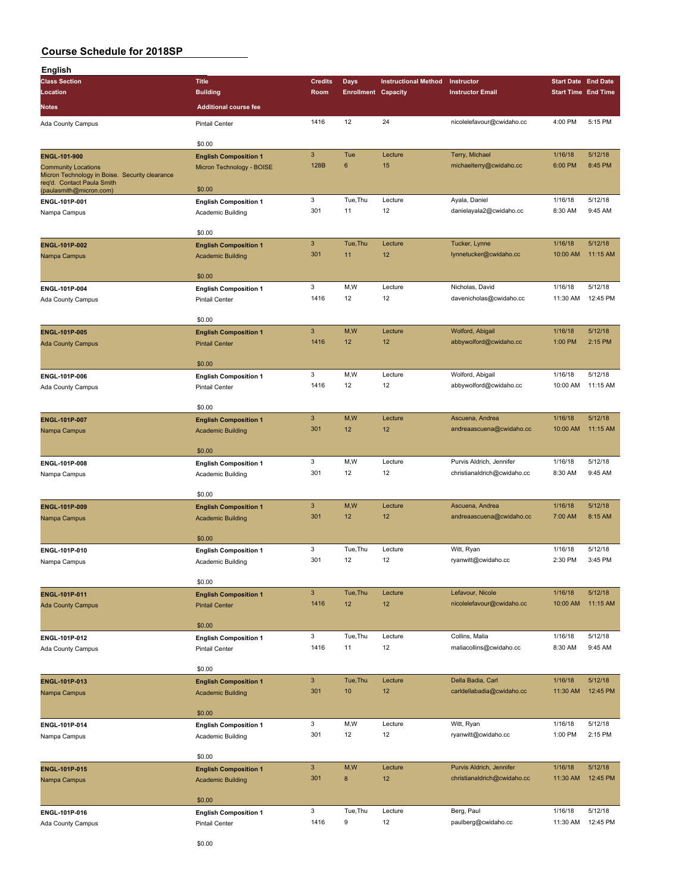# Course Schedule for 2018SP

## English

| Class Section / Location / Notes | Title / Building / Additional course fee | Credits / Room | Days / Enrollment | Instructional Method / Capacity | Instructor / Instructor Email | Start Date / Start Time | End Date / End Time |
|---|---|---|---|---|---|---|---|
| Ada County Campus | Pintail Center | 1416 | 12 | 24 | nicolelefavour@cwidaho.cc | 4:00 PM | 5:15 PM |
| | $0.00 | | | | | | |
| **ENGL-101-900** | **English Composition 1** | 3 | Tue | Lecture | Terry, Michael | 1/16/18 | 5/12/18 |
| Community Locations | Micron Technology - BOISE | 128B | 6 | 15 | michaelterry@cwidaho.cc | 6:00 PM | 8:45 PM |
| Micron Technology in Boise. Security clearance req'd. Contact Paula Smith (paulasmith@micron.com) | $0.00 | | | | | | |
| **ENGL-101P-001** | **English Composition 1** | 3 | Tue,Thu | Lecture | Ayala, Daniel | 1/16/18 | 5/12/18 |
| Nampa Campus | Academic Building | 301 | 11 | 12 | danielayala2@cwidaho.cc | 8:30 AM | 9:45 AM |
| | $0.00 | | | | | | |
| **ENGL-101P-002** | **English Composition 1** | 3 | Tue,Thu | Lecture | Tucker, Lynne | 1/16/18 | 5/12/18 |
| Nampa Campus | Academic Building | 301 | 11 | 12 | lynnetucker@cwidaho.cc | 10:00 AM | 11:15 AM |
| | $0.00 | | | | | | |
| **ENGL-101P-004** | **English Composition 1** | 3 | M,W | Lecture | Nicholas, David | 1/16/18 | 5/12/18 |
| Ada County Campus | Pintail Center | 1416 | 12 | 12 | davenicholas@cwidaho.cc | 11:30 AM | 12:45 PM |
| | $0.00 | | | | | | |
| **ENGL-101P-005** | **English Composition 1** | 3 | M,W | Lecture | Wolford, Abigail | 1/16/18 | 5/12/18 |
| Ada County Campus | Pintail Center | 1416 | 12 | 12 | abbywolford@cwidaho.cc | 1:00 PM | 2:15 PM |
| | $0.00 | | | | | | |
| **ENGL-101P-006** | **English Composition 1** | 3 | M,W | Lecture | Wolford, Abigail | 1/16/18 | 5/12/18 |
| Ada County Campus | Pintail Center | 1416 | 12 | 12 | abbywolford@cwidaho.cc | 10:00 AM | 11:15 AM |
| | $0.00 | | | | | | |
| **ENGL-101P-007** | **English Composition 1** | 3 | M,W | Lecture | Ascuena, Andrea | 1/16/18 | 5/12/18 |
| Nampa Campus | Academic Building | 301 | 12 | 12 | andreaascuena@cwidaho.cc | 10:00 AM | 11:15 AM |
| | $0.00 | | | | | | |
| **ENGL-101P-008** | **English Composition 1** | 3 | M,W | Lecture | Purvis Aldrich, Jennifer | 1/16/18 | 5/12/18 |
| Nampa Campus | Academic Building | 301 | 12 | 12 | christianaldrich@cwidaho.cc | 8:30 AM | 9:45 AM |
| | $0.00 | | | | | | |
| **ENGL-101P-009** | **English Composition 1** | 3 | M,W | Lecture | Ascuena, Andrea | 1/16/18 | 5/12/18 |
| Nampa Campus | Academic Building | 301 | 12 | 12 | andreaascuena@cwidaho.cc | 7:00 AM | 8:15 AM |
| | $0.00 | | | | | | |
| **ENGL-101P-010** | **English Composition 1** | 3 | Tue,Thu | Lecture | Witt, Ryan | 1/16/18 | 5/12/18 |
| Nampa Campus | Academic Building | 301 | 12 | 12 | ryanwitt@cwidaho.cc | 2:30 PM | 3:45 PM |
| | $0.00 | | | | | | |
| **ENGL-101P-011** | **English Composition 1** | 3 | Tue,Thu | Lecture | Lefavour, Nicole | 1/16/18 | 5/12/18 |
| Ada County Campus | Pintail Center | 1416 | 12 | 12 | nicolelefavour@cwidaho.cc | 10:00 AM | 11:15 AM |
| | $0.00 | | | | | | |
| **ENGL-101P-012** | **English Composition 1** | 3 | Tue,Thu | Lecture | Collins, Malia | 1/16/18 | 5/12/18 |
| Ada County Campus | Pintail Center | 1416 | 11 | 12 | maliacollins@cwidaho.cc | 8:30 AM | 9:45 AM |
| | $0.00 | | | | | | |
| **ENGL-101P-013** | **English Composition 1** | 3 | Tue,Thu | Lecture | Della Badia, Carl | 1/16/18 | 5/12/18 |
| Nampa Campus | Academic Building | 301 | 10 | 12 | carldellabadia@cwidaho.cc | 11:30 AM | 12:45 PM |
| | $0.00 | | | | | | |
| **ENGL-101P-014** | **English Composition 1** | 3 | M,W | Lecture | Witt, Ryan | 1/16/18 | 5/12/18 |
| Nampa Campus | Academic Building | 301 | 12 | 12 | ryanwitt@cwidaho.cc | 1:00 PM | 2:15 PM |
| | $0.00 | | | | | | |
| **ENGL-101P-015** | **English Composition 1** | 3 | M,W | Lecture | Purvis Aldrich, Jennifer | 1/16/18 | 5/12/18 |
| Nampa Campus | Academic Building | 301 | 8 | 12 | christianaldrich@cwidaho.cc | 11:30 AM | 12:45 PM |
| | $0.00 | | | | | | |
| **ENGL-101P-016** | **English Composition 1** | 3 | Tue,Thu | Lecture | Berg, Paul | 1/16/18 | 5/12/18 |
| Ada County Campus | Pintail Center | 1416 | 9 | 12 | paulberg@cwidaho.cc | 11:30 AM | 12:45 PM |
| | $0.00 | | | | | | |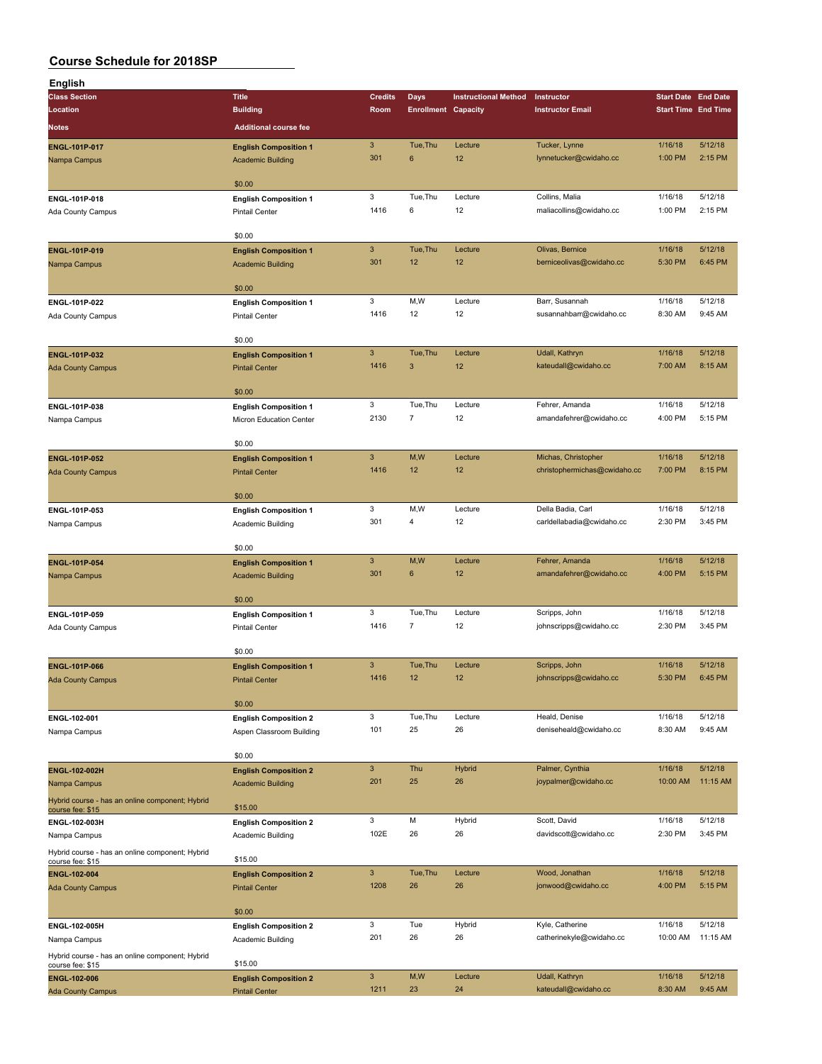# Course Schedule for 2018SP

## English

| Class Section / Location / Notes | Title / Building / Additional course fee | Credits / Room | Days / Enrollment | Instructional Method / Capacity | Instructor / Instructor Email | Start Date / Start Time | End Date / End Time |
|---|---|---|---|---|---|---|---|
| ENGL-101P-017<br>Nampa Campus | English Composition 1<br>Academic Building<br>$0.00 | 3<br>301 | Tue,Thu<br>6 | Lecture<br>12 | Tucker, Lynne<br>lynnetucker@cwidaho.cc | 1/16/18<br>1:00 PM | 5/12/18<br>2:15 PM |
| ENGL-101P-018<br>Ada County Campus | English Composition 1<br>Pintail Center<br>$0.00 | 3<br>1416 | Tue,Thu<br>6 | Lecture<br>12 | Collins, Malia<br>maliacollins@cwidaho.cc | 1/16/18<br>1:00 PM | 5/12/18<br>2:15 PM |
| ENGL-101P-019<br>Nampa Campus | English Composition 1<br>Academic Building<br>$0.00 | 3<br>301 | Tue,Thu<br>12 | Lecture<br>12 | Olivas, Bernice<br>berniceolivas@cwidaho.cc | 1/16/18<br>5:30 PM | 5/12/18<br>6:45 PM |
| ENGL-101P-022<br>Ada County Campus | English Composition 1<br>Pintail Center<br>$0.00 | 3<br>1416 | M,W<br>12 | Lecture<br>12 | Barr, Susannah<br>susannahbarr@cwidaho.cc | 1/16/18<br>8:30 AM | 5/12/18<br>9:45 AM |
| ENGL-101P-032<br>Ada County Campus | English Composition 1<br>Pintail Center<br>$0.00 | 3<br>1416 | Tue,Thu<br>3 | Lecture<br>12 | Udall, Kathryn<br>kateudall@cwidaho.cc | 1/16/18<br>7:00 AM | 5/12/18<br>8:15 AM |
| ENGL-101P-038<br>Nampa Campus | English Composition 1<br>Micron Education Center<br>$0.00 | 3<br>2130 | Tue,Thu<br>7 | Lecture<br>12 | Fehrer, Amanda<br>amandafehrer@cwidaho.cc | 1/16/18<br>4:00 PM | 5/12/18<br>5:15 PM |
| ENGL-101P-052<br>Ada County Campus | English Composition 1<br>Pintail Center<br>$0.00 | 3<br>1416 | M,W<br>12 | Lecture<br>12 | Michas, Christopher<br>christophermichas@cwidaho.cc | 1/16/18<br>7:00 PM | 5/12/18<br>8:15 PM |
| ENGL-101P-053<br>Nampa Campus | English Composition 1<br>Academic Building<br>$0.00 | 3<br>301 | M,W<br>4 | Lecture<br>12 | Della Badia, Carl<br>carldellabadia@cwidaho.cc | 1/16/18<br>2:30 PM | 5/12/18<br>3:45 PM |
| ENGL-101P-054<br>Nampa Campus | English Composition 1<br>Academic Building<br>$0.00 | 3<br>301 | M,W<br>6 | Lecture<br>12 | Fehrer, Amanda<br>amandafehrer@cwidaho.cc | 1/16/18<br>4:00 PM | 5/12/18<br>5:15 PM |
| ENGL-101P-059<br>Ada County Campus | English Composition 1<br>Pintail Center<br>$0.00 | 3<br>1416 | Tue,Thu<br>7 | Lecture<br>12 | Scripps, John<br>johnscripps@cwidaho.cc | 1/16/18<br>2:30 PM | 5/12/18<br>3:45 PM |
| ENGL-101P-066<br>Ada County Campus | English Composition 1<br>Pintail Center<br>$0.00 | 3<br>1416 | Tue,Thu<br>12 | Lecture<br>12 | Scripps, John<br>johnscripps@cwidaho.cc | 1/16/18<br>5:30 PM | 5/12/18<br>6:45 PM |
| ENGL-102-001<br>Nampa Campus | English Composition 2<br>Aspen Classroom Building<br>$0.00 | 3<br>101 | Tue,Thu<br>25 | Lecture<br>26 | Heald, Denise<br>deniseheald@cwidaho.cc | 1/16/18<br>8:30 AM | 5/12/18<br>9:45 AM |
| ENGL-102-002H<br>Nampa Campus<br>Hybrid course - has an online component; Hybrid course fee: $15 | English Composition 2<br>Academic Building<br>$15.00 | 3<br>201 | Thu<br>25 | Hybrid<br>26 | Palmer, Cynthia<br>joypalmer@cwidaho.cc | 1/16/18<br>10:00 AM | 5/12/18<br>11:15 AM |
| ENGL-102-003H<br>Nampa Campus<br>Hybrid course - has an online component; Hybrid course fee: $15 | English Composition 2<br>Academic Building<br>$15.00 | 3<br>102E | M<br>26 | Hybrid<br>26 | Scott, David<br>davidscott@cwidaho.cc | 1/16/18<br>2:30 PM | 5/12/18<br>3:45 PM |
| ENGL-102-004<br>Ada County Campus | English Composition 2<br>Pintail Center<br>$0.00 | 3<br>1208 | Tue,Thu<br>26 | Lecture<br>26 | Wood, Jonathan<br>jonwood@cwidaho.cc | 1/16/18<br>4:00 PM | 5/12/18<br>5:15 PM |
| ENGL-102-005H<br>Nampa Campus<br>Hybrid course - has an online component; Hybrid course fee: $15 | English Composition 2<br>Academic Building<br>$15.00 | 3<br>201 | Tue<br>26 | Hybrid<br>26 | Kyle, Catherine<br>catherinekyle@cwidaho.cc | 1/16/18<br>10:00 AM | 5/12/18<br>11:15 AM |
| ENGL-102-006<br>Ada County Campus | English Composition 2<br>Pintail Center | 3<br>1211 | M,W<br>23 | Lecture<br>24 | Udall, Kathryn<br>kateudall@cwidaho.cc | 1/16/18<br>8:30 AM | 5/12/18<br>9:45 AM |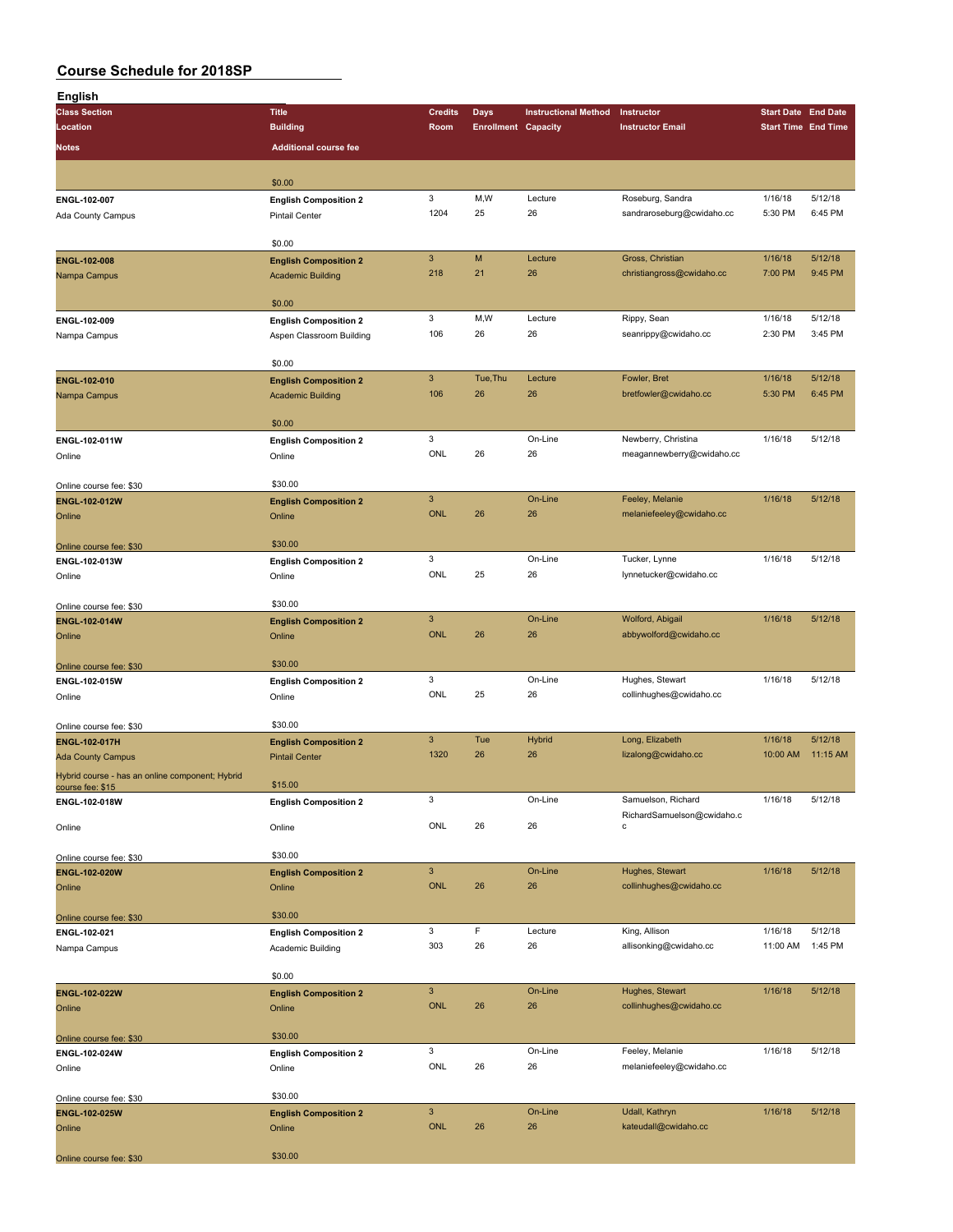# Course Schedule for 2018SP

## English

| Class Section | Title | Credits | Days | Instructional Method | Instructor | Start Date | End Date |
|---|---|---|---|---|---|---|---|
| Location | Building | Room | Enrollment | Capacity | Instructor Email | Start Time | End Time |
| Notes | Additional course fee | | | | | | |
| | $0.00 | | | | | | |
| ENGL-102-007 | English Composition 2 | 3 | M,W | Lecture | Roseburg, Sandra | 1/16/18 | 5/12/18 |
| Ada County Campus | Pintail Center | 1204 | 25 | 26 | sandraroseburg@cwidaho.cc | 5:30 PM | 6:45 PM |
| | $0.00 | | | | | | |
| ENGL-102-008 | English Composition 2 | 3 | M | Lecture | Gross, Christian | 1/16/18 | 5/12/18 |
| Nampa Campus | Academic Building | 218 | 21 | 26 | christiangross@cwidaho.cc | 7:00 PM | 9:45 PM |
| | $0.00 | | | | | | |
| ENGL-102-009 | English Composition 2 | 3 | M,W | Lecture | Rippy, Sean | 1/16/18 | 5/12/18 |
| Nampa Campus | Aspen Classroom Building | 106 | 26 | 26 | seanrippy@cwidaho.cc | 2:30 PM | 3:45 PM |
| | $0.00 | | | | | | |
| ENGL-102-010 | English Composition 2 | 3 | Tue,Thu | Lecture | Fowler, Bret | 1/16/18 | 5/12/18 |
| Nampa Campus | Academic Building | 106 | 26 | 26 | bretfowler@cwidaho.cc | 5:30 PM | 6:45 PM |
| | $0.00 | | | | | | |
| ENGL-102-011W | English Composition 2 | 3 | | On-Line | Newberry, Christina | 1/16/18 | 5/12/18 |
| Online | Online | ONL | 26 | 26 | meagannewberry@cwidaho.cc | | |
| Online course fee: $30 | $30.00 | | | | | | |
| ENGL-102-012W | English Composition 2 | 3 | | On-Line | Feeley, Melanie | 1/16/18 | 5/12/18 |
| Online | Online | ONL | 26 | 26 | melaniefeeley@cwidaho.cc | | |
| Online course fee: $30 | $30.00 | | | | | | |
| ENGL-102-013W | English Composition 2 | 3 | | On-Line | Tucker, Lynne | 1/16/18 | 5/12/18 |
| Online | Online | ONL | 25 | 26 | lynnetucker@cwidaho.cc | | |
| Online course fee: $30 | $30.00 | | | | | | |
| ENGL-102-014W | English Composition 2 | 3 | | On-Line | Wolford, Abigail | 1/16/18 | 5/12/18 |
| Online | Online | ONL | 26 | 26 | abbywolford@cwidaho.cc | | |
| Online course fee: $30 | $30.00 | | | | | | |
| ENGL-102-015W | English Composition 2 | 3 | | On-Line | Hughes, Stewart | 1/16/18 | 5/12/18 |
| Online | Online | ONL | 25 | 26 | collinhughes@cwidaho.cc | | |
| Online course fee: $30 | $30.00 | | | | | | |
| ENGL-102-017H | English Composition 2 | 3 | Tue | Hybrid | Long, Elizabeth | 1/16/18 | 5/12/18 |
| Ada County Campus | Pintail Center | 1320 | 26 | 26 | lizalong@cwidaho.cc | 10:00 AM | 11:15 AM |
| Hybrid course - has an online component; Hybrid course fee: $15 | $15.00 | | | | | | |
| ENGL-102-018W | English Composition 2 | 3 | | On-Line | Samuelson, Richard | 1/16/18 | 5/12/18 |
| Online | Online | ONL | 26 | 26 | RichardSamuelson@cwidaho.cc | | |
| Online course fee: $30 | $30.00 | | | | | | |
| ENGL-102-020W | English Composition 2 | 3 | | On-Line | Hughes, Stewart | 1/16/18 | 5/12/18 |
| Online | Online | ONL | 26 | 26 | collinhughes@cwidaho.cc | | |
| Online course fee: $30 | $30.00 | | | | | | |
| ENGL-102-021 | English Composition 2 | 3 | F | Lecture | King, Allison | 1/16/18 | 5/12/18 |
| Nampa Campus | Academic Building | 303 | 26 | 26 | allisonking@cwidaho.cc | 11:00 AM | 1:45 PM |
| | $0.00 | | | | | | |
| ENGL-102-022W | English Composition 2 | 3 | | On-Line | Hughes, Stewart | 1/16/18 | 5/12/18 |
| Online | Online | ONL | 26 | 26 | collinhughes@cwidaho.cc | | |
| Online course fee: $30 | $30.00 | | | | | | |
| ENGL-102-024W | English Composition 2 | 3 | | On-Line | Feeley, Melanie | 1/16/18 | 5/12/18 |
| Online | Online | ONL | 26 | 26 | melaniefeeley@cwidaho.cc | | |
| Online course fee: $30 | $30.00 | | | | | | |
| ENGL-102-025W | English Composition 2 | 3 | | On-Line | Udall, Kathryn | 1/16/18 | 5/12/18 |
| Online | Online | ONL | 26 | 26 | kateudall@cwidaho.cc | | |
| Online course fee: $30 | $30.00 | | | | | | |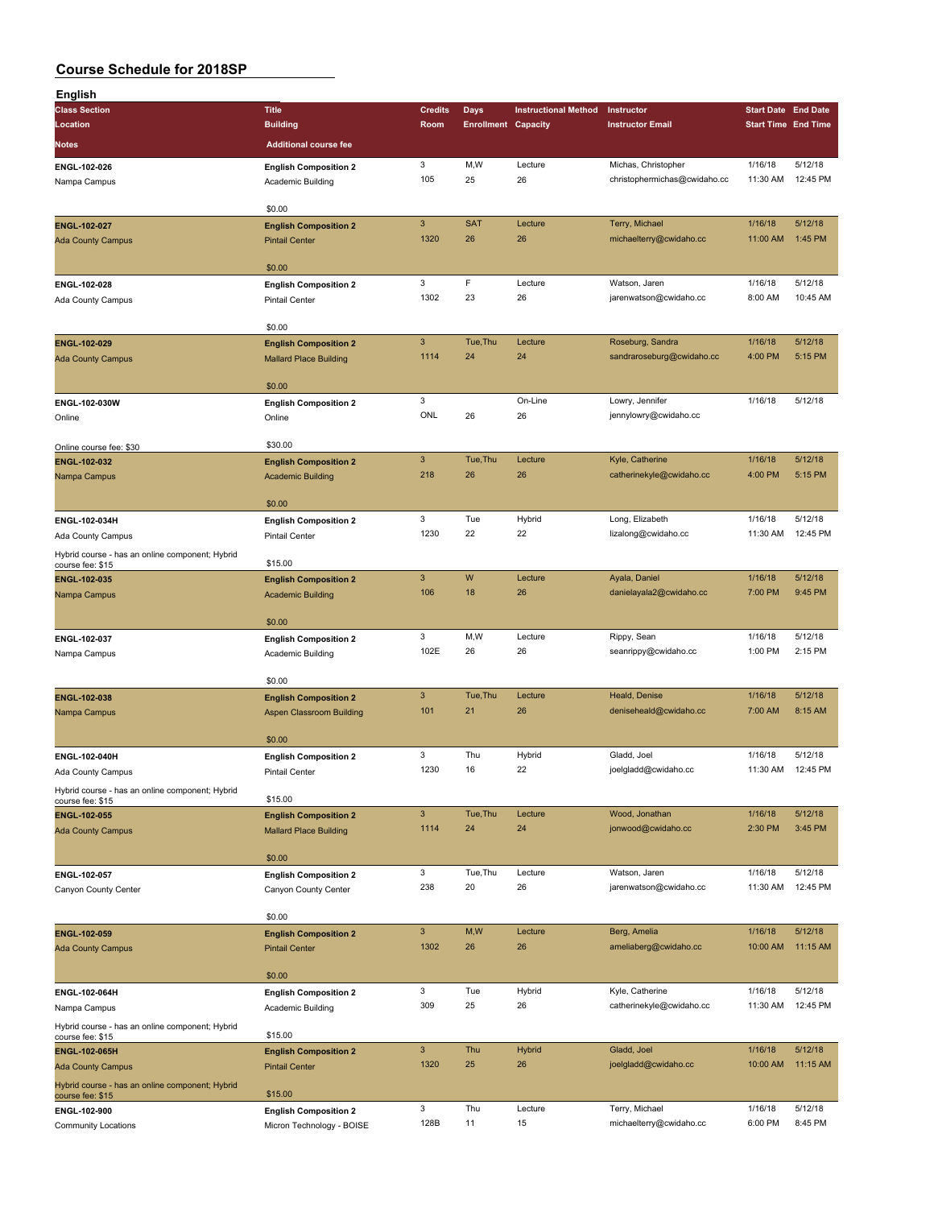# Course Schedule for 2018SP

## English

| Class Section / Location / Notes | Title / Building / Additional course fee | Credits / Room | Days / Enrollment | Instructional Method / Capacity | Instructor / Instructor Email | Start Date / Start Time | End Date / End Time |
|---|---|---|---|---|---|---|---|
| ENGL-102-026<br>Nampa Campus | English Composition 2<br>Academic Building<br>$0.00 | 3<br>105 | M,W<br>25 | Lecture<br>26 | Michas, Christopher<br>christophermichas@cwidaho.cc | 1/16/18<br>11:30 AM | 5/12/18<br>12:45 PM |
| ENGL-102-027<br>Ada County Campus | English Composition 2<br>Pintail Center<br>$0.00 | 3<br>1320 | SAT<br>26 | Lecture<br>26 | Terry, Michael<br>michaelterry@cwidaho.cc | 1/16/18<br>11:00 AM | 5/12/18<br>1:45 PM |
| ENGL-102-028<br>Ada County Campus | English Composition 2<br>Pintail Center<br>$0.00 | 3<br>1302 | F<br>23 | Lecture<br>26 | Watson, Jaren<br>jarenwatson@cwidaho.cc | 1/16/18<br>8:00 AM | 5/12/18<br>10:45 AM |
| ENGL-102-029<br>Ada County Campus | English Composition 2<br>Mallard Place Building<br>$0.00 | 3<br>1114 | Tue,Thu<br>24 | Lecture<br>24 | Roseburg, Sandra<br>sandraroseburg@cwidaho.cc | 1/16/18<br>4:00 PM | 5/12/18<br>5:15 PM |
| ENGL-102-030W<br>Online<br>Online course fee: $30 | English Composition 2<br>Online<br>$30.00 | 3<br>ONL | <br>26 | On-Line<br>26 | Lowry, Jennifer<br>jennylowry@cwidaho.cc | 1/16/18 | 5/12/18 |
| ENGL-102-032<br>Nampa Campus | English Composition 2<br>Academic Building<br>$0.00 | 3<br>218 | Tue,Thu<br>26 | Lecture<br>26 | Kyle, Catherine<br>catherinekyle@cwidaho.cc | 1/16/18<br>4:00 PM | 5/12/18<br>5:15 PM |
| ENGL-102-034H<br>Ada County Campus<br>Hybrid course - has an online component; Hybrid course fee: $15 | English Composition 2<br>Pintail Center<br>$15.00 | 3<br>1230 | Tue<br>22 | Hybrid<br>22 | Long, Elizabeth<br>lizalong@cwidaho.cc | 1/16/18<br>11:30 AM | 5/12/18<br>12:45 PM |
| ENGL-102-035<br>Nampa Campus | English Composition 2<br>Academic Building<br>$0.00 | 3<br>106 | W<br>18 | Lecture<br>26 | Ayala, Daniel<br>danielayala2@cwidaho.cc | 1/16/18<br>7:00 PM | 5/12/18<br>9:45 PM |
| ENGL-102-037<br>Nampa Campus | English Composition 2<br>Academic Building<br>$0.00 | 3<br>102E | M,W<br>26 | Lecture<br>26 | Rippy, Sean<br>seanrippy@cwidaho.cc | 1/16/18<br>1:00 PM | 5/12/18<br>2:15 PM |
| ENGL-102-038<br>Nampa Campus | English Composition 2<br>Aspen Classroom Building<br>$0.00 | 3<br>101 | Tue,Thu<br>21 | Lecture<br>26 | Heald, Denise<br>deniseheald@cwidaho.cc | 1/16/18<br>7:00 AM | 5/12/18<br>8:15 AM |
| ENGL-102-040H<br>Ada County Campus<br>Hybrid course - has an online component; Hybrid course fee: $15 | English Composition 2<br>Pintail Center<br>$15.00 | 3<br>1230 | Thu<br>16 | Hybrid<br>22 | Gladd, Joel<br>joelgladd@cwidaho.cc | 1/16/18<br>11:30 AM | 5/12/18<br>12:45 PM |
| ENGL-102-055<br>Ada County Campus | English Composition 2<br>Mallard Place Building<br>$0.00 | 3<br>1114 | Tue,Thu<br>24 | Lecture<br>24 | Wood, Jonathan<br>jonwood@cwidaho.cc | 1/16/18<br>2:30 PM | 5/12/18<br>3:45 PM |
| ENGL-102-057<br>Canyon County Center | English Composition 2<br>Canyon County Center<br>$0.00 | 3<br>238 | Tue,Thu<br>20 | Lecture<br>26 | Watson, Jaren<br>jarenwatson@cwidaho.cc | 1/16/18<br>11:30 AM | 5/12/18<br>12:45 PM |
| ENGL-102-059<br>Ada County Campus | English Composition 2<br>Pintail Center<br>$0.00 | 3<br>1302 | M,W<br>26 | Lecture<br>26 | Berg, Amelia<br>ameliaberg@cwidaho.cc | 1/16/18<br>10:00 AM | 5/12/18<br>11:15 AM |
| ENGL-102-064H<br>Nampa Campus<br>Hybrid course - has an online component; Hybrid course fee: $15 | English Composition 2<br>Academic Building<br>$15.00 | 3<br>309 | Tue<br>25 | Hybrid<br>26 | Kyle, Catherine<br>catherinekyle@cwidaho.cc | 1/16/18<br>11:30 AM | 5/12/18<br>12:45 PM |
| ENGL-102-065H<br>Ada County Campus<br>Hybrid course - has an online component; Hybrid course fee: $15 | English Composition 2<br>Pintail Center<br>$15.00 | 3<br>1320 | Thu<br>25 | Hybrid<br>26 | Gladd, Joel<br>joelgladd@cwidaho.cc | 1/16/18<br>10:00 AM | 5/12/18<br>11:15 AM |
| ENGL-102-900<br>Community Locations | English Composition 2<br>Micron Technology - BOISE | 3<br>128B | Thu<br>11 | Lecture<br>15 | Terry, Michael<br>michaelterry@cwidaho.cc | 1/16/18<br>6:00 PM | 5/12/18<br>8:45 PM |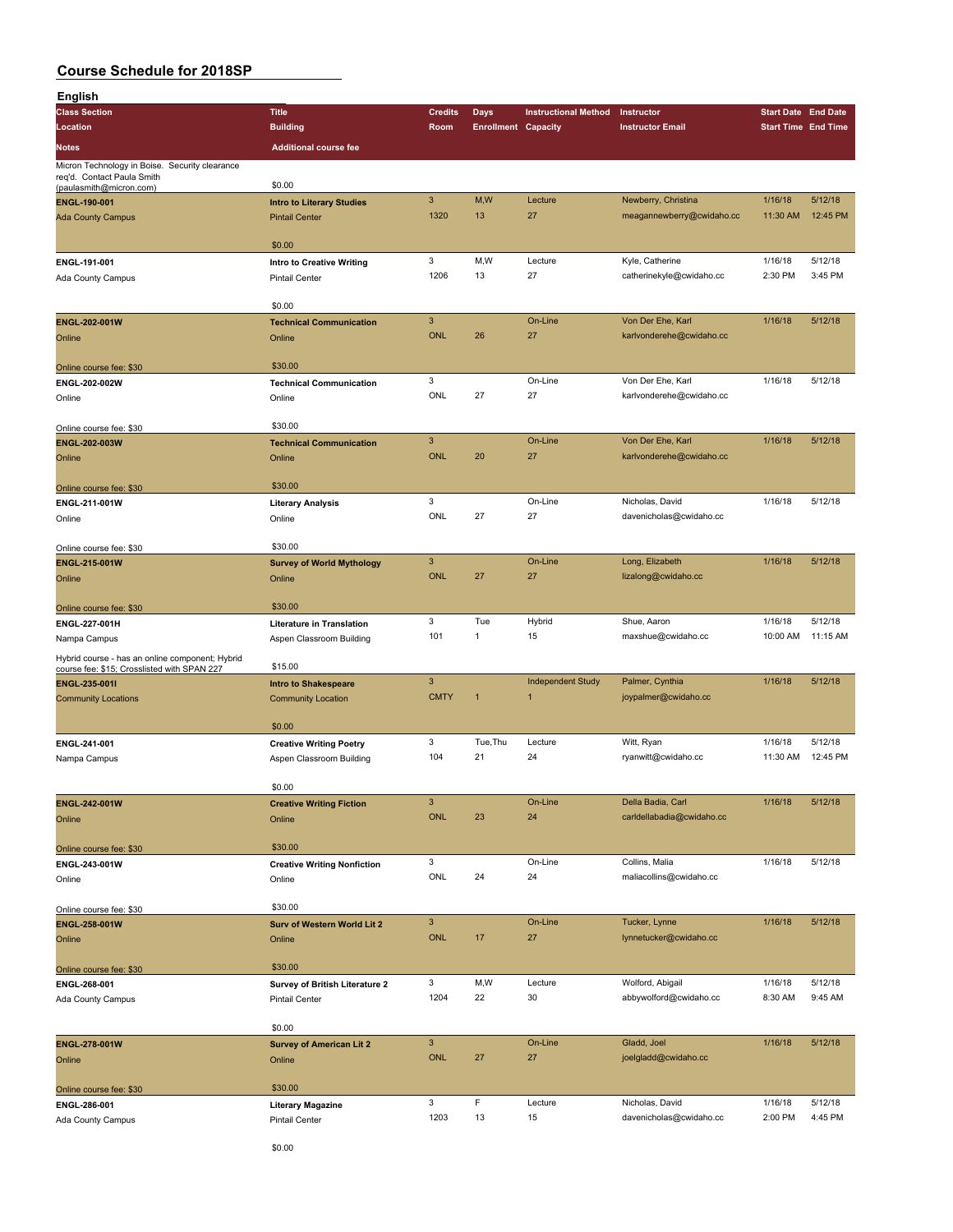# Course Schedule for 2018SP

## English

| Class Section / Location / Notes | Title / Building / Additional course fee | Credits / Room | Days / Enrollment | Instructional Method / Capacity | Instructor / Instructor Email | Start Date / Start Time | End Date / End Time |
|---|---|---|---|---|---|---|---|
| Micron Technology in Boise. Security clearance req'd. Contact Paula Smith (paulasmith@micron.com) | $0.00 | | | | | | |
| **ENGL-190-001** | **Intro to Literary Studies** | 3 | M,W | Lecture | Newberry, Christina | 1/16/18 | 5/12/18 |
| Ada County Campus | Pintail Center | 1320 | 13 | 27 | meagannewberry@cwidaho.cc | 11:30 AM | 12:45 PM |
| | $0.00 | | | | | | |
| **ENGL-191-001** | **Intro to Creative Writing** | 3 | M,W | Lecture | Kyle, Catherine | 1/16/18 | 5/12/18 |
| Ada County Campus | Pintail Center | 1206 | 13 | 27 | catherinekyle@cwidaho.cc | 2:30 PM | 3:45 PM |
| | $0.00 | | | | | | |
| **ENGL-202-001W** | **Technical Communication** | 3 | | On-Line | Von Der Ehe, Karl | 1/16/18 | 5/12/18 |
| Online | Online | ONL | 26 | 27 | karlvonderehe@cwidaho.cc | | |
| Online course fee: $30 | $30.00 | | | | | | |
| **ENGL-202-002W** | **Technical Communication** | 3 | | On-Line | Von Der Ehe, Karl | 1/16/18 | 5/12/18 |
| Online | Online | ONL | 27 | 27 | karlvonderehe@cwidaho.cc | | |
| Online course fee: $30 | $30.00 | | | | | | |
| **ENGL-202-003W** | **Technical Communication** | 3 | | On-Line | Von Der Ehe, Karl | 1/16/18 | 5/12/18 |
| Online | Online | ONL | 20 | 27 | karlvonderehe@cwidaho.cc | | |
| Online course fee: $30 | $30.00 | | | | | | |
| **ENGL-211-001W** | **Literary Analysis** | 3 | | On-Line | Nicholas, David | 1/16/18 | 5/12/18 |
| Online | Online | ONL | 27 | 27 | davenicholas@cwidaho.cc | | |
| Online course fee: $30 | $30.00 | | | | | | |
| **ENGL-215-001W** | **Survey of World Mythology** | 3 | | On-Line | Long, Elizabeth | 1/16/18 | 5/12/18 |
| Online | Online | ONL | 27 | 27 | lizalong@cwidaho.cc | | |
| Online course fee: $30 | $30.00 | | | | | | |
| **ENGL-227-001H** | **Literature in Translation** | 3 | Tue | Hybrid | Shue, Aaron | 1/16/18 | 5/12/18 |
| Nampa Campus | Aspen Classroom Building | 101 | 1 | 15 | maxshue@cwidaho.cc | 10:00 AM | 11:15 AM |
| Hybrid course - has an online component; Hybrid course fee: $15; Crosslisted with SPAN 227 | $15.00 | | | | | | |
| **ENGL-235-001I** | **Intro to Shakespeare** | 3 | | Independent Study | Palmer, Cynthia | 1/16/18 | 5/12/18 |
| Community Locations | Community Location | CMTY | 1 | 1 | joypalmer@cwidaho.cc | | |
| | $0.00 | | | | | | |
| **ENGL-241-001** | **Creative Writing Poetry** | 3 | Tue,Thu | Lecture | Witt, Ryan | 1/16/18 | 5/12/18 |
| Nampa Campus | Aspen Classroom Building | 104 | 21 | 24 | ryanwitt@cwidaho.cc | 11:30 AM | 12:45 PM |
| | $0.00 | | | | | | |
| **ENGL-242-001W** | **Creative Writing Fiction** | 3 | | On-Line | Della Badia, Carl | 1/16/18 | 5/12/18 |
| Online | Online | ONL | 23 | 24 | carldellabadia@cwidaho.cc | | |
| Online course fee: $30 | $30.00 | | | | | | |
| **ENGL-243-001W** | **Creative Writing Nonfiction** | 3 | | On-Line | Collins, Malia | 1/16/18 | 5/12/18 |
| Online | Online | ONL | 24 | 24 | maliacollins@cwidaho.cc | | |
| Online course fee: $30 | $30.00 | | | | | | |
| **ENGL-258-001W** | **Surv of Western World Lit 2** | 3 | | On-Line | Tucker, Lynne | 1/16/18 | 5/12/18 |
| Online | Online | ONL | 17 | 27 | lynnetucker@cwidaho.cc | | |
| Online course fee: $30 | $30.00 | | | | | | |
| **ENGL-268-001** | **Survey of British Literature 2** | 3 | M,W | Lecture | Wolford, Abigail | 1/16/18 | 5/12/18 |
| Ada County Campus | Pintail Center | 1204 | 22 | 30 | abbywolford@cwidaho.cc | 8:30 AM | 9:45 AM |
| | $0.00 | | | | | | |
| **ENGL-278-001W** | **Survey of American Lit 2** | 3 | | On-Line | Gladd, Joel | 1/16/18 | 5/12/18 |
| Online | Online | ONL | 27 | 27 | joelgladd@cwidaho.cc | | |
| Online course fee: $30 | $30.00 | | | | | | |
| **ENGL-286-001** | **Literary Magazine** | 3 | F | Lecture | Nicholas, David | 1/16/18 | 5/12/18 |
| Ada County Campus | Pintail Center | 1203 | 13 | 15 | davenicholas@cwidaho.cc | 2:00 PM | 4:45 PM |
| | $0.00 | | | | | | |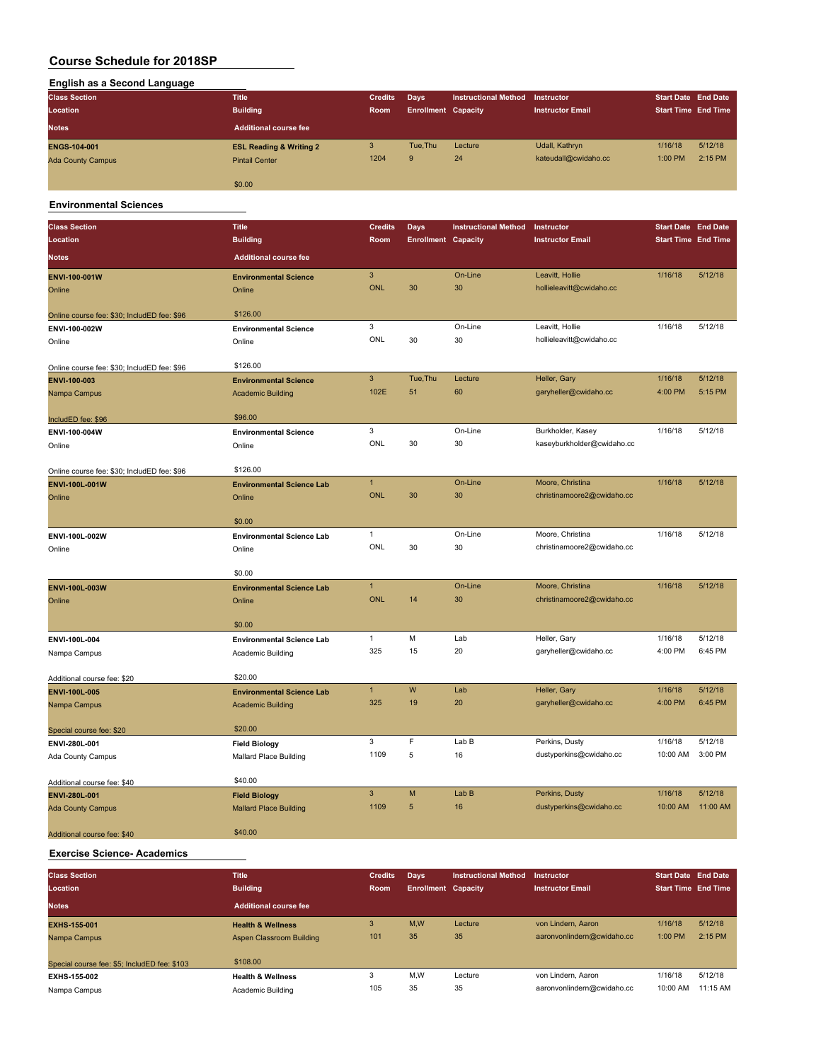# Course Schedule for 2018SP

## English as a Second Language

| Class Section | Title | Credits | Days | Instructional Method | Instructor | Start Date | End Date |
|---|---|---|---|---|---|---|---|
| Location | Building | Room | Enrollment | Capacity | Instructor Email | Start Time | End Time |
| Notes | Additional course fee | | | | | | |
| **ENGS-104-001** | **ESL Reading & Writing 2** | 3 | Tue,Thu | Lecture | Udall, Kathryn | 1/16/18 | 5/12/18 |
| Ada County Campus | Pintail Center | 1204 | 9 | 24 | kateudall@cwidaho.cc | 1:00 PM | 2:15 PM |
| | $0.00 | | | | | | |

## Environmental Sciences

| Class Section | Title | Credits | Days | Instructional Method | Instructor | Start Date | End Date |
|---|---|---|---|---|---|---|---|
| Location | Building | Room | Enrollment | Capacity | Instructor Email | Start Time | End Time |
| Notes | Additional course fee | | | | | | |
| **ENVI-100-001W** | **Environmental Science** | 3 | | On-Line | Leavitt, Hollie | 1/16/18 | 5/12/18 |
| Online | Online | ONL | 30 | 30 | hollieleavitt@cwidaho.cc | | |
| Online course fee: $30; IncludED fee: $96 | $126.00 | | | | | | |
| **ENVI-100-002W** | **Environmental Science** | 3 | | On-Line | Leavitt, Hollie | 1/16/18 | 5/12/18 |
| Online | Online | ONL | 30 | 30 | hollieleavitt@cwidaho.cc | | |
| Online course fee: $30; IncludED fee: $96 | $126.00 | | | | | | |
| **ENVI-100-003** | **Environmental Science** | 3 | Tue,Thu | Lecture | Heller, Gary | 1/16/18 | 5/12/18 |
| Nampa Campus | Academic Building | 102E | 51 | 60 | garyheller@cwidaho.cc | 4:00 PM | 5:15 PM |
| IncludED fee: $96 | $96.00 | | | | | | |
| **ENVI-100-004W** | **Environmental Science** | 3 | | On-Line | Burkholder, Kasey | 1/16/18 | 5/12/18 |
| Online | Online | ONL | 30 | 30 | kaseyburkholder@cwidaho.cc | | |
| Online course fee: $30; IncludED fee: $96 | $126.00 | | | | | | |
| **ENVI-100L-001W** | **Environmental Science Lab** | 1 | | On-Line | Moore, Christina | 1/16/18 | 5/12/18 |
| Online | Online | ONL | 30 | 30 | christinamoore2@cwidaho.cc | | |
| | $0.00 | | | | | | |
| **ENVI-100L-002W** | **Environmental Science Lab** | 1 | | On-Line | Moore, Christina | 1/16/18 | 5/12/18 |
| Online | Online | ONL | 30 | 30 | christinamoore2@cwidaho.cc | | |
| | $0.00 | | | | | | |
| **ENVI-100L-003W** | **Environmental Science Lab** | 1 | | On-Line | Moore, Christina | 1/16/18 | 5/12/18 |
| Online | Online | ONL | 14 | 30 | christinamoore2@cwidaho.cc | | |
| | $0.00 | | | | | | |
| **ENVI-100L-004** | **Environmental Science Lab** | 1 | M | Lab | Heller, Gary | 1/16/18 | 5/12/18 |
| Nampa Campus | Academic Building | 325 | 15 | 20 | garyheller@cwidaho.cc | 4:00 PM | 6:45 PM |
| Additional course fee: $20 | $20.00 | | | | | | |
| **ENVI-100L-005** | **Environmental Science Lab** | 1 | W | Lab | Heller, Gary | 1/16/18 | 5/12/18 |
| Nampa Campus | Academic Building | 325 | 19 | 20 | garyheller@cwidaho.cc | 4:00 PM | 6:45 PM |
| Special course fee: $20 | $20.00 | | | | | | |
| **ENVI-280L-001** | **Field Biology** | 3 | F | Lab B | Perkins, Dusty | 1/16/18 | 5/12/18 |
| Ada County Campus | Mallard Place Building | 1109 | 5 | 16 | dustyperkins@cwidaho.cc | 10:00 AM | 3:00 PM |
| Additional course fee: $40 | $40.00 | | | | | | |
| **ENVI-280L-001** | **Field Biology** | 3 | M | Lab B | Perkins, Dusty | 1/16/18 | 5/12/18 |
| Ada County Campus | Mallard Place Building | 1109 | 5 | 16 | dustyperkins@cwidaho.cc | 10:00 AM | 11:00 AM |
| Additional course fee: $40 | $40.00 | | | | | | |

## Exercise Science- Academics

| Class Section | Title | Credits | Days | Instructional Method | Instructor | Start Date | End Date |
|---|---|---|---|---|---|---|---|
| Location | Building | Room | Enrollment | Capacity | Instructor Email | Start Time | End Time |
| Notes | Additional course fee | | | | | | |
| **EXHS-155-001** | **Health & Wellness** | 3 | M,W | Lecture | von Lindern, Aaron | 1/16/18 | 5/12/18 |
| Nampa Campus | Aspen Classroom Building | 101 | 35 | 35 | aaronvonlindern@cwidaho.cc | 1:00 PM | 2:15 PM |
| Special course fee: $5; IncludED fee: $103 | $108.00 | | | | | | |
| **EXHS-155-002** | **Health & Wellness** | 3 | M,W | Lecture | von Lindern, Aaron | 1/16/18 | 5/12/18 |
| Nampa Campus | Academic Building | 105 | 35 | 35 | aaronvonlindern@cwidaho.cc | 10:00 AM | 11:15 AM |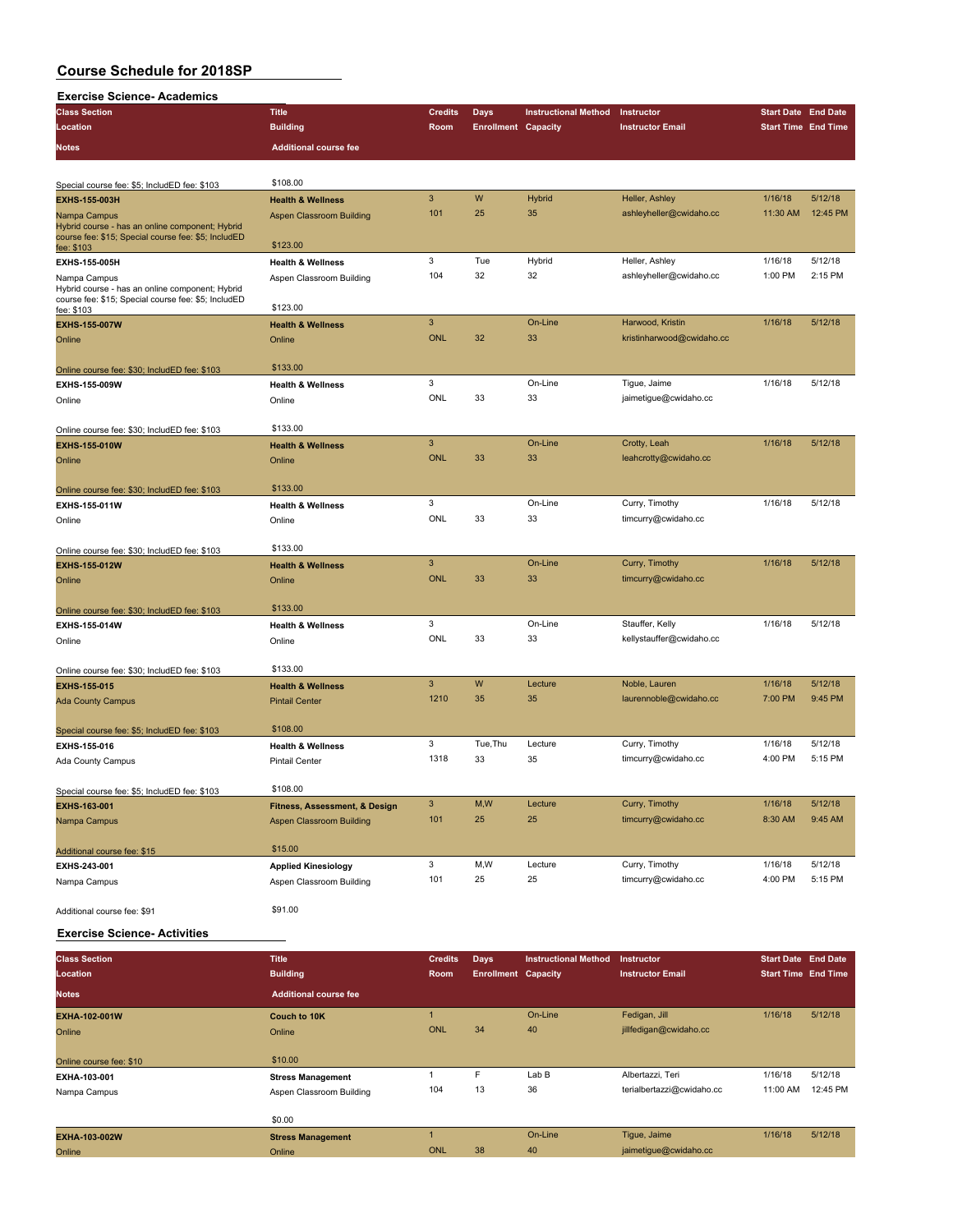# Course Schedule for 2018SP

## Exercise Science- Academics

| Class Section | Title | Credits | Days | Instructional Method | Instructor | Start Date | End Date |
|---|---|---|---|---|---|---|---|
| Location | Building | Room | Enrollment | Capacity | Instructor Email | Start Time | End Time |
| Notes | Additional course fee | | | | | | |
| Special course fee: $5; IncludED fee: $103 | $108.00 | | | | | | |
| EXHS-155-003H | Health & Wellness | 3 | W | Hybrid | Heller, Ashley | 1/16/18 | 5/12/18 |
| Nampa Campus | Aspen Classroom Building | 101 | 25 | 35 | ashleyheller@cwidaho.cc | 11:30 AM | 12:45 PM |
| Hybrid course - has an online component; Hybrid course fee: $15; Special course fee: $5; IncludED fee: $103 | $123.00 | | | | | | |
| EXHS-155-005H | Health & Wellness | 3 | Tue | Hybrid | Heller, Ashley | 1/16/18 | 5/12/18 |
| Nampa Campus | Aspen Classroom Building | 104 | 32 | 32 | ashleyheller@cwidaho.cc | 1:00 PM | 2:15 PM |
| Hybrid course - has an online component; Hybrid course fee: $15; Special course fee: $5; IncludED fee: $103 | $123.00 | | | | | | |
| EXHS-155-007W | Health & Wellness | 3 | | On-Line | Harwood, Kristin | 1/16/18 | 5/12/18 |
| Online | Online | ONL | 32 | 33 | kristinharwood@cwidaho.cc | | |
| Online course fee: $30; IncludED fee: $103 | $133.00 | | | | | | |
| EXHS-155-009W | Health & Wellness | 3 | | On-Line | Tigue, Jaime | 1/16/18 | 5/12/18 |
| Online | Online | ONL | 33 | 33 | jaimetigue@cwidaho.cc | | |
| Online course fee: $30; IncludED fee: $103 | $133.00 | | | | | | |
| EXHS-155-010W | Health & Wellness | 3 | | On-Line | Crotty, Leah | 1/16/18 | 5/12/18 |
| Online | Online | ONL | 33 | 33 | leahcrotty@cwidaho.cc | | |
| Online course fee: $30; IncludED fee: $103 | $133.00 | | | | | | |
| EXHS-155-011W | Health & Wellness | 3 | | On-Line | Curry, Timothy | 1/16/18 | 5/12/18 |
| Online | Online | ONL | 33 | 33 | timcurry@cwidaho.cc | | |
| Online course fee: $30; IncludED fee: $103 | $133.00 | | | | | | |
| EXHS-155-012W | Health & Wellness | 3 | | On-Line | Curry, Timothy | 1/16/18 | 5/12/18 |
| Online | Online | ONL | 33 | 33 | timcurry@cwidaho.cc | | |
| Online course fee: $30; IncludED fee: $103 | $133.00 | | | | | | |
| EXHS-155-014W | Health & Wellness | 3 | | On-Line | Stauffer, Kelly | 1/16/18 | 5/12/18 |
| Online | Online | ONL | 33 | 33 | kellystauffer@cwidaho.cc | | |
| Online course fee: $30; IncludED fee: $103 | $133.00 | | | | | | |
| EXHS-155-015 | Health & Wellness | 3 | W | Lecture | Noble, Lauren | 1/16/18 | 5/12/18 |
| Ada County Campus | Pintail Center | 1210 | 35 | 35 | laurennoble@cwidaho.cc | 7:00 PM | 9:45 PM |
| Special course fee: $5; IncludED fee: $103 | $108.00 | | | | | | |
| EXHS-155-016 | Health & Wellness | 3 | Tue,Thu | Lecture | Curry, Timothy | 1/16/18 | 5/12/18 |
| Ada County Campus | Pintail Center | 1318 | 33 | 35 | timcurry@cwidaho.cc | 4:00 PM | 5:15 PM |
| Special course fee: $5; IncludED fee: $103 | $108.00 | | | | | | |
| EXHS-163-001 | Fitness, Assessment, & Design | 3 | M,W | Lecture | Curry, Timothy | 1/16/18 | 5/12/18 |
| Nampa Campus | Aspen Classroom Building | 101 | 25 | 25 | timcurry@cwidaho.cc | 8:30 AM | 9:45 AM |
| Additional course fee: $15 | $15.00 | | | | | | |
| EXHS-243-001 | Applied Kinesiology | 3 | M,W | Lecture | Curry, Timothy | 1/16/18 | 5/12/18 |
| Nampa Campus | Aspen Classroom Building | 101 | 25 | 25 | timcurry@cwidaho.cc | 4:00 PM | 5:15 PM |
| Additional course fee: $91 | $91.00 | | | | | | |

## Exercise Science- Activities

| Class Section | Title | Credits | Days | Instructional Method | Instructor | Start Date | End Date |
|---|---|---|---|---|---|---|---|
| Location | Building | Room | Enrollment | Capacity | Instructor Email | Start Time | End Time |
| Notes | Additional course fee | | | | | | |
| EXHA-102-001W | Couch to 10K | 1 | | On-Line | Fedigan, Jill | 1/16/18 | 5/12/18 |
| Online | Online | ONL | 34 | 40 | jillfedigan@cwidaho.cc | | |
| Online course fee: $10 | $10.00 | | | | | | |
| EXHA-103-001 | Stress Management | 1 | F | Lab B | Albertazzi, Teri | 1/16/18 | 5/12/18 |
| Nampa Campus | Aspen Classroom Building | 104 | 13 | 36 | terialbertazzi@cwidaho.cc | 11:00 AM | 12:45 PM |
| | $0.00 | | | | | | |
| EXHA-103-002W | Stress Management | 1 | | On-Line | Tigue, Jaime | 1/16/18 | 5/12/18 |
| Online | Online | ONL | 38 | 40 | jaimetigue@cwidaho.cc | | |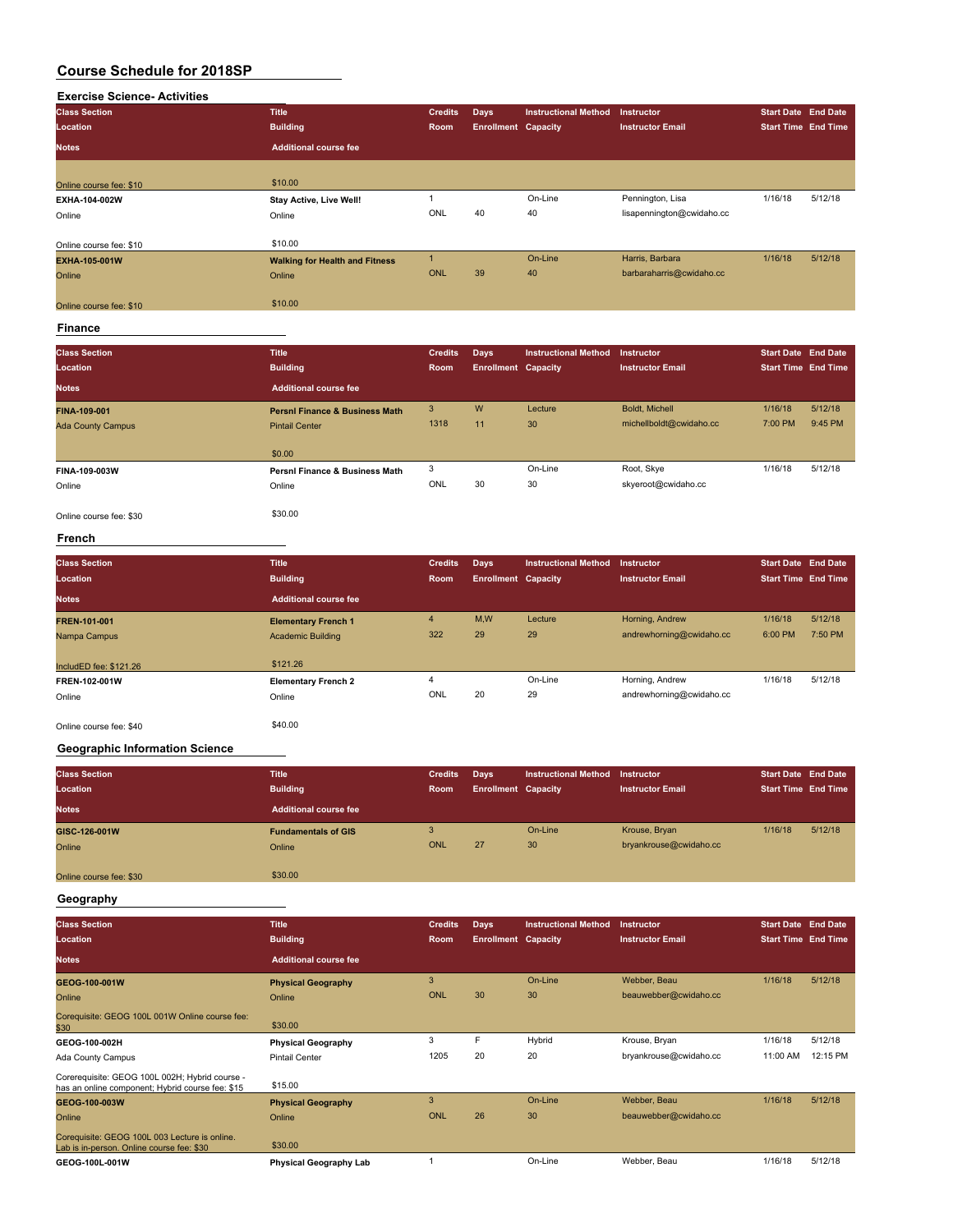# Course Schedule for 2018SP

## Exercise Science- Activities

| Class Section / Location / Notes | Title / Building / Additional course fee | Credits / Room | Days / Enrollment | Instructional Method / Capacity | Instructor / Instructor Email | Start Date / Start Time | End Date / End Time |
|---|---|---|---|---|---|---|---|
| Online course fee: $10 | $10.00 | | | | | | |
| **EXHA-104-002W** | **Stay Active, Live Well!** | 1 | | On-Line | Pennington, Lisa | 1/16/18 | 5/12/18 |
| Online | Online | ONL | 40 | 40 | lisapennington@cwidaho.cc | | |
| Online course fee: $10 | $10.00 | | | | | | |
| **EXHA-105-001W** | **Walking for Health and Fitness** | 1 | | On-Line | Harris, Barbara | 1/16/18 | 5/12/18 |
| Online | Online | ONL | 39 | 40 | barbaraharris@cwidaho.cc | | |
| Online course fee: $10 | $10.00 | | | | | | |

## Finance

| Class Section / Location / Notes | Title / Building / Additional course fee | Credits / Room | Days / Enrollment | Instructional Method / Capacity | Instructor / Instructor Email | Start Date / Start Time | End Date / End Time |
|---|---|---|---|---|---|---|---|
| **FINA-109-001** | **Persnl Finance & Business Math** | 3 | W | Lecture | Boldt, Michell | 1/16/18 | 5/12/18 |
| Ada County Campus | Pintail Center | 1318 | 11 | 30 | michellboldt@cwidaho.cc | 7:00 PM | 9:45 PM |
| | $0.00 | | | | | | |
| **FINA-109-003W** | **Persnl Finance & Business Math** | 3 | | On-Line | Root, Skye | 1/16/18 | 5/12/18 |
| Online | Online | ONL | 30 | 30 | skyeroot@cwidaho.cc | | |
| Online course fee: $30 | $30.00 | | | | | | |

## French

| Class Section / Location / Notes | Title / Building / Additional course fee | Credits / Room | Days / Enrollment | Instructional Method / Capacity | Instructor / Instructor Email | Start Date / Start Time | End Date / End Time |
|---|---|---|---|---|---|---|---|
| **FREN-101-001** | **Elementary French 1** | 4 | M,W | Lecture | Horning, Andrew | 1/16/18 | 5/12/18 |
| Nampa Campus | Academic Building | 322 | 29 | 29 | andrewhorning@cwidaho.cc | 6:00 PM | 7:50 PM |
| IncludED fee: $121.26 | $121.26 | | | | | | |
| **FREN-102-001W** | **Elementary French 2** | 4 | | On-Line | Horning, Andrew | 1/16/18 | 5/12/18 |
| Online | Online | ONL | 20 | 29 | andrewhorning@cwidaho.cc | | |
| Online course fee: $40 | $40.00 | | | | | | |

## Geographic Information Science

| Class Section / Location / Notes | Title / Building / Additional course fee | Credits / Room | Days / Enrollment | Instructional Method / Capacity | Instructor / Instructor Email | Start Date / Start Time | End Date / End Time |
|---|---|---|---|---|---|---|---|
| **GISC-126-001W** | **Fundamentals of GIS** | 3 | | On-Line | Krouse, Bryan | 1/16/18 | 5/12/18 |
| Online | Online | ONL | 27 | 30 | bryankrouse@cwidaho.cc | | |
| Online course fee: $30 | $30.00 | | | | | | |

## Geography

| Class Section / Location / Notes | Title / Building / Additional course fee | Credits / Room | Days / Enrollment | Instructional Method / Capacity | Instructor / Instructor Email | Start Date / Start Time | End Date / End Time |
|---|---|---|---|---|---|---|---|
| **GEOG-100-001W** | **Physical Geography** | 3 | | On-Line | Webber, Beau | 1/16/18 | 5/12/18 |
| Online | Online | ONL | 30 | 30 | beauwebber@cwidaho.cc | | |
| Corequisite: GEOG 100L 001W Online course fee: $30 | $30.00 | | | | | | |
| **GEOG-100-002H** | **Physical Geography** | 3 | F | Hybrid | Krouse, Bryan | 1/16/18 | 5/12/18 |
| Ada County Campus | Pintail Center | 1205 | 20 | 20 | bryankrouse@cwidaho.cc | 11:00 AM | 12:15 PM |
| Corerequisite: GEOG 100L 002H; Hybrid course - has an online component; Hybrid course fee: $15 | $15.00 | | | | | | |
| **GEOG-100-003W** | **Physical Geography** | 3 | | On-Line | Webber, Beau | 1/16/18 | 5/12/18 |
| Online | Online | ONL | 26 | 30 | beauwebber@cwidaho.cc | | |
| Corequisite: GEOG 100L 003 Lecture is online. Lab is in-person. Online course fee: $30 | $30.00 | | | | | | |
| **GEOG-100L-001W** | **Physical Geography Lab** | 1 | | On-Line | Webber, Beau | 1/16/18 | 5/12/18 |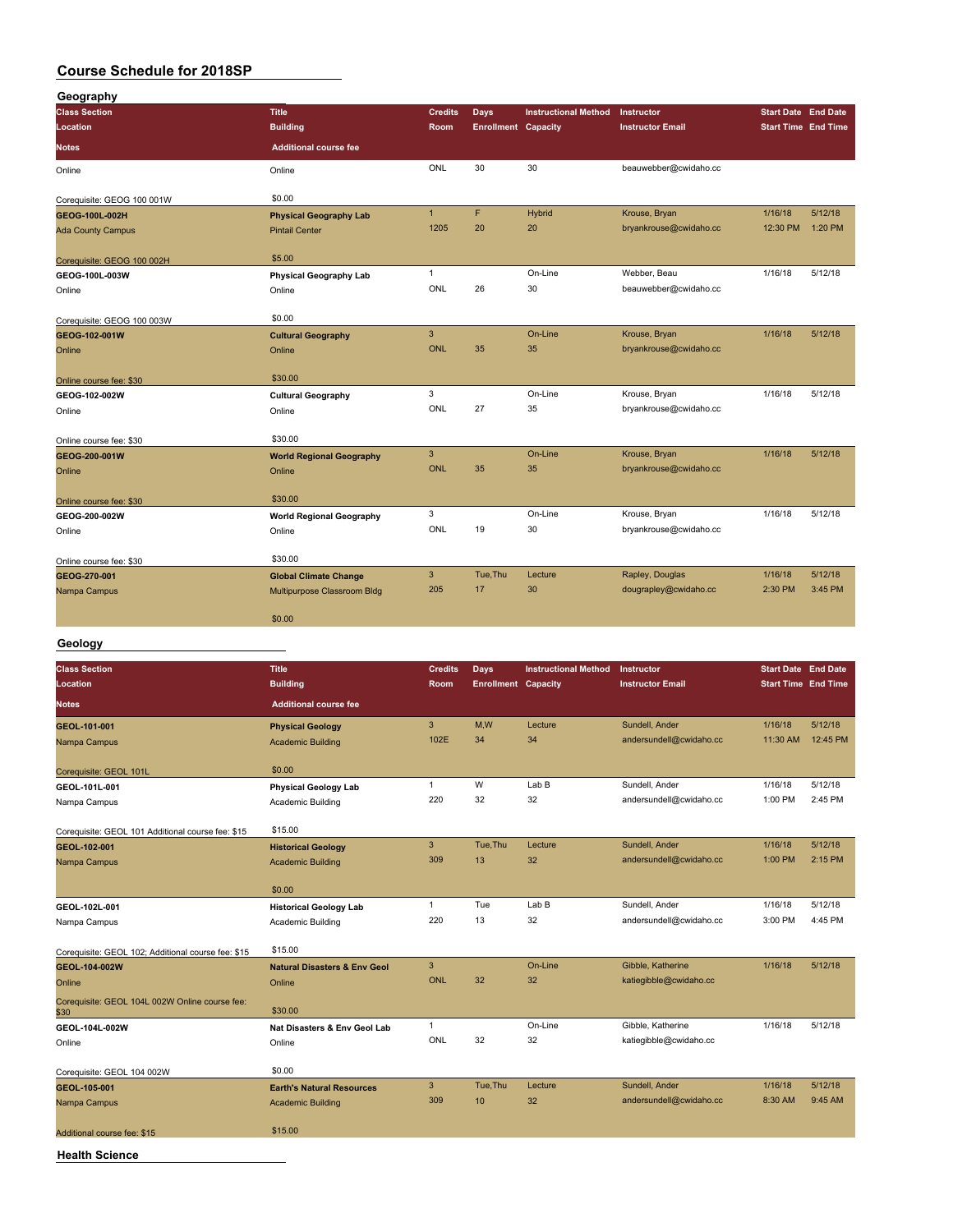## Course Schedule for 2018SP

### Geography

| Class Section / Location / Notes | Title / Building / Additional course fee | Credits / Room | Days / Enrollment | Instructional Method / Capacity | Instructor / Instructor Email | Start Date / Start Time | End Date / End Time |
|---|---|---|---|---|---|---|---|
| Online | Online | ONL | 30 | 30 | beauwebber@cwidaho.cc | | |
| Corequisite: GEOG 100 001W | $0.00 | | | | | | |
| GEOG-100L-002H | Physical Geography Lab | 1 | F | Hybrid | Krouse, Bryan | 1/16/18 | 5/12/18 |
| Ada County Campus | Pintail Center | 1205 | 20 | 20 | bryankrouse@cwidaho.cc | 12:30 PM | 1:20 PM |
| Corequisite: GEOG 100 002H | $5.00 | | | | | | |
| GEOG-100L-003W | Physical Geography Lab | 1 | | On-Line | Webber, Beau | 1/16/18 | 5/12/18 |
| Online | Online | ONL | 26 | 30 | beauwebber@cwidaho.cc | | |
| Corequisite: GEOG 100 003W | $0.00 | | | | | | |
| GEOG-102-001W | Cultural Geography | 3 | | On-Line | Krouse, Bryan | 1/16/18 | 5/12/18 |
| Online | Online | ONL | 35 | 35 | bryankrouse@cwidaho.cc | | |
| Online course fee: $30 | $30.00 | | | | | | |
| GEOG-102-002W | Cultural Geography | 3 | | On-Line | Krouse, Bryan | 1/16/18 | 5/12/18 |
| Online | Online | ONL | 27 | 35 | bryankrouse@cwidaho.cc | | |
| Online course fee: $30 | $30.00 | | | | | | |
| GEOG-200-001W | World Regional Geography | 3 | | On-Line | Krouse, Bryan | 1/16/18 | 5/12/18 |
| Online | Online | ONL | 35 | 35 | bryankrouse@cwidaho.cc | | |
| Online course fee: $30 | $30.00 | | | | | | |
| GEOG-200-002W | World Regional Geography | 3 | | On-Line | Krouse, Bryan | 1/16/18 | 5/12/18 |
| Online | Online | ONL | 19 | 30 | bryankrouse@cwidaho.cc | | |
| Online course fee: $30 | $30.00 | | | | | | |
| GEOG-270-001 | Global Climate Change | 3 | Tue,Thu | Lecture | Rapley, Douglas | 1/16/18 | 5/12/18 |
| Nampa Campus | Multipurpose Classroom Bldg | 205 | 17 | 30 | dougrapley@cwidaho.cc | 2:30 PM | 3:45 PM |
| | $0.00 | | | | | | |

### Geology

| Class Section / Location / Notes | Title / Building / Additional course fee | Credits / Room | Days / Enrollment | Instructional Method / Capacity | Instructor / Instructor Email | Start Date / Start Time | End Date / End Time |
|---|---|---|---|---|---|---|---|
| GEOL-101-001 | Physical Geology | 3 | M,W | Lecture | Sundell, Ander | 1/16/18 | 5/12/18 |
| Nampa Campus | Academic Building | 102E | 34 | 34 | andersundell@cwidaho.cc | 11:30 AM | 12:45 PM |
| Corequisite: GEOL 101L | $0.00 | | | | | | |
| GEOL-101L-001 | Physical Geology Lab | 1 | W | Lab B | Sundell, Ander | 1/16/18 | 5/12/18 |
| Nampa Campus | Academic Building | 220 | 32 | 32 | andersundell@cwidaho.cc | 1:00 PM | 2:45 PM |
| Corequisite: GEOL 101 Additional course fee: $15 | $15.00 | | | | | | |
| GEOL-102-001 | Historical Geology | 3 | Tue,Thu | Lecture | Sundell, Ander | 1/16/18 | 5/12/18 |
| Nampa Campus | Academic Building | 309 | 13 | 32 | andersundell@cwidaho.cc | 1:00 PM | 2:15 PM |
| | $0.00 | | | | | | |
| GEOL-102L-001 | Historical Geology Lab | 1 | Tue | Lab B | Sundell, Ander | 1/16/18 | 5/12/18 |
| Nampa Campus | Academic Building | 220 | 13 | 32 | andersundell@cwidaho.cc | 3:00 PM | 4:45 PM |
| Corequisite: GEOL 102; Additional course fee: $15 | $15.00 | | | | | | |
| GEOL-104-002W | Natural Disasters & Env Geol | 3 | | On-Line | Gibble, Katherine | 1/16/18 | 5/12/18 |
| Online | Online | ONL | 32 | 32 | katiegibble@cwidaho.cc | | |
| Corequisite: GEOL 104L 002W Online course fee: $30 | $30.00 | | | | | | |
| GEOL-104L-002W | Nat Disasters & Env Geol Lab | 1 | | On-Line | Gibble, Katherine | 1/16/18 | 5/12/18 |
| Online | Online | ONL | 32 | 32 | katiegibble@cwidaho.cc | | |
| Corequisite: GEOL 104 002W | $0.00 | | | | | | |
| GEOL-105-001 | Earth's Natural Resources | 3 | Tue,Thu | Lecture | Sundell, Ander | 1/16/18 | 5/12/18 |
| Nampa Campus | Academic Building | 309 | 10 | 32 | andersundell@cwidaho.cc | 8:30 AM | 9:45 AM |
| Additional course fee: $15 | $15.00 | | | | | | |

### Health Science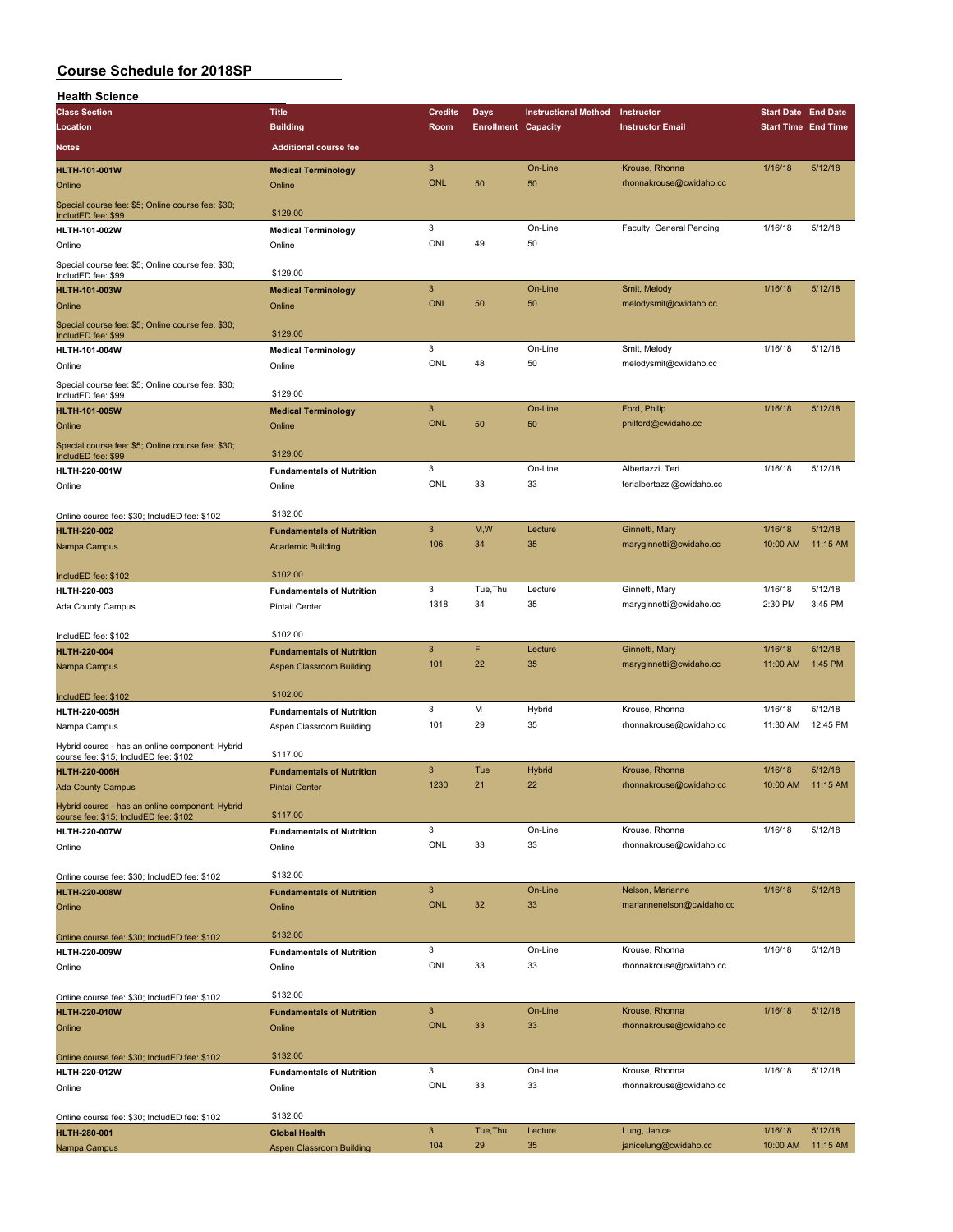# Course Schedule for 2018SP

## Health Science

| Class Section / Location / Notes | Title / Building / Additional course fee | Credits / Room | Days / Enrollment | Instructional Method / Capacity | Instructor / Instructor Email | Start Date / Start Time | End Date / End Time |
|---|---|---|---|---|---|---|---|
| **HLTH-101-001W** | **Medical Terminology** | 3 | | On-Line | Krouse, Rhonna | 1/16/18 | 5/12/18 |
| Online | Online | ONL | 50 | 50 | rhonnakrouse@cwidaho.cc | | |
| Special course fee: $5; Online course fee: $30; IncludED fee: $99 | $129.00 | | | | | | |
| **HLTH-101-002W** | **Medical Terminology** | 3 | | On-Line | Faculty, General Pending | 1/16/18 | 5/12/18 |
| Online | Online | ONL | 49 | 50 | | | |
| Special course fee: $5; Online course fee: $30; IncludED fee: $99 | $129.00 | | | | | | |
| **HLTH-101-003W** | **Medical Terminology** | 3 | | On-Line | Smit, Melody | 1/16/18 | 5/12/18 |
| Online | Online | ONL | 50 | 50 | melodysmit@cwidaho.cc | | |
| Special course fee: $5; Online course fee: $30; IncludED fee: $99 | $129.00 | | | | | | |
| **HLTH-101-004W** | **Medical Terminology** | 3 | | On-Line | Smit, Melody | 1/16/18 | 5/12/18 |
| Online | Online | ONL | 48 | 50 | melodysmit@cwidaho.cc | | |
| Special course fee: $5; Online course fee: $30; IncludED fee: $99 | $129.00 | | | | | | |
| **HLTH-101-005W** | **Medical Terminology** | 3 | | On-Line | Ford, Philip | 1/16/18 | 5/12/18 |
| Online | Online | ONL | 50 | 50 | philford@cwidaho.cc | | |
| Special course fee: $5; Online course fee: $30; IncludED fee: $99 | $129.00 | | | | | | |
| **HLTH-220-001W** | **Fundamentals of Nutrition** | 3 | | On-Line | Albertazzi, Teri | 1/16/18 | 5/12/18 |
| Online | Online | ONL | 33 | 33 | terialbertazzi@cwidaho.cc | | |
| Online course fee: $30; IncludED fee: $102 | $132.00 | | | | | | |
| **HLTH-220-002** | **Fundamentals of Nutrition** | 3 | M,W | Lecture | Ginnetti, Mary | 1/16/18 | 5/12/18 |
| Nampa Campus | Academic Building | 106 | 34 | 35 | maryginnetti@cwidaho.cc | 10:00 AM | 11:15 AM |
| IncludED fee: $102 | $102.00 | | | | | | |
| **HLTH-220-003** | **Fundamentals of Nutrition** | 3 | Tue,Thu | Lecture | Ginnetti, Mary | 1/16/18 | 5/12/18 |
| Ada County Campus | Pintail Center | 1318 | 34 | 35 | maryginnetti@cwidaho.cc | 2:30 PM | 3:45 PM |
| IncludED fee: $102 | $102.00 | | | | | | |
| **HLTH-220-004** | **Fundamentals of Nutrition** | 3 | F | Lecture | Ginnetti, Mary | 1/16/18 | 5/12/18 |
| Nampa Campus | Aspen Classroom Building | 101 | 22 | 35 | maryginnetti@cwidaho.cc | 11:00 AM | 1:45 PM |
| IncludED fee: $102 | $102.00 | | | | | | |
| **HLTH-220-005H** | **Fundamentals of Nutrition** | 3 | M | Hybrid | Krouse, Rhonna | 1/16/18 | 5/12/18 |
| Nampa Campus | Aspen Classroom Building | 101 | 29 | 35 | rhonnakrouse@cwidaho.cc | 11:30 AM | 12:45 PM |
| Hybrid course - has an online component; Hybrid course fee: $15; IncludED fee: $102 | $117.00 | | | | | | |
| **HLTH-220-006H** | **Fundamentals of Nutrition** | 3 | Tue | Hybrid | Krouse, Rhonna | 1/16/18 | 5/12/18 |
| Ada County Campus | Pintail Center | 1230 | 21 | 22 | rhonnakrouse@cwidaho.cc | 10:00 AM | 11:15 AM |
| Hybrid course - has an online component; Hybrid course fee: $15; IncludED fee: $102 | $117.00 | | | | | | |
| **HLTH-220-007W** | **Fundamentals of Nutrition** | 3 | | On-Line | Krouse, Rhonna | 1/16/18 | 5/12/18 |
| Online | Online | ONL | 33 | 33 | rhonnakrouse@cwidaho.cc | | |
| Online course fee: $30; IncludED fee: $102 | $132.00 | | | | | | |
| **HLTH-220-008W** | **Fundamentals of Nutrition** | 3 | | On-Line | Nelson, Marianne | 1/16/18 | 5/12/18 |
| Online | Online | ONL | 32 | 33 | mariannenelson@cwidaho.cc | | |
| Online course fee: $30; IncludED fee: $102 | $132.00 | | | | | | |
| **HLTH-220-009W** | **Fundamentals of Nutrition** | 3 | | On-Line | Krouse, Rhonna | 1/16/18 | 5/12/18 |
| Online | Online | ONL | 33 | 33 | rhonnakrouse@cwidaho.cc | | |
| Online course fee: $30; IncludED fee: $102 | $132.00 | | | | | | |
| **HLTH-220-010W** | **Fundamentals of Nutrition** | 3 | | On-Line | Krouse, Rhonna | 1/16/18 | 5/12/18 |
| Online | Online | ONL | 33 | 33 | rhonnakrouse@cwidaho.cc | | |
| Online course fee: $30; IncludED fee: $102 | $132.00 | | | | | | |
| **HLTH-220-012W** | **Fundamentals of Nutrition** | 3 | | On-Line | Krouse, Rhonna | 1/16/18 | 5/12/18 |
| Online | Online | ONL | 33 | 33 | rhonnakrouse@cwidaho.cc | | |
| Online course fee: $30; IncludED fee: $102 | $132.00 | | | | | | |
| **HLTH-280-001** | **Global Health** | 3 | Tue,Thu | Lecture | Lung, Janice | 1/16/18 | 5/12/18 |
| Nampa Campus | Aspen Classroom Building | 104 | 29 | 35 | janicelung@cwidaho.cc | 10:00 AM | 11:15 AM |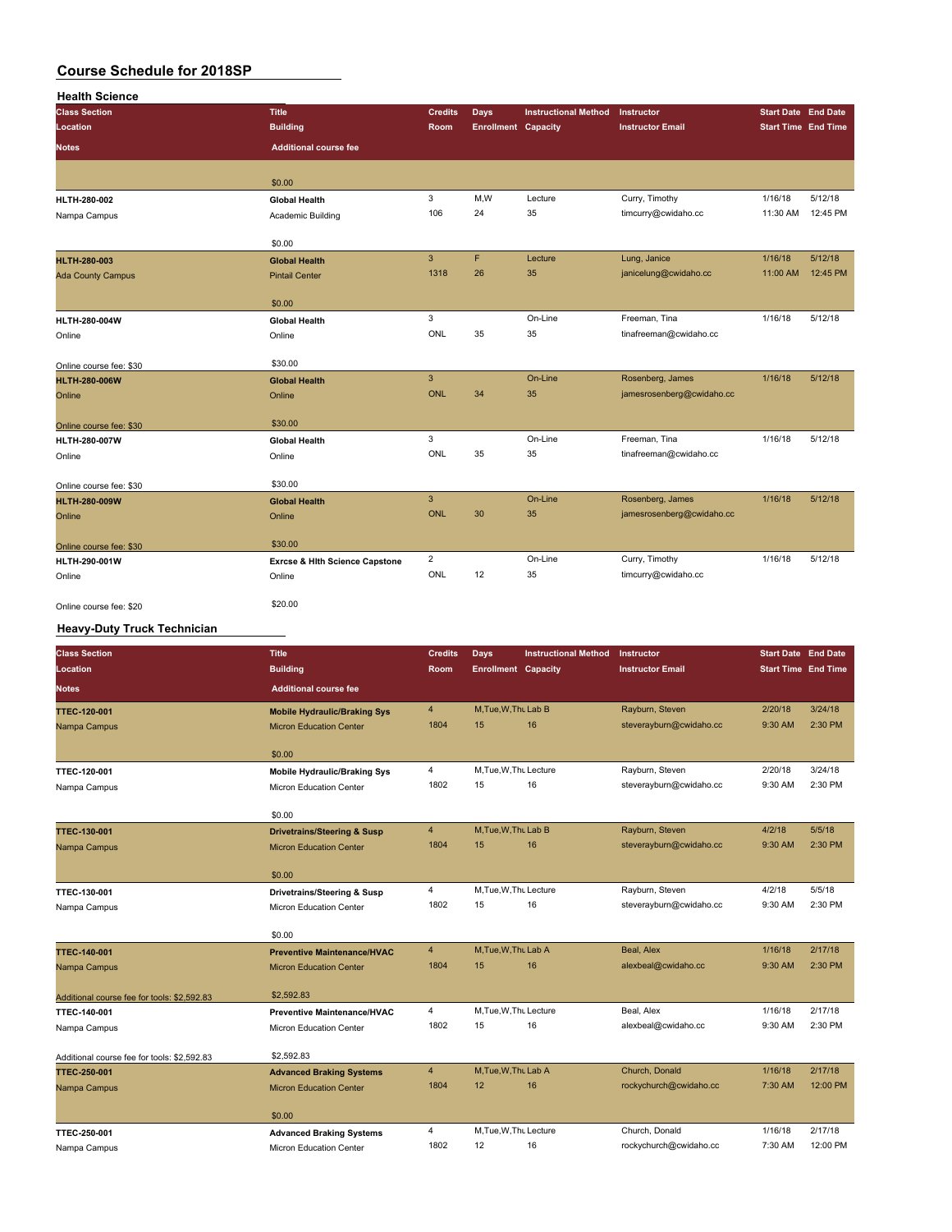# Course Schedule for 2018SP

## Health Science

| Class Section / Location / Notes | Title / Building / Additional course fee | Credits / Room | Days / Enrollment | Instructional Method / Capacity | Instructor / Instructor Email | Start Date / Start Time | End Date / End Time |
|---|---|---|---|---|---|---|---|
| | $0.00 | | | | | | |
| **HLTH-280-002** | **Global Health** | 3 | M,W | Lecture | Curry, Timothy | 1/16/18 | 5/12/18 |
| Nampa Campus | Academic Building | 106 | 24 | 35 | timcurry@cwidaho.cc | 11:30 AM | 12:45 PM |
| | $0.00 | | | | | | |
| **HLTH-280-003** | **Global Health** | 3 | F | Lecture | Lung, Janice | 1/16/18 | 5/12/18 |
| Ada County Campus | Pintail Center | 1318 | 26 | 35 | janicelung@cwidaho.cc | 11:00 AM | 12:45 PM |
| | $0.00 | | | | | | |
| **HLTH-280-004W** | **Global Health** | 3 | | On-Line | Freeman, Tina | 1/16/18 | 5/12/18 |
| Online | Online | ONL | 35 | 35 | tinafreeman@cwidaho.cc | | |
| Online course fee: $30 | $30.00 | | | | | | |
| **HLTH-280-006W** | **Global Health** | 3 | | On-Line | Rosenberg, James | 1/16/18 | 5/12/18 |
| Online | Online | ONL | 34 | 35 | jamesrosenberg@cwidaho.cc | | |
| Online course fee: $30 | $30.00 | | | | | | |
| **HLTH-280-007W** | **Global Health** | 3 | | On-Line | Freeman, Tina | 1/16/18 | 5/12/18 |
| Online | Online | ONL | 35 | 35 | tinafreeman@cwidaho.cc | | |
| Online course fee: $30 | $30.00 | | | | | | |
| **HLTH-280-009W** | **Global Health** | 3 | | On-Line | Rosenberg, James | 1/16/18 | 5/12/18 |
| Online | Online | ONL | 30 | 35 | jamesrosenberg@cwidaho.cc | | |
| Online course fee: $30 | $30.00 | | | | | | |
| **HLTH-290-001W** | **Exrcse & Hlth Science Capstone** | 2 | | On-Line | Curry, Timothy | 1/16/18 | 5/12/18 |
| Online | Online | ONL | 12 | 35 | timcurry@cwidaho.cc | | |
| Online course fee: $20 | $20.00 | | | | | | |

## Heavy-Duty Truck Technician

| Class Section / Location / Notes | Title / Building / Additional course fee | Credits / Room | Days / Enrollment | Instructional Method / Capacity | Instructor / Instructor Email | Start Date / Start Time | End Date / End Time |
|---|---|---|---|---|---|---|---|
| **TTEC-120-001** | **Mobile Hydraulic/Braking Sys** | 4 | M,Tue,W,Thu | Lab B | Rayburn, Steven | 2/20/18 | 3/24/18 |
| Nampa Campus | Micron Education Center | 1804 | 15 | 16 | steverayburn@cwidaho.cc | 9:30 AM | 2:30 PM |
| | $0.00 | | | | | | |
| **TTEC-120-001** | **Mobile Hydraulic/Braking Sys** | 4 | M,Tue,W,Thu | Lecture | Rayburn, Steven | 2/20/18 | 3/24/18 |
| Nampa Campus | Micron Education Center | 1802 | 15 | 16 | steverayburn@cwidaho.cc | 9:30 AM | 2:30 PM |
| | $0.00 | | | | | | |
| **TTEC-130-001** | **Drivetrains/Steering & Susp** | 4 | M,Tue,W,Thu | Lab B | Rayburn, Steven | 4/2/18 | 5/5/18 |
| Nampa Campus | Micron Education Center | 1804 | 15 | 16 | steverayburn@cwidaho.cc | 9:30 AM | 2:30 PM |
| | $0.00 | | | | | | |
| **TTEC-130-001** | **Drivetrains/Steering & Susp** | 4 | M,Tue,W,Thu | Lecture | Rayburn, Steven | 4/2/18 | 5/5/18 |
| Nampa Campus | Micron Education Center | 1802 | 15 | 16 | steverayburn@cwidaho.cc | 9:30 AM | 2:30 PM |
| | $0.00 | | | | | | |
| **TTEC-140-001** | **Preventive Maintenance/HVAC** | 4 | M,Tue,W,Thu | Lab A | Beal, Alex | 1/16/18 | 2/17/18 |
| Nampa Campus | Micron Education Center | 1804 | 15 | 16 | alexbeal@cwidaho.cc | 9:30 AM | 2:30 PM |
| Additional course fee for tools: $2,592.83 | $2,592.83 | | | | | | |
| **TTEC-140-001** | **Preventive Maintenance/HVAC** | 4 | M,Tue,W,Thu | Lecture | Beal, Alex | 1/16/18 | 2/17/18 |
| Nampa Campus | Micron Education Center | 1802 | 15 | 16 | alexbeal@cwidaho.cc | 9:30 AM | 2:30 PM |
| Additional course fee for tools: $2,592.83 | $2,592.83 | | | | | | |
| **TTEC-250-001** | **Advanced Braking Systems** | 4 | M,Tue,W,Thu | Lab A | Church, Donald | 1/16/18 | 2/17/18 |
| Nampa Campus | Micron Education Center | 1804 | 12 | 16 | rockychurch@cwidaho.cc | 7:30 AM | 12:00 PM |
| | $0.00 | | | | | | |
| **TTEC-250-001** | **Advanced Braking Systems** | 4 | M,Tue,W,Thu | Lecture | Church, Donald | 1/16/18 | 2/17/18 |
| Nampa Campus | Micron Education Center | 1802 | 12 | 16 | rockychurch@cwidaho.cc | 7:30 AM | 12:00 PM |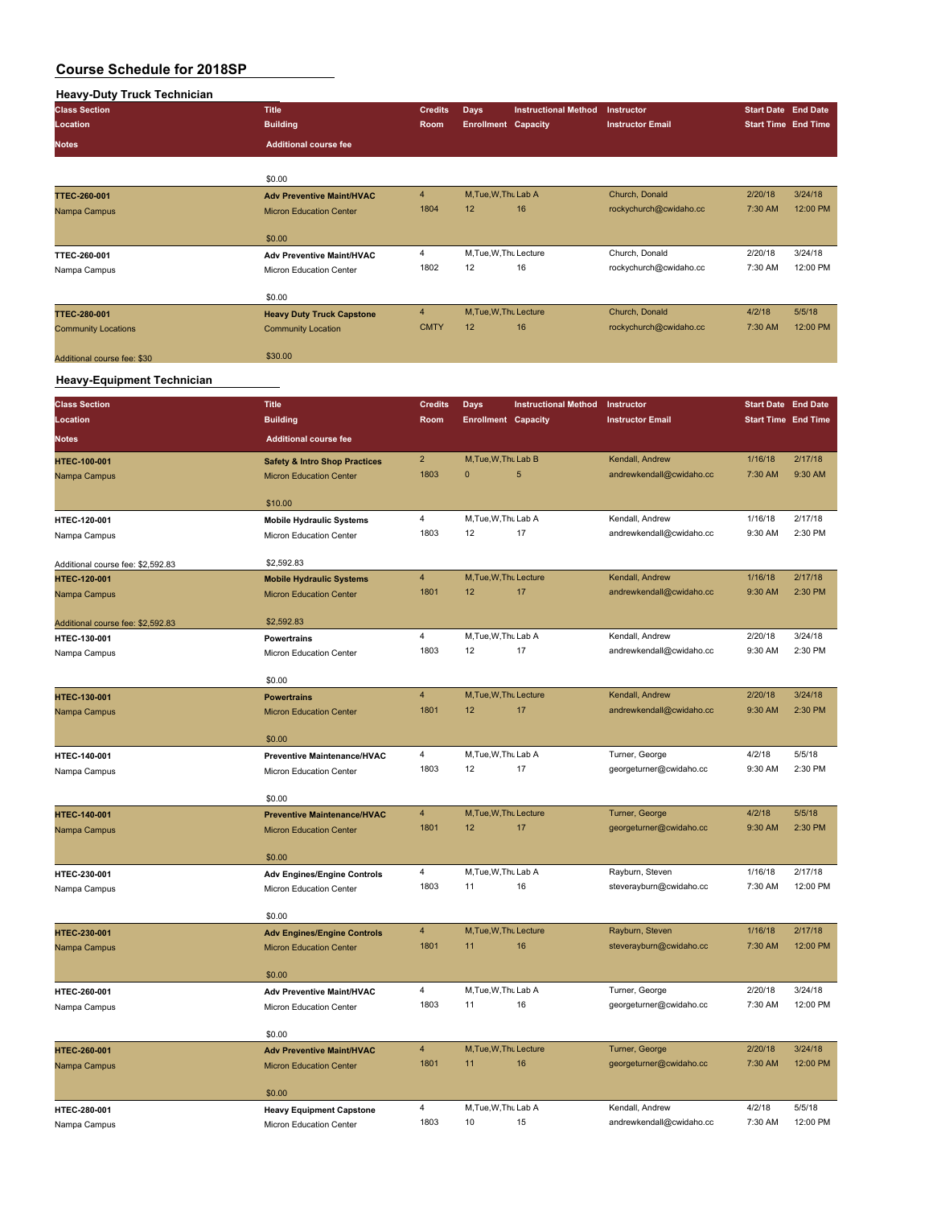# Course Schedule for 2018SP

## Heavy-Duty Truck Technician

| Class Section / Location / Notes | Title / Building / Additional course fee | Credits / Room | Days / Enrollment | Instructional Method / Capacity | Instructor / Instructor Email | Start Date / Start Time | End Date / End Time |
|---|---|---|---|---|---|---|---|
| | $0.00 | | | | | | |
| TTEC-260-001 | Adv Preventive Maint/HVAC | 4 | M,Tue,W,Thu | Lab A | Church, Donald | 2/20/18 | 3/24/18 |
| Nampa Campus | Micron Education Center | 1804 | 12 | 16 | rockychurch@cwidaho.cc | 7:30 AM | 12:00 PM |
| | $0.00 | | | | | | |
| TTEC-260-001 | Adv Preventive Maint/HVAC | 4 | M,Tue,W,Thu | Lecture | Church, Donald | 2/20/18 | 3/24/18 |
| Nampa Campus | Micron Education Center | 1802 | 12 | 16 | rockychurch@cwidaho.cc | 7:30 AM | 12:00 PM |
| | $0.00 | | | | | | |
| TTEC-280-001 | Heavy Duty Truck Capstone | 4 | M,Tue,W,Thu | Lecture | Church, Donald | 4/2/18 | 5/5/18 |
| Community Locations | Community Location | CMTY | 12 | 16 | rockychurch@cwidaho.cc | 7:30 AM | 12:00 PM |
| Additional course fee: $30 | $30.00 | | | | | | |

## Heavy-Equipment Technician

| Class Section / Location / Notes | Title / Building / Additional course fee | Credits / Room | Days / Enrollment | Instructional Method / Capacity | Instructor / Instructor Email | Start Date / Start Time | End Date / End Time |
|---|---|---|---|---|---|---|---|
| HTEC-100-001 | Safety & Intro Shop Practices | 2 | M,Tue,W,Thu | Lab B | Kendall, Andrew | 1/16/18 | 2/17/18 |
| Nampa Campus | Micron Education Center | 1803 | 0 | 5 | andrewkendall@cwidaho.cc | 7:30 AM | 9:30 AM |
| | $10.00 | | | | | | |
| HTEC-120-001 | Mobile Hydraulic Systems | 4 | M,Tue,W,Thu | Lab A | Kendall, Andrew | 1/16/18 | 2/17/18 |
| Nampa Campus | Micron Education Center | 1803 | 12 | 17 | andrewkendall@cwidaho.cc | 9:30 AM | 2:30 PM |
| Additional course fee: $2,592.83 | $2,592.83 | | | | | | |
| HTEC-120-001 | Mobile Hydraulic Systems | 4 | M,Tue,W,Thu | Lecture | Kendall, Andrew | 1/16/18 | 2/17/18 |
| Nampa Campus | Micron Education Center | 1801 | 12 | 17 | andrewkendall@cwidaho.cc | 9:30 AM | 2:30 PM |
| Additional course fee: $2,592.83 | $2,592.83 | | | | | | |
| HTEC-130-001 | Powertrains | 4 | M,Tue,W,Thu | Lab A | Kendall, Andrew | 2/20/18 | 3/24/18 |
| Nampa Campus | Micron Education Center | 1803 | 12 | 17 | andrewkendall@cwidaho.cc | 9:30 AM | 2:30 PM |
| | $0.00 | | | | | | |
| HTEC-130-001 | Powertrains | 4 | M,Tue,W,Thu | Lecture | Kendall, Andrew | 2/20/18 | 3/24/18 |
| Nampa Campus | Micron Education Center | 1801 | 12 | 17 | andrewkendall@cwidaho.cc | 9:30 AM | 2:30 PM |
| | $0.00 | | | | | | |
| HTEC-140-001 | Preventive Maintenance/HVAC | 4 | M,Tue,W,Thu | Lab A | Turner, George | 4/2/18 | 5/5/18 |
| Nampa Campus | Micron Education Center | 1803 | 12 | 17 | georgeturner@cwidaho.cc | 9:30 AM | 2:30 PM |
| | $0.00 | | | | | | |
| HTEC-140-001 | Preventive Maintenance/HVAC | 4 | M,Tue,W,Thu | Lecture | Turner, George | 4/2/18 | 5/5/18 |
| Nampa Campus | Micron Education Center | 1801 | 12 | 17 | georgeturner@cwidaho.cc | 9:30 AM | 2:30 PM |
| | $0.00 | | | | | | |
| HTEC-230-001 | Adv Engines/Engine Controls | 4 | M,Tue,W,Thu | Lab A | Rayburn, Steven | 1/16/18 | 2/17/18 |
| Nampa Campus | Micron Education Center | 1803 | 11 | 16 | steverayburn@cwidaho.cc | 7:30 AM | 12:00 PM |
| | $0.00 | | | | | | |
| HTEC-230-001 | Adv Engines/Engine Controls | 4 | M,Tue,W,Thu | Lecture | Rayburn, Steven | 1/16/18 | 2/17/18 |
| Nampa Campus | Micron Education Center | 1801 | 11 | 16 | steverayburn@cwidaho.cc | 7:30 AM | 12:00 PM |
| | $0.00 | | | | | | |
| HTEC-260-001 | Adv Preventive Maint/HVAC | 4 | M,Tue,W,Thu | Lab A | Turner, George | 2/20/18 | 3/24/18 |
| Nampa Campus | Micron Education Center | 1803 | 11 | 16 | georgeturner@cwidaho.cc | 7:30 AM | 12:00 PM |
| | $0.00 | | | | | | |
| HTEC-260-001 | Adv Preventive Maint/HVAC | 4 | M,Tue,W,Thu | Lecture | Turner, George | 2/20/18 | 3/24/18 |
| Nampa Campus | Micron Education Center | 1801 | 11 | 16 | georgeturner@cwidaho.cc | 7:30 AM | 12:00 PM |
| | $0.00 | | | | | | |
| HTEC-280-001 | Heavy Equipment Capstone | 4 | M,Tue,W,Thu | Lab A | Kendall, Andrew | 4/2/18 | 5/5/18 |
| Nampa Campus | Micron Education Center | 1803 | 10 | 15 | andrewkendall@cwidaho.cc | 7:30 AM | 12:00 PM |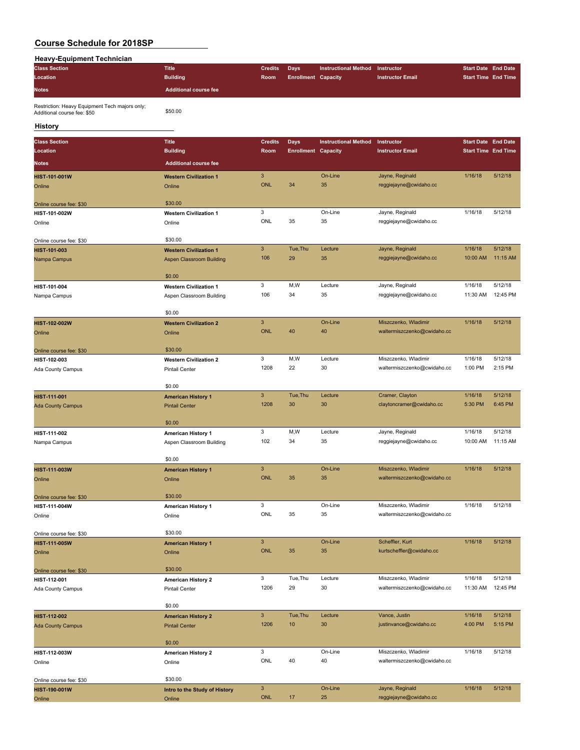# Course Schedule for 2018SP

## Heavy-Equipment Technician

| Class Section / Location / Notes | Title / Building / Additional course fee | Credits / Room | Days / Enrollment | Instructional Method / Capacity | Instructor / Instructor Email | Start Date / Start Time | End Date / End Time |
|---|---|---|---|---|---|---|---|
| Restriction: Heavy Equipment Tech majors only; Additional course fee: $50 | $50.00 | | | | | | |

## History

| Class Section | Title | Credits | Days | Instructional Method | Instructor | Start Date | End Date |
|---|---|---|---|---|---|---|---|
| **Location** | **Building** | **Room** | **Enrollment** | **Capacity** | **Instructor Email** | **Start Time** | **End Time** |
| **Notes** | **Additional course fee** | | | | | | |
| **HIST-101-001W** | **Western Civilization 1** | 3 | | On-Line | Jayne, Reginald | 1/16/18 | 5/12/18 |
| Online | Online | ONL | 34 | 35 | reggiejayne@cwidaho.cc | | |
| Online course fee: $30 | $30.00 | | | | | | |
| **HIST-101-002W** | **Western Civilization 1** | 3 | | On-Line | Jayne, Reginald | 1/16/18 | 5/12/18 |
| Online | Online | ONL | 35 | 35 | reggiejayne@cwidaho.cc | | |
| Online course fee: $30 | $30.00 | | | | | | |
| **HIST-101-003** | **Western Civilization 1** | 3 | Tue,Thu | Lecture | Jayne, Reginald | 1/16/18 | 5/12/18 |
| Nampa Campus | Aspen Classroom Building | 106 | 29 | 35 | reggiejayne@cwidaho.cc | 10:00 AM | 11:15 AM |
| | $0.00 | | | | | | |
| **HIST-101-004** | **Western Civilization 1** | 3 | M,W | Lecture | Jayne, Reginald | 1/16/18 | 5/12/18 |
| Nampa Campus | Aspen Classroom Building | 106 | 34 | 35 | reggiejayne@cwidaho.cc | 11:30 AM | 12:45 PM |
| | $0.00 | | | | | | |
| **HIST-102-002W** | **Western Civilization 2** | 3 | | On-Line | Miszczenko, Wladimir | 1/16/18 | 5/12/18 |
| Online | Online | ONL | 40 | 40 | waltermiszczenko@cwidaho.cc | | |
| Online course fee: $30 | $30.00 | | | | | | |
| **HIST-102-003** | **Western Civilization 2** | 3 | M,W | Lecture | Miszczenko, Wladimir | 1/16/18 | 5/12/18 |
| Ada County Campus | Pintail Center | 1208 | 22 | 30 | waltermiszczenko@cwidaho.cc | 1:00 PM | 2:15 PM |
| | $0.00 | | | | | | |
| **HIST-111-001** | **American History 1** | 3 | Tue,Thu | Lecture | Cramer, Clayton | 1/16/18 | 5/12/18 |
| Ada County Campus | Pintail Center | 1208 | 30 | 30 | claytoncramer@cwidaho.cc | 5:30 PM | 6:45 PM |
| | $0.00 | | | | | | |
| **HIST-111-002** | **American History 1** | 3 | M,W | Lecture | Jayne, Reginald | 1/16/18 | 5/12/18 |
| Nampa Campus | Aspen Classroom Building | 102 | 34 | 35 | reggiejayne@cwidaho.cc | 10:00 AM | 11:15 AM |
| | $0.00 | | | | | | |
| **HIST-111-003W** | **American History 1** | 3 | | On-Line | Miszczenko, Wladimir | 1/16/18 | 5/12/18 |
| Online | Online | ONL | 35 | 35 | waltermiszczenko@cwidaho.cc | | |
| Online course fee: $30 | $30.00 | | | | | | |
| **HIST-111-004W** | **American History 1** | 3 | | On-Line | Miszczenko, Wladimir | 1/16/18 | 5/12/18 |
| Online | Online | ONL | 35 | 35 | waltermiszczenko@cwidaho.cc | | |
| Online course fee: $30 | $30.00 | | | | | | |
| **HIST-111-005W** | **American History 1** | 3 | | On-Line | Scheffler, Kurt | 1/16/18 | 5/12/18 |
| Online | Online | ONL | 35 | 35 | kurtscheffler@cwidaho.cc | | |
| Online course fee: $30 | $30.00 | | | | | | |
| **HIST-112-001** | **American History 2** | 3 | Tue,Thu | Lecture | Miszczenko, Wladimir | 1/16/18 | 5/12/18 |
| Ada County Campus | Pintail Center | 1206 | 29 | 30 | waltermiszczenko@cwidaho.cc | 11:30 AM | 12:45 PM |
| | $0.00 | | | | | | |
| **HIST-112-002** | **American History 2** | 3 | Tue,Thu | Lecture | Vance, Justin | 1/16/18 | 5/12/18 |
| Ada County Campus | Pintail Center | 1206 | 10 | 30 | justinvance@cwidaho.cc | 4:00 PM | 5:15 PM |
| | $0.00 | | | | | | |
| **HIST-112-003W** | **American History 2** | 3 | | On-Line | Miszczenko, Wladimir | 1/16/18 | 5/12/18 |
| Online | Online | ONL | 40 | 40 | waltermiszczenko@cwidaho.cc | | |
| Online course fee: $30 | $30.00 | | | | | | |
| **HIST-190-001W** | **Intro to the Study of History** | 3 | | On-Line | Jayne, Reginald | 1/16/18 | 5/12/18 |
| Online | Online | ONL | 17 | 25 | reggiejayne@cwidaho.cc | | |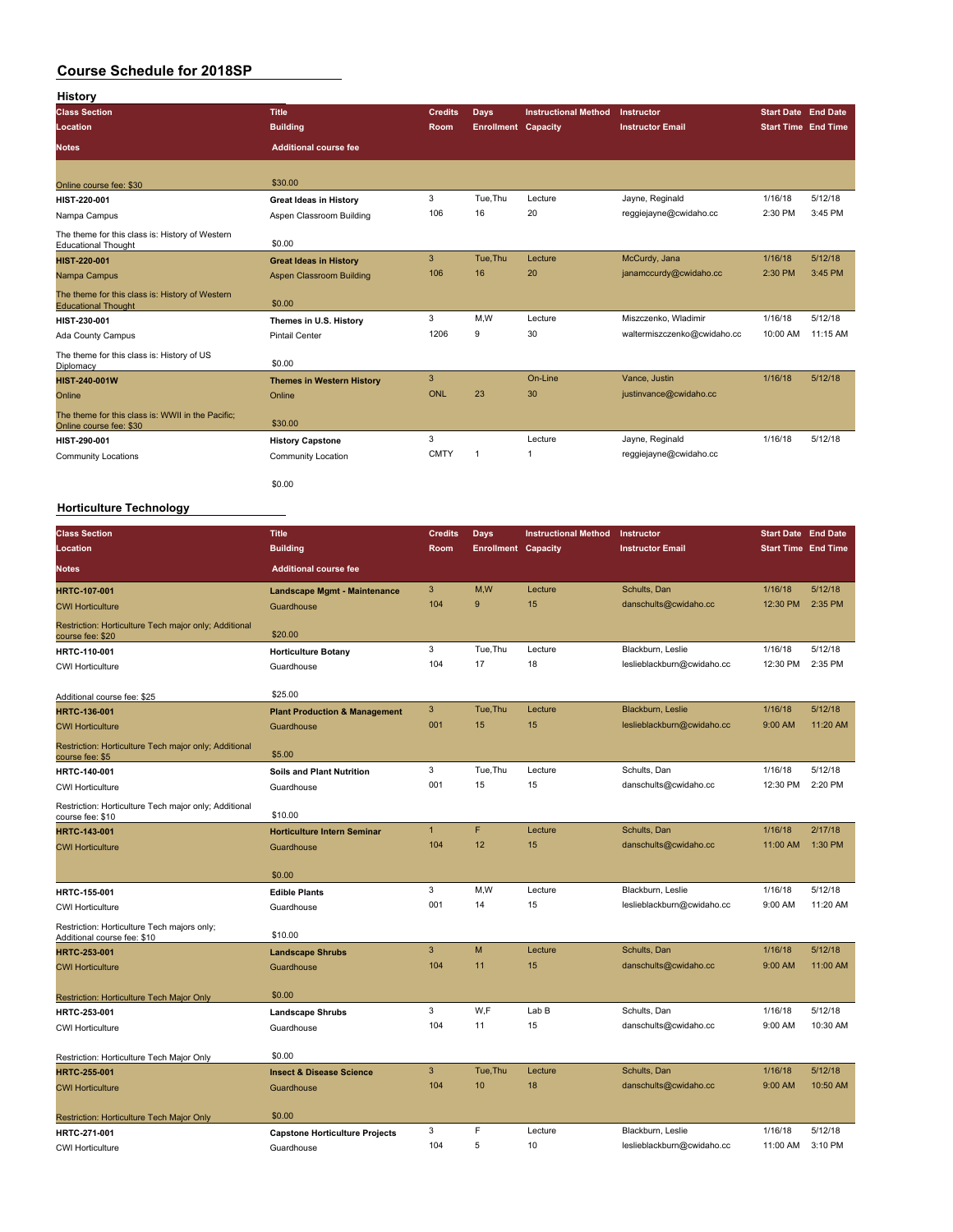# Course Schedule for 2018SP

## History

| Class Section / Location / Notes | Title / Building / Additional course fee | Credits / Room | Days / Enrollment | Instructional Method / Capacity | Instructor / Instructor Email | Start Date / Start Time | End Date / End Time |
|---|---|---|---|---|---|---|---|
| Online course fee: $30 | $30.00 | | | | | | |
| HIST-220-001 | Great Ideas in History | 3 | Tue,Thu | Lecture | Jayne, Reginald | 1/16/18 | 5/12/18 |
| Nampa Campus | Aspen Classroom Building | 106 | 16 | 20 | reggiejayne@cwidaho.cc | 2:30 PM | 3:45 PM |
| The theme for this class is: History of Western Educational Thought | $0.00 | | | | | | |
| HIST-220-001 | Great Ideas in History | 3 | Tue,Thu | Lecture | McCurdy, Jana | 1/16/18 | 5/12/18 |
| Nampa Campus | Aspen Classroom Building | 106 | 16 | 20 | janamccurdy@cwidaho.cc | 2:30 PM | 3:45 PM |
| The theme for this class is: History of Western Educational Thought | $0.00 | | | | | | |
| HIST-230-001 | Themes in U.S. History | 3 | M,W | Lecture | Miszczenko, Wladimir | 1/16/18 | 5/12/18 |
| Ada County Campus | Pintail Center | 1206 | 9 | 30 | waltermiszczenko@cwidaho.cc | 10:00 AM | 11:15 AM |
| The theme for this class is: History of US Diplomacy | $0.00 | | | | | | |
| HIST-240-001W | Themes in Western History | 3 | | On-Line | Vance, Justin | 1/16/18 | 5/12/18 |
| Online | Online | ONL | 23 | 30 | justinvance@cwidaho.cc | | |
| The theme for this class is: WWII in the Pacific; Online course fee: $30 | $30.00 | | | | | | |
| HIST-290-001 | History Capstone | 3 | | Lecture | Jayne, Reginald | 1/16/18 | 5/12/18 |
| Community Locations | Community Location | CMTY | 1 | 1 | reggiejayne@cwidaho.cc | | |
| | $0.00 | | | | | | |

## Horticulture Technology

| Class Section / Location / Notes | Title / Building / Additional course fee | Credits / Room | Days / Enrollment | Instructional Method / Capacity | Instructor / Instructor Email | Start Date / Start Time | End Date / End Time |
|---|---|---|---|---|---|---|---|
| HRTC-107-001 | Landscape Mgmt - Maintenance | 3 | M,W | Lecture | Schults, Dan | 1/16/18 | 5/12/18 |
| CWI Horticulture | Guardhouse | 104 | 9 | 15 | danschults@cwidaho.cc | 12:30 PM | 2:35 PM |
| Restriction: Horticulture Tech major only; Additional course fee: $20 | $20.00 | | | | | | |
| HRTC-110-001 | Horticulture Botany | 3 | Tue,Thu | Lecture | Blackburn, Leslie | 1/16/18 | 5/12/18 |
| CWI Horticulture | Guardhouse | 104 | 17 | 18 | leslieblackburn@cwidaho.cc | 12:30 PM | 2:35 PM |
| Additional course fee: $25 | $25.00 | | | | | | |
| HRTC-136-001 | Plant Production & Management | 3 | Tue,Thu | Lecture | Blackburn, Leslie | 1/16/18 | 5/12/18 |
| CWI Horticulture | Guardhouse | 001 | 15 | 15 | leslieblackburn@cwidaho.cc | 9:00 AM | 11:20 AM |
| Restriction: Horticulture Tech major only; Additional course fee: $5 | $5.00 | | | | | | |
| HRTC-140-001 | Soils and Plant Nutrition | 3 | Tue,Thu | Lecture | Schults, Dan | 1/16/18 | 5/12/18 |
| CWI Horticulture | Guardhouse | 001 | 15 | 15 | danschults@cwidaho.cc | 12:30 PM | 2:20 PM |
| Restriction: Horticulture Tech major only; Additional course fee: $10 | $10.00 | | | | | | |
| HRTC-143-001 | Horticulture Intern Seminar | 1 | F | Lecture | Schults, Dan | 1/16/18 | 2/17/18 |
| CWI Horticulture | Guardhouse | 104 | 12 | 15 | danschults@cwidaho.cc | 11:00 AM | 1:30 PM |
| | $0.00 | | | | | | |
| HRTC-155-001 | Edible Plants | 3 | M,W | Lecture | Blackburn, Leslie | 1/16/18 | 5/12/18 |
| CWI Horticulture | Guardhouse | 001 | 14 | 15 | leslieblackburn@cwidaho.cc | 9:00 AM | 11:20 AM |
| Restriction: Horticulture Tech majors only; Additional course fee: $10 | $10.00 | | | | | | |
| HRTC-253-001 | Landscape Shrubs | 3 | M | Lecture | Schults, Dan | 1/16/18 | 5/12/18 |
| CWI Horticulture | Guardhouse | 104 | 11 | 15 | danschults@cwidaho.cc | 9:00 AM | 11:00 AM |
| Restriction: Horticulture Tech Major Only | $0.00 | | | | | | |
| HRTC-253-001 | Landscape Shrubs | 3 | W,F | Lab B | Schults, Dan | 1/16/18 | 5/12/18 |
| CWI Horticulture | Guardhouse | 104 | 11 | 15 | danschults@cwidaho.cc | 9:00 AM | 10:30 AM |
| Restriction: Horticulture Tech Major Only | $0.00 | | | | | | |
| HRTC-255-001 | Insect & Disease Science | 3 | Tue,Thu | Lecture | Schults, Dan | 1/16/18 | 5/12/18 |
| CWI Horticulture | Guardhouse | 104 | 10 | 18 | danschults@cwidaho.cc | 9:00 AM | 10:50 AM |
| Restriction: Horticulture Tech Major Only | $0.00 | | | | | | |
| HRTC-271-001 | Capstone Horticulture Projects | 3 | F | Lecture | Blackburn, Leslie | 1/16/18 | 5/12/18 |
| CWI Horticulture | Guardhouse | 104 | 5 | 10 | leslieblackburn@cwidaho.cc | 11:00 AM | 3:10 PM |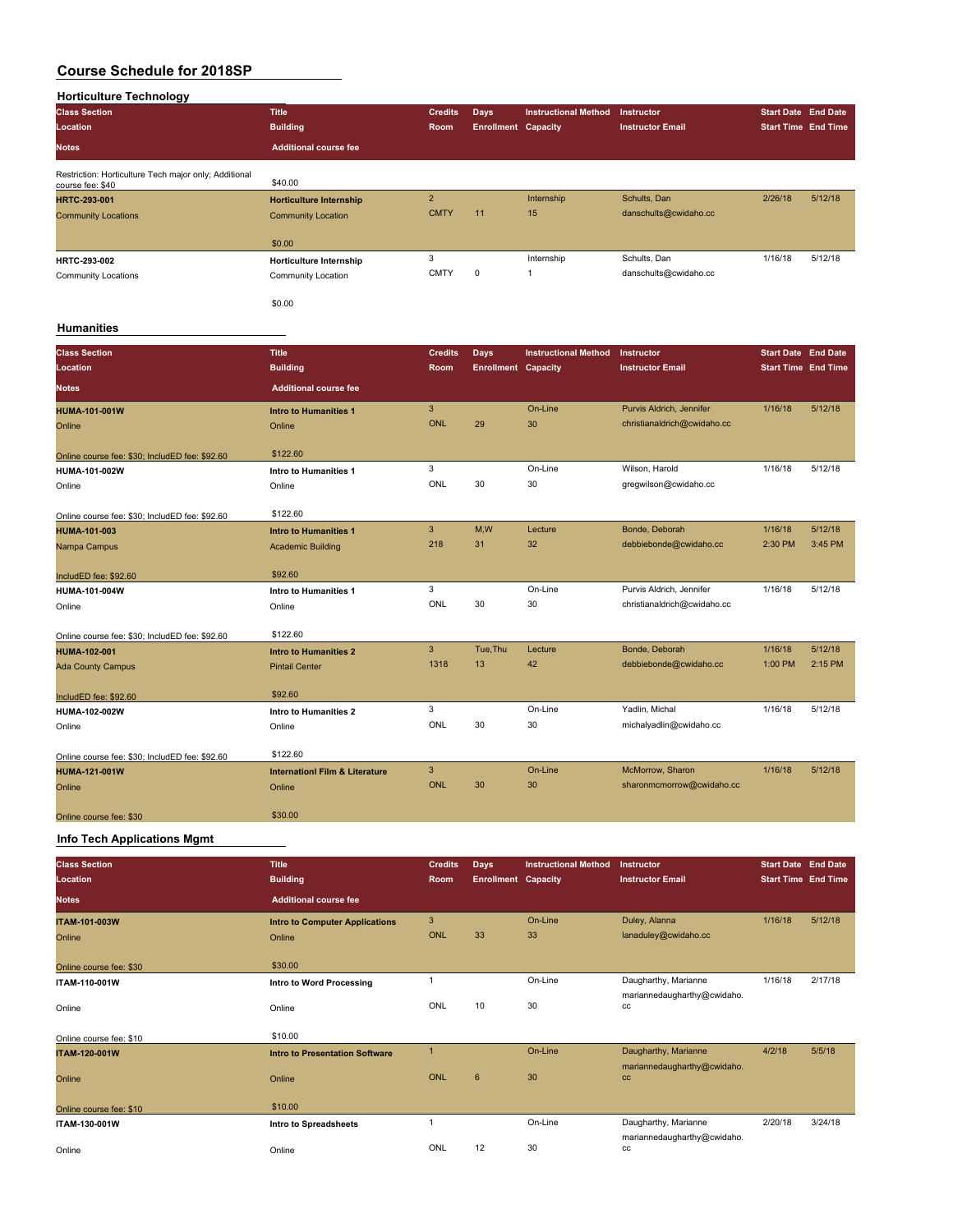# Course Schedule for 2018SP

## Horticulture Technology

| Class Section / Location / Notes | Title / Building / Additional course fee | Credits / Room | Days / Enrollment | Instructional Method / Capacity | Instructor / Instructor Email | Start Date / Start Time | End Date / End Time |
|---|---|---|---|---|---|---|---|
| Restriction: Horticulture Tech major only; Additional course fee: $40 | $40.00 | | | | | | |
| **HRTC-293-001** | **Horticulture Internship** | 2 | | Internship | Schults, Dan | 2/26/18 | 5/12/18 |
| Community Locations | Community Location | CMTY | 11 | 15 | danschults@cwidaho.cc | | |
| | $0.00 | | | | | | |
| **HRTC-293-002** | **Horticulture Internship** | 3 | | Internship | Schults, Dan | 1/16/18 | 5/12/18 |
| Community Locations | Community Location | CMTY | 0 | 1 | danschults@cwidaho.cc | | |
| | $0.00 | | | | | | |

## Humanities

| Class Section / Location / Notes | Title / Building / Additional course fee | Credits / Room | Days / Enrollment | Instructional Method / Capacity | Instructor / Instructor Email | Start Date / Start Time | End Date / End Time |
|---|---|---|---|---|---|---|---|
| **HUMA-101-001W** | **Intro to Humanities 1** | 3 | | On-Line | Purvis Aldrich, Jennifer | 1/16/18 | 5/12/18 |
| Online | Online | ONL | 29 | 30 | christianaldrich@cwidaho.cc | | |
| Online course fee: $30; IncludED fee: $92.60 | $122.60 | | | | | | |
| **HUMA-101-002W** | **Intro to Humanities 1** | 3 | | On-Line | Wilson, Harold | 1/16/18 | 5/12/18 |
| Online | Online | ONL | 30 | 30 | gregwilson@cwidaho.cc | | |
| Online course fee: $30; IncludED fee: $92.60 | $122.60 | | | | | | |
| **HUMA-101-003** | **Intro to Humanities 1** | 3 | M,W | Lecture | Bonde, Deborah | 1/16/18 | 5/12/18 |
| Nampa Campus | Academic Building | 218 | 31 | 32 | debbiebonde@cwidaho.cc | 2:30 PM | 3:45 PM |
| IncludED fee: $92.60 | $92.60 | | | | | | |
| **HUMA-101-004W** | **Intro to Humanities 1** | 3 | | On-Line | Purvis Aldrich, Jennifer | 1/16/18 | 5/12/18 |
| Online | Online | ONL | 30 | 30 | christianaldrich@cwidaho.cc | | |
| Online course fee: $30; IncludED fee: $92.60 | $122.60 | | | | | | |
| **HUMA-102-001** | **Intro to Humanities 2** | 3 | Tue,Thu | Lecture | Bonde, Deborah | 1/16/18 | 5/12/18 |
| Ada County Campus | Pintail Center | 1318 | 13 | 42 | debbiebonde@cwidaho.cc | 1:00 PM | 2:15 PM |
| IncludED fee: $92.60 | $92.60 | | | | | | |
| **HUMA-102-002W** | **Intro to Humanities 2** | 3 | | On-Line | Yadlin, Michal | 1/16/18 | 5/12/18 |
| Online | Online | ONL | 30 | 30 | michalyadlin@cwidaho.cc | | |
| Online course fee: $30; IncludED fee: $92.60 | $122.60 | | | | | | |
| **HUMA-121-001W** | **Internationl Film & Literature** | 3 | | On-Line | McMorrow, Sharon | 1/16/18 | 5/12/18 |
| Online | Online | ONL | 30 | 30 | sharonmcmorrow@cwidaho.cc | | |
| Online course fee: $30 | $30.00 | | | | | | |

## Info Tech Applications Mgmt

| Class Section / Location / Notes | Title / Building / Additional course fee | Credits / Room | Days / Enrollment | Instructional Method / Capacity | Instructor / Instructor Email | Start Date / Start Time | End Date / End Time |
|---|---|---|---|---|---|---|---|
| **ITAM-101-003W** | **Intro to Computer Applications** | 3 | | On-Line | Duley, Alanna | 1/16/18 | 5/12/18 |
| Online | Online | ONL | 33 | 33 | lanaduley@cwidaho.cc | | |
| Online course fee: $30 | $30.00 | | | | | | |
| **ITAM-110-001W** | **Intro to Word Processing** | 1 | | On-Line | Daugharthy, Marianne | 1/16/18 | 2/17/18 |
| Online | Online | ONL | 10 | 30 | mariannedaugharthy@cwidaho.cc | | |
| Online course fee: $10 | $10.00 | | | | | | |
| **ITAM-120-001W** | **Intro to Presentation Software** | 1 | | On-Line | Daugharthy, Marianne | 4/2/18 | 5/5/18 |
| Online | Online | ONL | 6 | 30 | mariannedaugharthy@cwidaho.cc | | |
| Online course fee: $10 | $10.00 | | | | | | |
| **ITAM-130-001W** | **Intro to Spreadsheets** | 1 | | On-Line | Daugharthy, Marianne | 2/20/18 | 3/24/18 |
| Online | Online | ONL | 12 | 30 | mariannedaugharthy@cwidaho.cc | | |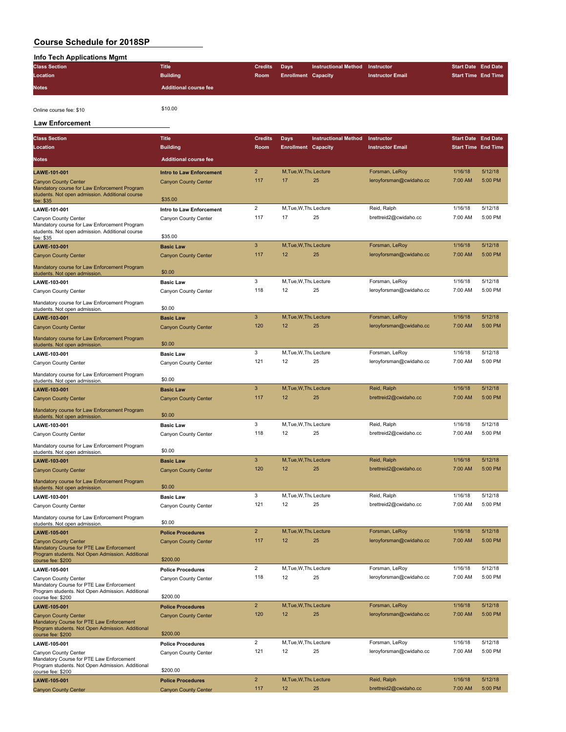# Course Schedule for 2018SP

## Info Tech Applications Mgmt

| Class Section | Title | Credits | Days | Instructional Method | Instructor | Start Date | End Date |
|---|---|---|---|---|---|---|---|
| Location | Building | Room | Enrollment | Capacity | Instructor Email | Start Time | End Time |
| Notes | Additional course fee | | | | | | |
| Online course fee: $10 | $10.00 | | | | | | |

## Law Enforcement

| Class Section | Title | Credits | Days | Instructional Method | Instructor | Start Date | End Date |
|---|---|---|---|---|---|---|---|
| Location | Building | Room | Enrollment | Capacity | Instructor Email | Start Time | End Time |
| Notes | Additional course fee | | | | | | |
| **LAWE-101-001** | **Intro to Law Enforcement** | 2 | M,Tue,W,Thu | Lecture | Forsman, LeRoy | 1/16/18 | 5/12/18 |
| Canyon County Center | Canyon County Center | 117 | 17 | 25 | leroyforsman@cwidaho.cc | 7:00 AM | 5:00 PM |
| Mandatory course for Law Enforcement Program students. Not open admission. Additional course fee: $35 | $35.00 | | | | | | |
| **LAWE-101-001** | **Intro to Law Enforcement** | 2 | M,Tue,W,Thu | Lecture | Reid, Ralph | 1/16/18 | 5/12/18 |
| Canyon County Center | Canyon County Center | 117 | 17 | 25 | brettreid2@cwidaho.cc | 7:00 AM | 5:00 PM |
| Mandatory course for Law Enforcement Program students. Not open admission. Additional course fee: $35 | $35.00 | | | | | | |
| **LAWE-103-001** | **Basic Law** | 3 | M,Tue,W,Thu | Lecture | Forsman, LeRoy | 1/16/18 | 5/12/18 |
| Canyon County Center | Canyon County Center | 117 | 12 | 25 | leroyforsman@cwidaho.cc | 7:00 AM | 5:00 PM |
| Mandatory course for Law Enforcement Program students. Not open admission. | $0.00 | | | | | | |
| **LAWE-103-001** | **Basic Law** | 3 | M,Tue,W,Thu | Lecture | Forsman, LeRoy | 1/16/18 | 5/12/18 |
| Canyon County Center | Canyon County Center | 118 | 12 | 25 | leroyforsman@cwidaho.cc | 7:00 AM | 5:00 PM |
| Mandatory course for Law Enforcement Program students. Not open admission. | $0.00 | | | | | | |
| **LAWE-103-001** | **Basic Law** | 3 | M,Tue,W,Thu | Lecture | Forsman, LeRoy | 1/16/18 | 5/12/18 |
| Canyon County Center | Canyon County Center | 120 | 12 | 25 | leroyforsman@cwidaho.cc | 7:00 AM | 5:00 PM |
| Mandatory course for Law Enforcement Program students. Not open admission. | $0.00 | | | | | | |
| **LAWE-103-001** | **Basic Law** | 3 | M,Tue,W,Thu | Lecture | Forsman, LeRoy | 1/16/18 | 5/12/18 |
| Canyon County Center | Canyon County Center | 121 | 12 | 25 | leroyforsman@cwidaho.cc | 7:00 AM | 5:00 PM |
| Mandatory course for Law Enforcement Program students. Not open admission. | $0.00 | | | | | | |
| **LAWE-103-001** | **Basic Law** | 3 | M,Tue,W,Thu | Lecture | Reid, Ralph | 1/16/18 | 5/12/18 |
| Canyon County Center | Canyon County Center | 117 | 12 | 25 | brettreid2@cwidaho.cc | 7:00 AM | 5:00 PM |
| Mandatory course for Law Enforcement Program students. Not open admission. | $0.00 | | | | | | |
| **LAWE-103-001** | **Basic Law** | 3 | M,Tue,W,Thu | Lecture | Reid, Ralph | 1/16/18 | 5/12/18 |
| Canyon County Center | Canyon County Center | 118 | 12 | 25 | brettreid2@cwidaho.cc | 7:00 AM | 5:00 PM |
| Mandatory course for Law Enforcement Program students. Not open admission. | $0.00 | | | | | | |
| **LAWE-103-001** | **Basic Law** | 3 | M,Tue,W,Thu | Lecture | Reid, Ralph | 1/16/18 | 5/12/18 |
| Canyon County Center | Canyon County Center | 120 | 12 | 25 | brettreid2@cwidaho.cc | 7:00 AM | 5:00 PM |
| Mandatory course for Law Enforcement Program students. Not open admission. | $0.00 | | | | | | |
| **LAWE-103-001** | **Basic Law** | 3 | M,Tue,W,Thu | Lecture | Reid, Ralph | 1/16/18 | 5/12/18 |
| Canyon County Center | Canyon County Center | 121 | 12 | 25 | brettreid2@cwidaho.cc | 7:00 AM | 5:00 PM |
| Mandatory course for Law Enforcement Program students. Not open admission. | $0.00 | | | | | | |
| **LAWE-105-001** | **Police Procedures** | 2 | M,Tue,W,Thu | Lecture | Forsman, LeRoy | 1/16/18 | 5/12/18 |
| Canyon County Center | Canyon County Center | 117 | 12 | 25 | leroyforsman@cwidaho.cc | 7:00 AM | 5:00 PM |
| Mandatory Course for PTE Law Enforcement Program students. Not Open Admission. Additional course fee: $200 | $200.00 | | | | | | |
| **LAWE-105-001** | **Police Procedures** | 2 | M,Tue,W,Thu | Lecture | Forsman, LeRoy | 1/16/18 | 5/12/18 |
| Canyon County Center | Canyon County Center | 118 | 12 | 25 | leroyforsman@cwidaho.cc | 7:00 AM | 5:00 PM |
| Mandatory Course for PTE Law Enforcement Program students. Not Open Admission. Additional course fee: $200 | $200.00 | | | | | | |
| **LAWE-105-001** | **Police Procedures** | 2 | M,Tue,W,Thu | Lecture | Forsman, LeRoy | 1/16/18 | 5/12/18 |
| Canyon County Center | Canyon County Center | 120 | 12 | 25 | leroyforsman@cwidaho.cc | 7:00 AM | 5:00 PM |
| Mandatory Course for PTE Law Enforcement Program students. Not Open Admission. Additional course fee: $200 | $200.00 | | | | | | |
| **LAWE-105-001** | **Police Procedures** | 2 | M,Tue,W,Thu | Lecture | Forsman, LeRoy | 1/16/18 | 5/12/18 |
| Canyon County Center | Canyon County Center | 121 | 12 | 25 | leroyforsman@cwidaho.cc | 7:00 AM | 5:00 PM |
| Mandatory Course for PTE Law Enforcement Program students. Not Open Admission. Additional course fee: $200 | $200.00 | | | | | | |
| **LAWE-105-001** | **Police Procedures** | 2 | M,Tue,W,Thu | Lecture | Reid, Ralph | 1/16/18 | 5/12/18 |
| Canyon County Center | Canyon County Center | 117 | 12 | 25 | brettreid2@cwidaho.cc | 7:00 AM | 5:00 PM |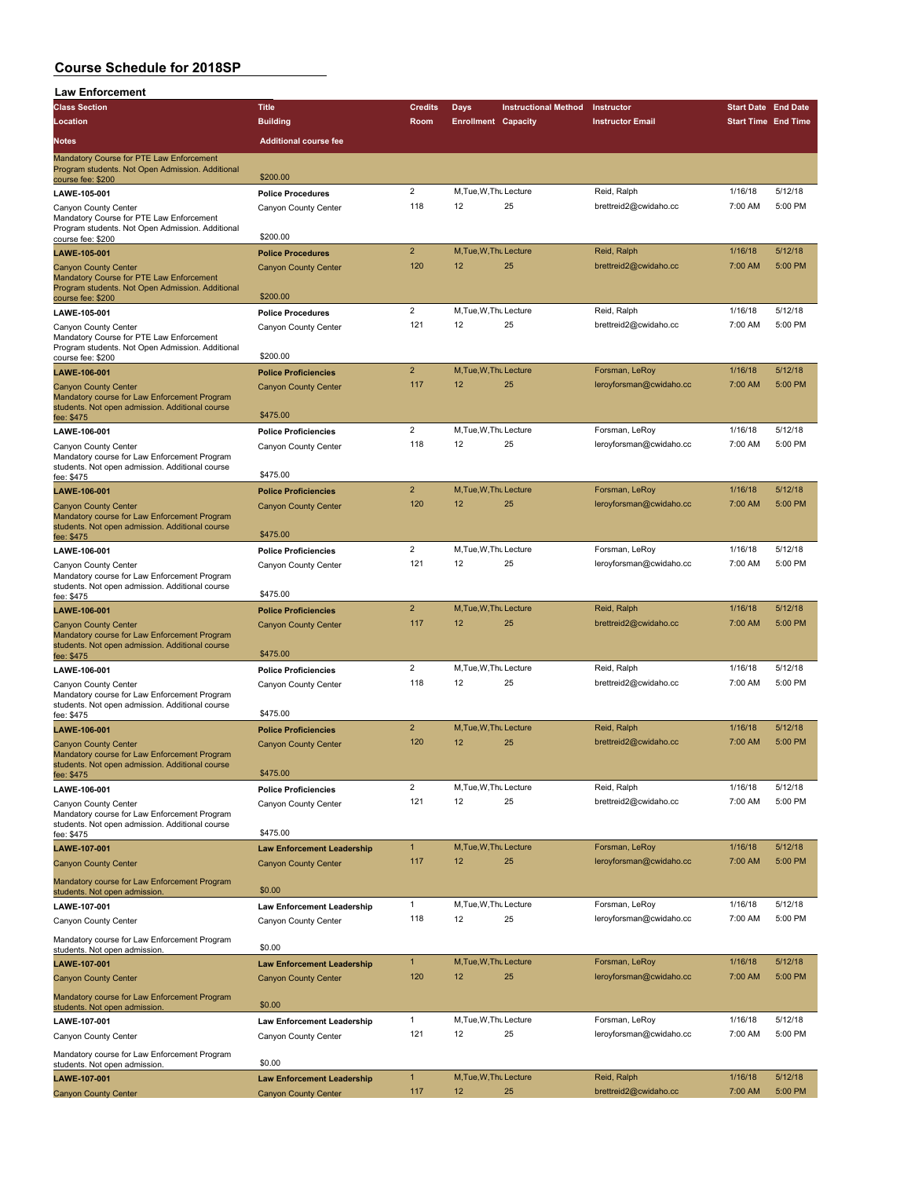# Course Schedule for 2018SP

## Law Enforcement

| Class Section / Location / Notes | Title / Building / Additional course fee | Credits / Room | Days / Enrollment | Instructional Method / Capacity | Instructor / Instructor Email | Start Date / Start Time | End Date / End Time |
|---|---|---|---|---|---|---|---|
| Mandatory Course for PTE Law Enforcement Program students. Not Open Admission. Additional course fee: $200 | $200.00 | | | | | | |
| LAWE-105-001 | Police Procedures | 2 | M,Tue,W,Thu | Lecture | Reid, Ralph | 1/16/18 | 5/12/18 |
| Canyon County Center | Canyon County Center | 118 | 12 | 25 | brettreid2@cwidaho.cc | 7:00 AM | 5:00 PM |
| Mandatory Course for PTE Law Enforcement Program students. Not Open Admission. Additional course fee: $200 | $200.00 | | | | | | |
| LAWE-105-001 | Police Procedures | 2 | M,Tue,W,Thu | Lecture | Reid, Ralph | 1/16/18 | 5/12/18 |
| Canyon County Center | Canyon County Center | 120 | 12 | 25 | brettreid2@cwidaho.cc | 7:00 AM | 5:00 PM |
| Mandatory Course for PTE Law Enforcement Program students. Not Open Admission. Additional course fee: $200 | $200.00 | | | | | | |
| LAWE-105-001 | Police Procedures | 2 | M,Tue,W,Thu | Lecture | Reid, Ralph | 1/16/18 | 5/12/18 |
| Canyon County Center | Canyon County Center | 121 | 12 | 25 | brettreid2@cwidaho.cc | 7:00 AM | 5:00 PM |
| Mandatory Course for PTE Law Enforcement Program students. Not Open Admission. Additional course fee: $200 | $200.00 | | | | | | |
| LAWE-106-001 | Police Proficiencies | 2 | M,Tue,W,Thu | Lecture | Forsman, LeRoy | 1/16/18 | 5/12/18 |
| Canyon County Center | Canyon County Center | 117 | 12 | 25 | leroyforsman@cwidaho.cc | 7:00 AM | 5:00 PM |
| Mandatory course for Law Enforcement Program students. Not open admission. Additional course fee: $475 | $475.00 | | | | | | |
| LAWE-106-001 | Police Proficiencies | 2 | M,Tue,W,Thu | Lecture | Forsman, LeRoy | 1/16/18 | 5/12/18 |
| Canyon County Center | Canyon County Center | 118 | 12 | 25 | leroyforsman@cwidaho.cc | 7:00 AM | 5:00 PM |
| Mandatory course for Law Enforcement Program students. Not open admission. Additional course fee: $475 | $475.00 | | | | | | |
| LAWE-106-001 | Police Proficiencies | 2 | M,Tue,W,Thu | Lecture | Forsman, LeRoy | 1/16/18 | 5/12/18 |
| Canyon County Center | Canyon County Center | 120 | 12 | 25 | leroyforsman@cwidaho.cc | 7:00 AM | 5:00 PM |
| Mandatory course for Law Enforcement Program students. Not open admission. Additional course fee: $475 | $475.00 | | | | | | |
| LAWE-106-001 | Police Proficiencies | 2 | M,Tue,W,Thu | Lecture | Forsman, LeRoy | 1/16/18 | 5/12/18 |
| Canyon County Center | Canyon County Center | 121 | 12 | 25 | leroyforsman@cwidaho.cc | 7:00 AM | 5:00 PM |
| Mandatory course for Law Enforcement Program students. Not open admission. Additional course fee: $475 | $475.00 | | | | | | |
| LAWE-106-001 | Police Proficiencies | 2 | M,Tue,W,Thu | Lecture | Reid, Ralph | 1/16/18 | 5/12/18 |
| Canyon County Center | Canyon County Center | 117 | 12 | 25 | brettreid2@cwidaho.cc | 7:00 AM | 5:00 PM |
| Mandatory course for Law Enforcement Program students. Not open admission. Additional course fee: $475 | $475.00 | | | | | | |
| LAWE-106-001 | Police Proficiencies | 2 | M,Tue,W,Thu | Lecture | Reid, Ralph | 1/16/18 | 5/12/18 |
| Canyon County Center | Canyon County Center | 118 | 12 | 25 | brettreid2@cwidaho.cc | 7:00 AM | 5:00 PM |
| Mandatory course for Law Enforcement Program students. Not open admission. Additional course fee: $475 | $475.00 | | | | | | |
| LAWE-106-001 | Police Proficiencies | 2 | M,Tue,W,Thu | Lecture | Reid, Ralph | 1/16/18 | 5/12/18 |
| Canyon County Center | Canyon County Center | 120 | 12 | 25 | brettreid2@cwidaho.cc | 7:00 AM | 5:00 PM |
| Mandatory course for Law Enforcement Program students. Not open admission. Additional course fee: $475 | $475.00 | | | | | | |
| LAWE-106-001 | Police Proficiencies | 2 | M,Tue,W,Thu | Lecture | Reid, Ralph | 1/16/18 | 5/12/18 |
| Canyon County Center | Canyon County Center | 121 | 12 | 25 | brettreid2@cwidaho.cc | 7:00 AM | 5:00 PM |
| Mandatory course for Law Enforcement Program students. Not open admission. Additional course fee: $475 | $475.00 | | | | | | |
| LAWE-107-001 | Law Enforcement Leadership | 1 | M,Tue,W,Thu | Lecture | Forsman, LeRoy | 1/16/18 | 5/12/18 |
| Canyon County Center | Canyon County Center | 117 | 12 | 25 | leroyforsman@cwidaho.cc | 7:00 AM | 5:00 PM |
| Mandatory course for Law Enforcement Program students. Not open admission. | $0.00 | | | | | | |
| LAWE-107-001 | Law Enforcement Leadership | 1 | M,Tue,W,Thu | Lecture | Forsman, LeRoy | 1/16/18 | 5/12/18 |
| Canyon County Center | Canyon County Center | 118 | 12 | 25 | leroyforsman@cwidaho.cc | 7:00 AM | 5:00 PM |
| Mandatory course for Law Enforcement Program students. Not open admission. | $0.00 | | | | | | |
| LAWE-107-001 | Law Enforcement Leadership | 1 | M,Tue,W,Thu | Lecture | Forsman, LeRoy | 1/16/18 | 5/12/18 |
| Canyon County Center | Canyon County Center | 120 | 12 | 25 | leroyforsman@cwidaho.cc | 7:00 AM | 5:00 PM |
| Mandatory course for Law Enforcement Program students. Not open admission. | $0.00 | | | | | | |
| LAWE-107-001 | Law Enforcement Leadership | 1 | M,Tue,W,Thu | Lecture | Forsman, LeRoy | 1/16/18 | 5/12/18 |
| Canyon County Center | Canyon County Center | 121 | 12 | 25 | leroyforsman@cwidaho.cc | 7:00 AM | 5:00 PM |
| Mandatory course for Law Enforcement Program students. Not open admission. | $0.00 | | | | | | |
| LAWE-107-001 | Law Enforcement Leadership | 1 | M,Tue,W,Thu | Lecture | Reid, Ralph | 1/16/18 | 5/12/18 |
| Canyon County Center | Canyon County Center | 117 | 12 | 25 | brettreid2@cwidaho.cc | 7:00 AM | 5:00 PM |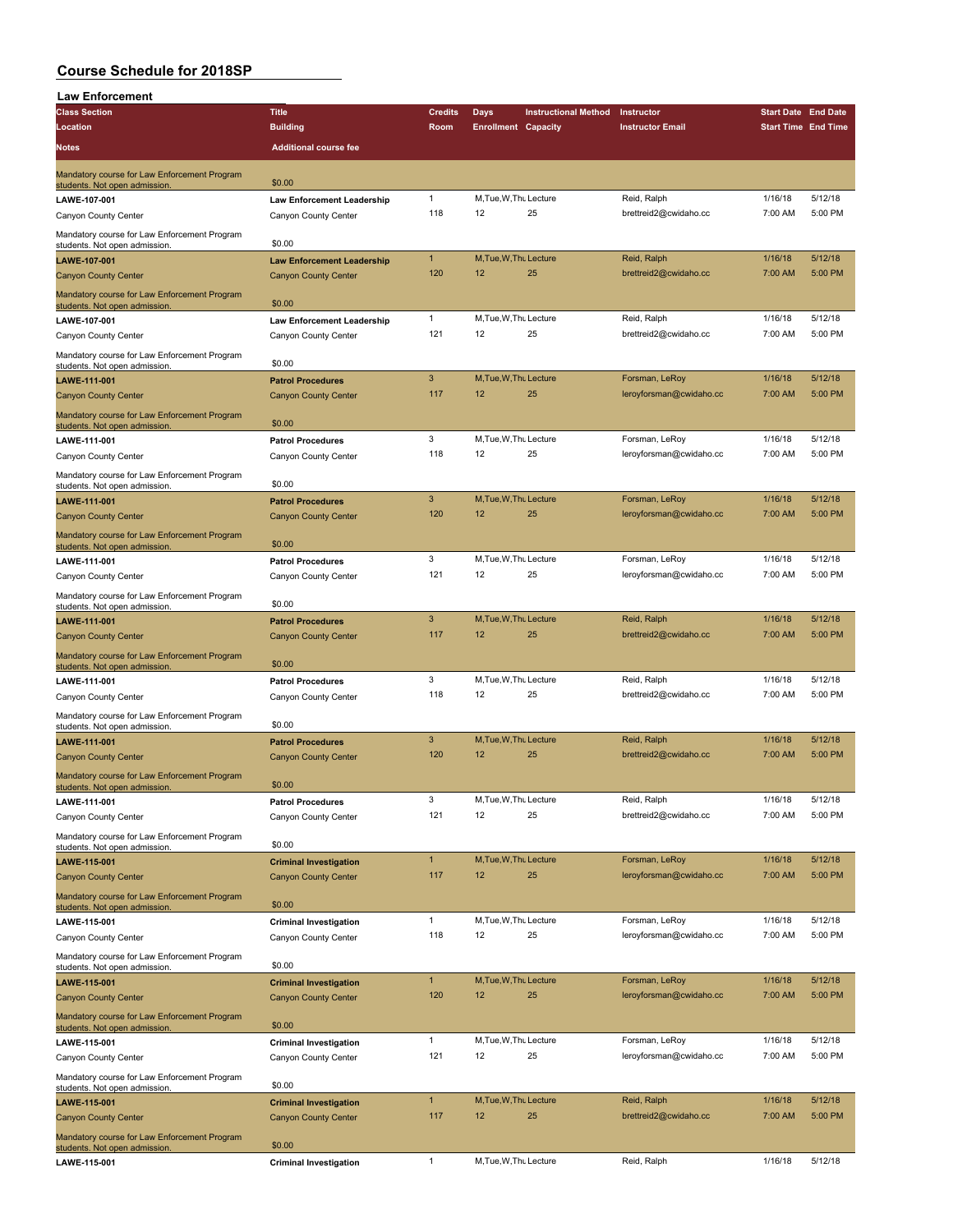# Course Schedule for 2018SP

## Law Enforcement

| Class Section / Location / Notes | Title / Building / Additional course fee | Credits / Room | Days / Enrollment | Instructional Method / Capacity | Instructor / Instructor Email | Start Date / Start Time | End Date / End Time |
|---|---|---|---|---|---|---|---|
| Mandatory course for Law Enforcement Program students. Not open admission. | $0.00 | | | | | | |
| LAWE-107-001 | Law Enforcement Leadership | 1 | M,Tue,W,Thu | Lecture | Reid, Ralph | 1/16/18 | 5/12/18 |
| Canyon County Center | Canyon County Center | 118 | 12 | 25 | brettreid2@cwidaho.cc | 7:00 AM | 5:00 PM |
| Mandatory course for Law Enforcement Program students. Not open admission. | $0.00 | | | | | | |
| LAWE-107-001 | Law Enforcement Leadership | 1 | M,Tue,W,Thu | Lecture | Reid, Ralph | 1/16/18 | 5/12/18 |
| Canyon County Center | Canyon County Center | 120 | 12 | 25 | brettreid2@cwidaho.cc | 7:00 AM | 5:00 PM |
| Mandatory course for Law Enforcement Program students. Not open admission. | $0.00 | | | | | | |
| LAWE-107-001 | Law Enforcement Leadership | 1 | M,Tue,W,Thu | Lecture | Reid, Ralph | 1/16/18 | 5/12/18 |
| Canyon County Center | Canyon County Center | 121 | 12 | 25 | brettreid2@cwidaho.cc | 7:00 AM | 5:00 PM |
| Mandatory course for Law Enforcement Program students. Not open admission. | $0.00 | | | | | | |
| LAWE-111-001 | Patrol Procedures | 3 | M,Tue,W,Thu | Lecture | Forsman, LeRoy | 1/16/18 | 5/12/18 |
| Canyon County Center | Canyon County Center | 117 | 12 | 25 | leroyforsman@cwidaho.cc | 7:00 AM | 5:00 PM |
| Mandatory course for Law Enforcement Program students. Not open admission. | $0.00 | | | | | | |
| LAWE-111-001 | Patrol Procedures | 3 | M,Tue,W,Thu | Lecture | Forsman, LeRoy | 1/16/18 | 5/12/18 |
| Canyon County Center | Canyon County Center | 118 | 12 | 25 | leroyforsman@cwidaho.cc | 7:00 AM | 5:00 PM |
| Mandatory course for Law Enforcement Program students. Not open admission. | $0.00 | | | | | | |
| LAWE-111-001 | Patrol Procedures | 3 | M,Tue,W,Thu | Lecture | Forsman, LeRoy | 1/16/18 | 5/12/18 |
| Canyon County Center | Canyon County Center | 120 | 12 | 25 | leroyforsman@cwidaho.cc | 7:00 AM | 5:00 PM |
| Mandatory course for Law Enforcement Program students. Not open admission. | $0.00 | | | | | | |
| LAWE-111-001 | Patrol Procedures | 3 | M,Tue,W,Thu | Lecture | Forsman, LeRoy | 1/16/18 | 5/12/18 |
| Canyon County Center | Canyon County Center | 121 | 12 | 25 | leroyforsman@cwidaho.cc | 7:00 AM | 5:00 PM |
| Mandatory course for Law Enforcement Program students. Not open admission. | $0.00 | | | | | | |
| LAWE-111-001 | Patrol Procedures | 3 | M,Tue,W,Thu | Lecture | Reid, Ralph | 1/16/18 | 5/12/18 |
| Canyon County Center | Canyon County Center | 117 | 12 | 25 | brettreid2@cwidaho.cc | 7:00 AM | 5:00 PM |
| Mandatory course for Law Enforcement Program students. Not open admission. | $0.00 | | | | | | |
| LAWE-111-001 | Patrol Procedures | 3 | M,Tue,W,Thu | Lecture | Reid, Ralph | 1/16/18 | 5/12/18 |
| Canyon County Center | Canyon County Center | 118 | 12 | 25 | brettreid2@cwidaho.cc | 7:00 AM | 5:00 PM |
| Mandatory course for Law Enforcement Program students. Not open admission. | $0.00 | | | | | | |
| LAWE-111-001 | Patrol Procedures | 3 | M,Tue,W,Thu | Lecture | Reid, Ralph | 1/16/18 | 5/12/18 |
| Canyon County Center | Canyon County Center | 120 | 12 | 25 | brettreid2@cwidaho.cc | 7:00 AM | 5:00 PM |
| Mandatory course for Law Enforcement Program students. Not open admission. | $0.00 | | | | | | |
| LAWE-111-001 | Patrol Procedures | 3 | M,Tue,W,Thu | Lecture | Reid, Ralph | 1/16/18 | 5/12/18 |
| Canyon County Center | Canyon County Center | 121 | 12 | 25 | brettreid2@cwidaho.cc | 7:00 AM | 5:00 PM |
| Mandatory course for Law Enforcement Program students. Not open admission. | $0.00 | | | | | | |
| LAWE-115-001 | Criminal Investigation | 1 | M,Tue,W,Thu | Lecture | Forsman, LeRoy | 1/16/18 | 5/12/18 |
| Canyon County Center | Canyon County Center | 117 | 12 | 25 | leroyforsman@cwidaho.cc | 7:00 AM | 5:00 PM |
| Mandatory course for Law Enforcement Program students. Not open admission. | $0.00 | | | | | | |
| LAWE-115-001 | Criminal Investigation | 1 | M,Tue,W,Thu | Lecture | Forsman, LeRoy | 1/16/18 | 5/12/18 |
| Canyon County Center | Canyon County Center | 118 | 12 | 25 | leroyforsman@cwidaho.cc | 7:00 AM | 5:00 PM |
| Mandatory course for Law Enforcement Program students. Not open admission. | $0.00 | | | | | | |
| LAWE-115-001 | Criminal Investigation | 1 | M,Tue,W,Thu | Lecture | Forsman, LeRoy | 1/16/18 | 5/12/18 |
| Canyon County Center | Canyon County Center | 120 | 12 | 25 | leroyforsman@cwidaho.cc | 7:00 AM | 5:00 PM |
| Mandatory course for Law Enforcement Program students. Not open admission. | $0.00 | | | | | | |
| LAWE-115-001 | Criminal Investigation | 1 | M,Tue,W,Thu | Lecture | Forsman, LeRoy | 1/16/18 | 5/12/18 |
| Canyon County Center | Canyon County Center | 121 | 12 | 25 | leroyforsman@cwidaho.cc | 7:00 AM | 5:00 PM |
| Mandatory course for Law Enforcement Program students. Not open admission. | $0.00 | | | | | | |
| LAWE-115-001 | Criminal Investigation | 1 | M,Tue,W,Thu | Lecture | Reid, Ralph | 1/16/18 | 5/12/18 |
| Canyon County Center | Canyon County Center | 117 | 12 | 25 | brettreid2@cwidaho.cc | 7:00 AM | 5:00 PM |
| Mandatory course for Law Enforcement Program students. Not open admission. | $0.00 | | | | | | |
| LAWE-115-001 | Criminal Investigation | 1 | M,Tue,W,Thu | Lecture | Reid, Ralph | 1/16/18 | 5/12/18 |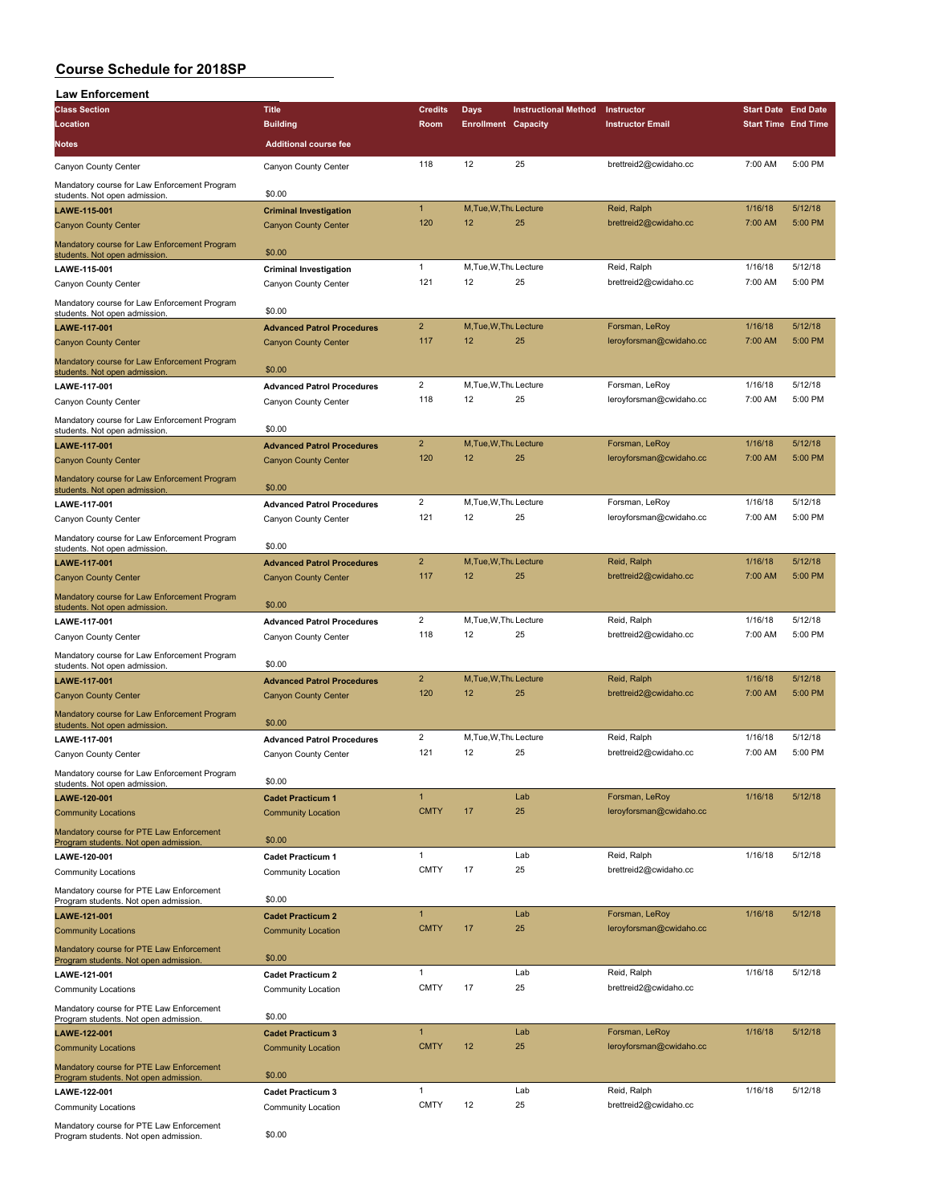# Course Schedule for 2018SP

## Law Enforcement

| Class Section / Location / Notes | Title / Building / Additional course fee | Credits / Room | Days / Enrollment | Instructional Method / Capacity | Instructor / Instructor Email | Start Date / Start Time | End Date / End Time |
|---|---|---|---|---|---|---|---|
| Canyon County Center | Canyon County Center | 118 | 12 | 25 | brettreid2@cwidaho.cc | 7:00 AM | 5:00 PM |
| Mandatory course for Law Enforcement Program students. Not open admission. | $0.00 | | | | | | |
| **LAWE-115-001** | **Criminal Investigation** | 1 | M,Tue,W,Thu | Lecture | Reid, Ralph | 1/16/18 | 5/12/18 |
| Canyon County Center | Canyon County Center | 120 | 12 | 25 | brettreid2@cwidaho.cc | 7:00 AM | 5:00 PM |
| Mandatory course for Law Enforcement Program students. Not open admission. | $0.00 | | | | | | |
| **LAWE-115-001** | **Criminal Investigation** | 1 | M,Tue,W,Thu | Lecture | Reid, Ralph | 1/16/18 | 5/12/18 |
| Canyon County Center | Canyon County Center | 121 | 12 | 25 | brettreid2@cwidaho.cc | 7:00 AM | 5:00 PM |
| Mandatory course for Law Enforcement Program students. Not open admission. | $0.00 | | | | | | |
| **LAWE-117-001** | **Advanced Patrol Procedures** | 2 | M,Tue,W,Thu | Lecture | Forsman, LeRoy | 1/16/18 | 5/12/18 |
| Canyon County Center | Canyon County Center | 117 | 12 | 25 | leroyforsman@cwidaho.cc | 7:00 AM | 5:00 PM |
| Mandatory course for Law Enforcement Program students. Not open admission. | $0.00 | | | | | | |
| **LAWE-117-001** | **Advanced Patrol Procedures** | 2 | M,Tue,W,Thu | Lecture | Forsman, LeRoy | 1/16/18 | 5/12/18 |
| Canyon County Center | Canyon County Center | 118 | 12 | 25 | leroyforsman@cwidaho.cc | 7:00 AM | 5:00 PM |
| Mandatory course for Law Enforcement Program students. Not open admission. | $0.00 | | | | | | |
| **LAWE-117-001** | **Advanced Patrol Procedures** | 2 | M,Tue,W,Thu | Lecture | Forsman, LeRoy | 1/16/18 | 5/12/18 |
| Canyon County Center | Canyon County Center | 120 | 12 | 25 | leroyforsman@cwidaho.cc | 7:00 AM | 5:00 PM |
| Mandatory course for Law Enforcement Program students. Not open admission. | $0.00 | | | | | | |
| **LAWE-117-001** | **Advanced Patrol Procedures** | 2 | M,Tue,W,Thu | Lecture | Forsman, LeRoy | 1/16/18 | 5/12/18 |
| Canyon County Center | Canyon County Center | 121 | 12 | 25 | leroyforsman@cwidaho.cc | 7:00 AM | 5:00 PM |
| Mandatory course for Law Enforcement Program students. Not open admission. | $0.00 | | | | | | |
| **LAWE-117-001** | **Advanced Patrol Procedures** | 2 | M,Tue,W,Thu | Lecture | Reid, Ralph | 1/16/18 | 5/12/18 |
| Canyon County Center | Canyon County Center | 117 | 12 | 25 | brettreid2@cwidaho.cc | 7:00 AM | 5:00 PM |
| Mandatory course for Law Enforcement Program students. Not open admission. | $0.00 | | | | | | |
| **LAWE-117-001** | **Advanced Patrol Procedures** | 2 | M,Tue,W,Thu | Lecture | Reid, Ralph | 1/16/18 | 5/12/18 |
| Canyon County Center | Canyon County Center | 118 | 12 | 25 | brettreid2@cwidaho.cc | 7:00 AM | 5:00 PM |
| Mandatory course for Law Enforcement Program students. Not open admission. | $0.00 | | | | | | |
| **LAWE-117-001** | **Advanced Patrol Procedures** | 2 | M,Tue,W,Thu | Lecture | Reid, Ralph | 1/16/18 | 5/12/18 |
| Canyon County Center | Canyon County Center | 120 | 12 | 25 | brettreid2@cwidaho.cc | 7:00 AM | 5:00 PM |
| Mandatory course for Law Enforcement Program students. Not open admission. | $0.00 | | | | | | |
| **LAWE-117-001** | **Advanced Patrol Procedures** | 2 | M,Tue,W,Thu | Lecture | Reid, Ralph | 1/16/18 | 5/12/18 |
| Canyon County Center | Canyon County Center | 121 | 12 | 25 | brettreid2@cwidaho.cc | 7:00 AM | 5:00 PM |
| Mandatory course for Law Enforcement Program students. Not open admission. | $0.00 | | | | | | |
| **LAWE-120-001** | **Cadet Practicum 1** | 1 | | Lab | Forsman, LeRoy | 1/16/18 | 5/12/18 |
| Community Locations | Community Location | CMTY | 17 | 25 | leroyforsman@cwidaho.cc | | |
| Mandatory course for PTE Law Enforcement Program students. Not open admission. | $0.00 | | | | | | |
| **LAWE-120-001** | **Cadet Practicum 1** | 1 | | Lab | Reid, Ralph | 1/16/18 | 5/12/18 |
| Community Locations | Community Location | CMTY | 17 | 25 | brettreid2@cwidaho.cc | | |
| Mandatory course for PTE Law Enforcement Program students. Not open admission. | $0.00 | | | | | | |
| **LAWE-121-001** | **Cadet Practicum 2** | 1 | | Lab | Forsman, LeRoy | 1/16/18 | 5/12/18 |
| Community Locations | Community Location | CMTY | 17 | 25 | leroyforsman@cwidaho.cc | | |
| Mandatory course for PTE Law Enforcement Program students. Not open admission. | $0.00 | | | | | | |
| **LAWE-121-001** | **Cadet Practicum 2** | 1 | | Lab | Reid, Ralph | 1/16/18 | 5/12/18 |
| Community Locations | Community Location | CMTY | 17 | 25 | brettreid2@cwidaho.cc | | |
| Mandatory course for PTE Law Enforcement Program students. Not open admission. | $0.00 | | | | | | |
| **LAWE-122-001** | **Cadet Practicum 3** | 1 | | Lab | Forsman, LeRoy | 1/16/18 | 5/12/18 |
| Community Locations | Community Location | CMTY | 12 | 25 | leroyforsman@cwidaho.cc | | |
| Mandatory course for PTE Law Enforcement Program students. Not open admission. | $0.00 | | | | | | |
| **LAWE-122-001** | **Cadet Practicum 3** | 1 | | Lab | Reid, Ralph | 1/16/18 | 5/12/18 |
| Community Locations | Community Location | CMTY | 12 | 25 | brettreid2@cwidaho.cc | | |
| Mandatory course for PTE Law Enforcement Program students. Not open admission. | $0.00 | | | | | | |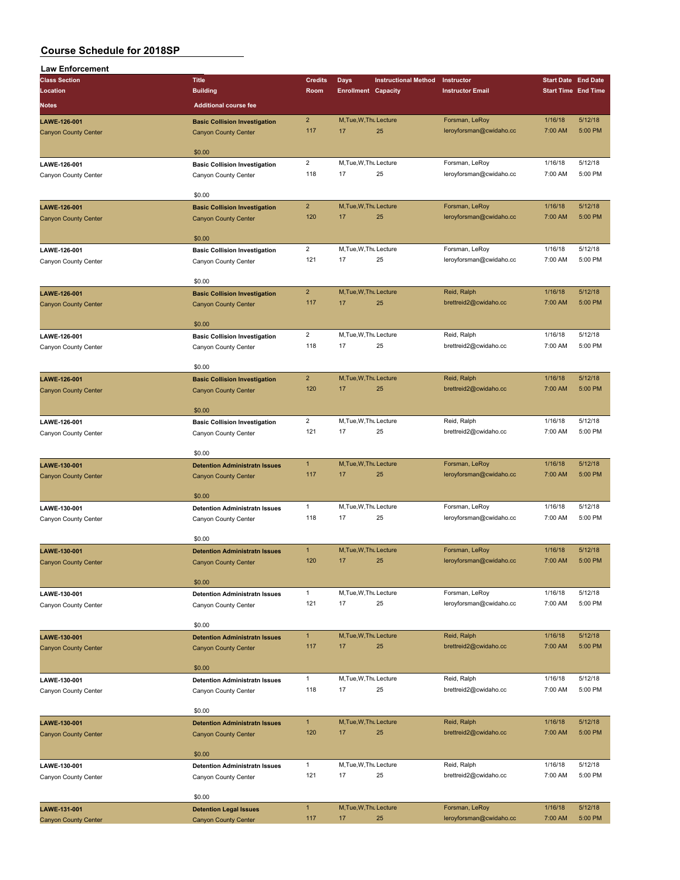# Course Schedule for 2018SP

## Law Enforcement

| Class Section / Location / Notes | Title / Building / Additional course fee | Credits / Room | Days / Enrollment | Instructional Method / Capacity | Instructor / Instructor Email | Start Date / Start Time | End Date / End Time |
|---|---|---|---|---|---|---|---|
| LAWE-126-001<br>Canyon County Center | Basic Collision Investigation<br>Canyon County Center<br>$0.00 | 2<br>117 | M,Tue,W,Thu<br>17 | Lecture<br>25 | Forsman, LeRoy<br>leroyforsman@cwidaho.cc | 1/16/18<br>7:00 AM | 5/12/18<br>5:00 PM |
| LAWE-126-001<br>Canyon County Center | Basic Collision Investigation<br>Canyon County Center<br>$0.00 | 2<br>118 | M,Tue,W,Thu<br>17 | Lecture<br>25 | Forsman, LeRoy<br>leroyforsman@cwidaho.cc | 1/16/18<br>7:00 AM | 5/12/18<br>5:00 PM |
| LAWE-126-001<br>Canyon County Center | Basic Collision Investigation<br>Canyon County Center<br>$0.00 | 2<br>120 | M,Tue,W,Thu<br>17 | Lecture<br>25 | Forsman, LeRoy<br>leroyforsman@cwidaho.cc | 1/16/18<br>7:00 AM | 5/12/18<br>5:00 PM |
| LAWE-126-001<br>Canyon County Center | Basic Collision Investigation<br>Canyon County Center<br>$0.00 | 2<br>121 | M,Tue,W,Thu<br>17 | Lecture<br>25 | Forsman, LeRoy<br>leroyforsman@cwidaho.cc | 1/16/18<br>7:00 AM | 5/12/18<br>5:00 PM |
| LAWE-126-001<br>Canyon County Center | Basic Collision Investigation<br>Canyon County Center<br>$0.00 | 2<br>117 | M,Tue,W,Thu<br>17 | Lecture<br>25 | Reid, Ralph<br>brettreid2@cwidaho.cc | 1/16/18<br>7:00 AM | 5/12/18<br>5:00 PM |
| LAWE-126-001<br>Canyon County Center | Basic Collision Investigation<br>Canyon County Center<br>$0.00 | 2<br>118 | M,Tue,W,Thu<br>17 | Lecture<br>25 | Reid, Ralph<br>brettreid2@cwidaho.cc | 1/16/18<br>7:00 AM | 5/12/18<br>5:00 PM |
| LAWE-126-001<br>Canyon County Center | Basic Collision Investigation<br>Canyon County Center<br>$0.00 | 2<br>120 | M,Tue,W,Thu<br>17 | Lecture<br>25 | Reid, Ralph<br>brettreid2@cwidaho.cc | 1/16/18<br>7:00 AM | 5/12/18<br>5:00 PM |
| LAWE-126-001<br>Canyon County Center | Basic Collision Investigation<br>Canyon County Center<br>$0.00 | 2<br>121 | M,Tue,W,Thu<br>17 | Lecture<br>25 | Reid, Ralph<br>brettreid2@cwidaho.cc | 1/16/18<br>7:00 AM | 5/12/18<br>5:00 PM |
| LAWE-130-001<br>Canyon County Center | Detention Administratn Issues<br>Canyon County Center<br>$0.00 | 1<br>117 | M,Tue,W,Thu<br>17 | Lecture<br>25 | Forsman, LeRoy<br>leroyforsman@cwidaho.cc | 1/16/18<br>7:00 AM | 5/12/18<br>5:00 PM |
| LAWE-130-001<br>Canyon County Center | Detention Administratn Issues<br>Canyon County Center<br>$0.00 | 1<br>118 | M,Tue,W,Thu<br>17 | Lecture<br>25 | Forsman, LeRoy<br>leroyforsman@cwidaho.cc | 1/16/18<br>7:00 AM | 5/12/18<br>5:00 PM |
| LAWE-130-001<br>Canyon County Center | Detention Administratn Issues<br>Canyon County Center<br>$0.00 | 1<br>120 | M,Tue,W,Thu<br>17 | Lecture<br>25 | Forsman, LeRoy<br>leroyforsman@cwidaho.cc | 1/16/18<br>7:00 AM | 5/12/18<br>5:00 PM |
| LAWE-130-001<br>Canyon County Center | Detention Administratn Issues<br>Canyon County Center<br>$0.00 | 1<br>121 | M,Tue,W,Thu<br>17 | Lecture<br>25 | Forsman, LeRoy<br>leroyforsman@cwidaho.cc | 1/16/18<br>7:00 AM | 5/12/18<br>5:00 PM |
| LAWE-130-001<br>Canyon County Center | Detention Administratn Issues<br>Canyon County Center<br>$0.00 | 1<br>117 | M,Tue,W,Thu<br>17 | Lecture<br>25 | Reid, Ralph<br>brettreid2@cwidaho.cc | 1/16/18<br>7:00 AM | 5/12/18<br>5:00 PM |
| LAWE-130-001<br>Canyon County Center | Detention Administratn Issues<br>Canyon County Center<br>$0.00 | 1<br>118 | M,Tue,W,Thu<br>17 | Lecture<br>25 | Reid, Ralph<br>brettreid2@cwidaho.cc | 1/16/18<br>7:00 AM | 5/12/18<br>5:00 PM |
| LAWE-130-001<br>Canyon County Center | Detention Administratn Issues<br>Canyon County Center<br>$0.00 | 1<br>120 | M,Tue,W,Thu<br>17 | Lecture<br>25 | Reid, Ralph<br>brettreid2@cwidaho.cc | 1/16/18<br>7:00 AM | 5/12/18<br>5:00 PM |
| LAWE-130-001<br>Canyon County Center | Detention Administratn Issues<br>Canyon County Center<br>$0.00 | 1<br>121 | M,Tue,W,Thu<br>17 | Lecture<br>25 | Reid, Ralph<br>brettreid2@cwidaho.cc | 1/16/18<br>7:00 AM | 5/12/18<br>5:00 PM |
| LAWE-131-001<br>Canyon County Center | Detention Legal Issues<br>Canyon County Center | 1<br>117 | M,Tue,W,Thu<br>17 | Lecture<br>25 | Forsman, LeRoy<br>leroyforsman@cwidaho.cc | 1/16/18<br>7:00 AM | 5/12/18<br>5:00 PM |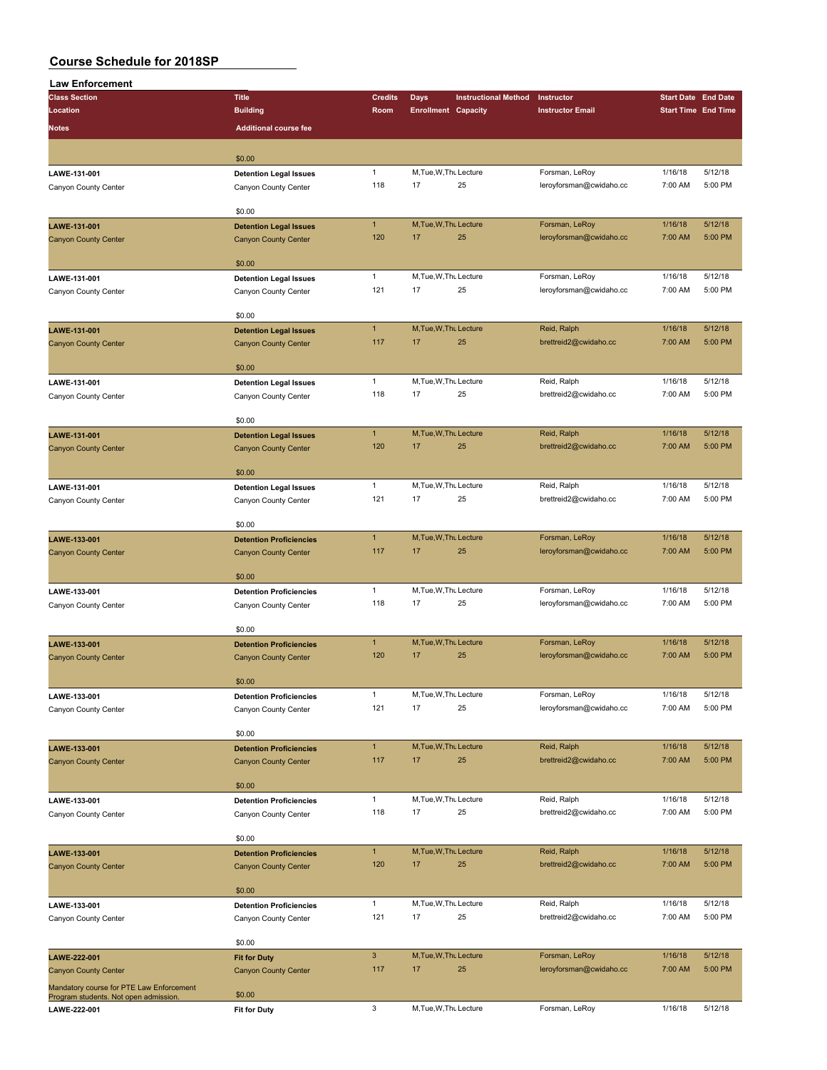# Course Schedule for 2018SP

## Law Enforcement

| Class Section / Location / Notes | Title / Building / Additional course fee | Credits / Room | Days / Enrollment | Instructional Method / Capacity | Instructor / Instructor Email | Start Date / Start Time | End Date / End Time |
|---|---|---|---|---|---|---|---|
| | $0.00 | | | | | | |
| LAWE-131-001<br>Canyon County Center | Detention Legal Issues<br>Canyon County Center<br>$0.00 | 1<br>118 | M,Tue,W,Thu<br>17 | Lecture<br>25 | Forsman, LeRoy<br>leroyforsman@cwidaho.cc | 1/16/18<br>7:00 AM | 5/12/18<br>5:00 PM |
| LAWE-131-001<br>Canyon County Center | Detention Legal Issues<br>Canyon County Center<br>$0.00 | 1<br>120 | M,Tue,W,Thu<br>17 | Lecture<br>25 | Forsman, LeRoy<br>leroyforsman@cwidaho.cc | 1/16/18<br>7:00 AM | 5/12/18<br>5:00 PM |
| LAWE-131-001<br>Canyon County Center | Detention Legal Issues<br>Canyon County Center<br>$0.00 | 1<br>121 | M,Tue,W,Thu<br>17 | Lecture<br>25 | Forsman, LeRoy<br>leroyforsman@cwidaho.cc | 1/16/18<br>7:00 AM | 5/12/18<br>5:00 PM |
| LAWE-131-001<br>Canyon County Center | Detention Legal Issues<br>Canyon County Center<br>$0.00 | 1<br>117 | M,Tue,W,Thu<br>17 | Lecture<br>25 | Reid, Ralph<br>brettreid2@cwidaho.cc | 1/16/18<br>7:00 AM | 5/12/18<br>5:00 PM |
| LAWE-131-001<br>Canyon County Center | Detention Legal Issues<br>Canyon County Center<br>$0.00 | 1<br>118 | M,Tue,W,Thu<br>17 | Lecture<br>25 | Reid, Ralph<br>brettreid2@cwidaho.cc | 1/16/18<br>7:00 AM | 5/12/18<br>5:00 PM |
| LAWE-131-001<br>Canyon County Center | Detention Legal Issues<br>Canyon County Center<br>$0.00 | 1<br>120 | M,Tue,W,Thu<br>17 | Lecture<br>25 | Reid, Ralph<br>brettreid2@cwidaho.cc | 1/16/18<br>7:00 AM | 5/12/18<br>5:00 PM |
| LAWE-131-001<br>Canyon County Center | Detention Legal Issues<br>Canyon County Center<br>$0.00 | 1<br>121 | M,Tue,W,Thu<br>17 | Lecture<br>25 | Reid, Ralph<br>brettreid2@cwidaho.cc | 1/16/18<br>7:00 AM | 5/12/18<br>5:00 PM |
| LAWE-133-001<br>Canyon County Center | Detention Proficiencies<br>Canyon County Center<br>$0.00 | 1<br>117 | M,Tue,W,Thu<br>17 | Lecture<br>25 | Forsman, LeRoy<br>leroyforsman@cwidaho.cc | 1/16/18<br>7:00 AM | 5/12/18<br>5:00 PM |
| LAWE-133-001<br>Canyon County Center | Detention Proficiencies<br>Canyon County Center<br>$0.00 | 1<br>118 | M,Tue,W,Thu<br>17 | Lecture<br>25 | Forsman, LeRoy<br>leroyforsman@cwidaho.cc | 1/16/18<br>7:00 AM | 5/12/18<br>5:00 PM |
| LAWE-133-001<br>Canyon County Center | Detention Proficiencies<br>Canyon County Center<br>$0.00 | 1<br>120 | M,Tue,W,Thu<br>17 | Lecture<br>25 | Forsman, LeRoy<br>leroyforsman@cwidaho.cc | 1/16/18<br>7:00 AM | 5/12/18<br>5:00 PM |
| LAWE-133-001<br>Canyon County Center | Detention Proficiencies<br>Canyon County Center<br>$0.00 | 1<br>121 | M,Tue,W,Thu<br>17 | Lecture<br>25 | Forsman, LeRoy<br>leroyforsman@cwidaho.cc | 1/16/18<br>7:00 AM | 5/12/18<br>5:00 PM |
| LAWE-133-001<br>Canyon County Center | Detention Proficiencies<br>Canyon County Center<br>$0.00 | 1<br>117 | M,Tue,W,Thu<br>17 | Lecture<br>25 | Reid, Ralph<br>brettreid2@cwidaho.cc | 1/16/18<br>7:00 AM | 5/12/18<br>5:00 PM |
| LAWE-133-001<br>Canyon County Center | Detention Proficiencies<br>Canyon County Center<br>$0.00 | 1<br>118 | M,Tue,W,Thu<br>17 | Lecture<br>25 | Reid, Ralph<br>brettreid2@cwidaho.cc | 1/16/18<br>7:00 AM | 5/12/18<br>5:00 PM |
| LAWE-133-001<br>Canyon County Center | Detention Proficiencies<br>Canyon County Center<br>$0.00 | 1<br>120 | M,Tue,W,Thu<br>17 | Lecture<br>25 | Reid, Ralph<br>brettreid2@cwidaho.cc | 1/16/18<br>7:00 AM | 5/12/18<br>5:00 PM |
| LAWE-133-001<br>Canyon County Center | Detention Proficiencies<br>Canyon County Center<br>$0.00 | 1<br>121 | M,Tue,W,Thu<br>17 | Lecture<br>25 | Reid, Ralph<br>brettreid2@cwidaho.cc | 1/16/18<br>7:00 AM | 5/12/18<br>5:00 PM |
| LAWE-222-001<br>Canyon County Center<br>Mandatory course for PTE Law Enforcement Program students. Not open admission. | Fit for Duty<br>Canyon County Center<br>$0.00 | 3<br>117 | M,Tue,W,Thu<br>17 | Lecture<br>25 | Forsman, LeRoy<br>leroyforsman@cwidaho.cc | 1/16/18<br>7:00 AM | 5/12/18<br>5:00 PM |
| LAWE-222-001 | Fit for Duty | 3 | M,Tue,W,Thu | Lecture | Forsman, LeRoy | 1/16/18 | 5/12/18 |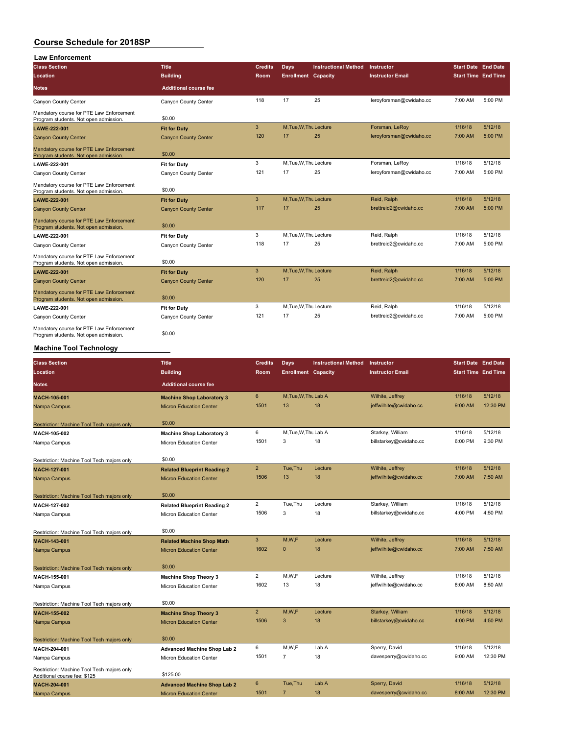# Course Schedule for 2018SP

## Law Enforcement

| Class Section / Location / Notes | Title / Building / Additional course fee | Credits / Room | Days / Enrollment | Instructional Method / Capacity | Instructor / Instructor Email | Start Date / Start Time | End Date / End Time |
|---|---|---|---|---|---|---|---|
| Canyon County Center | Canyon County Center | 118 | 17 | 25 | leroyforsman@cwidaho.cc | 7:00 AM | 5:00 PM |
| Mandatory course for PTE Law Enforcement Program students. Not open admission. | $0.00 | | | | | | |
| **LAWE-222-001** | **Fit for Duty** | 3 | M,Tue,W,Thu | Lecture | Forsman, LeRoy | 1/16/18 | 5/12/18 |
| Canyon County Center | Canyon County Center | 120 | 17 | 25 | leroyforsman@cwidaho.cc | 7:00 AM | 5:00 PM |
| Mandatory course for PTE Law Enforcement Program students. Not open admission. | $0.00 | | | | | | |
| **LAWE-222-001** | **Fit for Duty** | 3 | M,Tue,W,Thu | Lecture | Forsman, LeRoy | 1/16/18 | 5/12/18 |
| Canyon County Center | Canyon County Center | 121 | 17 | 25 | leroyforsman@cwidaho.cc | 7:00 AM | 5:00 PM |
| Mandatory course for PTE Law Enforcement Program students. Not open admission. | $0.00 | | | | | | |
| **LAWE-222-001** | **Fit for Duty** | 3 | M,Tue,W,Thu | Lecture | Reid, Ralph | 1/16/18 | 5/12/18 |
| Canyon County Center | Canyon County Center | 117 | 17 | 25 | brettreid2@cwidaho.cc | 7:00 AM | 5:00 PM |
| Mandatory course for PTE Law Enforcement Program students. Not open admission. | $0.00 | | | | | | |
| **LAWE-222-001** | **Fit for Duty** | 3 | M,Tue,W,Thu | Lecture | Reid, Ralph | 1/16/18 | 5/12/18 |
| Canyon County Center | Canyon County Center | 118 | 17 | 25 | brettreid2@cwidaho.cc | 7:00 AM | 5:00 PM |
| Mandatory course for PTE Law Enforcement Program students. Not open admission. | $0.00 | | | | | | |
| **LAWE-222-001** | **Fit for Duty** | 3 | M,Tue,W,Thu | Lecture | Reid, Ralph | 1/16/18 | 5/12/18 |
| Canyon County Center | Canyon County Center | 120 | 17 | 25 | brettreid2@cwidaho.cc | 7:00 AM | 5:00 PM |
| Mandatory course for PTE Law Enforcement Program students. Not open admission. | $0.00 | | | | | | |
| **LAWE-222-001** | **Fit for Duty** | 3 | M,Tue,W,Thu | Lecture | Reid, Ralph | 1/16/18 | 5/12/18 |
| Canyon County Center | Canyon County Center | 121 | 17 | 25 | brettreid2@cwidaho.cc | 7:00 AM | 5:00 PM |
| Mandatory course for PTE Law Enforcement Program students. Not open admission. | $0.00 | | | | | | |

## Machine Tool Technology

| Class Section / Location / Notes | Title / Building / Additional course fee | Credits / Room | Days / Enrollment | Instructional Method / Capacity | Instructor / Instructor Email | Start Date / Start Time | End Date / End Time |
|---|---|---|---|---|---|---|---|
| **MACH-105-001** | **Machine Shop Laboratory 3** | 6 | M,Tue,W,Thu | Lab A | Wilhite, Jeffrey | 1/16/18 | 5/12/18 |
| Nampa Campus | Micron Education Center | 1501 | 13 | 18 | jeffwilhite@cwidaho.cc | 9:00 AM | 12:30 PM |
| Restriction: Machine Tool Tech majors only | $0.00 | | | | | | |
| **MACH-105-002** | **Machine Shop Laboratory 3** | 6 | M,Tue,W,Thu | Lab A | Starkey, William | 1/16/18 | 5/12/18 |
| Nampa Campus | Micron Education Center | 1501 | 3 | 18 | billstarkey@cwidaho.cc | 6:00 PM | 9:30 PM |
| Restriction: Machine Tool Tech majors only | $0.00 | | | | | | |
| **MACH-127-001** | **Related Blueprint Reading 2** | 2 | Tue,Thu | Lecture | Wilhite, Jeffrey | 1/16/18 | 5/12/18 |
| Nampa Campus | Micron Education Center | 1506 | 13 | 18 | jeffwilhite@cwidaho.cc | 7:00 AM | 7:50 AM |
| Restriction: Machine Tool Tech majors only | $0.00 | | | | | | |
| **MACH-127-002** | **Related Blueprint Reading 2** | 2 | Tue,Thu | Lecture | Starkey, William | 1/16/18 | 5/12/18 |
| Nampa Campus | Micron Education Center | 1506 | 3 | 18 | billstarkey@cwidaho.cc | 4:00 PM | 4:50 PM |
| Restriction: Machine Tool Tech majors only | $0.00 | | | | | | |
| **MACH-143-001** | **Related Machine Shop Math** | 3 | M,W,F | Lecture | Wilhite, Jeffrey | 1/16/18 | 5/12/18 |
| Nampa Campus | Micron Education Center | 1602 | 0 | 18 | jeffwilhite@cwidaho.cc | 7:00 AM | 7:50 AM |
| Restriction: Machine Tool Tech majors only | $0.00 | | | | | | |
| **MACH-155-001** | **Machine Shop Theory 3** | 2 | M,W,F | Lecture | Wilhite, Jeffrey | 1/16/18 | 5/12/18 |
| Nampa Campus | Micron Education Center | 1602 | 13 | 18 | jeffwilhite@cwidaho.cc | 8:00 AM | 8:50 AM |
| Restriction: Machine Tool Tech majors only | $0.00 | | | | | | |
| **MACH-155-002** | **Machine Shop Theory 3** | 2 | M,W,F | Lecture | Starkey, William | 1/16/18 | 5/12/18 |
| Nampa Campus | Micron Education Center | 1506 | 3 | 18 | billstarkey@cwidaho.cc | 4:00 PM | 4:50 PM |
| Restriction: Machine Tool Tech majors only | $0.00 | | | | | | |
| **MACH-204-001** | **Advanced Machine Shop Lab 2** | 6 | M,W,F | Lab A | Sperry, David | 1/16/18 | 5/12/18 |
| Nampa Campus | Micron Education Center | 1501 | 7 | 18 | davesperry@cwidaho.cc | 9:00 AM | 12:30 PM |
| Restriction: Machine Tool Tech majors only Additional course fee: $125 | $125.00 | | | | | | |
| **MACH-204-001** | **Advanced Machine Shop Lab 2** | 6 | Tue,Thu | Lab A | Sperry, David | 1/16/18 | 5/12/18 |
| Nampa Campus | Micron Education Center | 1501 | 7 | 18 | davesperry@cwidaho.cc | 8:00 AM | 12:30 PM |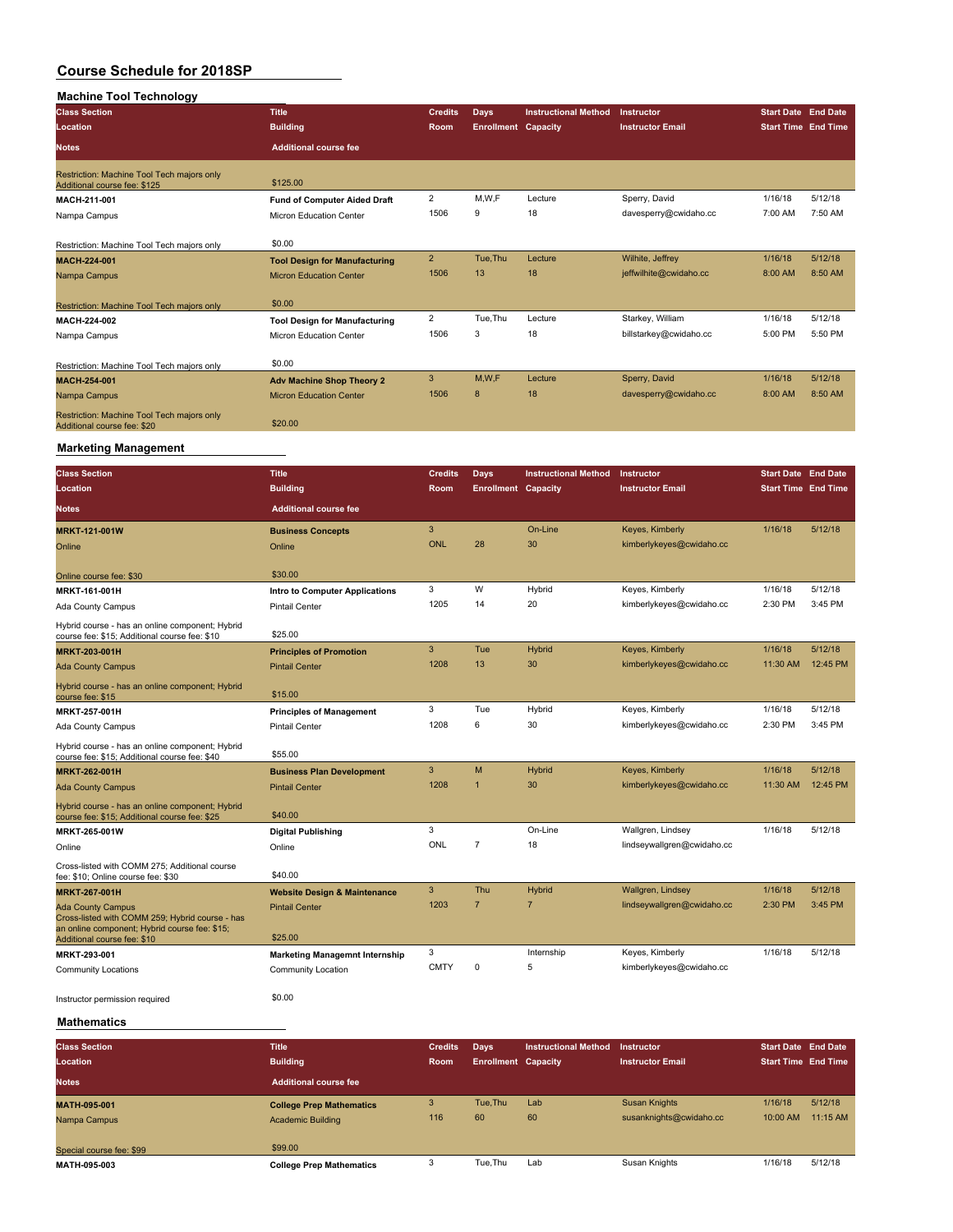# Course Schedule for 2018SP

## Machine Tool Technology

| Class Section / Location / Notes | Title / Building / Additional course fee | Credits / Room | Days / Enrollment | Instructional Method / Capacity | Instructor / Instructor Email | Start Date / Start Time | End Date / End Time |
|---|---|---|---|---|---|---|---|
| Restriction: Machine Tool Tech majors only; Additional course fee: $125 | $125.00 | | | | | | |
| MACH-211-001 | Fund of Computer Aided Draft | 2 | M,W,F | Lecture | Sperry, David | 1/16/18 | 5/12/18 |
| Nampa Campus | Micron Education Center | 1506 | 9 | 18 | davesperry@cwidaho.cc | 7:00 AM | 7:50 AM |
| Restriction: Machine Tool Tech majors only | $0.00 | | | | | | |
| MACH-224-001 | Tool Design for Manufacturing | 2 | Tue,Thu | Lecture | Wilhite, Jeffrey | 1/16/18 | 5/12/18 |
| Nampa Campus | Micron Education Center | 1506 | 13 | 18 | jeffwilhite@cwidaho.cc | 8:00 AM | 8:50 AM |
| Restriction: Machine Tool Tech majors only | $0.00 | | | | | | |
| MACH-224-002 | Tool Design for Manufacturing | 2 | Tue,Thu | Lecture | Starkey, William | 1/16/18 | 5/12/18 |
| Nampa Campus | Micron Education Center | 1506 | 3 | 18 | billstarkey@cwidaho.cc | 5:00 PM | 5:50 PM |
| Restriction: Machine Tool Tech majors only | $0.00 | | | | | | |
| MACH-254-001 | Adv Machine Shop Theory 2 | 3 | M,W,F | Lecture | Sperry, David | 1/16/18 | 5/12/18 |
| Nampa Campus | Micron Education Center | 1506 | 8 | 18 | davesperry@cwidaho.cc | 8:00 AM | 8:50 AM |
| Restriction: Machine Tool Tech majors only; Additional course fee: $20 | $20.00 | | | | | | |

## Marketing Management

| Class Section / Location / Notes | Title / Building / Additional course fee | Credits / Room | Days / Enrollment | Instructional Method / Capacity | Instructor / Instructor Email | Start Date / Start Time | End Date / End Time |
|---|---|---|---|---|---|---|---|
| MRKT-121-001W | Business Concepts | 3 | | On-Line | Keyes, Kimberly | 1/16/18 | 5/12/18 |
| Online | Online | ONL | 28 | 30 | kimberlykeyes@cwidaho.cc | | |
| Online course fee: $30 | $30.00 | | | | | | |
| MRKT-161-001H | Intro to Computer Applications | 3 | W | Hybrid | Keyes, Kimberly | 1/16/18 | 5/12/18 |
| Ada County Campus | Pintail Center | 1205 | 14 | 20 | kimberlykeyes@cwidaho.cc | 2:30 PM | 3:45 PM |
| Hybrid course - has an online component; Hybrid course fee: $15; Additional course fee: $10 | $25.00 | | | | | | |
| MRKT-203-001H | Principles of Promotion | 3 | Tue | Hybrid | Keyes, Kimberly | 1/16/18 | 5/12/18 |
| Ada County Campus | Pintail Center | 1208 | 13 | 30 | kimberlykeyes@cwidaho.cc | 11:30 AM | 12:45 PM |
| Hybrid course - has an online component; Hybrid course fee: $15 | $15.00 | | | | | | |
| MRKT-257-001H | Principles of Management | 3 | Tue | Hybrid | Keyes, Kimberly | 1/16/18 | 5/12/18 |
| Ada County Campus | Pintail Center | 1208 | 6 | 30 | kimberlykeyes@cwidaho.cc | 2:30 PM | 3:45 PM |
| Hybrid course - has an online component; Hybrid course fee: $15; Additional course fee: $40 | $55.00 | | | | | | |
| MRKT-262-001H | Business Plan Development | 3 | M | Hybrid | Keyes, Kimberly | 1/16/18 | 5/12/18 |
| Ada County Campus | Pintail Center | 1208 | 1 | 30 | kimberlykeyes@cwidaho.cc | 11:30 AM | 12:45 PM |
| Hybrid course - has an online component; Hybrid course fee: $15; Additional course fee: $25 | $40.00 | | | | | | |
| MRKT-265-001W | Digital Publishing | 3 | | On-Line | Wallgren, Lindsey | 1/16/18 | 5/12/18 |
| Online | Online | ONL | 7 | 18 | lindseywallgren@cwidaho.cc | | |
| Cross-listed with COMM 275; Additional course fee: $10; Online course fee: $30 | $40.00 | | | | | | |
| MRKT-267-001H | Website Design & Maintenance | 3 | Thu | Hybrid | Wallgren, Lindsey | 1/16/18 | 5/12/18 |
| Ada County Campus | Pintail Center | 1203 | 7 | 7 | lindseywallgren@cwidaho.cc | 2:30 PM | 3:45 PM |
| Cross-listed with COMM 259; Hybrid course - has an online component; Hybrid course fee: $15; Additional course fee: $10 | $25.00 | | | | | | |
| MRKT-293-001 | Marketing Managemnt Internship | 3 | | Internship | Keyes, Kimberly | 1/16/18 | 5/12/18 |
| Community Locations | Community Location | CMTY | 0 | 5 | kimberlykeyes@cwidaho.cc | | |
| Instructor permission required | $0.00 | | | | | | |

## Mathematics

| Class Section / Location / Notes | Title / Building / Additional course fee | Credits / Room | Days / Enrollment | Instructional Method / Capacity | Instructor / Instructor Email | Start Date / Start Time | End Date / End Time |
|---|---|---|---|---|---|---|---|
| MATH-095-001 | College Prep Mathematics | 3 | Tue,Thu | Lab | Susan Knights | 1/16/18 | 5/12/18 |
| Nampa Campus | Academic Building | 116 | 60 | 60 | susanknights@cwidaho.cc | 10:00 AM | 11:15 AM |
| Special course fee: $99 | $99.00 | | | | | | |
| MATH-095-003 | College Prep Mathematics | 3 | Tue,Thu | Lab | Susan Knights | 1/16/18 | 5/12/18 |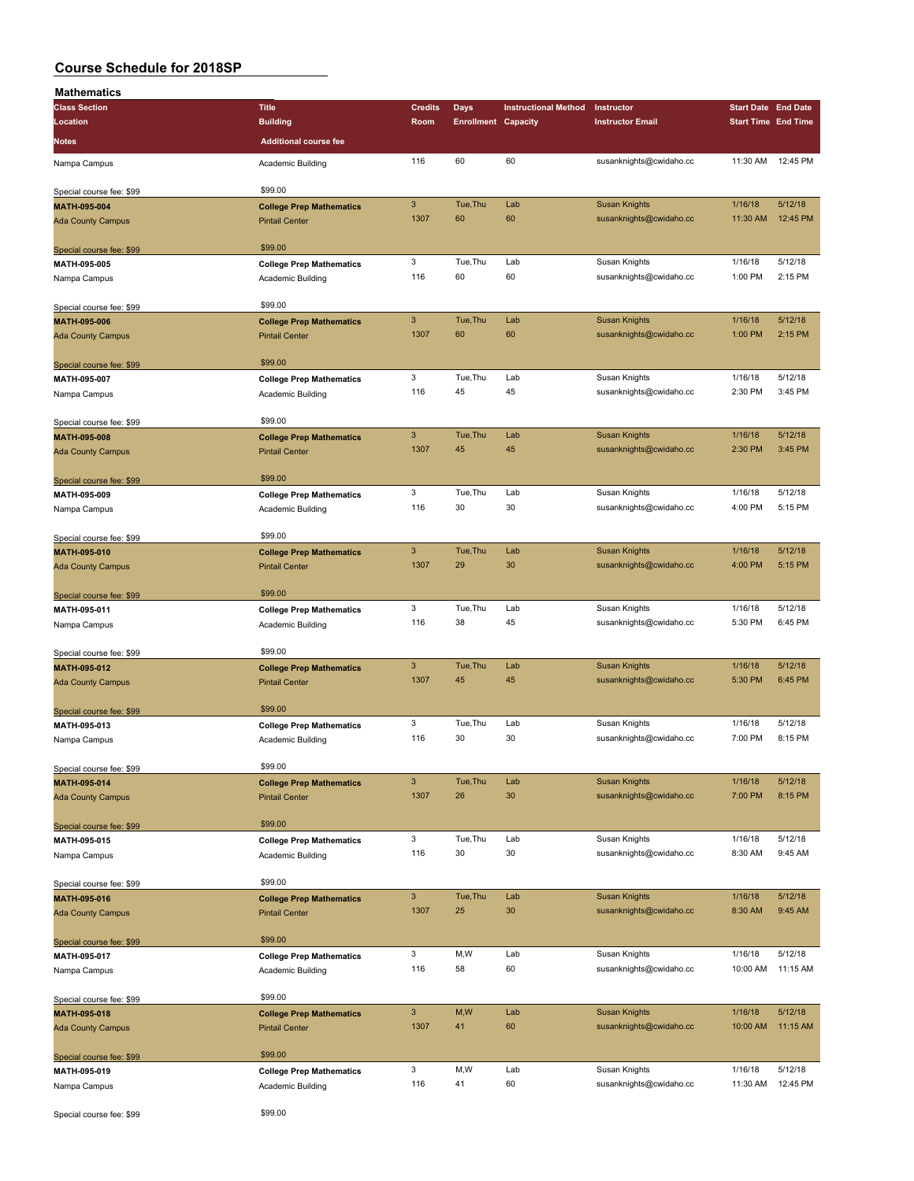# Course Schedule for 2018SP

## Mathematics

| Class Section / Location / Notes | Title / Building / Additional course fee | Credits / Room | Days / Enrollment | Instructional Method / Capacity | Instructor / Instructor Email | Start Date / Start Time | End Date / End Time |
|---|---|---|---|---|---|---|---|
| Nampa Campus | Academic Building | 116 | 60 | 60 | susanknights@cwidaho.cc | 11:30 AM | 12:45 PM |
| Special course fee: $99 | $99.00 | | | | | | |
| **MATH-095-004** | **College Prep Mathematics** | 3 | Tue,Thu | Lab | Susan Knights | 1/16/18 | 5/12/18 |
| Ada County Campus | Pintail Center | 1307 | 60 | 60 | susanknights@cwidaho.cc | 11:30 AM | 12:45 PM |
| Special course fee: $99 | $99.00 | | | | | | |
| **MATH-095-005** | **College Prep Mathematics** | 3 | Tue,Thu | Lab | Susan Knights | 1/16/18 | 5/12/18 |
| Nampa Campus | Academic Building | 116 | 60 | 60 | susanknights@cwidaho.cc | 1:00 PM | 2:15 PM |
| Special course fee: $99 | $99.00 | | | | | | |
| **MATH-095-006** | **College Prep Mathematics** | 3 | Tue,Thu | Lab | Susan Knights | 1/16/18 | 5/12/18 |
| Ada County Campus | Pintail Center | 1307 | 60 | 60 | susanknights@cwidaho.cc | 1:00 PM | 2:15 PM |
| Special course fee: $99 | $99.00 | | | | | | |
| **MATH-095-007** | **College Prep Mathematics** | 3 | Tue,Thu | Lab | Susan Knights | 1/16/18 | 5/12/18 |
| Nampa Campus | Academic Building | 116 | 45 | 45 | susanknights@cwidaho.cc | 2:30 PM | 3:45 PM |
| Special course fee: $99 | $99.00 | | | | | | |
| **MATH-095-008** | **College Prep Mathematics** | 3 | Tue,Thu | Lab | Susan Knights | 1/16/18 | 5/12/18 |
| Ada County Campus | Pintail Center | 1307 | 45 | 45 | susanknights@cwidaho.cc | 2:30 PM | 3:45 PM |
| Special course fee: $99 | $99.00 | | | | | | |
| **MATH-095-009** | **College Prep Mathematics** | 3 | Tue,Thu | Lab | Susan Knights | 1/16/18 | 5/12/18 |
| Nampa Campus | Academic Building | 116 | 30 | 30 | susanknights@cwidaho.cc | 4:00 PM | 5:15 PM |
| Special course fee: $99 | $99.00 | | | | | | |
| **MATH-095-010** | **College Prep Mathematics** | 3 | Tue,Thu | Lab | Susan Knights | 1/16/18 | 5/12/18 |
| Ada County Campus | Pintail Center | 1307 | 29 | 30 | susanknights@cwidaho.cc | 4:00 PM | 5:15 PM |
| Special course fee: $99 | $99.00 | | | | | | |
| **MATH-095-011** | **College Prep Mathematics** | 3 | Tue,Thu | Lab | Susan Knights | 1/16/18 | 5/12/18 |
| Nampa Campus | Academic Building | 116 | 38 | 45 | susanknights@cwidaho.cc | 5:30 PM | 6:45 PM |
| Special course fee: $99 | $99.00 | | | | | | |
| **MATH-095-012** | **College Prep Mathematics** | 3 | Tue,Thu | Lab | Susan Knights | 1/16/18 | 5/12/18 |
| Ada County Campus | Pintail Center | 1307 | 45 | 45 | susanknights@cwidaho.cc | 5:30 PM | 6:45 PM |
| Special course fee: $99 | $99.00 | | | | | | |
| **MATH-095-013** | **College Prep Mathematics** | 3 | Tue,Thu | Lab | Susan Knights | 1/16/18 | 5/12/18 |
| Nampa Campus | Academic Building | 116 | 30 | 30 | susanknights@cwidaho.cc | 7:00 PM | 8:15 PM |
| Special course fee: $99 | $99.00 | | | | | | |
| **MATH-095-014** | **College Prep Mathematics** | 3 | Tue,Thu | Lab | Susan Knights | 1/16/18 | 5/12/18 |
| Ada County Campus | Pintail Center | 1307 | 26 | 30 | susanknights@cwidaho.cc | 7:00 PM | 8:15 PM |
| Special course fee: $99 | $99.00 | | | | | | |
| **MATH-095-015** | **College Prep Mathematics** | 3 | Tue,Thu | Lab | Susan Knights | 1/16/18 | 5/12/18 |
| Nampa Campus | Academic Building | 116 | 30 | 30 | susanknights@cwidaho.cc | 8:30 AM | 9:45 AM |
| Special course fee: $99 | $99.00 | | | | | | |
| **MATH-095-016** | **College Prep Mathematics** | 3 | Tue,Thu | Lab | Susan Knights | 1/16/18 | 5/12/18 |
| Ada County Campus | Pintail Center | 1307 | 25 | 30 | susanknights@cwidaho.cc | 8:30 AM | 9:45 AM |
| Special course fee: $99 | $99.00 | | | | | | |
| **MATH-095-017** | **College Prep Mathematics** | 3 | M,W | Lab | Susan Knights | 1/16/18 | 5/12/18 |
| Nampa Campus | Academic Building | 116 | 58 | 60 | susanknights@cwidaho.cc | 10:00 AM | 11:15 AM |
| Special course fee: $99 | $99.00 | | | | | | |
| **MATH-095-018** | **College Prep Mathematics** | 3 | M,W | Lab | Susan Knights | 1/16/18 | 5/12/18 |
| Ada County Campus | Pintail Center | 1307 | 41 | 60 | susanknights@cwidaho.cc | 10:00 AM | 11:15 AM |
| Special course fee: $99 | $99.00 | | | | | | |
| **MATH-095-019** | **College Prep Mathematics** | 3 | M,W | Lab | Susan Knights | 1/16/18 | 5/12/18 |
| Nampa Campus | Academic Building | 116 | 41 | 60 | susanknights@cwidaho.cc | 11:30 AM | 12:45 PM |
| Special course fee: $99 | $99.00 | | | | | | |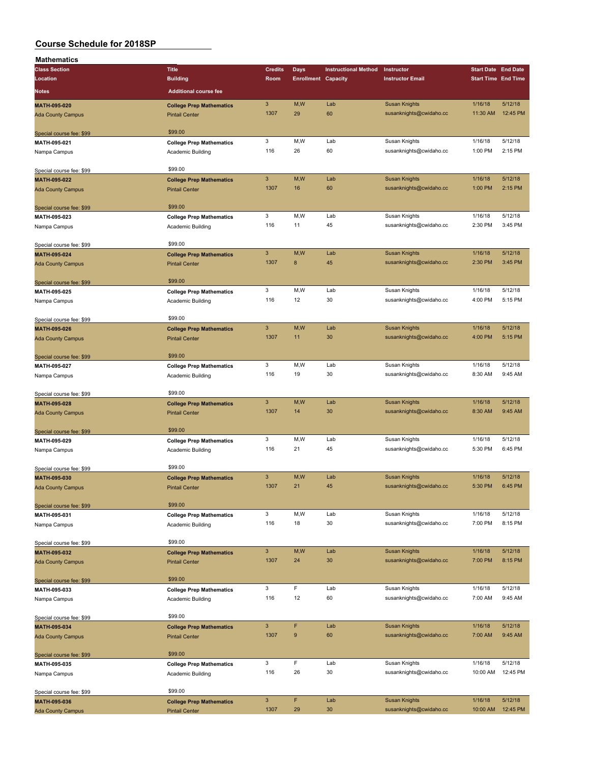# Course Schedule for 2018SP

## Mathematics

| Class Section<br>Location<br>Notes | Title<br>Building<br>Additional course fee | Credits<br>Room | Days<br>Enrollment | Instructional Method<br>Capacity | Instructor<br>Instructor Email | Start Date<br>Start Time | End Date<br>End Time |
|---|---|---|---|---|---|---|---|
| **MATH-095-020**<br>Ada County Campus<br>Special course fee: $99 | **College Prep Mathematics**<br>Pintail Center<br>$99.00 | 3<br>1307 | M,W<br>29 | Lab<br>60 | Susan Knights<br>susanknights@cwidaho.cc | 1/16/18<br>11:30 AM | 5/12/18<br>12:45 PM |
| **MATH-095-021**<br>Nampa Campus<br>Special course fee: $99 | **College Prep Mathematics**<br>Academic Building<br>$99.00 | 3<br>116 | M,W<br>26 | Lab<br>60 | Susan Knights<br>susanknights@cwidaho.cc | 1/16/18<br>1:00 PM | 5/12/18<br>2:15 PM |
| **MATH-095-022**<br>Ada County Campus<br>Special course fee: $99 | **College Prep Mathematics**<br>Pintail Center<br>$99.00 | 3<br>1307 | M,W<br>16 | Lab<br>60 | Susan Knights<br>susanknights@cwidaho.cc | 1/16/18<br>1:00 PM | 5/12/18<br>2:15 PM |
| **MATH-095-023**<br>Nampa Campus<br>Special course fee: $99 | **College Prep Mathematics**<br>Academic Building<br>$99.00 | 3<br>116 | M,W<br>11 | Lab<br>45 | Susan Knights<br>susanknights@cwidaho.cc | 1/16/18<br>2:30 PM | 5/12/18<br>3:45 PM |
| **MATH-095-024**<br>Ada County Campus<br>Special course fee: $99 | **College Prep Mathematics**<br>Pintail Center<br>$99.00 | 3<br>1307 | M,W<br>8 | Lab<br>45 | Susan Knights<br>susanknights@cwidaho.cc | 1/16/18<br>2:30 PM | 5/12/18<br>3:45 PM |
| **MATH-095-025**<br>Nampa Campus<br>Special course fee: $99 | **College Prep Mathematics**<br>Academic Building<br>$99.00 | 3<br>116 | M,W<br>12 | Lab<br>30 | Susan Knights<br>susanknights@cwidaho.cc | 1/16/18<br>4:00 PM | 5/12/18<br>5:15 PM |
| **MATH-095-026**<br>Ada County Campus<br>Special course fee: $99 | **College Prep Mathematics**<br>Pintail Center<br>$99.00 | 3<br>1307 | M,W<br>11 | Lab<br>30 | Susan Knights<br>susanknights@cwidaho.cc | 1/16/18<br>4:00 PM | 5/12/18<br>5:15 PM |
| **MATH-095-027**<br>Nampa Campus<br>Special course fee: $99 | **College Prep Mathematics**<br>Academic Building<br>$99.00 | 3<br>116 | M,W<br>19 | Lab<br>30 | Susan Knights<br>susanknights@cwidaho.cc | 1/16/18<br>8:30 AM | 5/12/18<br>9:45 AM |
| **MATH-095-028**<br>Ada County Campus<br>Special course fee: $99 | **College Prep Mathematics**<br>Pintail Center<br>$99.00 | 3<br>1307 | M,W<br>14 | Lab<br>30 | Susan Knights<br>susanknights@cwidaho.cc | 1/16/18<br>8:30 AM | 5/12/18<br>9:45 AM |
| **MATH-095-029**<br>Nampa Campus<br>Special course fee: $99 | **College Prep Mathematics**<br>Academic Building<br>$99.00 | 3<br>116 | M,W<br>21 | Lab<br>45 | Susan Knights<br>susanknights@cwidaho.cc | 1/16/18<br>5:30 PM | 5/12/18<br>6:45 PM |
| **MATH-095-030**<br>Ada County Campus<br>Special course fee: $99 | **College Prep Mathematics**<br>Pintail Center<br>$99.00 | 3<br>1307 | M,W<br>21 | Lab<br>45 | Susan Knights<br>susanknights@cwidaho.cc | 1/16/18<br>5:30 PM | 5/12/18<br>6:45 PM |
| **MATH-095-031**<br>Nampa Campus<br>Special course fee: $99 | **College Prep Mathematics**<br>Academic Building<br>$99.00 | 3<br>116 | M,W<br>18 | Lab<br>30 | Susan Knights<br>susanknights@cwidaho.cc | 1/16/18<br>7:00 PM | 5/12/18<br>8:15 PM |
| **MATH-095-032**<br>Ada County Campus<br>Special course fee: $99 | **College Prep Mathematics**<br>Pintail Center<br>$99.00 | 3<br>1307 | M,W<br>24 | Lab<br>30 | Susan Knights<br>susanknights@cwidaho.cc | 1/16/18<br>7:00 PM | 5/12/18<br>8:15 PM |
| **MATH-095-033**<br>Nampa Campus<br>Special course fee: $99 | **College Prep Mathematics**<br>Academic Building<br>$99.00 | 3<br>116 | F<br>12 | Lab<br>60 | Susan Knights<br>susanknights@cwidaho.cc | 1/16/18<br>7:00 AM | 5/12/18<br>9:45 AM |
| **MATH-095-034**<br>Ada County Campus<br>Special course fee: $99 | **College Prep Mathematics**<br>Pintail Center<br>$99.00 | 3<br>1307 | F<br>9 | Lab<br>60 | Susan Knights<br>susanknights@cwidaho.cc | 1/16/18<br>7:00 AM | 5/12/18<br>9:45 AM |
| **MATH-095-035**<br>Nampa Campus<br>Special course fee: $99 | **College Prep Mathematics**<br>Academic Building<br>$99.00 | 3<br>116 | F<br>26 | Lab<br>30 | Susan Knights<br>susanknights@cwidaho.cc | 1/16/18<br>10:00 AM | 5/12/18<br>12:45 PM |
| **MATH-095-036**<br>Ada County Campus | **College Prep Mathematics**<br>Pintail Center | 3<br>1307 | F<br>29 | Lab<br>30 | Susan Knights<br>susanknights@cwidaho.cc | 1/16/18<br>10:00 AM | 5/12/18<br>12:45 PM |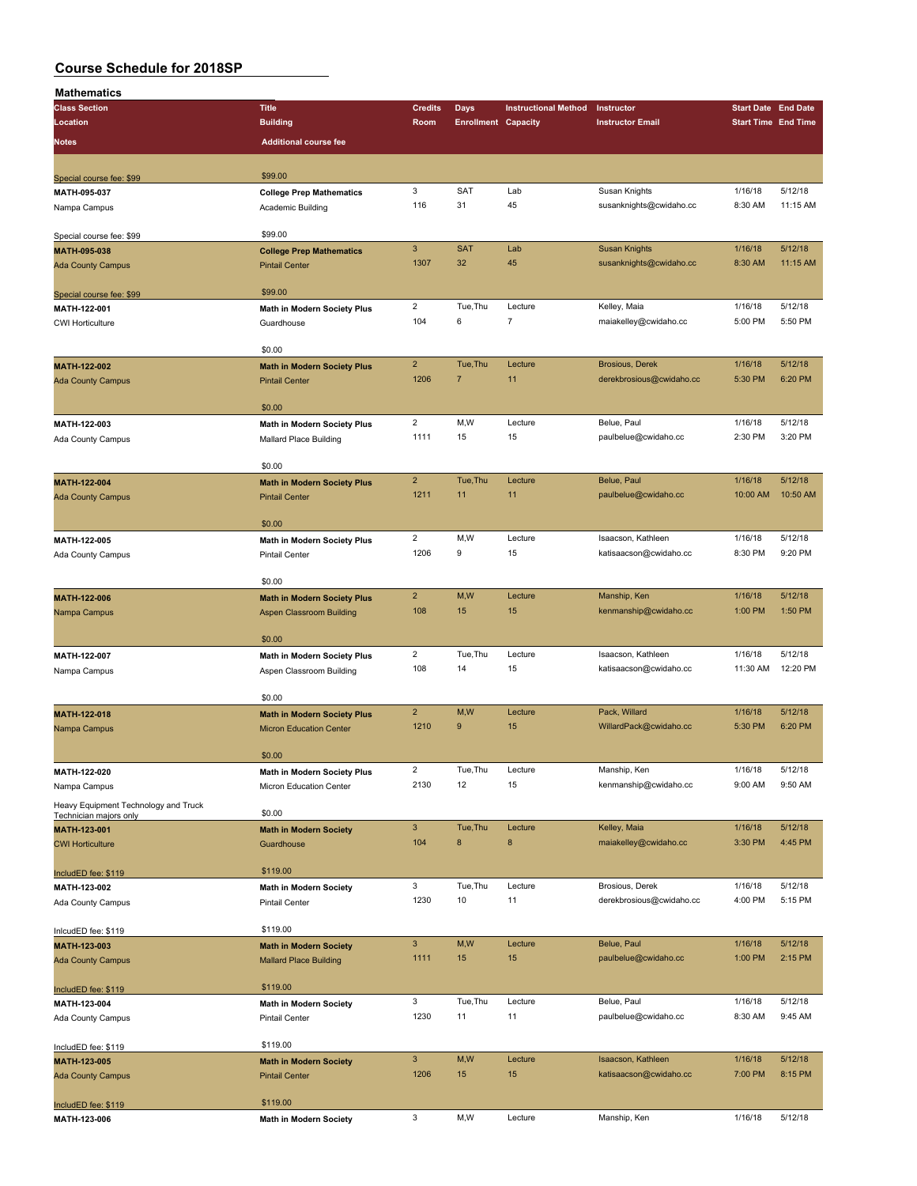# Course Schedule for 2018SP

## Mathematics

| Class Section | Title | Credits | Days | Instructional Method | Instructor | Start Date | End Date |
|---|---|---|---|---|---|---|---|
| Location | Building | Room | Enrollment | Capacity | Instructor Email | Start Time | End Time |
| Notes | Additional course fee | | | | | | |
| Special course fee: $99 | $99.00 | | | | | | |
| MATH-095-037 | College Prep Mathematics | 3 | SAT | Lab | Susan Knights | 1/16/18 | 5/12/18 |
| Nampa Campus | Academic Building | 116 | 31 | 45 | susanknights@cwidaho.cc | 8:30 AM | 11:15 AM |
| Special course fee: $99 | $99.00 | | | | | | |
| MATH-095-038 | College Prep Mathematics | 3 | SAT | Lab | Susan Knights | 1/16/18 | 5/12/18 |
| Ada County Campus | Pintail Center | 1307 | 32 | 45 | susanknights@cwidaho.cc | 8:30 AM | 11:15 AM |
| Special course fee: $99 | $99.00 | | | | | | |
| MATH-122-001 | Math in Modern Society Plus | 2 | Tue,Thu | Lecture | Kelley, Maia | 1/16/18 | 5/12/18 |
| CWI Horticulture | Guardhouse | 104 | 6 | 7 | maiakelley@cwidaho.cc | 5:00 PM | 5:50 PM |
| | $0.00 | | | | | | |
| MATH-122-002 | Math in Modern Society Plus | 2 | Tue,Thu | Lecture | Brosious, Derek | 1/16/18 | 5/12/18 |
| Ada County Campus | Pintail Center | 1206 | 7 | 11 | derekbrosious@cwidaho.cc | 5:30 PM | 6:20 PM |
| | $0.00 | | | | | | |
| MATH-122-003 | Math in Modern Society Plus | 2 | M,W | Lecture | Belue, Paul | 1/16/18 | 5/12/18 |
| Ada County Campus | Mallard Place Building | 1111 | 15 | 15 | paulbelue@cwidaho.cc | 2:30 PM | 3:20 PM |
| | $0.00 | | | | | | |
| MATH-122-004 | Math in Modern Society Plus | 2 | Tue,Thu | Lecture | Belue, Paul | 1/16/18 | 5/12/18 |
| Ada County Campus | Pintail Center | 1211 | 11 | 11 | paulbelue@cwidaho.cc | 10:00 AM | 10:50 AM |
| | $0.00 | | | | | | |
| MATH-122-005 | Math in Modern Society Plus | 2 | M,W | Lecture | Isaacson, Kathleen | 1/16/18 | 5/12/18 |
| Ada County Campus | Pintail Center | 1206 | 9 | 15 | katisaacson@cwidaho.cc | 8:30 PM | 9:20 PM |
| | $0.00 | | | | | | |
| MATH-122-006 | Math in Modern Society Plus | 2 | M,W | Lecture | Manship, Ken | 1/16/18 | 5/12/18 |
| Nampa Campus | Aspen Classroom Building | 108 | 15 | 15 | kenmanship@cwidaho.cc | 1:00 PM | 1:50 PM |
| | $0.00 | | | | | | |
| MATH-122-007 | Math in Modern Society Plus | 2 | Tue,Thu | Lecture | Isaacson, Kathleen | 1/16/18 | 5/12/18 |
| Nampa Campus | Aspen Classroom Building | 108 | 14 | 15 | katisaacson@cwidaho.cc | 11:30 AM | 12:20 PM |
| | $0.00 | | | | | | |
| MATH-122-018 | Math in Modern Society Plus | 2 | M,W | Lecture | Pack, Willard | 1/16/18 | 5/12/18 |
| Nampa Campus | Micron Education Center | 1210 | 9 | 15 | WillardPack@cwidaho.cc | 5:30 PM | 6:20 PM |
| | $0.00 | | | | | | |
| MATH-122-020 | Math in Modern Society Plus | 2 | Tue,Thu | Lecture | Manship, Ken | 1/16/18 | 5/12/18 |
| Nampa Campus | Micron Education Center | 2130 | 12 | 15 | kenmanship@cwidaho.cc | 9:00 AM | 9:50 AM |
| Heavy Equipment Technology and Truck Technician majors only | $0.00 | | | | | | |
| MATH-123-001 | Math in Modern Society | 3 | Tue,Thu | Lecture | Kelley, Maia | 1/16/18 | 5/12/18 |
| CWI Horticulture | Guardhouse | 104 | 8 | 8 | maiakelley@cwidaho.cc | 3:30 PM | 4:45 PM |
| IncludED fee: $119 | $119.00 | | | | | | |
| MATH-123-002 | Math in Modern Society | 3 | Tue,Thu | Lecture | Brosious, Derek | 1/16/18 | 5/12/18 |
| Ada County Campus | Pintail Center | 1230 | 10 | 11 | derekbrosious@cwidaho.cc | 4:00 PM | 5:15 PM |
| InlcudED fee: $119 | $119.00 | | | | | | |
| MATH-123-003 | Math in Modern Society | 3 | M,W | Lecture | Belue, Paul | 1/16/18 | 5/12/18 |
| Ada County Campus | Mallard Place Building | 1111 | 15 | 15 | paulbelue@cwidaho.cc | 1:00 PM | 2:15 PM |
| IncludED fee: $119 | $119.00 | | | | | | |
| MATH-123-004 | Math in Modern Society | 3 | Tue,Thu | Lecture | Belue, Paul | 1/16/18 | 5/12/18 |
| Ada County Campus | Pintail Center | 1230 | 11 | 11 | paulbelue@cwidaho.cc | 8:30 AM | 9:45 AM |
| IncludED fee: $119 | $119.00 | | | | | | |
| MATH-123-005 | Math in Modern Society | 3 | M,W | Lecture | Isaacson, Kathleen | 1/16/18 | 5/12/18 |
| Ada County Campus | Pintail Center | 1206 | 15 | 15 | katisaacson@cwidaho.cc | 7:00 PM | 8:15 PM |
| IncludED fee: $119 | $119.00 | | | | | | |
| MATH-123-006 | Math in Modern Society | 3 | M,W | Lecture | Manship, Ken | 1/16/18 | 5/12/18 |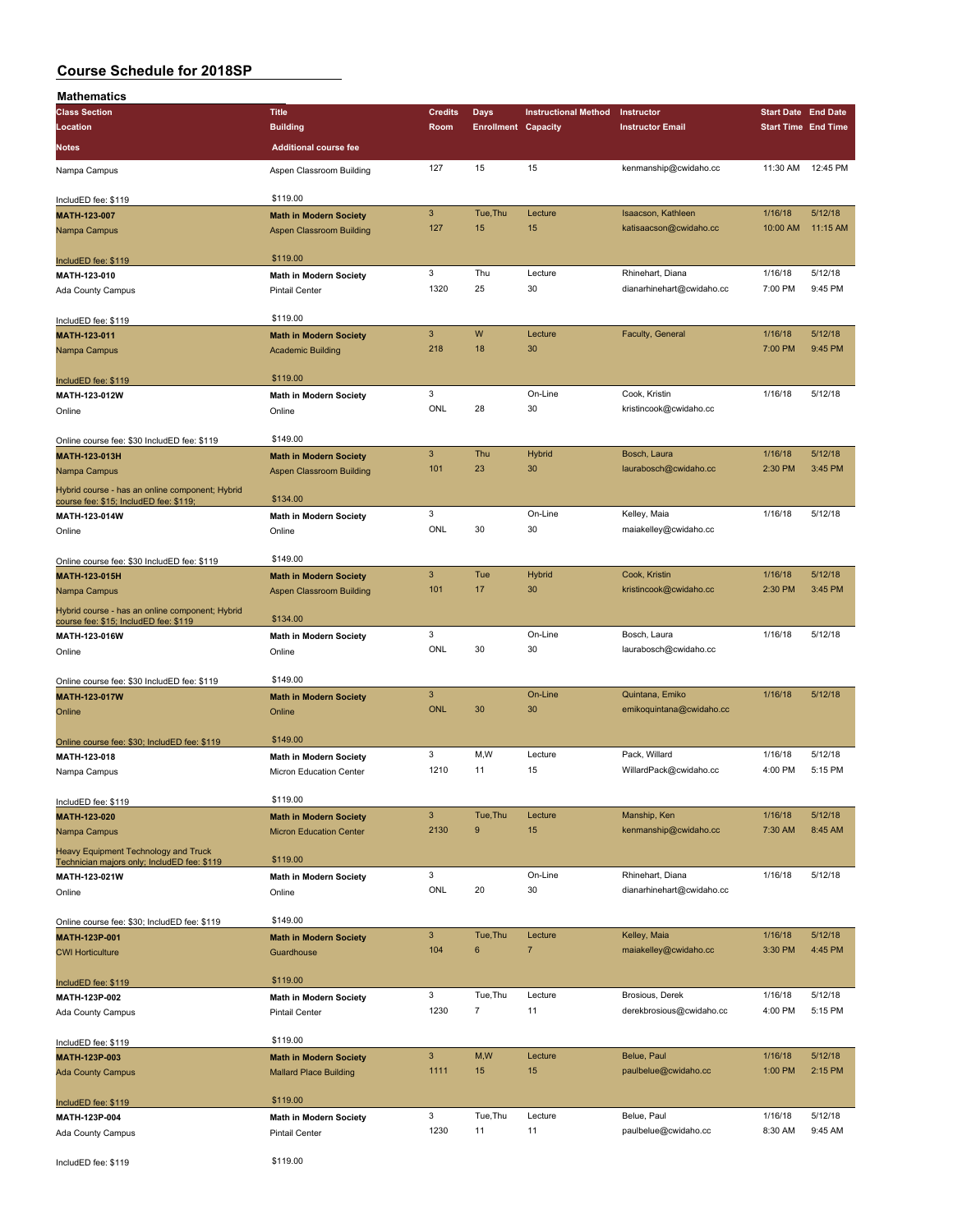# Course Schedule for 2018SP

## Mathematics

| Class Section / Location / Notes | Title / Building / Additional course fee | Credits / Room | Days / Enrollment | Instructional Method / Capacity | Instructor / Instructor Email | Start Date / Start Time | End Date / End Time |
|---|---|---|---|---|---|---|---|
| Nampa Campus | Aspen Classroom Building | 127 | 15 | 15 | kenmanship@cwidaho.cc | 11:30 AM | 12:45 PM |
| IncludED fee: $119 | $119.00 | | | | | | |
| **MATH-123-007** | **Math in Modern Society** | 3 | Tue,Thu | Lecture | Isaacson, Kathleen | 1/16/18 | 5/12/18 |
| Nampa Campus | Aspen Classroom Building | 127 | 15 | 15 | katisaacson@cwidaho.cc | 10:00 AM | 11:15 AM |
| IncludED fee: $119 | $119.00 | | | | | | |
| **MATH-123-010** | **Math in Modern Society** | 3 | Thu | Lecture | Rhinehart, Diana | 1/16/18 | 5/12/18 |
| Ada County Campus | Pintail Center | 1320 | 25 | 30 | dianarhinehart@cwidaho.cc | 7:00 PM | 9:45 PM |
| IncludED fee: $119 | $119.00 | | | | | | |
| **MATH-123-011** | **Math in Modern Society** | 3 | W | Lecture | Faculty, General | 1/16/18 | 5/12/18 |
| Nampa Campus | Academic Building | 218 | 18 | 30 | | 7:00 PM | 9:45 PM |
| IncludED fee: $119 | $119.00 | | | | | | |
| **MATH-123-012W** | **Math in Modern Society** | 3 | | On-Line | Cook, Kristin | 1/16/18 | 5/12/18 |
| Online | Online | ONL | 28 | 30 | kristincook@cwidaho.cc | | |
| Online course fee: $30 IncludED fee: $119 | $149.00 | | | | | | |
| **MATH-123-013H** | **Math in Modern Society** | 3 | Thu | Hybrid | Bosch, Laura | 1/16/18 | 5/12/18 |
| Nampa Campus | Aspen Classroom Building | 101 | 23 | 30 | laurabosch@cwidaho.cc | 2:30 PM | 3:45 PM |
| Hybrid course - has an online component; Hybrid course fee: $15; IncludED fee: $119; | $134.00 | | | | | | |
| **MATH-123-014W** | **Math in Modern Society** | 3 | | On-Line | Kelley, Maia | 1/16/18 | 5/12/18 |
| Online | Online | ONL | 30 | 30 | maiakelley@cwidaho.cc | | |
| Online course fee: $30 IncludED fee: $119 | $149.00 | | | | | | |
| **MATH-123-015H** | **Math in Modern Society** | 3 | Tue | Hybrid | Cook, Kristin | 1/16/18 | 5/12/18 |
| Nampa Campus | Aspen Classroom Building | 101 | 17 | 30 | kristincook@cwidaho.cc | 2:30 PM | 3:45 PM |
| Hybrid course - has an online component; Hybrid course fee: $15; IncludED fee: $119 | $134.00 | | | | | | |
| **MATH-123-016W** | **Math in Modern Society** | 3 | | On-Line | Bosch, Laura | 1/16/18 | 5/12/18 |
| Online | Online | ONL | 30 | 30 | laurabosch@cwidaho.cc | | |
| Online course fee: $30 IncludED fee: $119 | $149.00 | | | | | | |
| **MATH-123-017W** | **Math in Modern Society** | 3 | | On-Line | Quintana, Emiko | 1/16/18 | 5/12/18 |
| Online | Online | ONL | 30 | 30 | emikoquintana@cwidaho.cc | | |
| Online course fee: $30; IncludED fee: $119 | $149.00 | | | | | | |
| **MATH-123-018** | **Math in Modern Society** | 3 | M,W | Lecture | Pack, Willard | 1/16/18 | 5/12/18 |
| Nampa Campus | Micron Education Center | 1210 | 11 | 15 | WillardPack@cwidaho.cc | 4:00 PM | 5:15 PM |
| IncludED fee: $119 | $119.00 | | | | | | |
| **MATH-123-020** | **Math in Modern Society** | 3 | Tue,Thu | Lecture | Manship, Ken | 1/16/18 | 5/12/18 |
| Nampa Campus | Micron Education Center | 2130 | 9 | 15 | kenmanship@cwidaho.cc | 7:30 AM | 8:45 AM |
| Heavy Equipment Technology and Truck Technician majors only; IncludED fee: $119 | $119.00 | | | | | | |
| **MATH-123-021W** | **Math in Modern Society** | 3 | | On-Line | Rhinehart, Diana | 1/16/18 | 5/12/18 |
| Online | Online | ONL | 20 | 30 | dianarhinehart@cwidaho.cc | | |
| Online course fee: $30; IncludED fee: $119 | $149.00 | | | | | | |
| **MATH-123P-001** | **Math in Modern Society** | 3 | Tue,Thu | Lecture | Kelley, Maia | 1/16/18 | 5/12/18 |
| CWI Horticulture | Guardhouse | 104 | 6 | 7 | maiakelley@cwidaho.cc | 3:30 PM | 4:45 PM |
| IncludED fee: $119 | $119.00 | | | | | | |
| **MATH-123P-002** | **Math in Modern Society** | 3 | Tue,Thu | Lecture | Brosious, Derek | 1/16/18 | 5/12/18 |
| Ada County Campus | Pintail Center | 1230 | 7 | 11 | derekbrosious@cwidaho.cc | 4:00 PM | 5:15 PM |
| IncludED fee: $119 | $119.00 | | | | | | |
| **MATH-123P-003** | **Math in Modern Society** | 3 | M,W | Lecture | Belue, Paul | 1/16/18 | 5/12/18 |
| Ada County Campus | Mallard Place Building | 1111 | 15 | 15 | paulbelue@cwidaho.cc | 1:00 PM | 2:15 PM |
| IncludED fee: $119 | $119.00 | | | | | | |
| **MATH-123P-004** | **Math in Modern Society** | 3 | Tue,Thu | Lecture | Belue, Paul | 1/16/18 | 5/12/18 |
| Ada County Campus | Pintail Center | 1230 | 11 | 11 | paulbelue@cwidaho.cc | 8:30 AM | 9:45 AM |
| IncludED fee: $119 | $119.00 | | | | | | |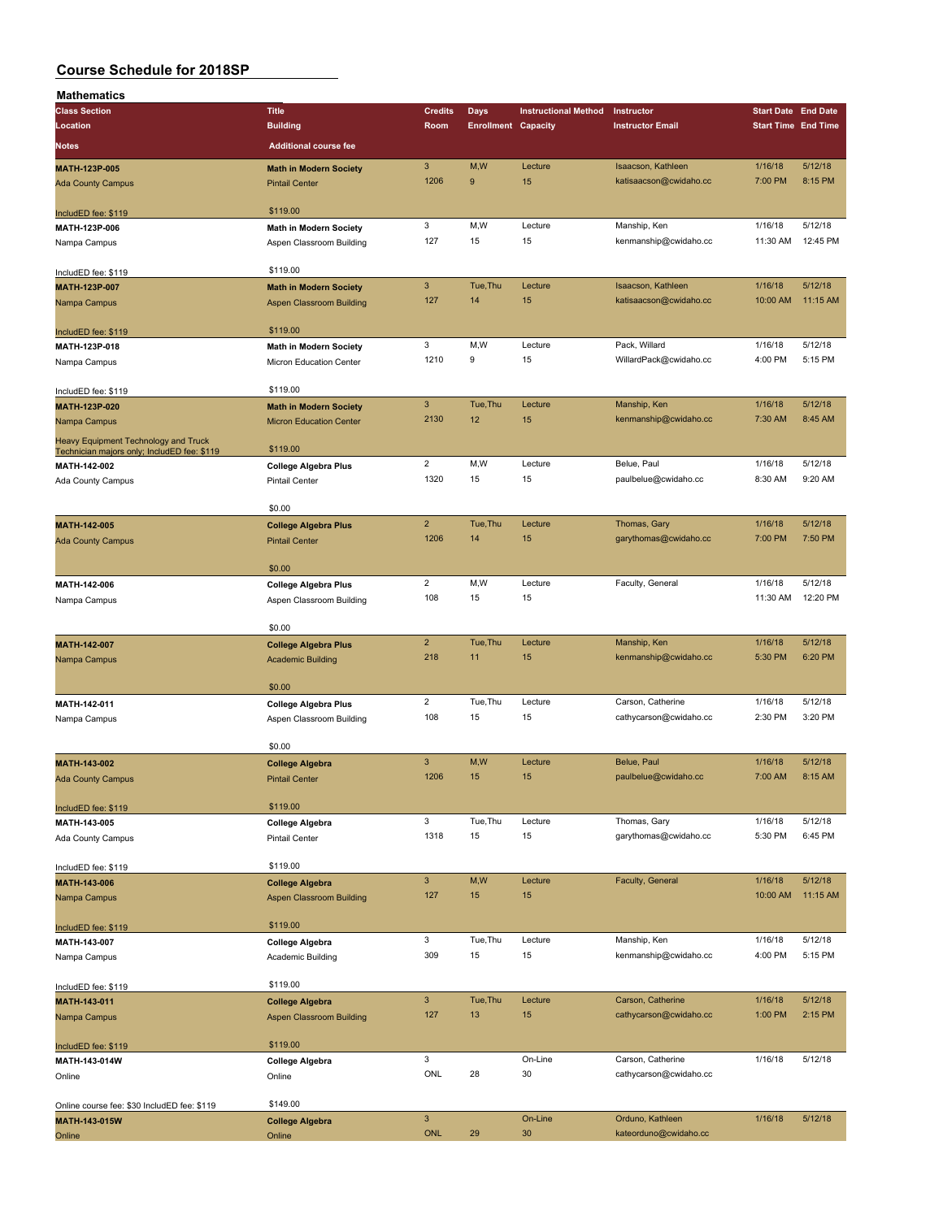# Course Schedule for 2018SP

## Mathematics

| Class Section / Location / Notes | Title / Building / Additional course fee | Credits / Room | Days / Enrollment | Instructional Method / Capacity | Instructor / Instructor Email | Start Date / Start Time | End Date / End Time |
|---|---|---|---|---|---|---|---|
| **MATH-123P-005** | **Math in Modern Society** | 3 | M,W | Lecture | Isaacson, Kathleen | 1/16/18 | 5/12/18 |
| Ada County Campus | Pintail Center | 1206 | 9 | 15 | katisaacson@cwidaho.cc | 7:00 PM | 8:15 PM |
| IncludED fee: $119 | $119.00 | | | | | | |
| **MATH-123P-006** | **Math in Modern Society** | 3 | M,W | Lecture | Manship, Ken | 1/16/18 | 5/12/18 |
| Nampa Campus | Aspen Classroom Building | 127 | 15 | 15 | kenmanship@cwidaho.cc | 11:30 AM | 12:45 PM |
| IncludED fee: $119 | $119.00 | | | | | | |
| **MATH-123P-007** | **Math in Modern Society** | 3 | Tue,Thu | Lecture | Isaacson, Kathleen | 1/16/18 | 5/12/18 |
| Nampa Campus | Aspen Classroom Building | 127 | 14 | 15 | katisaacson@cwidaho.cc | 10:00 AM | 11:15 AM |
| IncludED fee: $119 | $119.00 | | | | | | |
| **MATH-123P-018** | **Math in Modern Society** | 3 | M,W | Lecture | Pack, Willard | 1/16/18 | 5/12/18 |
| Nampa Campus | Micron Education Center | 1210 | 9 | 15 | WillardPack@cwidaho.cc | 4:00 PM | 5:15 PM |
| IncludED fee: $119 | $119.00 | | | | | | |
| **MATH-123P-020** | **Math in Modern Society** | 3 | Tue,Thu | Lecture | Manship, Ken | 1/16/18 | 5/12/18 |
| Nampa Campus | Micron Education Center | 2130 | 12 | 15 | kenmanship@cwidaho.cc | 7:30 AM | 8:45 AM |
| Heavy Equipment Technology and Truck Technician majors only; IncludED fee: $119 | $119.00 | | | | | | |
| **MATH-142-002** | **College Algebra Plus** | 2 | M,W | Lecture | Belue, Paul | 1/16/18 | 5/12/18 |
| Ada County Campus | Pintail Center | 1320 | 15 | 15 | paulbelue@cwidaho.cc | 8:30 AM | 9:20 AM |
| | $0.00 | | | | | | |
| **MATH-142-005** | **College Algebra Plus** | 2 | Tue,Thu | Lecture | Thomas, Gary | 1/16/18 | 5/12/18 |
| Ada County Campus | Pintail Center | 1206 | 14 | 15 | garythomas@cwidaho.cc | 7:00 PM | 7:50 PM |
| | $0.00 | | | | | | |
| **MATH-142-006** | **College Algebra Plus** | 2 | M,W | Lecture | Faculty, General | 1/16/18 | 5/12/18 |
| Nampa Campus | Aspen Classroom Building | 108 | 15 | 15 | | 11:30 AM | 12:20 PM |
| | $0.00 | | | | | | |
| **MATH-142-007** | **College Algebra Plus** | 2 | Tue,Thu | Lecture | Manship, Ken | 1/16/18 | 5/12/18 |
| Nampa Campus | Academic Building | 218 | 11 | 15 | kenmanship@cwidaho.cc | 5:30 PM | 6:20 PM |
| | $0.00 | | | | | | |
| **MATH-142-011** | **College Algebra Plus** | 2 | Tue,Thu | Lecture | Carson, Catherine | 1/16/18 | 5/12/18 |
| Nampa Campus | Aspen Classroom Building | 108 | 15 | 15 | cathycarson@cwidaho.cc | 2:30 PM | 3:20 PM |
| | $0.00 | | | | | | |
| **MATH-143-002** | **College Algebra** | 3 | M,W | Lecture | Belue, Paul | 1/16/18 | 5/12/18 |
| Ada County Campus | Pintail Center | 1206 | 15 | 15 | paulbelue@cwidaho.cc | 7:00 AM | 8:15 AM |
| IncludED fee: $119 | $119.00 | | | | | | |
| **MATH-143-005** | **College Algebra** | 3 | Tue,Thu | Lecture | Thomas, Gary | 1/16/18 | 5/12/18 |
| Ada County Campus | Pintail Center | 1318 | 15 | 15 | garythomas@cwidaho.cc | 5:30 PM | 6:45 PM |
| IncludED fee: $119 | $119.00 | | | | | | |
| **MATH-143-006** | **College Algebra** | 3 | M,W | Lecture | Faculty, General | 1/16/18 | 5/12/18 |
| Nampa Campus | Aspen Classroom Building | 127 | 15 | 15 | | 10:00 AM | 11:15 AM |
| IncludED fee: $119 | $119.00 | | | | | | |
| **MATH-143-007** | **College Algebra** | 3 | Tue,Thu | Lecture | Manship, Ken | 1/16/18 | 5/12/18 |
| Nampa Campus | Academic Building | 309 | 15 | 15 | kenmanship@cwidaho.cc | 4:00 PM | 5:15 PM |
| IncludED fee: $119 | $119.00 | | | | | | |
| **MATH-143-011** | **College Algebra** | 3 | Tue,Thu | Lecture | Carson, Catherine | 1/16/18 | 5/12/18 |
| Nampa Campus | Aspen Classroom Building | 127 | 13 | 15 | cathycarson@cwidaho.cc | 1:00 PM | 2:15 PM |
| IncludED fee: $119 | $119.00 | | | | | | |
| **MATH-143-014W** | **College Algebra** | 3 | | On-Line | Carson, Catherine | 1/16/18 | 5/12/18 |
| Online | Online | ONL | 28 | 30 | cathycarson@cwidaho.cc | | |
| Online course fee: $30 IncludED fee: $119 | $149.00 | | | | | | |
| **MATH-143-015W** | **College Algebra** | 3 | | On-Line | Orduno, Kathleen | 1/16/18 | 5/12/18 |
| Online | Online | ONL | 29 | 30 | kateorduno@cwidaho.cc | | |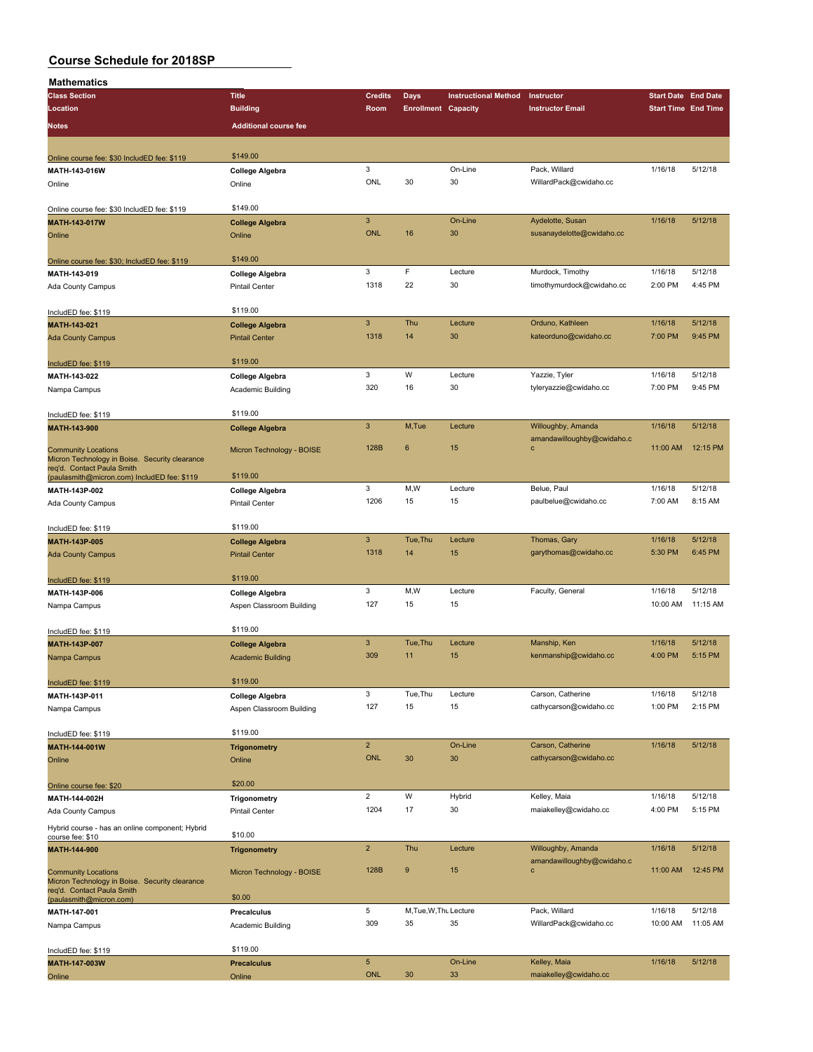# Course Schedule for 2018SP

## Mathematics

| Class Section / Location / Notes | Title / Building / Additional course fee | Credits / Room | Days / Enrollment | Instructional Method / Capacity | Instructor / Instructor Email | Start Date / Start Time | End Date / End Time |
|---|---|---|---|---|---|---|---|
| Online course fee: $30 IncludED fee: $119 | $149.00 | | | | | | |
| **MATH-143-016W** | **College Algebra** | 3 | | On-Line | Pack, Willard | 1/16/18 | 5/12/18 |
| Online | Online | ONL | 30 | 30 | WillardPack@cwidaho.cc | | |
| Online course fee: $30 IncludED fee: $119 | $149.00 | | | | | | |
| **MATH-143-017W** | **College Algebra** | 3 | | On-Line | Aydelotte, Susan | 1/16/18 | 5/12/18 |
| Online | Online | ONL | 16 | 30 | susanaydelotte@cwidaho.cc | | |
| Online course fee: $30; IncludED fee: $119 | $149.00 | | | | | | |
| **MATH-143-019** | **College Algebra** | 3 | F | Lecture | Murdock, Timothy | 1/16/18 | 5/12/18 |
| Ada County Campus | Pintail Center | 1318 | 22 | 30 | timothymurdock@cwidaho.cc | 2:00 PM | 4:45 PM |
| IncludED fee: $119 | $119.00 | | | | | | |
| **MATH-143-021** | **College Algebra** | 3 | Thu | Lecture | Orduno, Kathleen | 1/16/18 | 5/12/18 |
| Ada County Campus | Pintail Center | 1318 | 14 | 30 | kateorduno@cwidaho.cc | 7:00 PM | 9:45 PM |
| IncludED fee: $119 | $119.00 | | | | | | |
| **MATH-143-022** | **College Algebra** | 3 | W | Lecture | Yazzie, Tyler | 1/16/18 | 5/12/18 |
| Nampa Campus | Academic Building | 320 | 16 | 30 | tyleryazzie@cwidaho.cc | 7:00 PM | 9:45 PM |
| IncludED fee: $119 | $119.00 | | | | | | |
| **MATH-143-900** | **College Algebra** | 3 | M,Tue | Lecture | Willoughby, Amanda | 1/16/18 | 5/12/18 |
| Community Locations | Micron Technology - BOISE | 128B | 6 | 15 | amandawilloughby@cwidaho.cc | 11:00 AM | 12:15 PM |
| Micron Technology in Boise. Security clearance req'd. Contact Paula Smith (paulasmith@micron.com) IncludED fee: $119 | $119.00 | | | | | | |
| **MATH-143P-002** | **College Algebra** | 3 | M,W | Lecture | Belue, Paul | 1/16/18 | 5/12/18 |
| Ada County Campus | Pintail Center | 1206 | 15 | 15 | paulbelue@cwidaho.cc | 7:00 AM | 8:15 AM |
| IncludED fee: $119 | $119.00 | | | | | | |
| **MATH-143P-005** | **College Algebra** | 3 | Tue,Thu | Lecture | Thomas, Gary | 1/16/18 | 5/12/18 |
| Ada County Campus | Pintail Center | 1318 | 14 | 15 | garythomas@cwidaho.cc | 5:30 PM | 6:45 PM |
| IncludED fee: $119 | $119.00 | | | | | | |
| **MATH-143P-006** | **College Algebra** | 3 | M,W | Lecture | Faculty, General | 1/16/18 | 5/12/18 |
| Nampa Campus | Aspen Classroom Building | 127 | 15 | 15 | | 10:00 AM | 11:15 AM |
| IncludED fee: $119 | $119.00 | | | | | | |
| **MATH-143P-007** | **College Algebra** | 3 | Tue,Thu | Lecture | Manship, Ken | 1/16/18 | 5/12/18 |
| Nampa Campus | Academic Building | 309 | 11 | 15 | kenmanship@cwidaho.cc | 4:00 PM | 5:15 PM |
| IncludED fee: $119 | $119.00 | | | | | | |
| **MATH-143P-011** | **College Algebra** | 3 | Tue,Thu | Lecture | Carson, Catherine | 1/16/18 | 5/12/18 |
| Nampa Campus | Aspen Classroom Building | 127 | 15 | 15 | cathycarson@cwidaho.cc | 1:00 PM | 2:15 PM |
| IncludED fee: $119 | $119.00 | | | | | | |
| **MATH-144-001W** | **Trigonometry** | 2 | | On-Line | Carson, Catherine | 1/16/18 | 5/12/18 |
| Online | Online | ONL | 30 | 30 | cathycarson@cwidaho.cc | | |
| Online course fee: $20 | $20.00 | | | | | | |
| **MATH-144-002H** | **Trigonometry** | 2 | W | Hybrid | Kelley, Maia | 1/16/18 | 5/12/18 |
| Ada County Campus | Pintail Center | 1204 | 17 | 30 | maiakelley@cwidaho.cc | 4:00 PM | 5:15 PM |
| Hybrid course - has an online component; Hybrid course fee: $10 | $10.00 | | | | | | |
| **MATH-144-900** | **Trigonometry** | 2 | Thu | Lecture | Willoughby, Amanda | 1/16/18 | 5/12/18 |
| Community Locations | Micron Technology - BOISE | 128B | 9 | 15 | amandawilloughby@cwidaho.cc | 11:00 AM | 12:45 PM |
| Micron Technology in Boise. Security clearance req'd. Contact Paula Smith (paulasmith@micron.com) | $0.00 | | | | | | |
| **MATH-147-001** | **Precalculus** | 5 | M,Tue,W,Thu | Lecture | Pack, Willard | 1/16/18 | 5/12/18 |
| Nampa Campus | Academic Building | 309 | 35 | 35 | WillardPack@cwidaho.cc | 10:00 AM | 11:05 AM |
| IncludED fee: $119 | $119.00 | | | | | | |
| **MATH-147-003W** | **Precalculus** | 5 | | On-Line | Kelley, Maia | 1/16/18 | 5/12/18 |
| Online | Online | ONL | 30 | 33 | maiakelley@cwidaho.cc | | |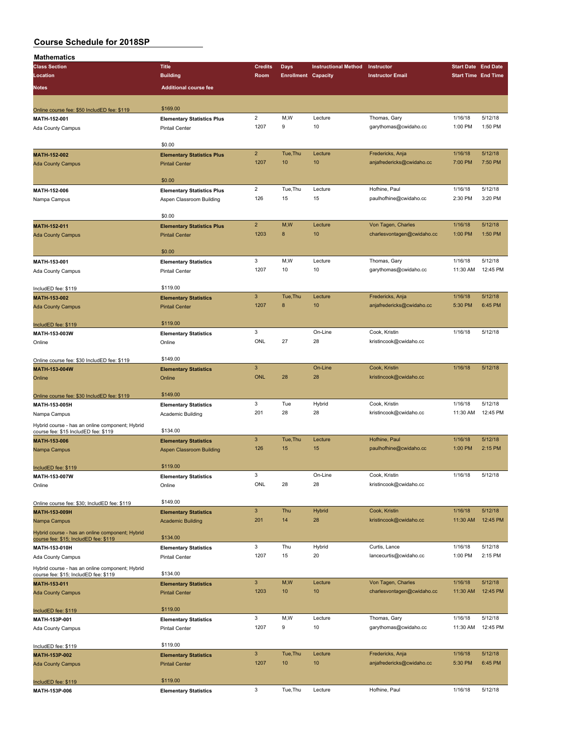# Course Schedule for 2018SP

## Mathematics

| Class Section | Title | Credits | Days | Instructional Method | Instructor | Start Date | End Date |
|---|---|---|---|---|---|---|---|
| Location | Building | Room | Enrollment | Capacity | Instructor Email | Start Time | End Time |
| Notes | Additional course fee | | | | | | |
| Online course fee: $50 IncludED fee: $119 | $169.00 | | | | | | |
| MATH-152-001 | Elementary Statistics Plus | 2 | M,W | Lecture | Thomas, Gary | 1/16/18 | 5/12/18 |
| Ada County Campus | Pintail Center | 1207 | 9 | 10 | garythomas@cwidaho.cc | 1:00 PM | 1:50 PM |
| | $0.00 | | | | | | |
| MATH-152-002 | Elementary Statistics Plus | 2 | Tue,Thu | Lecture | Fredericks, Anja | 1/16/18 | 5/12/18 |
| Ada County Campus | Pintail Center | 1207 | 10 | 10 | anjafredericks@cwidaho.cc | 7:00 PM | 7:50 PM |
| | $0.00 | | | | | | |
| MATH-152-006 | Elementary Statistics Plus | 2 | Tue,Thu | Lecture | Hofhine, Paul | 1/16/18 | 5/12/18 |
| Nampa Campus | Aspen Classroom Building | 126 | 15 | 15 | paulhofhine@cwidaho.cc | 2:30 PM | 3:20 PM |
| | $0.00 | | | | | | |
| MATH-152-011 | Elementary Statistics Plus | 2 | M,W | Lecture | Von Tagen, Charles | 1/16/18 | 5/12/18 |
| Ada County Campus | Pintail Center | 1203 | 8 | 10 | charlesvontagen@cwidaho.cc | 1:00 PM | 1:50 PM |
| | $0.00 | | | | | | |
| MATH-153-001 | Elementary Statistics | 3 | M,W | Lecture | Thomas, Gary | 1/16/18 | 5/12/18 |
| Ada County Campus | Pintail Center | 1207 | 10 | 10 | garythomas@cwidaho.cc | 11:30 AM | 12:45 PM |
| IncludED fee: $119 | $119.00 | | | | | | |
| MATH-153-002 | Elementary Statistics | 3 | Tue,Thu | Lecture | Fredericks, Anja | 1/16/18 | 5/12/18 |
| Ada County Campus | Pintail Center | 1207 | 8 | 10 | anjafredericks@cwidaho.cc | 5:30 PM | 6:45 PM |
| IncludED fee: $119 | $119.00 | | | | | | |
| MATH-153-003W | Elementary Statistics | 3 | | On-Line | Cook, Kristin | 1/16/18 | 5/12/18 |
| Online | Online | ONL | 27 | 28 | kristincook@cwidaho.cc | | |
| Online course fee: $30 IncludED fee: $119 | $149.00 | | | | | | |
| MATH-153-004W | Elementary Statistics | 3 | | On-Line | Cook, Kristin | 1/16/18 | 5/12/18 |
| Online | Online | ONL | 28 | 28 | kristincook@cwidaho.cc | | |
| Online course fee: $30 IncludED fee: $119 | $149.00 | | | | | | |
| MATH-153-005H | Elementary Statistics | 3 | Tue | Hybrid | Cook, Kristin | 1/16/18 | 5/12/18 |
| Nampa Campus | Academic Building | 201 | 28 | 28 | kristincook@cwidaho.cc | 11:30 AM | 12:45 PM |
| Hybrid course - has an online component; Hybrid course fee: $15 IncludED fee: $119 | $134.00 | | | | | | |
| MATH-153-006 | Elementary Statistics | 3 | Tue,Thu | Lecture | Hofhine, Paul | 1/16/18 | 5/12/18 |
| Nampa Campus | Aspen Classroom Building | 126 | 15 | 15 | paulhofhine@cwidaho.cc | 1:00 PM | 2:15 PM |
| IncludED fee: $119 | $119.00 | | | | | | |
| MATH-153-007W | Elementary Statistics | 3 | | On-Line | Cook, Kristin | 1/16/18 | 5/12/18 |
| Online | Online | ONL | 28 | 28 | kristincook@cwidaho.cc | | |
| Online course fee: $30; IncludED fee: $119 | $149.00 | | | | | | |
| MATH-153-009H | Elementary Statistics | 3 | Thu | Hybrid | Cook, Kristin | 1/16/18 | 5/12/18 |
| Nampa Campus | Academic Building | 201 | 14 | 28 | kristincook@cwidaho.cc | 11:30 AM | 12:45 PM |
| Hybrid course - has an online component; Hybrid course fee: $15; IncludED fee: $119 | $134.00 | | | | | | |
| MATH-153-010H | Elementary Statistics | 3 | Thu | Hybrid | Curtis, Lance | 1/16/18 | 5/12/18 |
| Ada County Campus | Pintail Center | 1207 | 15 | 20 | lancecurtis@cwidaho.cc | 1:00 PM | 2:15 PM |
| Hybrid course - has an online component; Hybrid course fee: $15; IncludED fee: $119 | $134.00 | | | | | | |
| MATH-153-011 | Elementary Statistics | 3 | M,W | Lecture | Von Tagen, Charles | 1/16/18 | 5/12/18 |
| Ada County Campus | Pintail Center | 1203 | 10 | 10 | charlesvontagen@cwidaho.cc | 11:30 AM | 12:45 PM |
| IncludED fee: $119 | $119.00 | | | | | | |
| MATH-153P-001 | Elementary Statistics | 3 | M,W | Lecture | Thomas, Gary | 1/16/18 | 5/12/18 |
| Ada County Campus | Pintail Center | 1207 | 9 | 10 | garythomas@cwidaho.cc | 11:30 AM | 12:45 PM |
| IncludED fee: $119 | $119.00 | | | | | | |
| MATH-153P-002 | Elementary Statistics | 3 | Tue,Thu | Lecture | Fredericks, Anja | 1/16/18 | 5/12/18 |
| Ada County Campus | Pintail Center | 1207 | 10 | 10 | anjafredericks@cwidaho.cc | 5:30 PM | 6:45 PM |
| IncludED fee: $119 | $119.00 | | | | | | |
| MATH-153P-006 | Elementary Statistics | 3 | Tue,Thu | Lecture | Hofhine, Paul | 1/16/18 | 5/12/18 |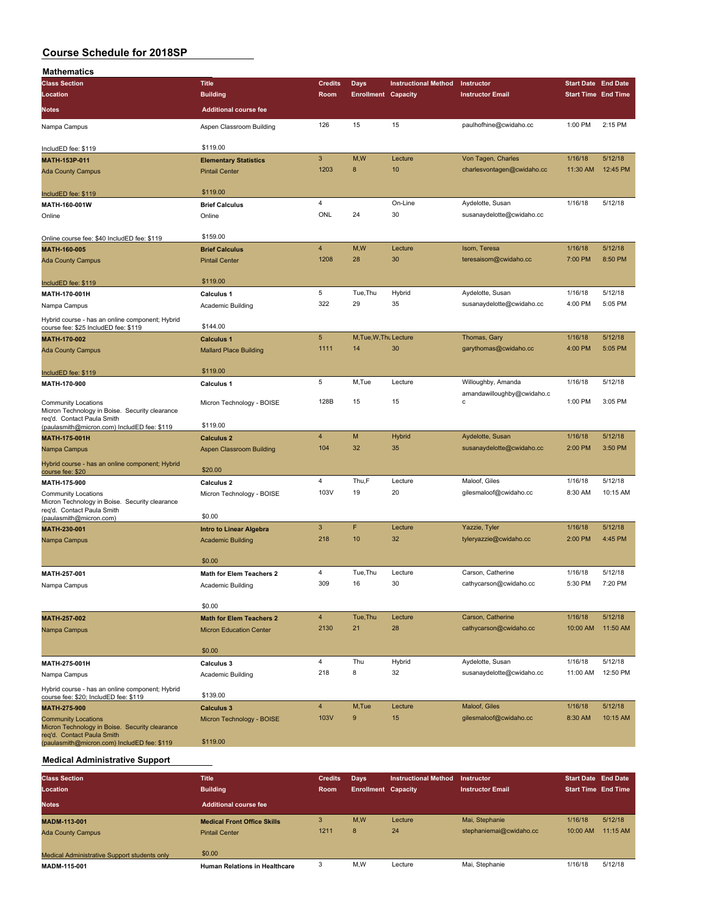# Course Schedule for 2018SP

## Mathematics

| Class Section<br>Location<br>Notes | Title<br>Building<br>Additional course fee | Credits<br>Room | Days<br>Enrollment | Instructional Method<br>Capacity | Instructor<br>Instructor Email | Start Date<br>Start Time | End Date<br>End Time |
|---|---|---|---|---|---|---|---|
| Nampa Campus<br><br>IncludED fee: $119 | Aspen Classroom Building<br><br>$119.00 | 126 | 15 | 15 | paulhofhine@cwidaho.cc | 1:00 PM | 2:15 PM |
| **MATH-153P-011**<br>Ada County Campus<br><br>IncludED fee: $119 | **Elementary Statistics**<br>Pintail Center<br><br>$119.00 | 3<br>1203 | M,W<br>8 | Lecture<br>10 | Von Tagen, Charles<br>charlesvontagen@cwidaho.cc | 1/16/18<br>11:30 AM | 5/12/18<br>12:45 PM |
| **MATH-160-001W**<br>Online<br><br>Online course fee: $40 IncludED fee: $119 | **Brief Calculus**<br>Online<br><br>$159.00 | 4<br>ONL | <br>24 | On-Line<br>30 | Aydelotte, Susan<br>susanaydelotte@cwidaho.cc | 1/16/18 | 5/12/18 |
| **MATH-160-005**<br>Ada County Campus<br><br>IncludED fee: $119 | **Brief Calculus**<br>Pintail Center<br><br>$119.00 | 4<br>1208 | M,W<br>28 | Lecture<br>30 | Isom, Teresa<br>teresaisom@cwidaho.cc | 1/16/18<br>7:00 PM | 5/12/18<br>8:50 PM |
| **MATH-170-001H**<br>Nampa Campus<br><br>Hybrid course - has an online component; Hybrid course fee: $25 IncludED fee: $119 | **Calculus 1**<br>Academic Building<br><br>$144.00 | 5<br>322 | Tue,Thu<br>29 | Hybrid<br>35 | Aydelotte, Susan<br>susanaydelotte@cwidaho.cc | 1/16/18<br>4:00 PM | 5/12/18<br>5:05 PM |
| **MATH-170-002**<br>Ada County Campus<br><br>IncludED fee: $119 | **Calculus 1**<br>Mallard Place Building<br><br>$119.00 | 5<br>1111 | M,Tue,W,Thu<br>14 | Lecture<br>30 | Thomas, Gary<br>garythomas@cwidaho.cc | 1/16/18<br>4:00 PM | 5/12/18<br>5:05 PM |
| **MATH-170-900**<br>Community Locations<br>Micron Technology in Boise. Security clearance req'd. Contact Paula Smith (paulasmith@micron.com) IncludED fee: $119 | **Calculus 1**<br>Micron Technology - BOISE<br><br>$119.00 | 5<br>128B | M,Tue<br>15 | Lecture<br>15 | Willoughby, Amanda<br>amandawilloughby@cwidaho.cc | 1/16/18<br>1:00 PM | 5/12/18<br>3:05 PM |
| **MATH-175-001H**<br>Nampa Campus<br><br>Hybrid course - has an online component; Hybrid course fee: $20 | **Calculus 2**<br>Aspen Classroom Building<br><br>$20.00 | 4<br>104 | M<br>32 | Hybrid<br>35 | Aydelotte, Susan<br>susanaydelotte@cwidaho.cc | 1/16/18<br>2:00 PM | 5/12/18<br>3:50 PM |
| **MATH-175-900**<br>Community Locations<br>Micron Technology in Boise. Security clearance req'd. Contact Paula Smith (paulasmith@micron.com) | **Calculus 2**<br>Micron Technology - BOISE<br><br>$0.00 | 4<br>103V | Thu,F<br>19 | Lecture<br>20 | Maloof, Giles<br>gilesmaloof@cwidaho.cc | 1/16/18<br>8:30 AM | 5/12/18<br>10:15 AM |
| **MATH-230-001**<br>Nampa Campus | **Intro to Linear Algebra**<br>Academic Building<br><br>$0.00 | 3<br>218 | F<br>10 | Lecture<br>32 | Yazzie, Tyler<br>tyleryazzie@cwidaho.cc | 1/16/18<br>2:00 PM | 5/12/18<br>4:45 PM |
| **MATH-257-001**<br>Nampa Campus | **Math for Elem Teachers 2**<br>Academic Building<br><br>$0.00 | 4<br>309 | Tue,Thu<br>16 | Lecture<br>30 | Carson, Catherine<br>cathycarson@cwidaho.cc | 1/16/18<br>5:30 PM | 5/12/18<br>7:20 PM |
| **MATH-257-002**<br>Nampa Campus | **Math for Elem Teachers 2**<br>Micron Education Center<br><br>$0.00 | 4<br>2130 | Tue,Thu<br>21 | Lecture<br>28 | Carson, Catherine<br>cathycarson@cwidaho.cc | 1/16/18<br>10:00 AM | 5/12/18<br>11:50 AM |
| **MATH-275-001H**<br>Nampa Campus<br><br>Hybrid course - has an online component; Hybrid course fee: $20; IncludED fee: $119 | **Calculus 3**<br>Academic Building<br><br>$139.00 | 4<br>218 | Thu<br>8 | Hybrid<br>32 | Aydelotte, Susan<br>susanaydelotte@cwidaho.cc | 1/16/18<br>11:00 AM | 5/12/18<br>12:50 PM |
| **MATH-275-900**<br>Community Locations<br>Micron Technology in Boise. Security clearance req'd. Contact Paula Smith (paulasmith@micron.com) IncludED fee: $119 | **Calculus 3**<br>Micron Technology - BOISE<br><br>$119.00 | 4<br>103V | M,Tue<br>9 | Lecture<br>15 | Maloof, Giles<br>gilesmaloof@cwidaho.cc | 1/16/18<br>8:30 AM | 5/12/18<br>10:15 AM |

## Medical Administrative Support

| Class Section<br>Location<br>Notes | Title<br>Building<br>Additional course fee | Credits<br>Room | Days<br>Enrollment | Instructional Method<br>Capacity | Instructor<br>Instructor Email | Start Date<br>Start Time | End Date<br>End Time |
|---|---|---|---|---|---|---|---|
| **MADM-113-001**<br>Ada County Campus<br><br>Medical Administrative Support students only | **Medical Front Office Skills**<br>Pintail Center<br><br>$0.00 | 3<br>1211 | M,W<br>8 | Lecture<br>24 | Mai, Stephanie<br>stephaniemai@cwidaho.cc | 1/16/18<br>10:00 AM | 5/12/18<br>11:15 AM |
| **MADM-115-001** | **Human Relations in Healthcare** | 3 | M,W | Lecture | Mai, Stephanie | 1/16/18 | 5/12/18 |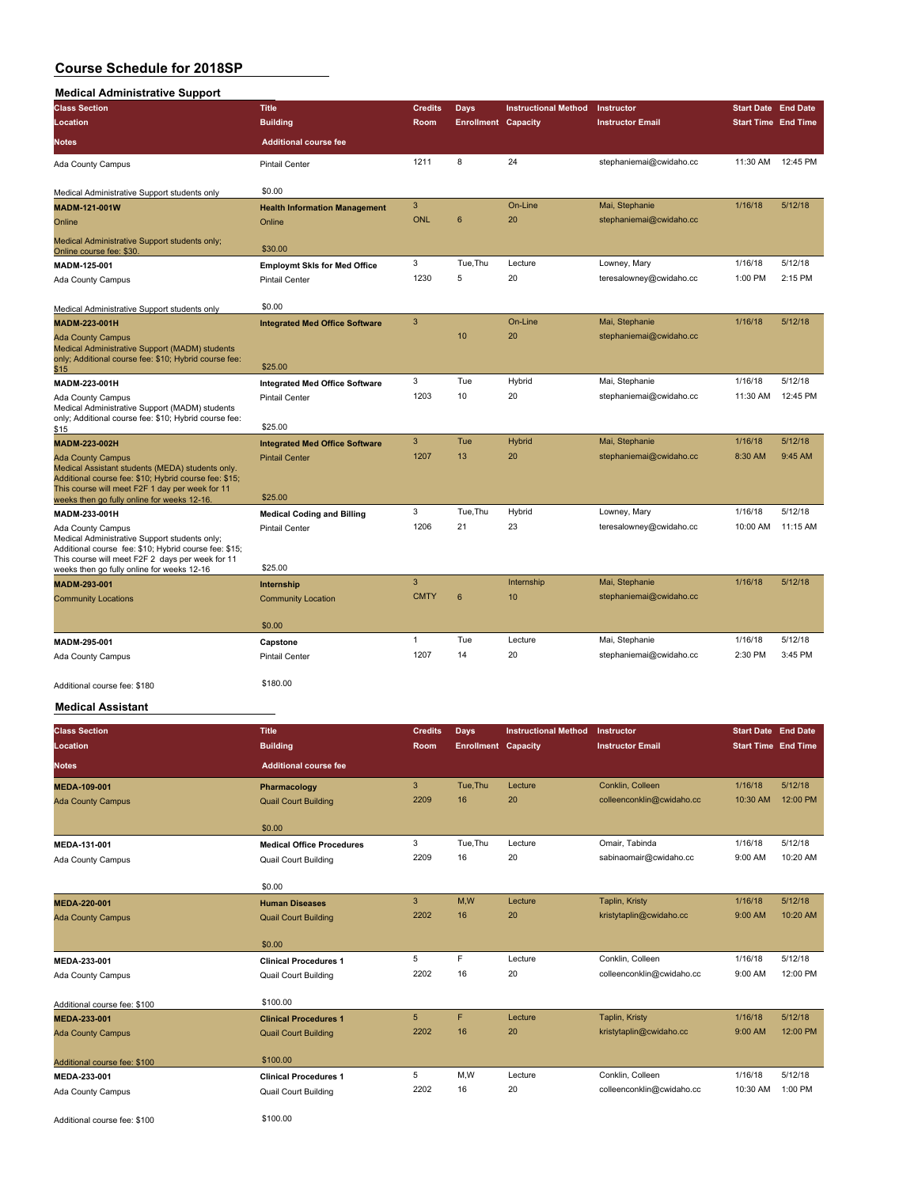# Course Schedule for 2018SP

## Medical Administrative Support

| Class Section / Location / Notes | Title / Building / Additional course fee | Credits / Room | Days / Enrollment | Instructional Method / Capacity | Instructor / Instructor Email | Start Date / Start Time | End Date / End Time |
|---|---|---|---|---|---|---|---|
| Ada County Campus<br>Medical Administrative Support students only | Pintail Center<br>$0.00 | 1211 | 8 | 24 | stephaniemai@cwidaho.cc | 11:30 AM | 12:45 PM |
| **MADM-121-001W**<br>Online<br>Medical Administrative Support students only; Online course fee: $30. | **Health Information Management**<br>Online<br>$30.00 | 3<br>ONL | <br>6 | On-Line<br>20 | Mai, Stephanie<br>stephaniemai@cwidaho.cc | 1/16/18 | 5/12/18 |
| **MADM-125-001**<br>Ada County Campus<br>Medical Administrative Support students only | **Employmt Skls for Med Office**<br>Pintail Center<br>$0.00 | 3<br>1230 | Tue,Thu<br>5 | Lecture<br>20 | Lowney, Mary<br>teresalowney@cwidaho.cc | 1/16/18<br>1:00 PM | 5/12/18<br>2:15 PM |
| **MADM-223-001H**<br>Ada County Campus<br>Medical Administrative Support (MADM) students only; Additional course fee: $10; Hybrid course fee: $15 | **Integrated Med Office Software**<br><br>$25.00 | 3 | <br>10 | On-Line<br>20 | Mai, Stephanie<br>stephaniemai@cwidaho.cc | 1/16/18 | 5/12/18 |
| **MADM-223-001H**<br>Ada County Campus<br>Medical Administrative Support (MADM) students only; Additional course fee: $10; Hybrid course fee: $15 | **Integrated Med Office Software**<br>Pintail Center<br>$25.00 | 3<br>1203 | Tue<br>10 | Hybrid<br>20 | Mai, Stephanie<br>stephaniemai@cwidaho.cc | 1/16/18<br>11:30 AM | 5/12/18<br>12:45 PM |
| **MADM-223-002H**<br>Ada County Campus<br>Medical Assistant students (MEDA) students only. Additional course fee: $10; Hybrid course fee: $15; This course will meet F2F 1 day per week for 11 weeks then go fully online for weeks 12-16. | **Integrated Med Office Software**<br>Pintail Center<br>$25.00 | 3<br>1207 | Tue<br>13 | Hybrid<br>20 | Mai, Stephanie<br>stephaniemai@cwidaho.cc | 1/16/18<br>8:30 AM | 5/12/18<br>9:45 AM |
| **MADM-233-001H**<br>Ada County Campus<br>Medical Administrative Support students only; Additional course fee: $10; Hybrid course fee: $15; This course will meet F2F 2 days per week for 11 weeks then go fully online for weeks 12-16 | **Medical Coding and Billing**<br>Pintail Center<br>$25.00 | 3<br>1206 | Tue,Thu<br>21 | Hybrid<br>23 | Lowney, Mary<br>teresalowney@cwidaho.cc | 1/16/18<br>10:00 AM | 5/12/18<br>11:15 AM |
| **MADM-293-001**<br>Community Locations | **Internship**<br>Community Location<br>$0.00 | 3<br>CMTY | <br>6 | Internship<br>10 | Mai, Stephanie<br>stephaniemai@cwidaho.cc | 1/16/18 | 5/12/18 |
| **MADM-295-001**<br>Ada County Campus<br>Additional course fee: $180 | **Capstone**<br>Pintail Center<br>$180.00 | 1<br>1207 | Tue<br>14 | Lecture<br>20 | Mai, Stephanie<br>stephaniemai@cwidaho.cc | 1/16/18<br>2:30 PM | 5/12/18<br>3:45 PM |

## Medical Assistant

| Class Section / Location / Notes | Title / Building / Additional course fee | Credits / Room | Days / Enrollment | Instructional Method / Capacity | Instructor / Instructor Email | Start Date / Start Time | End Date / End Time |
|---|---|---|---|---|---|---|---|
| **MEDA-109-001**<br>Ada County Campus | **Pharmacology**<br>Quail Court Building<br>$0.00 | 3<br>2209 | Tue,Thu<br>16 | Lecture<br>20 | Conklin, Colleen<br>colleenconklin@cwidaho.cc | 1/16/18<br>10:30 AM | 5/12/18<br>12:00 PM |
| **MEDA-131-001**<br>Ada County Campus | **Medical Office Procedures**<br>Quail Court Building<br>$0.00 | 3<br>2209 | Tue,Thu<br>16 | Lecture<br>20 | Omair, Tabinda<br>sabinaomair@cwidaho.cc | 1/16/18<br>9:00 AM | 5/12/18<br>10:20 AM |
| **MEDA-220-001**<br>Ada County Campus | **Human Diseases**<br>Quail Court Building<br>$0.00 | 3<br>2202 | M,W<br>16 | Lecture<br>20 | Taplin, Kristy<br>kristytaplin@cwidaho.cc | 1/16/18<br>9:00 AM | 5/12/18<br>10:20 AM |
| **MEDA-233-001**<br>Ada County Campus<br>Additional course fee: $100 | **Clinical Procedures 1**<br>Quail Court Building<br>$100.00 | 5<br>2202 | F<br>16 | Lecture<br>20 | Conklin, Colleen<br>colleenconklin@cwidaho.cc | 1/16/18<br>9:00 AM | 5/12/18<br>12:00 PM |
| **MEDA-233-001**<br>Ada County Campus<br>Additional course fee: $100 | **Clinical Procedures 1**<br>Quail Court Building<br>$100.00 | 5<br>2202 | F<br>16 | Lecture<br>20 | Taplin, Kristy<br>kristytaplin@cwidaho.cc | 1/16/18<br>9:00 AM | 5/12/18<br>12:00 PM |
| **MEDA-233-001**<br>Ada County Campus<br>Additional course fee: $100 | **Clinical Procedures 1**<br>Quail Court Building<br>$100.00 | 5<br>2202 | M,W<br>16 | Lecture<br>20 | Conklin, Colleen<br>colleenconklin@cwidaho.cc | 1/16/18<br>10:30 AM | 5/12/18<br>1:00 PM |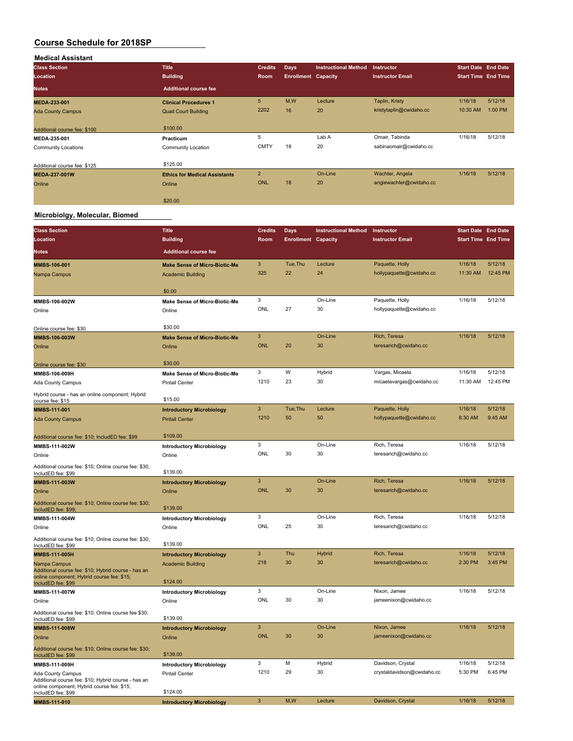# Course Schedule for 2018SP

## Medical Assistant

| Class Section / Location / Notes | Title / Building / Additional course fee | Credits / Room | Days / Enrollment | Instructional Method / Capacity | Instructor / Instructor Email | Start Date / Start Time | End Date / End Time |
|---|---|---|---|---|---|---|---|
| **MEDA-233-001**<br>Ada County Campus<br>Additional course fee: $100 | **Clinical Procedures 1**<br>Quail Court Building<br>$100.00 | 5<br>2202 | M,W<br>16 | Lecture<br>20 | Taplin, Kristy<br>kristytaplin@cwidaho.cc | 1/16/18<br>10:30 AM | 5/12/18<br>1:00 PM |
| **MEDA-235-001**<br>Community Locations<br>Additional course fee: $125 | **Practicum**<br>Community Location<br>$125.00 | 5<br>CMTY | <br>18 | Lab A<br>20 | Omair, Tabinda<br>sabinaomair@cwidaho.cc | 1/16/18 | 5/12/18 |
| **MEDA-237-001W**<br>Online | **Ethics for Medical Assistants**<br>Online<br>$20.00 | 2<br>ONL | <br>18 | On-Line<br>20 | Wachter, Angela<br>angiewachter@cwidaho.cc | 1/16/18 | 5/12/18 |

## Microbiolgy, Molecular, Biomed

| Class Section / Location / Notes | Title / Building / Additional course fee | Credits / Room | Days / Enrollment | Instructional Method / Capacity | Instructor / Instructor Email | Start Date / Start Time | End Date / End Time |
|---|---|---|---|---|---|---|---|
| **MMBS-106-001**<br>Nampa Campus | **Make Sense of Micro-Biotic-Me**<br>Academic Building<br>$0.00 | 3<br>325 | Tue,Thu<br>22 | Lecture<br>24 | Paquette, Holly<br>hollypaquette@cwidaho.cc | 1/16/18<br>11:30 AM | 5/12/18<br>12:45 PM |
| **MMBS-106-002W**<br>Online<br>Online course fee: $30 | **Make Sense of Micro-Biotic-Me**<br>Online<br>$30.00 | 3<br>ONL | <br>27 | On-Line<br>30 | Paquette, Holly<br>hollypaquette@cwidaho.cc | 1/16/18 | 5/12/18 |
| **MMBS-106-003W**<br>Online<br>Online course fee: $30 | **Make Sense of Micro-Biotic-Me**<br>Online<br>$30.00 | 3<br>ONL | <br>20 | On-Line<br>30 | Rich, Teresa<br>teresarich@cwidaho.cc | 1/16/18 | 5/12/18 |
| **MMBS-106-009H**<br>Ada County Campus<br>Hybrid course - has an online component; Hybrid course fee: $15 | **Make Sense of Micro-Biotic-Me**<br>Pintail Center<br>$15.00 | 3<br>1210 | W<br>23 | Hybrid<br>30 | Vargas, Micaela<br>micaelavargas@cwidaho.cc | 1/16/18<br>11:30 AM | 5/12/18<br>12:45 PM |
| **MMBS-111-001**<br>Ada County Campus<br>Additional course fee: $10; IncludED fee: $99 | **Introductory Microbiology**<br>Pintail Center<br>$109.00 | 3<br>1210 | Tue,Thu<br>50 | Lecture<br>50 | Paquette, Holly<br>hollypaquette@cwidaho.cc | 1/16/18<br>8:30 AM | 5/12/18<br>9:45 AM |
| **MMBS-111-002W**<br>Online<br>Additional course fee: $10; Online course fee: $30; IncludED fee: $99 | **Introductory Microbiology**<br>Online<br>$139.00 | 3<br>ONL | <br>30 | On-Line<br>30 | Rich, Teresa<br>teresarich@cwidaho.cc | 1/16/18 | 5/12/18 |
| **MMBS-111-003W**<br>Online<br>Additional course fee: $10; Online course fee: $30; IncludED fee: $99; | **Introductory Microbiology**<br>Online<br>$139.00 | 3<br>ONL | <br>30 | On-Line<br>30 | Rich, Teresa<br>teresarich@cwidaho.cc | 1/16/18 | 5/12/18 |
| **MMBS-111-004W**<br>Online<br>Additional course fee: $10; Online course fee: $30; IncludED fee: $99 | **Introductory Microbiology**<br>Online<br>$139.00 | 3<br>ONL | <br>25 | On-Line<br>30 | Rich, Teresa<br>teresarich@cwidaho.cc | 1/16/18 | 5/12/18 |
| **MMBS-111-005H**<br>Nampa Campus<br>Additional course fee: $10; Hybrid course - has an online component; Hybrid course fee: $15; IncludED fee: $99 | **Introductory Microbiology**<br>Academic Building<br>$124.00 | 3<br>218 | Thu<br>30 | Hybrid<br>30 | Rich, Teresa<br>teresarich@cwidaho.cc | 1/16/18<br>2:30 PM | 5/12/18<br>3:45 PM |
| **MMBS-111-007W**<br>Online<br>Additional course fee: $10; Online course fee $30; IncludED fee: $99 | **Introductory Microbiology**<br>Online<br>$139.00 | 3<br>ONL | <br>30 | On-Line<br>30 | Nixon, Jamee<br>jameenixon@cwidaho.cc | 1/16/18 | 5/12/18 |
| **MMBS-111-008W**<br>Online<br>Additional course fee: $10; Online course fee: $30; IncludED fee: $99 | **Introductory Microbiology**<br>Online<br>$139.00 | 3<br>ONL | <br>30 | On-Line<br>30 | Nixon, Jamee<br>jameenixon@cwidaho.cc | 1/16/18 | 5/12/18 |
| **MMBS-111-009H**<br>Ada County Campus<br>Additional course fee: $10; Hybrid course - has an online component; Hybrid course fee: $15; IncludED fee: $99 | **Introductory Microbiology**<br>Pintail Center<br>$124.00 | 3<br>1210 | M<br>29 | Hybrid<br>30 | Davidson, Crystal<br>crystaldavidson@cwidaho.cc | 1/16/18<br>5:30 PM | 5/12/18<br>6:45 PM |
| **MMBS-111-010** | **Introductory Microbiology** | 3 | M,W | Lecture | Davidson, Crystal | 1/16/18 | 5/12/18 |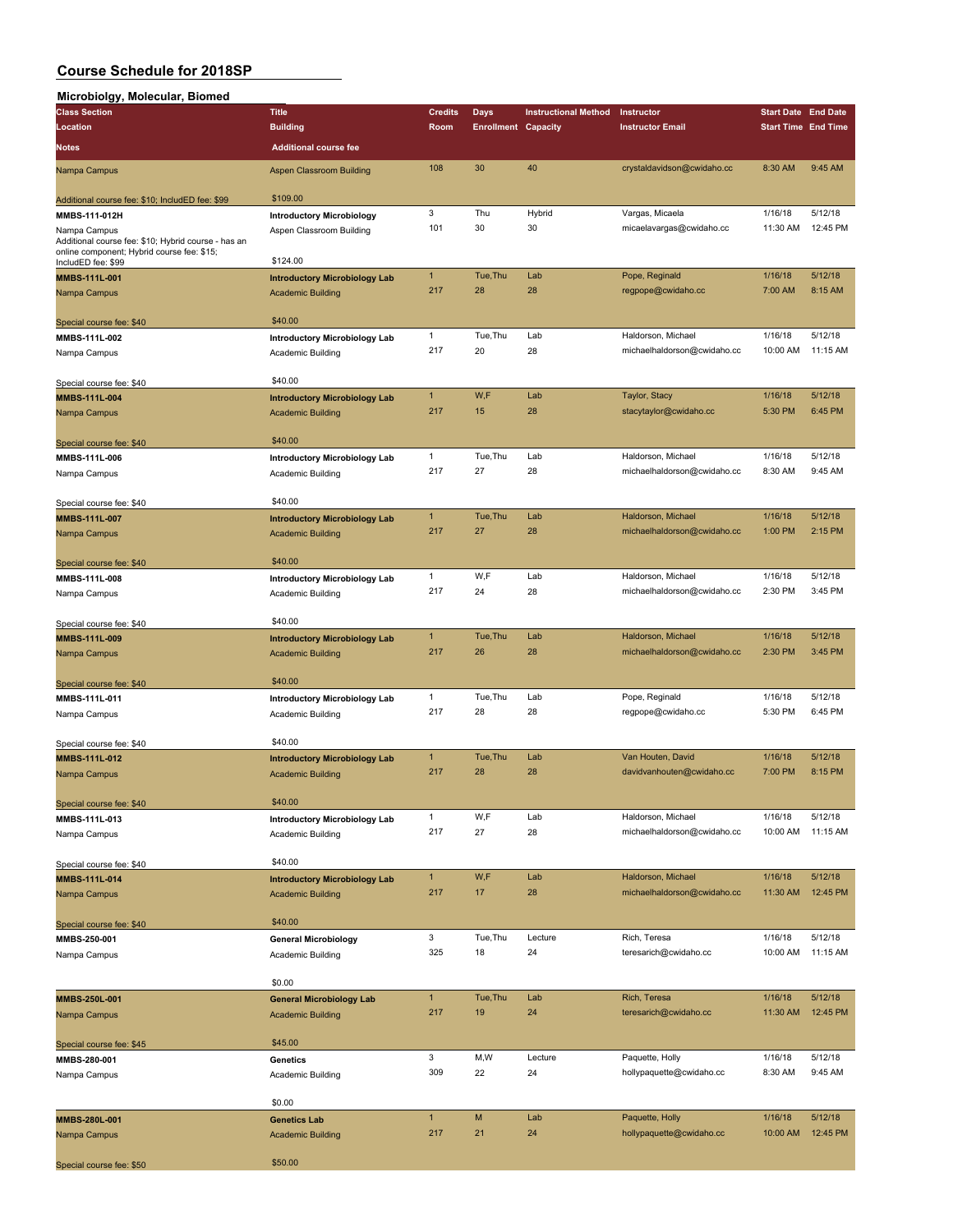# Course Schedule for 2018SP

## Microbiolgy, Molecular, Biomed

| Class Section / Location / Notes | Title / Building / Additional course fee | Credits / Room | Days / Enrollment | Instructional Method / Capacity | Instructor / Instructor Email | Start Date / Start Time | End Date / End Time |
|---|---|---|---|---|---|---|---|
| Nampa Campus | Aspen Classroom Building | 108 | 30 | 40 | crystaldavidson@cwidaho.cc | 8:30 AM | 9:45 AM |
| Additional course fee: $10; IncludED fee: $99 | $109.00 | | | | | | |
| **MMBS-111-012H** | **Introductory Microbiology** | 3 | Thu | Hybrid | Vargas, Micaela | 1/16/18 | 5/12/18 |
| Nampa Campus | Aspen Classroom Building | 101 | 30 | 30 | micaelavargas@cwidaho.cc | 11:30 AM | 12:45 PM |
| Additional course fee: $10; Hybrid course - has an online component; Hybrid course fee: $15; IncludED fee: $99 | $124.00 | | | | | | |
| **MMBS-111L-001** | **Introductory Microbiology Lab** | 1 | Tue,Thu | Lab | Pope, Reginald | 1/16/18 | 5/12/18 |
| Nampa Campus | Academic Building | 217 | 28 | 28 | regpope@cwidaho.cc | 7:00 AM | 8:15 AM |
| Special course fee: $40 | $40.00 | | | | | | |
| **MMBS-111L-002** | **Introductory Microbiology Lab** | 1 | Tue,Thu | Lab | Haldorson, Michael | 1/16/18 | 5/12/18 |
| Nampa Campus | Academic Building | 217 | 20 | 28 | michaelhaldorson@cwidaho.cc | 10:00 AM | 11:15 AM |
| Special course fee: $40 | $40.00 | | | | | | |
| **MMBS-111L-004** | **Introductory Microbiology Lab** | 1 | W,F | Lab | Taylor, Stacy | 1/16/18 | 5/12/18 |
| Nampa Campus | Academic Building | 217 | 15 | 28 | stacytaylor@cwidaho.cc | 5:30 PM | 6:45 PM |
| Special course fee: $40 | $40.00 | | | | | | |
| **MMBS-111L-006** | **Introductory Microbiology Lab** | 1 | Tue,Thu | Lab | Haldorson, Michael | 1/16/18 | 5/12/18 |
| Nampa Campus | Academic Building | 217 | 27 | 28 | michaelhaldorson@cwidaho.cc | 8:30 AM | 9:45 AM |
| Special course fee: $40 | $40.00 | | | | | | |
| **MMBS-111L-007** | **Introductory Microbiology Lab** | 1 | Tue,Thu | Lab | Haldorson, Michael | 1/16/18 | 5/12/18 |
| Nampa Campus | Academic Building | 217 | 27 | 28 | michaelhaldorson@cwidaho.cc | 1:00 PM | 2:15 PM |
| Special course fee: $40 | $40.00 | | | | | | |
| **MMBS-111L-008** | **Introductory Microbiology Lab** | 1 | W,F | Lab | Haldorson, Michael | 1/16/18 | 5/12/18 |
| Nampa Campus | Academic Building | 217 | 24 | 28 | michaelhaldorson@cwidaho.cc | 2:30 PM | 3:45 PM |
| Special course fee: $40 | $40.00 | | | | | | |
| **MMBS-111L-009** | **Introductory Microbiology Lab** | 1 | Tue,Thu | Lab | Haldorson, Michael | 1/16/18 | 5/12/18 |
| Nampa Campus | Academic Building | 217 | 26 | 28 | michaelhaldorson@cwidaho.cc | 2:30 PM | 3:45 PM |
| Special course fee: $40 | $40.00 | | | | | | |
| **MMBS-111L-011** | **Introductory Microbiology Lab** | 1 | Tue,Thu | Lab | Pope, Reginald | 1/16/18 | 5/12/18 |
| Nampa Campus | Academic Building | 217 | 28 | 28 | regpope@cwidaho.cc | 5:30 PM | 6:45 PM |
| Special course fee: $40 | $40.00 | | | | | | |
| **MMBS-111L-012** | **Introductory Microbiology Lab** | 1 | Tue,Thu | Lab | Van Houten, David | 1/16/18 | 5/12/18 |
| Nampa Campus | Academic Building | 217 | 28 | 28 | davidvanhouten@cwidaho.cc | 7:00 PM | 8:15 PM |
| Special course fee: $40 | $40.00 | | | | | | |
| **MMBS-111L-013** | **Introductory Microbiology Lab** | 1 | W,F | Lab | Haldorson, Michael | 1/16/18 | 5/12/18 |
| Nampa Campus | Academic Building | 217 | 27 | 28 | michaelhaldorson@cwidaho.cc | 10:00 AM | 11:15 AM |
| Special course fee: $40 | $40.00 | | | | | | |
| **MMBS-111L-014** | **Introductory Microbiology Lab** | 1 | W,F | Lab | Haldorson, Michael | 1/16/18 | 5/12/18 |
| Nampa Campus | Academic Building | 217 | 17 | 28 | michaelhaldorson@cwidaho.cc | 11:30 AM | 12:45 PM |
| Special course fee: $40 | $40.00 | | | | | | |
| **MMBS-250-001** | **General Microbiology** | 3 | Tue,Thu | Lecture | Rich, Teresa | 1/16/18 | 5/12/18 |
| Nampa Campus | Academic Building | 325 | 18 | 24 | teresarich@cwidaho.cc | 10:00 AM | 11:15 AM |
| | $0.00 | | | | | | |
| **MMBS-250L-001** | **General Microbiology Lab** | 1 | Tue,Thu | Lab | Rich, Teresa | 1/16/18 | 5/12/18 |
| Nampa Campus | Academic Building | 217 | 19 | 24 | teresarich@cwidaho.cc | 11:30 AM | 12:45 PM |
| Special course fee: $45 | $45.00 | | | | | | |
| **MMBS-280-001** | **Genetics** | 3 | M,W | Lecture | Paquette, Holly | 1/16/18 | 5/12/18 |
| Nampa Campus | Academic Building | 309 | 22 | 24 | hollypaquette@cwidaho.cc | 8:30 AM | 9:45 AM |
| | $0.00 | | | | | | |
| **MMBS-280L-001** | **Genetics Lab** | 1 | M | Lab | Paquette, Holly | 1/16/18 | 5/12/18 |
| Nampa Campus | Academic Building | 217 | 21 | 24 | hollypaquette@cwidaho.cc | 10:00 AM | 12:45 PM |
| Special course fee: $50 | $50.00 | | | | | | |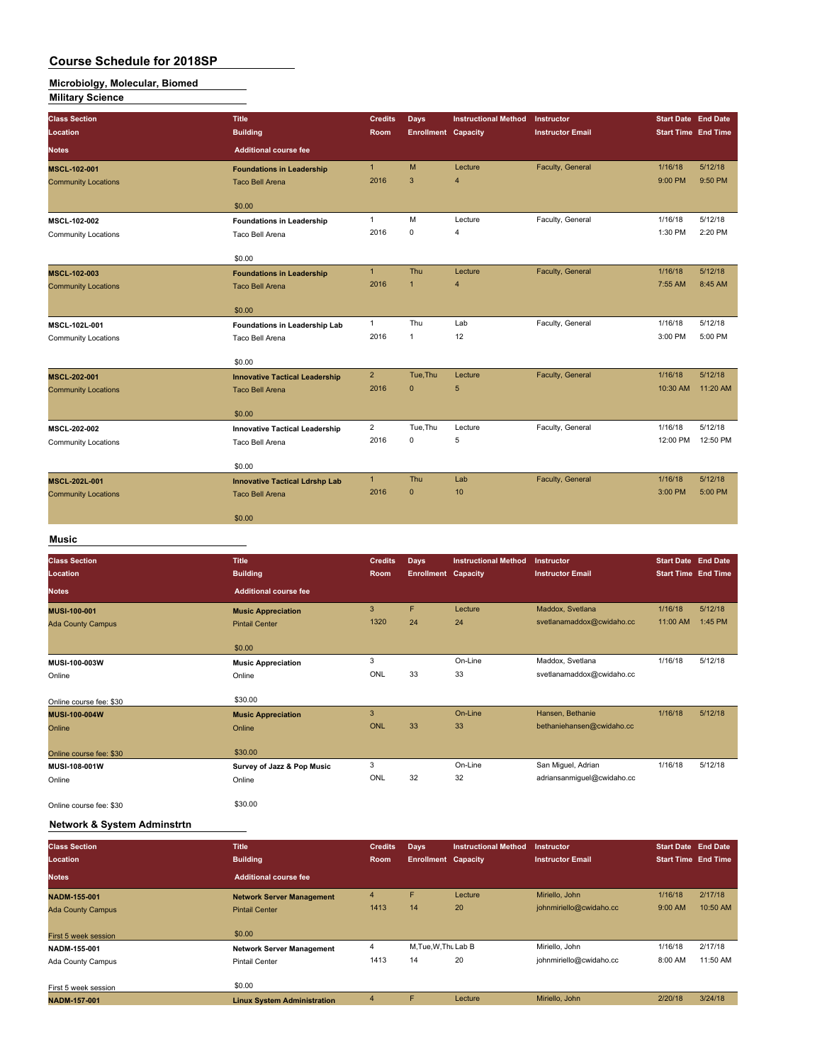# Course Schedule for 2018SP

## Microbiolgy, Molecular, Biomed

## Military Science

| Class Section<br>Location<br>Notes | Title<br>Building<br>Additional course fee | Credits<br>Room | Days<br>Enrollment | Instructional Method<br>Capacity | Instructor<br>Instructor Email | Start Date<br>Start Time | End Date<br>End Time |
|---|---|---|---|---|---|---|---|
| **MSCL-102-001**<br>Community Locations | **Foundations in Leadership**<br>Taco Bell Arena<br>$0.00 | 1<br>2016 | M<br>3 | Lecture<br>4 | Faculty, General | 1/16/18<br>9:00 PM | 5/12/18<br>9:50 PM |
| **MSCL-102-002**<br>Community Locations | **Foundations in Leadership**<br>Taco Bell Arena<br>$0.00 | 1<br>2016 | M<br>0 | Lecture<br>4 | Faculty, General | 1/16/18<br>1:30 PM | 5/12/18<br>2:20 PM |
| **MSCL-102-003**<br>Community Locations | **Foundations in Leadership**<br>Taco Bell Arena<br>$0.00 | 1<br>2016 | Thu<br>1 | Lecture<br>4 | Faculty, General | 1/16/18<br>7:55 AM | 5/12/18<br>8:45 AM |
| **MSCL-102L-001**<br>Community Locations | **Foundations in Leadership Lab**<br>Taco Bell Arena<br>$0.00 | 1<br>2016 | Thu<br>1 | Lab<br>12 | Faculty, General | 1/16/18<br>3:00 PM | 5/12/18<br>5:00 PM |
| **MSCL-202-001**<br>Community Locations | **Innovative Tactical Leadership**<br>Taco Bell Arena<br>$0.00 | 2<br>2016 | Tue,Thu<br>0 | Lecture<br>5 | Faculty, General | 1/16/18<br>10:30 AM | 5/12/18<br>11:20 AM |
| **MSCL-202-002**<br>Community Locations | **Innovative Tactical Leadership**<br>Taco Bell Arena<br>$0.00 | 2<br>2016 | Tue,Thu<br>0 | Lecture<br>5 | Faculty, General | 1/16/18<br>12:00 PM | 5/12/18<br>12:50 PM |
| **MSCL-202L-001**<br>Community Locations | **Innovative Tactical Ldrshp Lab**<br>Taco Bell Arena<br>$0.00 | 1<br>2016 | Thu<br>0 | Lab<br>10 | Faculty, General | 1/16/18<br>3:00 PM | 5/12/18<br>5:00 PM |

## Music

| Class Section<br>Location<br>Notes | Title<br>Building<br>Additional course fee | Credits<br>Room | Days<br>Enrollment | Instructional Method<br>Capacity | Instructor<br>Instructor Email | Start Date<br>Start Time | End Date<br>End Time |
|---|---|---|---|---|---|---|---|
| **MUSI-100-001**<br>Ada County Campus | **Music Appreciation**<br>Pintail Center<br>$0.00 | 3<br>1320 | F<br>24 | Lecture<br>24 | Maddox, Svetlana<br>svetlanamaddox@cwidaho.cc | 1/16/18<br>11:00 AM | 5/12/18<br>1:45 PM |
| **MUSI-100-003W**<br>Online<br>Online course fee: $30 | **Music Appreciation**<br>Online<br>$30.00 | 3<br>ONL | <br>33 | On-Line<br>33 | Maddox, Svetlana<br>svetlanamaddox@cwidaho.cc | 1/16/18 | 5/12/18 |
| **MUSI-100-004W**<br>Online<br>Online course fee: $30 | **Music Appreciation**<br>Online<br>$30.00 | 3<br>ONL | <br>33 | On-Line<br>33 | Hansen, Bethanie<br>bethaniehansen@cwidaho.cc | 1/16/18 | 5/12/18 |
| **MUSI-108-001W**<br>Online<br>Online course fee: $30 | **Survey of Jazz & Pop Music**<br>Online<br>$30.00 | 3<br>ONL | <br>32 | On-Line<br>32 | San Miguel, Adrian<br>adriansanmiguel@cwidaho.cc | 1/16/18 | 5/12/18 |

## Network & System Adminstrtn

| Class Section<br>Location<br>Notes | Title<br>Building<br>Additional course fee | Credits<br>Room | Days<br>Enrollment | Instructional Method<br>Capacity | Instructor<br>Instructor Email | Start Date<br>Start Time | End Date<br>End Time |
|---|---|---|---|---|---|---|---|
| **NADM-155-001**<br>Ada County Campus<br>First 5 week session | **Network Server Management**<br>Pintail Center<br>$0.00 | 4<br>1413 | F<br>14 | Lecture<br>20 | Miriello, John<br>johnmiriello@cwidaho.cc | 1/16/18<br>9:00 AM | 2/17/18<br>10:50 AM |
| **NADM-155-001**<br>Ada County Campus<br>First 5 week session | **Network Server Management**<br>Pintail Center<br>$0.00 | 4<br>1413 | M,Tue,W,Thu<br>14 | Lab B<br>20 | Miriello, John<br>johnmiriello@cwidaho.cc | 1/16/18<br>8:00 AM | 2/17/18<br>11:50 AM |
| **NADM-157-001** | **Linux System Administration** | 4 | F | Lecture | Miriello, John | 2/20/18 | 3/24/18 |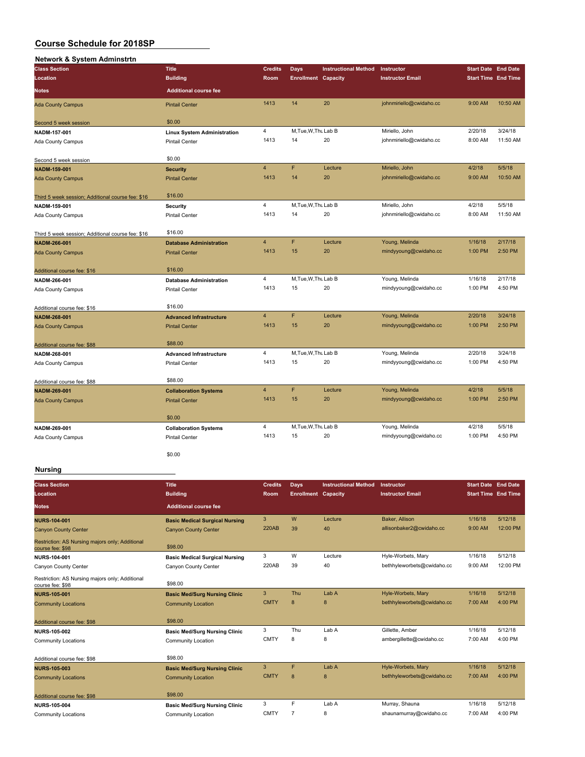# Course Schedule for 2018SP

## Network & System Adminstrtn

| Class Section<br>Location<br>Notes | Title<br>Building<br>Additional course fee | Credits<br>Room | Days<br>Enrollment | Instructional Method<br>Capacity | Instructor<br>Instructor Email | Start Date<br>Start Time | End Date<br>End Time |
|---|---|---|---|---|---|---|---|
| Ada County Campus<br>Second 5 week session | Pintail Center<br>$0.00 | 1413 | 14 | 20 | johnmiriello@cwidaho.cc | 9:00 AM | 10:50 AM |
| NADM-157-001<br>Ada County Campus<br>Second 5 week session | Linux System Administration<br>Pintail Center<br>$0.00 | 4<br>1413 | M,Tue,W,Thu<br>14 | Lab B<br>20 | Miriello, John<br>johnmiriello@cwidaho.cc | 2/20/18<br>8:00 AM | 3/24/18<br>11:50 AM |
| NADM-159-001<br>Ada County Campus<br>Third 5 week session; Additional course fee: $16 | Security<br>Pintail Center<br>$16.00 | 4<br>1413 | F<br>14 | Lecture<br>20 | Miriello, John<br>johnmiriello@cwidaho.cc | 4/2/18<br>9:00 AM | 5/5/18<br>10:50 AM |
| NADM-159-001<br>Ada County Campus<br>Third 5 week session; Additional course fee: $16 | Security<br>Pintail Center<br>$16.00 | 4<br>1413 | M,Tue,W,Thu<br>14 | Lab B<br>20 | Miriello, John<br>johnmiriello@cwidaho.cc | 4/2/18<br>8:00 AM | 5/5/18<br>11:50 AM |
| NADM-266-001<br>Ada County Campus<br>Additional course fee: $16 | Database Administration<br>Pintail Center<br>$16.00 | 4<br>1413 | F<br>15 | Lecture<br>20 | Young, Melinda<br>mindyyoung@cwidaho.cc | 1/16/18<br>1:00 PM | 2/17/18<br>2:50 PM |
| NADM-266-001<br>Ada County Campus<br>Additional course fee: $16 | Database Administration<br>Pintail Center<br>$16.00 | 4<br>1413 | M,Tue,W,Thu<br>15 | Lab B<br>20 | Young, Melinda<br>mindyyoung@cwidaho.cc | 1/16/18<br>1:00 PM | 2/17/18<br>4:50 PM |
| NADM-268-001<br>Ada County Campus<br>Additional course fee: $88 | Advanced Infrastructure<br>Pintail Center<br>$88.00 | 4<br>1413 | F<br>15 | Lecture<br>20 | Young, Melinda<br>mindyyoung@cwidaho.cc | 2/20/18<br>1:00 PM | 3/24/18<br>2:50 PM |
| NADM-268-001<br>Ada County Campus<br>Additional course fee: $88 | Advanced Infrastructure<br>Pintail Center<br>$88.00 | 4<br>1413 | M,Tue,W,Thu<br>15 | Lab B<br>20 | Young, Melinda<br>mindyyoung@cwidaho.cc | 2/20/18<br>1:00 PM | 3/24/18<br>4:50 PM |
| NADM-269-001<br>Ada County Campus | Collaboration Systems<br>Pintail Center<br>$0.00 | 4<br>1413 | F<br>15 | Lecture<br>20 | Young, Melinda<br>mindyyoung@cwidaho.cc | 4/2/18<br>1:00 PM | 5/5/18<br>2:50 PM |
| NADM-269-001<br>Ada County Campus | Collaboration Systems<br>Pintail Center<br>$0.00 | 4<br>1413 | M,Tue,W,Thu<br>15 | Lab B<br>20 | Young, Melinda<br>mindyyoung@cwidaho.cc | 4/2/18<br>1:00 PM | 5/5/18<br>4:50 PM |

## Nursing

| Class Section<br>Location<br>Notes | Title<br>Building<br>Additional course fee | Credits<br>Room | Days<br>Enrollment | Instructional Method<br>Capacity | Instructor<br>Instructor Email | Start Date<br>Start Time | End Date<br>End Time |
|---|---|---|---|---|---|---|---|
| NURS-104-001<br>Canyon County Center<br>Restriction: AS Nursing majors only; Additional course fee: $98 | Basic Medical Surgical Nursing<br>Canyon County Center<br>$98.00 | 3<br>220AB | W<br>39 | Lecture<br>40 | Baker, Allison<br>allisonbaker2@cwidaho.cc | 1/16/18<br>9:00 AM | 5/12/18<br>12:00 PM |
| NURS-104-001<br>Canyon County Center<br>Restriction: AS Nursing majors only; Additional course fee: $98 | Basic Medical Surgical Nursing<br>Canyon County Center<br>$98.00 | 3<br>220AB | W<br>39 | Lecture<br>40 | Hyle-Worbets, Mary<br>bethhyleworbets@cwidaho.cc | 1/16/18<br>9:00 AM | 5/12/18<br>12:00 PM |
| NURS-105-001<br>Community Locations<br>Additional course fee: $98 | Basic Med/Surg Nursing Clinic<br>Community Location<br>$98.00 | 3<br>CMTY | Thu<br>8 | Lab A<br>8 | Hyle-Worbets, Mary<br>bethhyleworbets@cwidaho.cc | 1/16/18<br>7:00 AM | 5/12/18<br>4:00 PM |
| NURS-105-002<br>Community Locations<br>Additional course fee: $98 | Basic Med/Surg Nursing Clinic<br>Community Location<br>$98.00 | 3<br>CMTY | Thu<br>8 | Lab A<br>8 | Gillette, Amber<br>ambergillette@cwidaho.cc | 1/16/18<br>7:00 AM | 5/12/18<br>4:00 PM |
| NURS-105-003<br>Community Locations<br>Additional course fee: $98 | Basic Med/Surg Nursing Clinic<br>Community Location<br>$98.00 | 3<br>CMTY | F<br>8 | Lab A<br>8 | Hyle-Worbets, Mary<br>bethhyleworbets@cwidaho.cc | 1/16/18<br>7:00 AM | 5/12/18<br>4:00 PM |
| NURS-105-004<br>Community Locations | Basic Med/Surg Nursing Clinic<br>Community Location | 3<br>CMTY | F<br>7 | Lab A<br>8 | Murray, Shauna<br>shaunamurray@cwidaho.cc | 1/16/18<br>7:00 AM | 5/12/18<br>4:00 PM |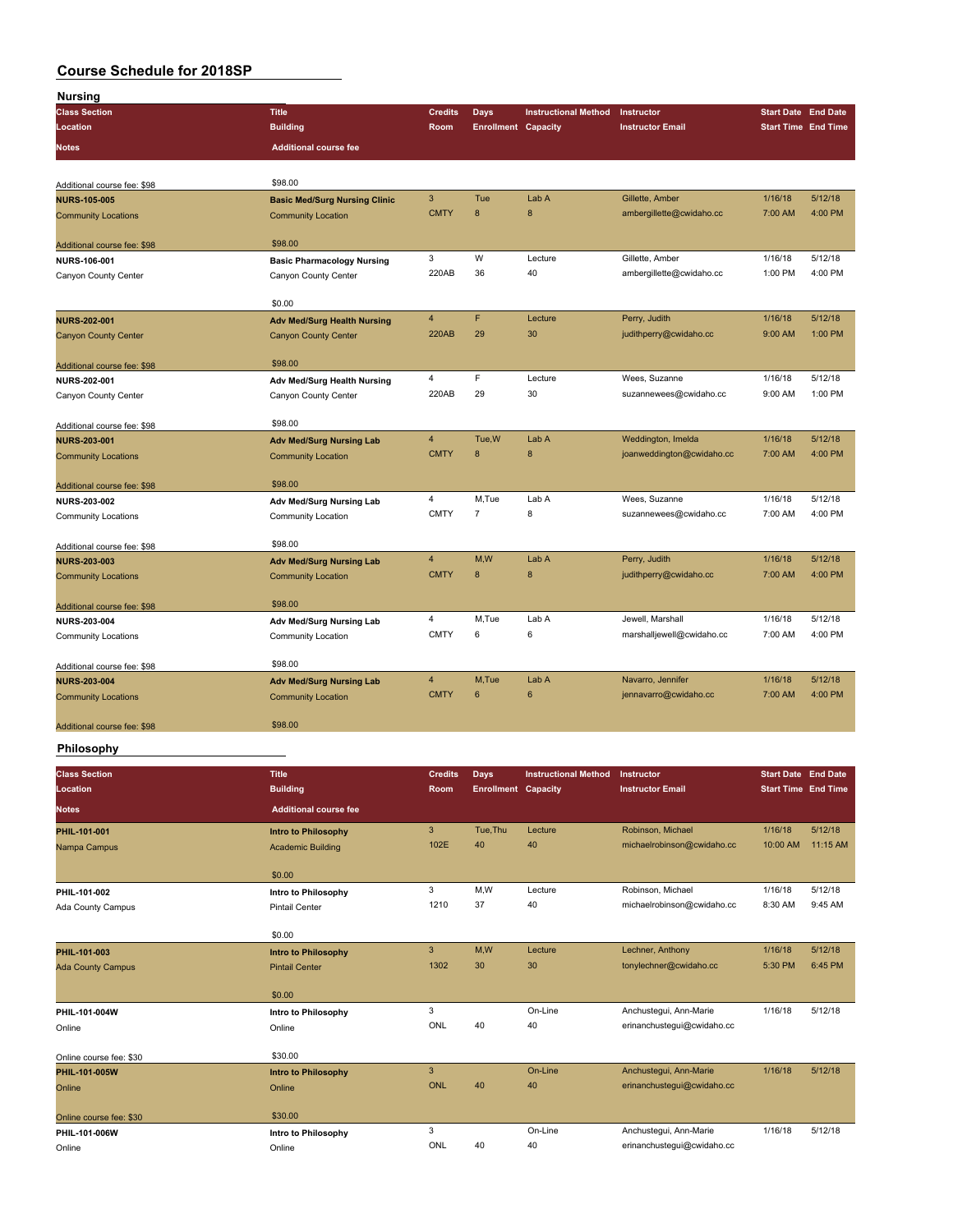# Course Schedule for 2018SP

## Nursing

| Class Section / Location / Notes | Title / Building / Additional course fee | Credits / Room | Days / Enrollment | Instructional Method / Capacity | Instructor / Instructor Email | Start Date / Start Time | End Date / End Time |
|---|---|---|---|---|---|---|---|
| Additional course fee: $98 | $98.00 | | | | | | |
| **NURS-105-005** / Community Locations / Additional course fee: $98 | **Basic Med/Surg Nursing Clinic** / Community Location / $98.00 | 3 / CMTY | Tue / 8 | Lab A / 8 | Gillette, Amber / ambergillette@cwidaho.cc | 1/16/18 / 7:00 AM | 5/12/18 / 4:00 PM |
| **NURS-106-001** / Canyon County Center | **Basic Pharmacology Nursing** / Canyon County Center / $0.00 | 3 / 220AB | W / 36 | Lecture / 40 | Gillette, Amber / ambergillette@cwidaho.cc | 1/16/18 / 1:00 PM | 5/12/18 / 4:00 PM |
| **NURS-202-001** / Canyon County Center / Additional course fee: $98 | **Adv Med/Surg Health Nursing** / Canyon County Center / $98.00 | 4 / 220AB | F / 29 | Lecture / 30 | Perry, Judith / judithperry@cwidaho.cc | 1/16/18 / 9:00 AM | 5/12/18 / 1:00 PM |
| **NURS-202-001** / Canyon County Center / Additional course fee: $98 | **Adv Med/Surg Health Nursing** / Canyon County Center / $98.00 | 4 / 220AB | F / 29 | Lecture / 30 | Wees, Suzanne / suzannewees@cwidaho.cc | 1/16/18 / 9:00 AM | 5/12/18 / 1:00 PM |
| **NURS-203-001** / Community Locations / Additional course fee: $98 | **Adv Med/Surg Nursing Lab** / Community Location / $98.00 | 4 / CMTY | Tue,W / 8 | Lab A / 8 | Weddington, Imelda / joanweddington@cwidaho.cc | 1/16/18 / 7:00 AM | 5/12/18 / 4:00 PM |
| **NURS-203-002** / Community Locations / Additional course fee: $98 | **Adv Med/Surg Nursing Lab** / Community Location / $98.00 | 4 / CMTY | M,Tue / 7 | Lab A / 8 | Wees, Suzanne / suzannewees@cwidaho.cc | 1/16/18 / 7:00 AM | 5/12/18 / 4:00 PM |
| **NURS-203-003** / Community Locations / Additional course fee: $98 | **Adv Med/Surg Nursing Lab** / Community Location / $98.00 | 4 / CMTY | M,W / 8 | Lab A / 8 | Perry, Judith / judithperry@cwidaho.cc | 1/16/18 / 7:00 AM | 5/12/18 / 4:00 PM |
| **NURS-203-004** / Community Locations / Additional course fee: $98 | **Adv Med/Surg Nursing Lab** / Community Location / $98.00 | 4 / CMTY | M,Tue / 6 | Lab A / 6 | Jewell, Marshall / marshalljewell@cwidaho.cc | 1/16/18 / 7:00 AM | 5/12/18 / 4:00 PM |
| **NURS-203-004** / Community Locations / Additional course fee: $98 | **Adv Med/Surg Nursing Lab** / Community Location / $98.00 | 4 / CMTY | M,Tue / 6 | Lab A / 6 | Navarro, Jennifer / jennavarro@cwidaho.cc | 1/16/18 / 7:00 AM | 5/12/18 / 4:00 PM |

## Philosophy

| Class Section / Location / Notes | Title / Building / Additional course fee | Credits / Room | Days / Enrollment | Instructional Method / Capacity | Instructor / Instructor Email | Start Date / Start Time | End Date / End Time |
|---|---|---|---|---|---|---|---|
| **PHIL-101-001** / Nampa Campus | **Intro to Philosophy** / Academic Building / $0.00 | 3 / 102E | Tue,Thu / 40 | Lecture / 40 | Robinson, Michael / michaelrobinson@cwidaho.cc | 1/16/18 / 10:00 AM | 5/12/18 / 11:15 AM |
| **PHIL-101-002** / Ada County Campus | **Intro to Philosophy** / Pintail Center / $0.00 | 3 / 1210 | M,W / 37 | Lecture / 40 | Robinson, Michael / michaelrobinson@cwidaho.cc | 1/16/18 / 8:30 AM | 5/12/18 / 9:45 AM |
| **PHIL-101-003** / Ada County Campus | **Intro to Philosophy** / Pintail Center / $0.00 | 3 / 1302 | M,W / 30 | Lecture / 30 | Lechner, Anthony / tonylechner@cwidaho.cc | 1/16/18 / 5:30 PM | 5/12/18 / 6:45 PM |
| **PHIL-101-004W** / Online / Online course fee: $30 | **Intro to Philosophy** / Online / $30.00 | 3 / ONL | 40 | On-Line / 40 | Anchustegui, Ann-Marie / erinanchustegui@cwidaho.cc | 1/16/18 | 5/12/18 |
| **PHIL-101-005W** / Online / Online course fee: $30 | **Intro to Philosophy** / Online / $30.00 | 3 / ONL | 40 | On-Line / 40 | Anchustegui, Ann-Marie / erinanchustegui@cwidaho.cc | 1/16/18 | 5/12/18 |
| **PHIL-101-006W** / Online | **Intro to Philosophy** / Online | 3 / ONL | 40 | On-Line / 40 | Anchustegui, Ann-Marie / erinanchustegui@cwidaho.cc | 1/16/18 | 5/12/18 |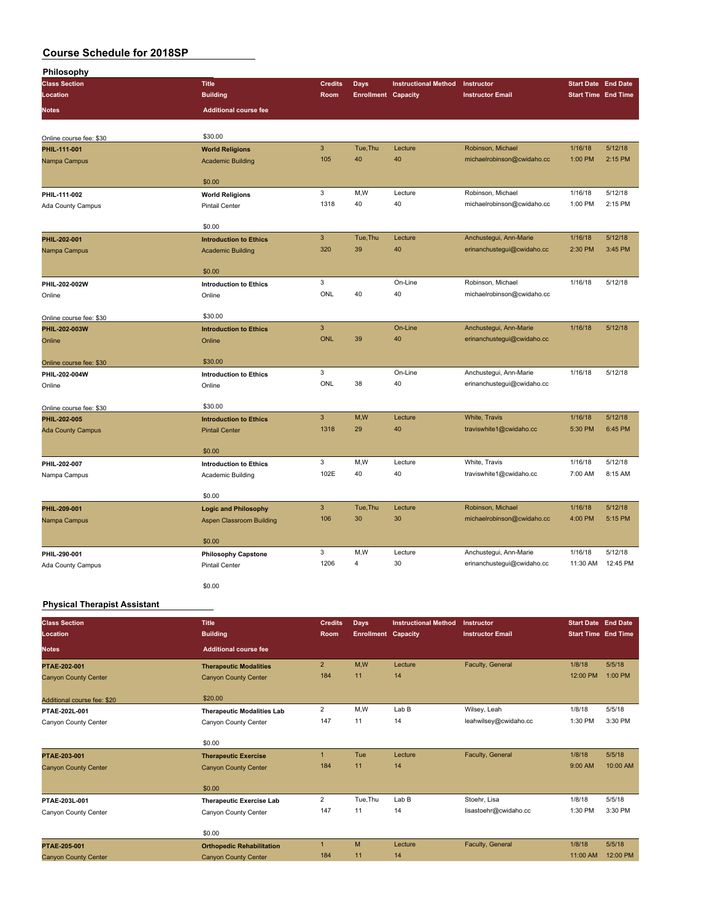# Course Schedule for 2018SP

## Philosophy

| Class Section / Location / Notes | Title / Building / Additional course fee | Credits / Room | Days / Enrollment | Instructional Method / Capacity | Instructor / Instructor Email | Start Date / Start Time | End Date / End Time |
|---|---|---|---|---|---|---|---|
| Online course fee: $30 | $30.00 | | | | | | |
| **PHIL-111-001** | **World Religions** | 3 | Tue,Thu | Lecture | Robinson, Michael | 1/16/18 | 5/12/18 |
| Nampa Campus | Academic Building | 105 | 40 | 40 | michaelrobinson@cwidaho.cc | 1:00 PM | 2:15 PM |
| | $0.00 | | | | | | |
| **PHIL-111-002** | **World Religions** | 3 | M,W | Lecture | Robinson, Michael | 1/16/18 | 5/12/18 |
| Ada County Campus | Pintail Center | 1318 | 40 | 40 | michaelrobinson@cwidaho.cc | 1:00 PM | 2:15 PM |
| | $0.00 | | | | | | |
| **PHIL-202-001** | **Introduction to Ethics** | 3 | Tue,Thu | Lecture | Anchustegui, Ann-Marie | 1/16/18 | 5/12/18 |
| Nampa Campus | Academic Building | 320 | 39 | 40 | erinanchustegui@cwidaho.cc | 2:30 PM | 3:45 PM |
| | $0.00 | | | | | | |
| **PHIL-202-002W** | **Introduction to Ethics** | 3 | | On-Line | Robinson, Michael | 1/16/18 | 5/12/18 |
| Online | Online | ONL | 40 | 40 | michaelrobinson@cwidaho.cc | | |
| Online course fee: $30 | $30.00 | | | | | | |
| **PHIL-202-003W** | **Introduction to Ethics** | 3 | | On-Line | Anchustegui, Ann-Marie | 1/16/18 | 5/12/18 |
| Online | Online | ONL | 39 | 40 | erinanchustegui@cwidaho.cc | | |
| Online course fee: $30 | $30.00 | | | | | | |
| **PHIL-202-004W** | **Introduction to Ethics** | 3 | | On-Line | Anchustegui, Ann-Marie | 1/16/18 | 5/12/18 |
| Online | Online | ONL | 38 | 40 | erinanchustegui@cwidaho.cc | | |
| Online course fee: $30 | $30.00 | | | | | | |
| **PHIL-202-005** | **Introduction to Ethics** | 3 | M,W | Lecture | White, Travis | 1/16/18 | 5/12/18 |
| Ada County Campus | Pintail Center | 1318 | 29 | 40 | traviswhite1@cwidaho.cc | 5:30 PM | 6:45 PM |
| | $0.00 | | | | | | |
| **PHIL-202-007** | **Introduction to Ethics** | 3 | M,W | Lecture | White, Travis | 1/16/18 | 5/12/18 |
| Nampa Campus | Academic Building | 102E | 40 | 40 | traviswhite1@cwidaho.cc | 7:00 AM | 8:15 AM |
| | $0.00 | | | | | | |
| **PHIL-209-001** | **Logic and Philosophy** | 3 | Tue,Thu | Lecture | Robinson, Michael | 1/16/18 | 5/12/18 |
| Nampa Campus | Aspen Classroom Building | 106 | 30 | 30 | michaelrobinson@cwidaho.cc | 4:00 PM | 5:15 PM |
| | $0.00 | | | | | | |
| **PHIL-290-001** | **Philosophy Capstone** | 3 | M,W | Lecture | Anchustegui, Ann-Marie | 1/16/18 | 5/12/18 |
| Ada County Campus | Pintail Center | 1206 | 4 | 30 | erinanchustegui@cwidaho.cc | 11:30 AM | 12:45 PM |
| | $0.00 | | | | | | |

## Physical Therapist Assistant

| Class Section / Location / Notes | Title / Building / Additional course fee | Credits / Room | Days / Enrollment | Instructional Method / Capacity | Instructor / Instructor Email | Start Date / Start Time | End Date / End Time |
|---|---|---|---|---|---|---|---|
| **PTAE-202-001** | **Therapeutic Modalities** | 2 | M,W | Lecture | Faculty, General | 1/8/18 | 5/5/18 |
| Canyon County Center | Canyon County Center | 184 | 11 | 14 | | 12:00 PM | 1:00 PM |
| Additional course fee: $20 | $20.00 | | | | | | |
| **PTAE-202L-001** | **Therapeutic Modalities Lab** | 2 | M,W | Lab B | Wilsey, Leah | 1/8/18 | 5/5/18 |
| Canyon County Center | Canyon County Center | 147 | 11 | 14 | leahwilsey@cwidaho.cc | 1:30 PM | 3:30 PM |
| | $0.00 | | | | | | |
| **PTAE-203-001** | **Therapeutic Exercise** | 1 | Tue | Lecture | Faculty, General | 1/8/18 | 5/5/18 |
| Canyon County Center | Canyon County Center | 184 | 11 | 14 | | 9:00 AM | 10:00 AM |
| | $0.00 | | | | | | |
| **PTAE-203L-001** | **Therapeutic Exercise Lab** | 2 | Tue,Thu | Lab B | Stoehr, Lisa | 1/8/18 | 5/5/18 |
| Canyon County Center | Canyon County Center | 147 | 11 | 14 | lisastoehr@cwidaho.cc | 1:30 PM | 3:30 PM |
| | $0.00 | | | | | | |
| **PTAE-205-001** | **Orthopedic Rehabilitation** | 1 | M | Lecture | Faculty, General | 1/8/18 | 5/5/18 |
| Canyon County Center | Canyon County Center | 184 | 11 | 14 | | 11:00 AM | 12:00 PM |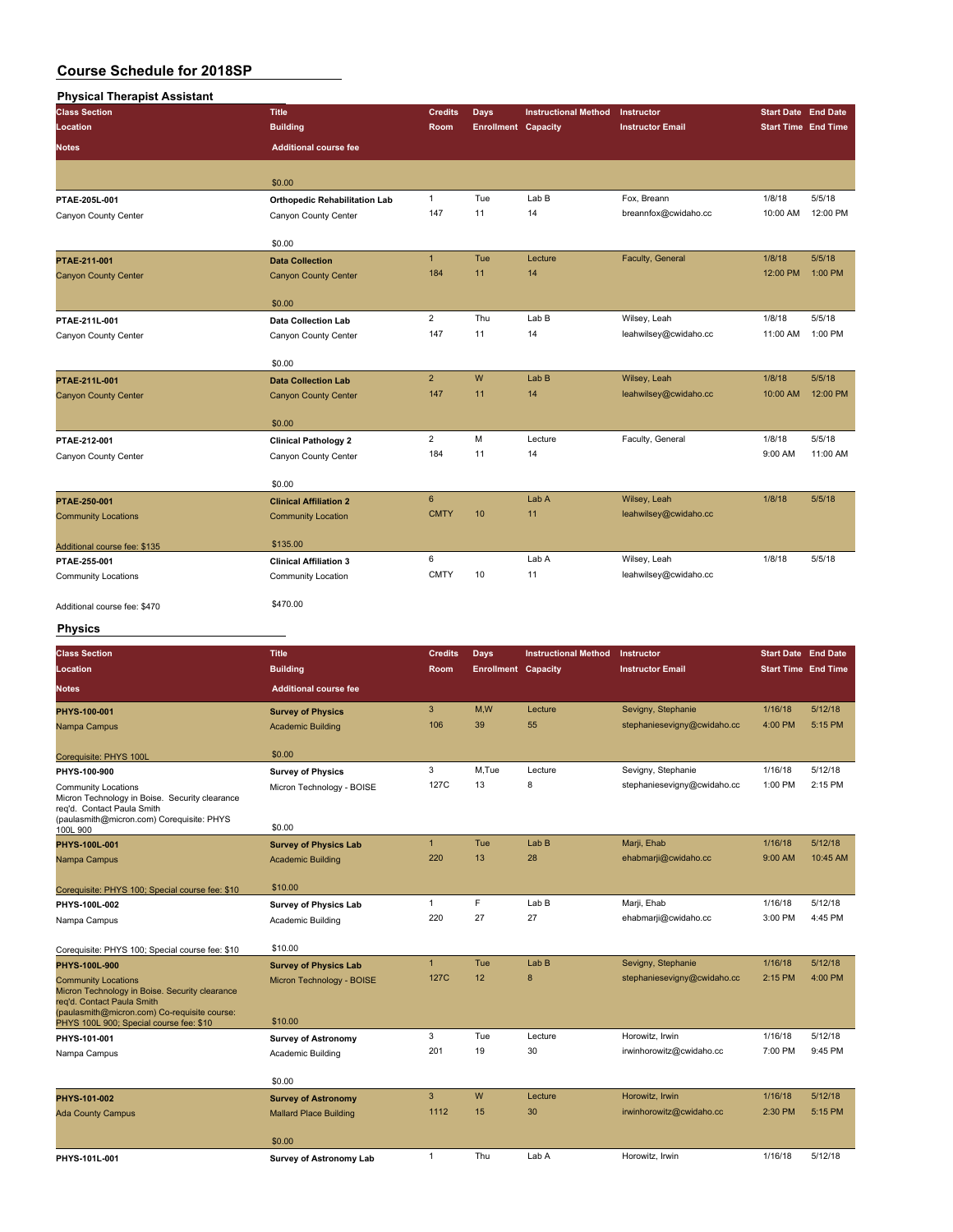# Course Schedule for 2018SP

## Physical Therapist Assistant

| Class Section / Location / Notes | Title / Building / Additional course fee | Credits / Room | Days / Enrollment | Instructional Method / Capacity | Instructor / Instructor Email | Start Date / Start Time | End Date / End Time |
|---|---|---|---|---|---|---|---|
| | $0.00 | | | | | | |
| PTAE-205L-001<br>Canyon County Center | Orthopedic Rehabilitation Lab<br>Canyon County Center<br>$0.00 | 1<br>147 | Tue<br>11 | Lab B<br>14 | Fox, Breann<br>breannfox@cwidaho.cc | 1/8/18<br>10:00 AM | 5/5/18<br>12:00 PM |
| PTAE-211-001<br>Canyon County Center | Data Collection<br>Canyon County Center<br>$0.00 | 1<br>184 | Tue<br>11 | Lecture<br>14 | Faculty, General | 1/8/18<br>12:00 PM | 5/5/18<br>1:00 PM |
| PTAE-211L-001<br>Canyon County Center | Data Collection Lab<br>Canyon County Center<br>$0.00 | 2<br>147 | Thu<br>11 | Lab B<br>14 | Wilsey, Leah<br>leahwilsey@cwidaho.cc | 1/8/18<br>11:00 AM | 5/5/18<br>1:00 PM |
| PTAE-211L-001<br>Canyon County Center | Data Collection Lab<br>Canyon County Center<br>$0.00 | 2<br>147 | W<br>11 | Lab B<br>14 | Wilsey, Leah<br>leahwilsey@cwidaho.cc | 1/8/18<br>10:00 AM | 5/5/18<br>12:00 PM |
| PTAE-212-001<br>Canyon County Center | Clinical Pathology 2<br>Canyon County Center<br>$0.00 | 2<br>184 | M<br>11 | Lecture<br>14 | Faculty, General | 1/8/18<br>9:00 AM | 5/5/18<br>11:00 AM |
| PTAE-250-001<br>Community Locations<br>Additional course fee: $135 | Clinical Affiliation 2<br>Community Location<br>$135.00 | 6<br>CMTY | <br>10 | Lab A<br>11 | Wilsey, Leah<br>leahwilsey@cwidaho.cc | 1/8/18 | 5/5/18 |
| PTAE-255-001<br>Community Locations<br>Additional course fee: $470 | Clinical Affiliation 3<br>Community Location<br>$470.00 | 6<br>CMTY | <br>10 | Lab A<br>11 | Wilsey, Leah<br>leahwilsey@cwidaho.cc | 1/8/18 | 5/5/18 |

## Physics

| Class Section / Location / Notes | Title / Building / Additional course fee | Credits / Room | Days / Enrollment | Instructional Method / Capacity | Instructor / Instructor Email | Start Date / Start Time | End Date / End Time |
|---|---|---|---|---|---|---|---|
| PHYS-100-001<br>Nampa Campus<br>Corequisite: PHYS 100L | Survey of Physics<br>Academic Building<br>$0.00 | 3<br>106 | M,W<br>39 | Lecture<br>55 | Sevigny, Stephanie<br>stephaniesevigny@cwidaho.cc | 1/16/18<br>4:00 PM | 5/12/18<br>5:15 PM |
| PHYS-100-900<br>Community Locations<br>Micron Technology in Boise. Security clearance req'd. Contact Paula Smith (paulasmith@micron.com) Corequisite: PHYS 100L 900 | Survey of Physics<br>Micron Technology - BOISE<br>$0.00 | 3<br>127C | M,Tue<br>13 | Lecture<br>8 | Sevigny, Stephanie<br>stephaniesevigny@cwidaho.cc | 1/16/18<br>1:00 PM | 5/12/18<br>2:15 PM |
| PHYS-100L-001<br>Nampa Campus<br>Corequisite: PHYS 100; Special course fee: $10 | Survey of Physics Lab<br>Academic Building<br>$10.00 | 1<br>220 | Tue<br>13 | Lab B<br>28 | Marji, Ehab<br>ehabmarji@cwidaho.cc | 1/16/18<br>9:00 AM | 5/12/18<br>10:45 AM |
| PHYS-100L-002<br>Nampa Campus<br>Corequisite: PHYS 100; Special course fee: $10 | Survey of Physics Lab<br>Academic Building<br>$10.00 | 1<br>220 | F<br>27 | Lab B<br>27 | Marji, Ehab<br>ehabmarji@cwidaho.cc | 1/16/18<br>3:00 PM | 5/12/18<br>4:45 PM |
| PHYS-100L-900<br>Community Locations<br>Micron Technology in Boise. Security clearance req'd. Contact Paula Smith (paulasmith@micron.com) Co-requisite course: PHYS 100L 900; Special course fee: $10 | Survey of Physics Lab<br>Micron Technology - BOISE<br>$10.00 | 1<br>127C | Tue<br>12 | Lab B<br>8 | Sevigny, Stephanie<br>stephaniesevigny@cwidaho.cc | 1/16/18<br>2:15 PM | 5/12/18<br>4:00 PM |
| PHYS-101-001<br>Nampa Campus | Survey of Astronomy<br>Academic Building<br>$0.00 | 3<br>201 | Tue<br>19 | Lecture<br>30 | Horowitz, Irwin<br>irwinhorowitz@cwidaho.cc | 1/16/18<br>7:00 PM | 5/12/18<br>9:45 PM |
| PHYS-101-002<br>Ada County Campus | Survey of Astronomy<br>Mallard Place Building<br>$0.00 | 3<br>1112 | W<br>15 | Lecture<br>30 | Horowitz, Irwin<br>irwinhorowitz@cwidaho.cc | 1/16/18<br>2:30 PM | 5/12/18<br>5:15 PM |
| PHYS-101L-001 | Survey of Astronomy Lab | 1 | Thu | Lab A | Horowitz, Irwin | 1/16/18 | 5/12/18 |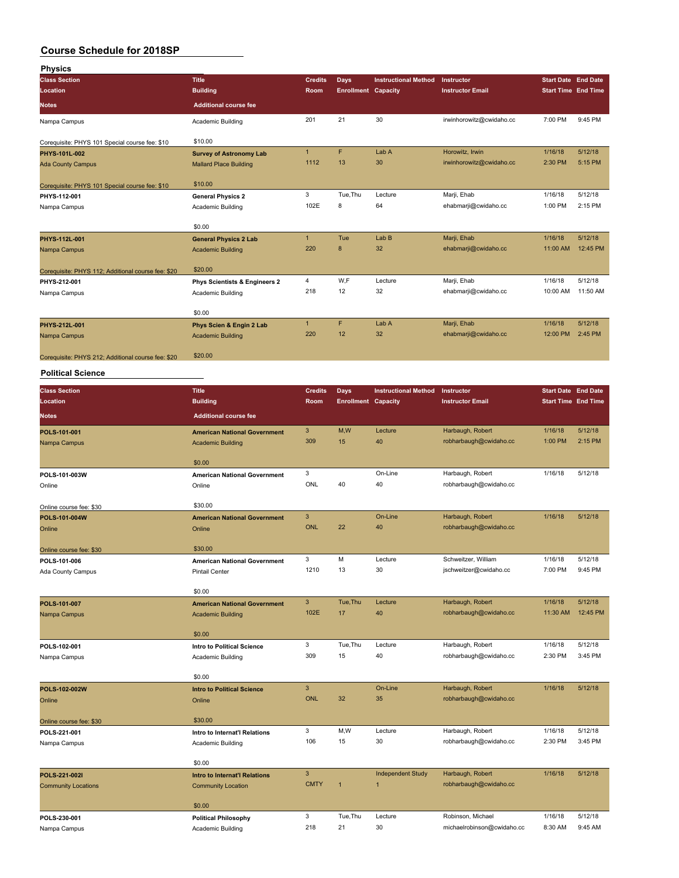# Course Schedule for 2018SP

## Physics

| Class Section / Location / Notes | Title / Building / Additional course fee | Credits / Room | Days / Enrollment | Instructional Method / Capacity | Instructor / Instructor Email | Start Date / Start Time | End Date / End Time |
|---|---|---|---|---|---|---|---|
| Nampa Campus | Academic Building | 201 | 21 | 30 | irwinhorowitz@cwidaho.cc | 7:00 PM | 9:45 PM |
| Corequisite: PHYS 101 Special course fee: $10 | $10.00 | | | | | | |
| **PHYS-101L-002** | **Survey of Astronomy Lab** | 1 | F | Lab A | Horowitz, Irwin | 1/16/18 | 5/12/18 |
| Ada County Campus | Mallard Place Building | 1112 | 13 | 30 | irwinhorowitz@cwidaho.cc | 2:30 PM | 5:15 PM |
| Corequisite: PHYS 101 Special course fee: $10 | $10.00 | | | | | | |
| **PHYS-112-001** | **General Physics 2** | 3 | Tue,Thu | Lecture | Marji, Ehab | 1/16/18 | 5/12/18 |
| Nampa Campus | Academic Building | 102E | 8 | 64 | ehabmarji@cwidaho.cc | 1:00 PM | 2:15 PM |
| | $0.00 | | | | | | |
| **PHYS-112L-001** | **General Physics 2 Lab** | 1 | Tue | Lab B | Marji, Ehab | 1/16/18 | 5/12/18 |
| Nampa Campus | Academic Building | 220 | 8 | 32 | ehabmarji@cwidaho.cc | 11:00 AM | 12:45 PM |
| Corequisite: PHYS 112; Additional course fee: $20 | $20.00 | | | | | | |
| **PHYS-212-001** | **Phys Scientists & Engineers 2** | 4 | W,F | Lecture | Marji, Ehab | 1/16/18 | 5/12/18 |
| Nampa Campus | Academic Building | 218 | 12 | 32 | ehabmarji@cwidaho.cc | 10:00 AM | 11:50 AM |
| | $0.00 | | | | | | |
| **PHYS-212L-001** | **Phys Scien & Engin 2 Lab** | 1 | F | Lab A | Marji, Ehab | 1/16/18 | 5/12/18 |
| Nampa Campus | Academic Building | 220 | 12 | 32 | ehabmarji@cwidaho.cc | 12:00 PM | 2:45 PM |
| Corequisite: PHYS 212; Additional course fee: $20 | $20.00 | | | | | | |

## Political Science

| Class Section / Location / Notes | Title / Building / Additional course fee | Credits / Room | Days / Enrollment | Instructional Method / Capacity | Instructor / Instructor Email | Start Date / Start Time | End Date / End Time |
|---|---|---|---|---|---|---|---|
| **POLS-101-001** | **American National Government** | 3 | M,W | Lecture | Harbaugh, Robert | 1/16/18 | 5/12/18 |
| Nampa Campus | Academic Building | 309 | 15 | 40 | robharbaugh@cwidaho.cc | 1:00 PM | 2:15 PM |
| | $0.00 | | | | | | |
| **POLS-101-003W** | **American National Government** | 3 | | On-Line | Harbaugh, Robert | 1/16/18 | 5/12/18 |
| Online | Online | ONL | 40 | 40 | robharbaugh@cwidaho.cc | | |
| Online course fee: $30 | $30.00 | | | | | | |
| **POLS-101-004W** | **American National Government** | 3 | | On-Line | Harbaugh, Robert | 1/16/18 | 5/12/18 |
| Online | Online | ONL | 22 | 40 | robharbaugh@cwidaho.cc | | |
| Online course fee: $30 | $30.00 | | | | | | |
| **POLS-101-006** | **American National Government** | 3 | M | Lecture | Schweitzer, William | 1/16/18 | 5/12/18 |
| Ada County Campus | Pintail Center | 1210 | 13 | 30 | jschweitzer@cwidaho.cc | 7:00 PM | 9:45 PM |
| | $0.00 | | | | | | |
| **POLS-101-007** | **American National Government** | 3 | Tue,Thu | Lecture | Harbaugh, Robert | 1/16/18 | 5/12/18 |
| Nampa Campus | Academic Building | 102E | 17 | 40 | robharbaugh@cwidaho.cc | 11:30 AM | 12:45 PM |
| | $0.00 | | | | | | |
| **POLS-102-001** | **Intro to Political Science** | 3 | Tue,Thu | Lecture | Harbaugh, Robert | 1/16/18 | 5/12/18 |
| Nampa Campus | Academic Building | 309 | 15 | 40 | robharbaugh@cwidaho.cc | 2:30 PM | 3:45 PM |
| | $0.00 | | | | | | |
| **POLS-102-002W** | **Intro to Political Science** | 3 | | On-Line | Harbaugh, Robert | 1/16/18 | 5/12/18 |
| Online | Online | ONL | 32 | 35 | robharbaugh@cwidaho.cc | | |
| Online course fee: $30 | $30.00 | | | | | | |
| **POLS-221-001** | **Intro to Internat'l Relations** | 3 | M,W | Lecture | Harbaugh, Robert | 1/16/18 | 5/12/18 |
| Nampa Campus | Academic Building | 106 | 15 | 30 | robharbaugh@cwidaho.cc | 2:30 PM | 3:45 PM |
| | $0.00 | | | | | | |
| **POLS-221-002I** | **Intro to Internat'l Relations** | 3 | | Independent Study | Harbaugh, Robert | 1/16/18 | 5/12/18 |
| Community Locations | Community Location | CMTY | 1 | 1 | robharbaugh@cwidaho.cc | | |
| | $0.00 | | | | | | |
| **POLS-230-001** | **Political Philosophy** | 3 | Tue,Thu | Lecture | Robinson, Michael | 1/16/18 | 5/12/18 |
| Nampa Campus | Academic Building | 218 | 21 | 30 | michaelrobinson@cwidaho.cc | 8:30 AM | 9:45 AM |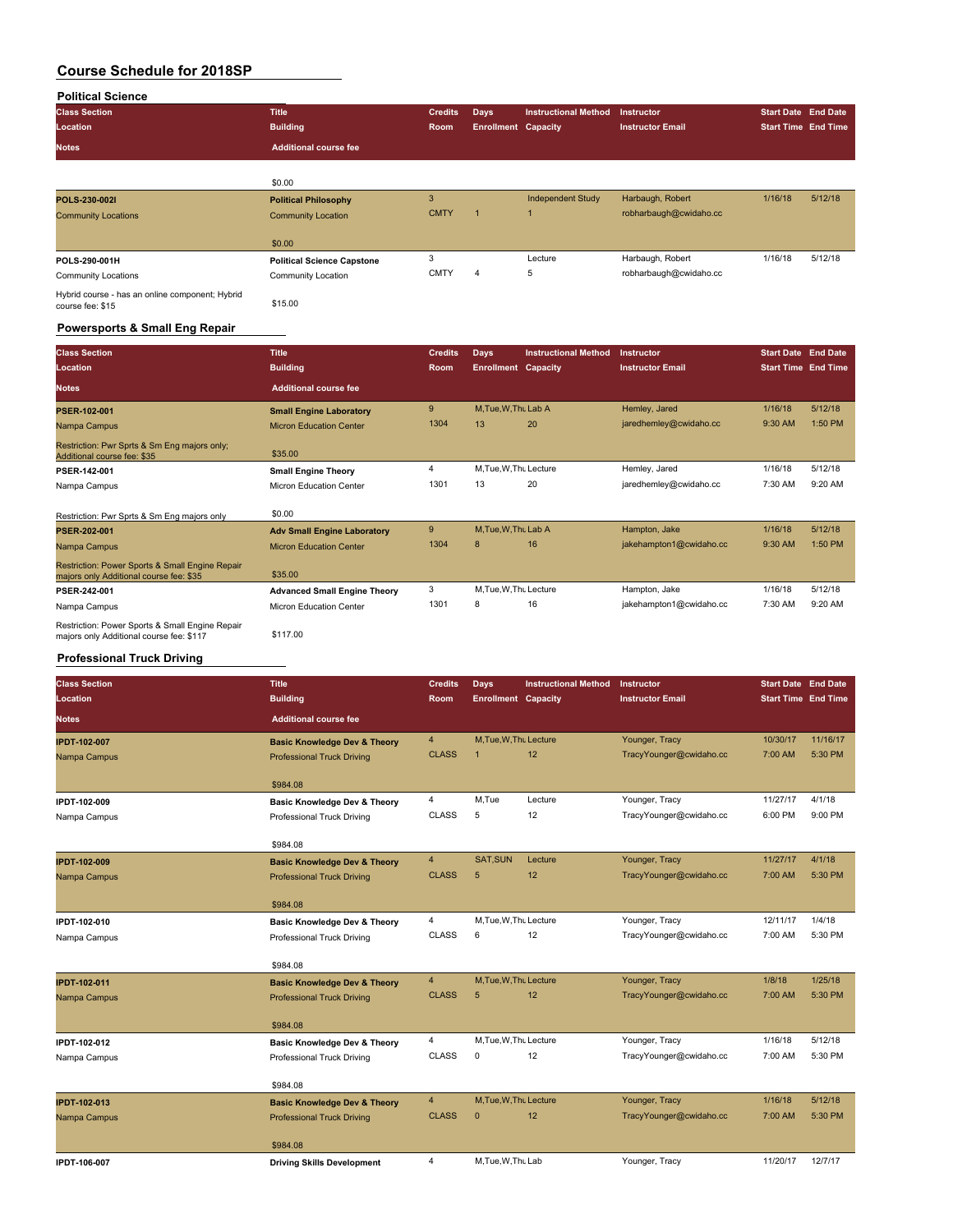# Course Schedule for 2018SP

## Political Science

| Class Section / Location / Notes | Title / Building / Additional course fee | Credits / Room | Days / Enrollment | Instructional Method / Capacity | Instructor / Instructor Email | Start Date / Start Time | End Date / End Time |
|---|---|---|---|---|---|---|---|
| | $0.00 | | | | | | |
| POLS-230-002I | Political Philosophy | 3 | | Independent Study | Harbaugh, Robert | 1/16/18 | 5/12/18 |
| Community Locations | Community Location | CMTY | 1 | 1 | robharbaugh@cwidaho.cc | | |
| | $0.00 | | | | | | |
| POLS-290-001H | Political Science Capstone | 3 | | Lecture | Harbaugh, Robert | 1/16/18 | 5/12/18 |
| Community Locations | Community Location | CMTY | 4 | 5 | robharbaugh@cwidaho.cc | | |
| Hybrid course - has an online component; Hybrid course fee: $15 | $15.00 | | | | | | |

## Powersports & Small Eng Repair

| Class Section / Location / Notes | Title / Building / Additional course fee | Credits / Room | Days / Enrollment | Instructional Method / Capacity | Instructor / Instructor Email | Start Date / Start Time | End Date / End Time |
|---|---|---|---|---|---|---|---|
| PSER-102-001 | Small Engine Laboratory | 9 | M,Tue,W,Thu | Lab A | Hemley, Jared | 1/16/18 | 5/12/18 |
| Nampa Campus | Micron Education Center | 1304 | 13 | 20 | jaredhemley@cwidaho.cc | 9:30 AM | 1:50 PM |
| Restriction: Pwr Sprts & Sm Eng majors only; Additional course fee: $35 | $35.00 | | | | | | |
| PSER-142-001 | Small Engine Theory | 4 | M,Tue,W,Thu | Lecture | Hemley, Jared | 1/16/18 | 5/12/18 |
| Nampa Campus | Micron Education Center | 1301 | 13 | 20 | jaredhemley@cwidaho.cc | 7:30 AM | 9:20 AM |
| Restriction: Pwr Sprts & Sm Eng majors only | $0.00 | | | | | | |
| PSER-202-001 | Adv Small Engine Laboratory | 9 | M,Tue,W,Thu | Lab A | Hampton, Jake | 1/16/18 | 5/12/18 |
| Nampa Campus | Micron Education Center | 1304 | 8 | 16 | jakehampton1@cwidaho.cc | 9:30 AM | 1:50 PM |
| Restriction: Power Sports & Small Engine Repair majors only Additional course fee: $35 | $35.00 | | | | | | |
| PSER-242-001 | Advanced Small Engine Theory | 3 | M,Tue,W,Thu | Lecture | Hampton, Jake | 1/16/18 | 5/12/18 |
| Nampa Campus | Micron Education Center | 1301 | 8 | 16 | jakehampton1@cwidaho.cc | 7:30 AM | 9:20 AM |
| Restriction: Power Sports & Small Engine Repair majors only Additional course fee: $117 | $117.00 | | | | | | |

## Professional Truck Driving

| Class Section / Location / Notes | Title / Building / Additional course fee | Credits / Room | Days / Enrollment | Instructional Method / Capacity | Instructor / Instructor Email | Start Date / Start Time | End Date / End Time |
|---|---|---|---|---|---|---|---|
| IPDT-102-007 | Basic Knowledge Dev & Theory | 4 | M,Tue,W,Thu | Lecture | Younger, Tracy | 10/30/17 | 11/16/17 |
| Nampa Campus | Professional Truck Driving | CLASS | 1 | 12 | TracyYounger@cwidaho.cc | 7:00 AM | 5:30 PM |
| | $984.08 | | | | | | |
| IPDT-102-009 | Basic Knowledge Dev & Theory | 4 | M,Tue | Lecture | Younger, Tracy | 11/27/17 | 4/1/18 |
| Nampa Campus | Professional Truck Driving | CLASS | 5 | 12 | TracyYounger@cwidaho.cc | 6:00 PM | 9:00 PM |
| | $984.08 | | | | | | |
| IPDT-102-009 | Basic Knowledge Dev & Theory | 4 | SAT,SUN | Lecture | Younger, Tracy | 11/27/17 | 4/1/18 |
| Nampa Campus | Professional Truck Driving | CLASS | 5 | 12 | TracyYounger@cwidaho.cc | 7:00 AM | 5:30 PM |
| | $984.08 | | | | | | |
| IPDT-102-010 | Basic Knowledge Dev & Theory | 4 | M,Tue,W,Thu | Lecture | Younger, Tracy | 12/11/17 | 1/4/18 |
| Nampa Campus | Professional Truck Driving | CLASS | 6 | 12 | TracyYounger@cwidaho.cc | 7:00 AM | 5:30 PM |
| | $984.08 | | | | | | |
| IPDT-102-011 | Basic Knowledge Dev & Theory | 4 | M,Tue,W,Thu | Lecture | Younger, Tracy | 1/8/18 | 1/25/18 |
| Nampa Campus | Professional Truck Driving | CLASS | 5 | 12 | TracyYounger@cwidaho.cc | 7:00 AM | 5:30 PM |
| | $984.08 | | | | | | |
| IPDT-102-012 | Basic Knowledge Dev & Theory | 4 | M,Tue,W,Thu | Lecture | Younger, Tracy | 1/16/18 | 5/12/18 |
| Nampa Campus | Professional Truck Driving | CLASS | 0 | 12 | TracyYounger@cwidaho.cc | 7:00 AM | 5:30 PM |
| | $984.08 | | | | | | |
| IPDT-102-013 | Basic Knowledge Dev & Theory | 4 | M,Tue,W,Thu | Lecture | Younger, Tracy | 1/16/18 | 5/12/18 |
| Nampa Campus | Professional Truck Driving | CLASS | 0 | 12 | TracyYounger@cwidaho.cc | 7:00 AM | 5:30 PM |
| | $984.08 | | | | | | |
| IPDT-106-007 | Driving Skills Development | 4 | M,Tue,W,Thu | Lab | Younger, Tracy | 11/20/17 | 12/7/17 |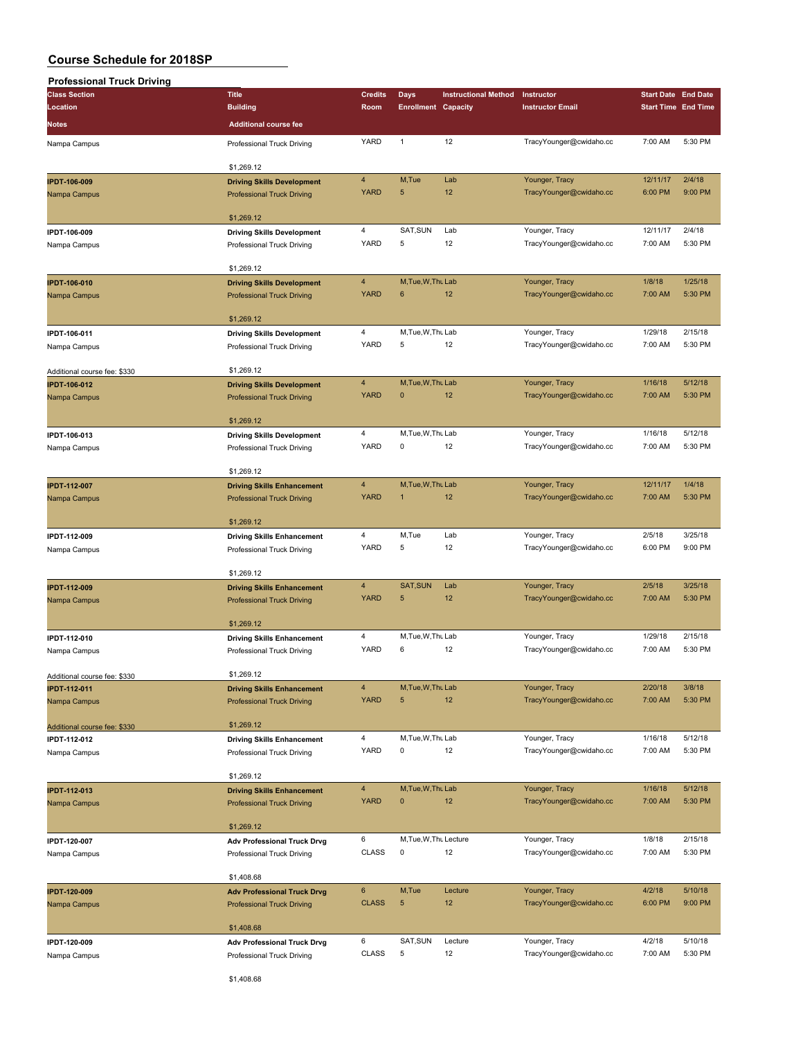# Course Schedule for 2018SP

## Professional Truck Driving

| Class Section / Location / Notes | Title / Building / Additional course fee | Credits / Room | Days / Enrollment | Instructional Method / Capacity | Instructor / Instructor Email | Start Date / Start Time | End Date / End Time |
|---|---|---|---|---|---|---|---|
| Nampa Campus | Professional Truck Driving<br>$1,269.12 | YARD | 1 | 12 | TracyYounger@cwidaho.cc | 7:00 AM | 5:30 PM |
| **IPDT-106-009**<br>Nampa Campus | **Driving Skills Development**<br>Professional Truck Driving<br>$1,269.12 | 4<br>YARD | M,Tue<br>5 | Lab<br>12 | Younger, Tracy<br>TracyYounger@cwidaho.cc | 12/11/17<br>6:00 PM | 2/4/18<br>9:00 PM |
| **IPDT-106-009**<br>Nampa Campus | **Driving Skills Development**<br>Professional Truck Driving<br>$1,269.12 | 4<br>YARD | SAT,SUN<br>5 | Lab<br>12 | Younger, Tracy<br>TracyYounger@cwidaho.cc | 12/11/17<br>7:00 AM | 2/4/18<br>5:30 PM |
| **IPDT-106-010**<br>Nampa Campus | **Driving Skills Development**<br>Professional Truck Driving<br>$1,269.12 | 4<br>YARD | M,Tue,W,Thu<br>6 | Lab<br>12 | Younger, Tracy<br>TracyYounger@cwidaho.cc | 1/8/18<br>7:00 AM | 1/25/18<br>5:30 PM |
| **IPDT-106-011**<br>Nampa Campus<br>Additional course fee: $330 | **Driving Skills Development**<br>Professional Truck Driving<br>$1,269.12 | 4<br>YARD | M,Tue,W,Thu<br>5 | Lab<br>12 | Younger, Tracy<br>TracyYounger@cwidaho.cc | 1/29/18<br>7:00 AM | 2/15/18<br>5:30 PM |
| **IPDT-106-012**<br>Nampa Campus | **Driving Skills Development**<br>Professional Truck Driving<br>$1,269.12 | 4<br>YARD | M,Tue,W,Thu<br>0 | Lab<br>12 | Younger, Tracy<br>TracyYounger@cwidaho.cc | 1/16/18<br>7:00 AM | 5/12/18<br>5:30 PM |
| **IPDT-106-013**<br>Nampa Campus | **Driving Skills Development**<br>Professional Truck Driving<br>$1,269.12 | 4<br>YARD | M,Tue,W,Thu<br>0 | Lab<br>12 | Younger, Tracy<br>TracyYounger@cwidaho.cc | 1/16/18<br>7:00 AM | 5/12/18<br>5:30 PM |
| **IPDT-112-007**<br>Nampa Campus | **Driving Skills Enhancement**<br>Professional Truck Driving<br>$1,269.12 | 4<br>YARD | M,Tue,W,Thu<br>1 | Lab<br>12 | Younger, Tracy<br>TracyYounger@cwidaho.cc | 12/11/17<br>7:00 AM | 1/4/18<br>5:30 PM |
| **IPDT-112-009**<br>Nampa Campus | **Driving Skills Enhancement**<br>Professional Truck Driving<br>$1,269.12 | 4<br>YARD | M,Tue<br>5 | Lab<br>12 | Younger, Tracy<br>TracyYounger@cwidaho.cc | 2/5/18<br>6:00 PM | 3/25/18<br>9:00 PM |
| **IPDT-112-009**<br>Nampa Campus | **Driving Skills Enhancement**<br>Professional Truck Driving<br>$1,269.12 | 4<br>YARD | SAT,SUN<br>5 | Lab<br>12 | Younger, Tracy<br>TracyYounger@cwidaho.cc | 2/5/18<br>7:00 AM | 3/25/18<br>5:30 PM |
| **IPDT-112-010**<br>Nampa Campus<br>Additional course fee: $330 | **Driving Skills Enhancement**<br>Professional Truck Driving<br>$1,269.12 | 4<br>YARD | M,Tue,W,Thu<br>6 | Lab<br>12 | Younger, Tracy<br>TracyYounger@cwidaho.cc | 1/29/18<br>7:00 AM | 2/15/18<br>5:30 PM |
| **IPDT-112-011**<br>Nampa Campus<br>Additional course fee: $330 | **Driving Skills Enhancement**<br>Professional Truck Driving<br>$1,269.12 | 4<br>YARD | M,Tue,W,Thu<br>5 | Lab<br>12 | Younger, Tracy<br>TracyYounger@cwidaho.cc | 2/20/18<br>7:00 AM | 3/8/18<br>5:30 PM |
| **IPDT-112-012**<br>Nampa Campus | **Driving Skills Enhancement**<br>Professional Truck Driving<br>$1,269.12 | 4<br>YARD | M,Tue,W,Thu<br>0 | Lab<br>12 | Younger, Tracy<br>TracyYounger@cwidaho.cc | 1/16/18<br>7:00 AM | 5/12/18<br>5:30 PM |
| **IPDT-112-013**<br>Nampa Campus | **Driving Skills Enhancement**<br>Professional Truck Driving<br>$1,269.12 | 4<br>YARD | M,Tue,W,Thu<br>0 | Lab<br>12 | Younger, Tracy<br>TracyYounger@cwidaho.cc | 1/16/18<br>7:00 AM | 5/12/18<br>5:30 PM |
| **IPDT-120-007**<br>Nampa Campus | **Adv Professional Truck Drvg**<br>Professional Truck Driving<br>$1,408.68 | 6<br>CLASS | M,Tue,W,Thu<br>0 | Lecture<br>12 | Younger, Tracy<br>TracyYounger@cwidaho.cc | 1/8/18<br>7:00 AM | 2/15/18<br>5:30 PM |
| **IPDT-120-009**<br>Nampa Campus | **Adv Professional Truck Drvg**<br>Professional Truck Driving<br>$1,408.68 | 6<br>CLASS | M,Tue<br>5 | Lecture<br>12 | Younger, Tracy<br>TracyYounger@cwidaho.cc | 4/2/18<br>6:00 PM | 5/10/18<br>9:00 PM |
| **IPDT-120-009**<br>Nampa Campus | **Adv Professional Truck Drvg**<br>Professional Truck Driving<br>$1,408.68 | 6<br>CLASS | SAT,SUN<br>5 | Lecture<br>12 | Younger, Tracy<br>TracyYounger@cwidaho.cc | 4/2/18<br>7:00 AM | 5/10/18<br>5:30 PM |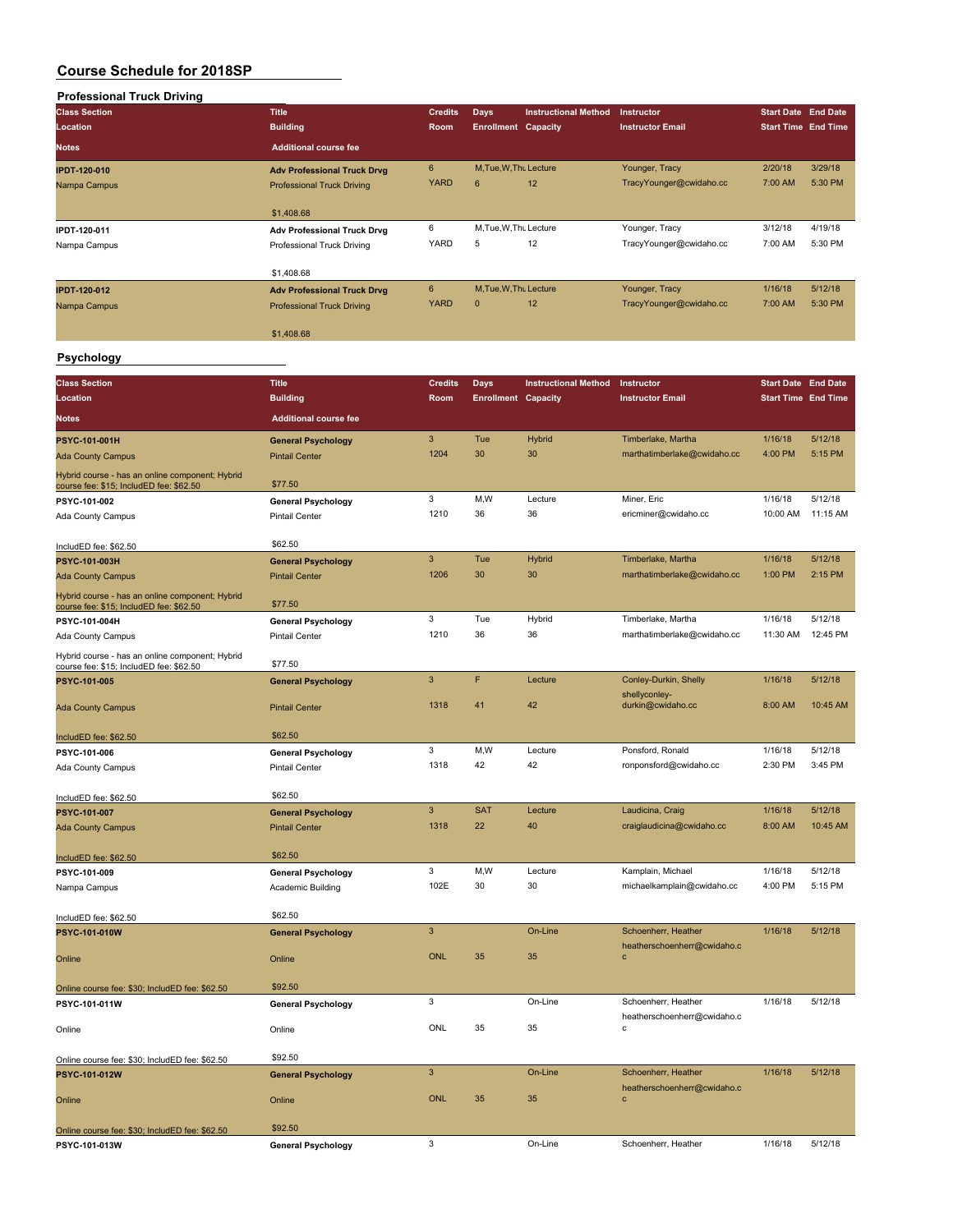# Course Schedule for 2018SP

## Professional Truck Driving

| Class Section<br>Location<br>Notes | Title<br>Building<br>Additional course fee | Credits<br>Room | Days<br>Enrollment | Instructional Method<br>Capacity | Instructor<br>Instructor Email | Start Date<br>Start Time | End Date<br>End Time |
|---|---|---|---|---|---|---|---|
| **IPDT-120-010**<br>Nampa Campus | **Adv Professional Truck Drvg**<br>Professional Truck Driving<br>$1,408.68 | 6<br>YARD | M,Tue,W,Thu<br>6 | Lecture<br>12 | Younger, Tracy<br>TracyYounger@cwidaho.cc | 2/20/18<br>7:00 AM | 3/29/18<br>5:30 PM |
| **IPDT-120-011**<br>Nampa Campus | **Adv Professional Truck Drvg**<br>Professional Truck Driving<br>$1,408.68 | 6<br>YARD | M,Tue,W,Thu<br>5 | Lecture<br>12 | Younger, Tracy<br>TracyYounger@cwidaho.cc | 3/12/18<br>7:00 AM | 4/19/18<br>5:30 PM |
| **IPDT-120-012**<br>Nampa Campus | **Adv Professional Truck Drvg**<br>Professional Truck Driving<br>$1,408.68 | 6<br>YARD | M,Tue,W,Thu<br>0 | Lecture<br>12 | Younger, Tracy<br>TracyYounger@cwidaho.cc | 1/16/18<br>7:00 AM | 5/12/18<br>5:30 PM |

## Psychology

| Class Section<br>Location<br>Notes | Title<br>Building<br>Additional course fee | Credits<br>Room | Days<br>Enrollment | Instructional Method<br>Capacity | Instructor<br>Instructor Email | Start Date<br>Start Time | End Date<br>End Time |
|---|---|---|---|---|---|---|---|
| **PSYC-101-001H**<br>Ada County Campus<br>Hybrid course - has an online component; Hybrid course fee: $15; IncludED fee: $62.50 | **General Psychology**<br>Pintail Center<br>$77.50 | 3<br>1204 | Tue<br>30 | Hybrid<br>30 | Timberlake, Martha<br>marthatimberlake@cwidaho.cc | 1/16/18<br>4:00 PM | 5/12/18<br>5:15 PM |
| **PSYC-101-002**<br>Ada County Campus<br>IncludED fee: $62.50 | **General Psychology**<br>Pintail Center<br>$62.50 | 3<br>1210 | M,W<br>36 | Lecture<br>36 | Miner, Eric<br>ericminer@cwidaho.cc | 1/16/18<br>10:00 AM | 5/12/18<br>11:15 AM |
| **PSYC-101-003H**<br>Ada County Campus<br>Hybrid course - has an online component; Hybrid course fee: $15; IncludED fee: $62.50 | **General Psychology**<br>Pintail Center<br>$77.50 | 3<br>1206 | Tue<br>30 | Hybrid<br>30 | Timberlake, Martha<br>marthatimberlake@cwidaho.cc | 1/16/18<br>1:00 PM | 5/12/18<br>2:15 PM |
| **PSYC-101-004H**<br>Ada County Campus<br>Hybrid course - has an online component; Hybrid course fee: $15; IncludED fee: $62.50 | **General Psychology**<br>Pintail Center<br>$77.50 | 3<br>1210 | Tue<br>36 | Hybrid<br>36 | Timberlake, Martha<br>marthatimberlake@cwidaho.cc | 1/16/18<br>11:30 AM | 5/12/18<br>12:45 PM |
| **PSYC-101-005**<br>Ada County Campus<br>IncludED fee: $62.50 | **General Psychology**<br>Pintail Center<br>$62.50 | 3<br>1318 | F<br>41 | Lecture<br>42 | Conley-Durkin, Shelly<br>shellyconley-durkin@cwidaho.cc | 1/16/18<br>8:00 AM | 5/12/18<br>10:45 AM |
| **PSYC-101-006**<br>Ada County Campus<br>IncludED fee: $62.50 | **General Psychology**<br>Pintail Center<br>$62.50 | 3<br>1318 | M,W<br>42 | Lecture<br>42 | Ponsford, Ronald<br>ronponsford@cwidaho.cc | 1/16/18<br>2:30 PM | 5/12/18<br>3:45 PM |
| **PSYC-101-007**<br>Ada County Campus<br>IncludED fee: $62.50 | **General Psychology**<br>Pintail Center<br>$62.50 | 3<br>1318 | SAT<br>22 | Lecture<br>40 | Laudicina, Craig<br>craiglaudicina@cwidaho.cc | 1/16/18<br>8:00 AM | 5/12/18<br>10:45 AM |
| **PSYC-101-009**<br>Nampa Campus<br>IncludED fee: $62.50 | **General Psychology**<br>Academic Building<br>$62.50 | 3<br>102E | M,W<br>30 | Lecture<br>30 | Kamplain, Michael<br>michaelkamplain@cwidaho.cc | 1/16/18<br>4:00 PM | 5/12/18<br>5:15 PM |
| **PSYC-101-010W**<br>Online<br>Online course fee: $30; IncludED fee: $62.50 | **General Psychology**<br>Online<br>$92.50 | 3<br>ONL | <br>35 | On-Line<br>35 | Schoenherr, Heather<br>heatherschoenherr@cwidaho.cc | 1/16/18 | 5/12/18 |
| **PSYC-101-011W**<br>Online<br>Online course fee: $30; IncludED fee: $62.50 | **General Psychology**<br>Online<br>$92.50 | 3<br>ONL | <br>35 | On-Line<br>35 | Schoenherr, Heather<br>heatherschoenherr@cwidaho.cc | 1/16/18 | 5/12/18 |
| **PSYC-101-012W**<br>Online<br>Online course fee: $30; IncludED fee: $62.50 | **General Psychology**<br>Online<br>$92.50 | 3<br>ONL | <br>35 | On-Line<br>35 | Schoenherr, Heather<br>heatherschoenherr@cwidaho.cc | 1/16/18 | 5/12/18 |
| **PSYC-101-013W** | **General Psychology** | 3 | | On-Line | Schoenherr, Heather | 1/16/18 | 5/12/18 |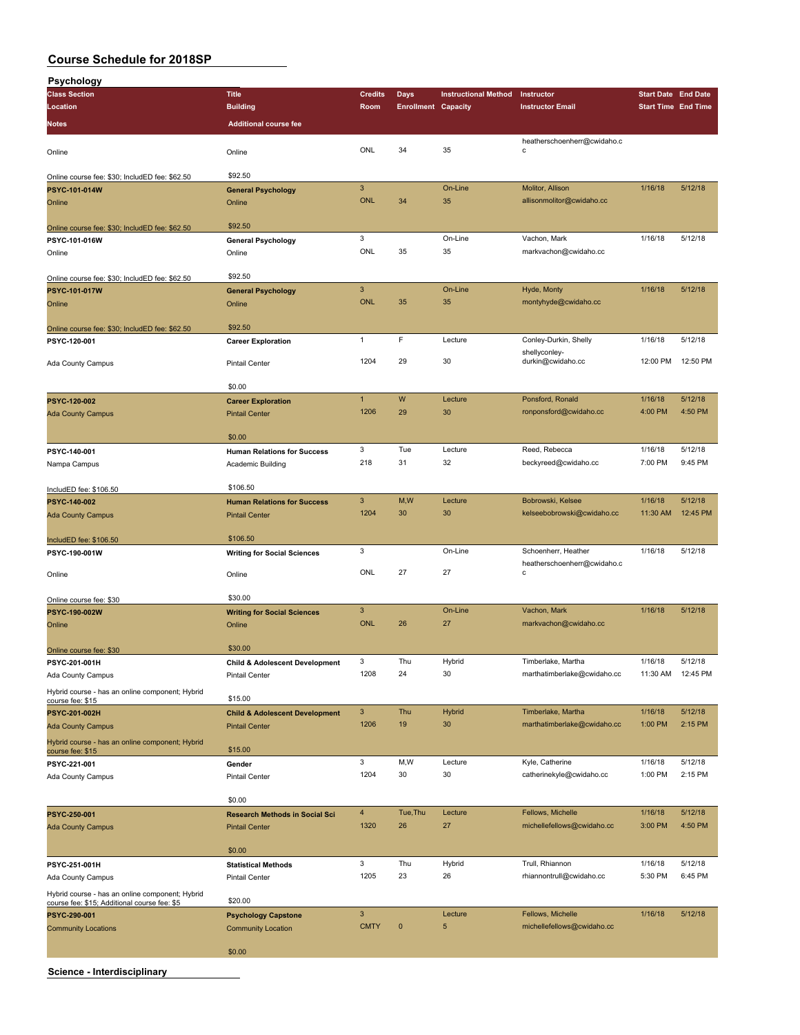# Course Schedule for 2018SP

## Psychology

| Class Section / Location / Notes | Title / Building / Additional course fee | Credits / Room | Days / Enrollment | Instructional Method / Capacity | Instructor / Instructor Email | Start Date / Start Time | End Date / End Time |
|---|---|---|---|---|---|---|---|
| Online | Online | ONL | 34 | 35 | heatherschoenherr@cwidaho.cc | | |
| Online course fee: $30; IncludED fee: $62.50 | $92.50 | | | | | | |
| **PSYC-101-014W** | **General Psychology** | 3 | | On-Line | Molitor, Allison | 1/16/18 | 5/12/18 |
| Online | Online | ONL | 34 | 35 | allisonmolitor@cwidaho.cc | | |
| Online course fee: $30; IncludED fee: $62.50 | $92.50 | | | | | | |
| **PSYC-101-016W** | **General Psychology** | 3 | | On-Line | Vachon, Mark | 1/16/18 | 5/12/18 |
| Online | Online | ONL | 35 | 35 | markvachon@cwidaho.cc | | |
| Online course fee: $30; IncludED fee: $62.50 | $92.50 | | | | | | |
| **PSYC-101-017W** | **General Psychology** | 3 | | On-Line | Hyde, Monty | 1/16/18 | 5/12/18 |
| Online | Online | ONL | 35 | 35 | montyhyde@cwidaho.cc | | |
| Online course fee: $30; IncludED fee: $62.50 | $92.50 | | | | | | |
| **PSYC-120-001** | **Career Exploration** | 1 | F | Lecture | Conley-Durkin, Shelly | 1/16/18 | 5/12/18 |
| Ada County Campus | Pintail Center | 1204 | 29 | 30 | shellyconley-durkin@cwidaho.cc | 12:00 PM | 12:50 PM |
| | $0.00 | | | | | | |
| **PSYC-120-002** | **Career Exploration** | 1 | W | Lecture | Ponsford, Ronald | 1/16/18 | 5/12/18 |
| Ada County Campus | Pintail Center | 1206 | 29 | 30 | ronponsford@cwidaho.cc | 4:00 PM | 4:50 PM |
| | $0.00 | | | | | | |
| **PSYC-140-001** | **Human Relations for Success** | 3 | Tue | Lecture | Reed, Rebecca | 1/16/18 | 5/12/18 |
| Nampa Campus | Academic Building | 218 | 31 | 32 | beckyreed@cwidaho.cc | 7:00 PM | 9:45 PM |
| IncludED fee: $106.50 | $106.50 | | | | | | |
| **PSYC-140-002** | **Human Relations for Success** | 3 | M,W | Lecture | Bobrowski, Kelsee | 1/16/18 | 5/12/18 |
| Ada County Campus | Pintail Center | 1204 | 30 | 30 | kelseebobrowski@cwidaho.cc | 11:30 AM | 12:45 PM |
| IncludED fee: $106.50 | $106.50 | | | | | | |
| **PSYC-190-001W** | **Writing for Social Sciences** | 3 | | On-Line | Schoenherr, Heather | 1/16/18 | 5/12/18 |
| Online | Online | ONL | 27 | 27 | heatherschoenherr@cwidaho.cc | | |
| Online course fee: $30 | $30.00 | | | | | | |
| **PSYC-190-002W** | **Writing for Social Sciences** | 3 | | On-Line | Vachon, Mark | 1/16/18 | 5/12/18 |
| Online | Online | ONL | 26 | 27 | markvachon@cwidaho.cc | | |
| Online course fee: $30 | $30.00 | | | | | | |
| **PSYC-201-001H** | **Child & Adolescent Development** | 3 | Thu | Hybrid | Timberlake, Martha | 1/16/18 | 5/12/18 |
| Ada County Campus | Pintail Center | 1208 | 24 | 30 | marthatimberlake@cwidaho.cc | 11:30 AM | 12:45 PM |
| Hybrid course - has an online component; Hybrid course fee: $15 | $15.00 | | | | | | |
| **PSYC-201-002H** | **Child & Adolescent Development** | 3 | Thu | Hybrid | Timberlake, Martha | 1/16/18 | 5/12/18 |
| Ada County Campus | Pintail Center | 1206 | 19 | 30 | marthatimberlake@cwidaho.cc | 1:00 PM | 2:15 PM |
| Hybrid course - has an online component; Hybrid course fee: $15 | $15.00 | | | | | | |
| **PSYC-221-001** | **Gender** | 3 | M,W | Lecture | Kyle, Catherine | 1/16/18 | 5/12/18 |
| Ada County Campus | Pintail Center | 1204 | 30 | 30 | catherinekyle@cwidaho.cc | 1:00 PM | 2:15 PM |
| | $0.00 | | | | | | |
| **PSYC-250-001** | **Research Methods in Social Sci** | 4 | Tue,Thu | Lecture | Fellows, Michelle | 1/16/18 | 5/12/18 |
| Ada County Campus | Pintail Center | 1320 | 26 | 27 | michellefellows@cwidaho.cc | 3:00 PM | 4:50 PM |
| | $0.00 | | | | | | |
| **PSYC-251-001H** | **Statistical Methods** | 3 | Thu | Hybrid | Trull, Rhiannon | 1/16/18 | 5/12/18 |
| Ada County Campus | Pintail Center | 1205 | 23 | 26 | rhiannontrull@cwidaho.cc | 5:30 PM | 6:45 PM |
| Hybrid course - has an online component; Hybrid course fee: $15; Additional course fee: $5 | $20.00 | | | | | | |
| **PSYC-290-001** | **Psychology Capstone** | 3 | | Lecture | Fellows, Michelle | 1/16/18 | 5/12/18 |
| Community Locations | Community Location | CMTY | 0 | 5 | michellefellows@cwidaho.cc | | |
| | $0.00 | | | | | | |

## Science - Interdisciplinary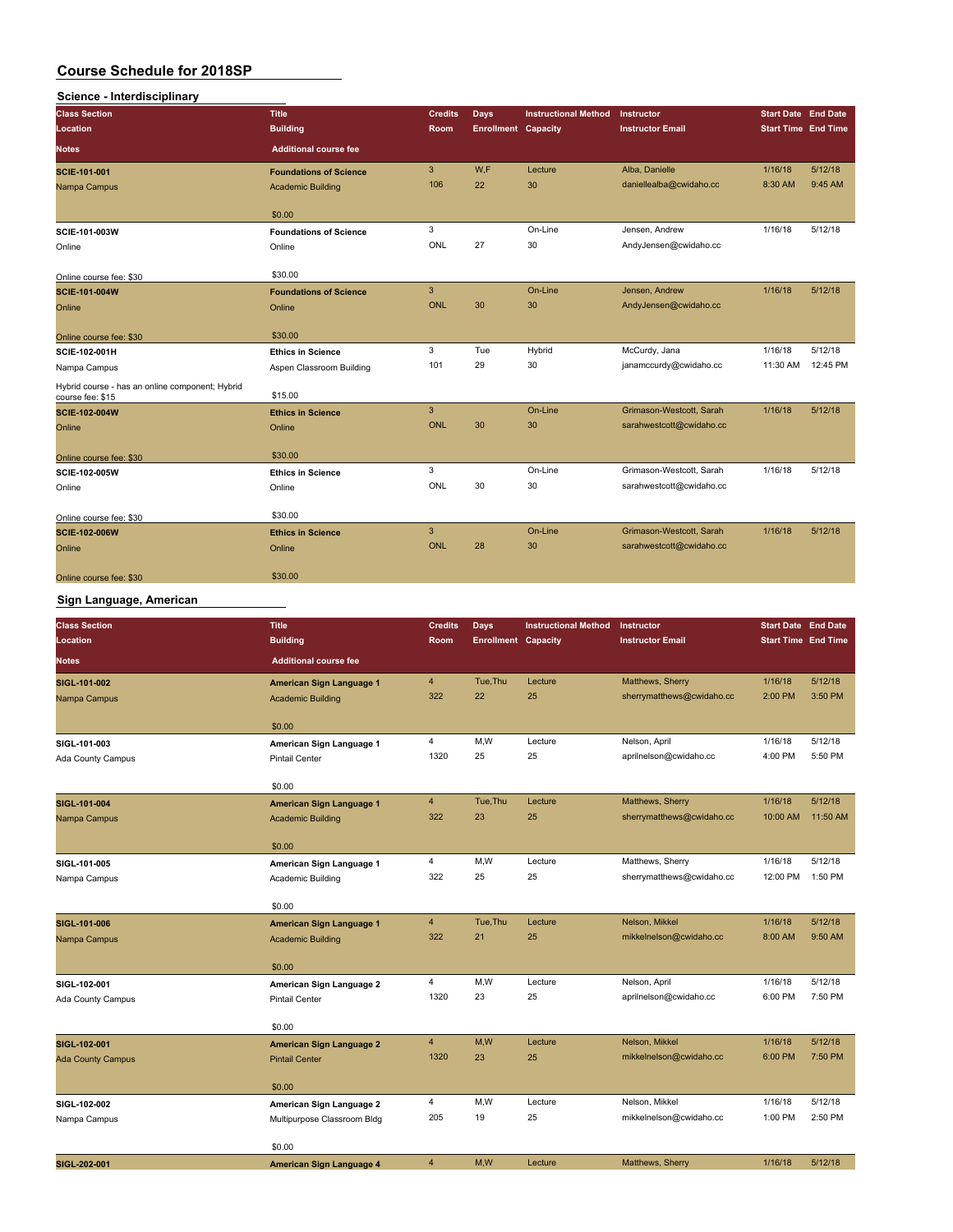# Course Schedule for 2018SP

## Science - Interdisciplinary

| Class Section / Location / Notes | Title / Building / Additional course fee | Credits / Room | Days / Enrollment | Instructional Method / Capacity | Instructor / Instructor Email | Start Date / Start Time | End Date / End Time |
|---|---|---|---|---|---|---|---|
| **SCIE-101-001**<br>Nampa Campus | **Foundations of Science**<br>Academic Building<br>$0.00 | 3<br>106 | W,F<br>22 | Lecture<br>30 | Alba, Danielle<br>daniellealba@cwidaho.cc | 1/16/18<br>8:30 AM | 5/12/18<br>9:45 AM |
| **SCIE-101-003W**<br>Online<br>Online course fee: $30 | **Foundations of Science**<br>Online<br>$30.00 | 3<br>ONL | <br>27 | On-Line<br>30 | Jensen, Andrew<br>AndyJensen@cwidaho.cc | 1/16/18 | 5/12/18 |
| **SCIE-101-004W**<br>Online<br>Online course fee: $30 | **Foundations of Science**<br>Online<br>$30.00 | 3<br>ONL | <br>30 | On-Line<br>30 | Jensen, Andrew<br>AndyJensen@cwidaho.cc | 1/16/18 | 5/12/18 |
| **SCIE-102-001H**<br>Nampa Campus<br>Hybrid course - has an online component; Hybrid course fee: $15 | **Ethics in Science**<br>Aspen Classroom Building<br>$15.00 | 3<br>101 | Tue<br>29 | Hybrid<br>30 | McCurdy, Jana<br>janamccurdy@cwidaho.cc | 1/16/18<br>11:30 AM | 5/12/18<br>12:45 PM |
| **SCIE-102-004W**<br>Online<br>Online course fee: $30 | **Ethics in Science**<br>Online<br>$30.00 | 3<br>ONL | <br>30 | On-Line<br>30 | Grimason-Westcott, Sarah<br>sarahwestcott@cwidaho.cc | 1/16/18 | 5/12/18 |
| **SCIE-102-005W**<br>Online<br>Online course fee: $30 | **Ethics in Science**<br>Online<br>$30.00 | 3<br>ONL | <br>30 | On-Line<br>30 | Grimason-Westcott, Sarah<br>sarahwestcott@cwidaho.cc | 1/16/18 | 5/12/18 |
| **SCIE-102-006W**<br>Online<br>Online course fee: $30 | **Ethics in Science**<br>Online<br>$30.00 | 3<br>ONL | <br>28 | On-Line<br>30 | Grimason-Westcott, Sarah<br>sarahwestcott@cwidaho.cc | 1/16/18 | 5/12/18 |

## Sign Language, American

| Class Section / Location / Notes | Title / Building / Additional course fee | Credits / Room | Days / Enrollment | Instructional Method / Capacity | Instructor / Instructor Email | Start Date / Start Time | End Date / End Time |
|---|---|---|---|---|---|---|---|
| **SIGL-101-002**<br>Nampa Campus | **American Sign Language 1**<br>Academic Building<br>$0.00 | 4<br>322 | Tue,Thu<br>22 | Lecture<br>25 | Matthews, Sherry<br>sherrymatthews@cwidaho.cc | 1/16/18<br>2:00 PM | 5/12/18<br>3:50 PM |
| **SIGL-101-003**<br>Ada County Campus | **American Sign Language 1**<br>Pintail Center<br>$0.00 | 4<br>1320 | M,W<br>25 | Lecture<br>25 | Nelson, April<br>aprilnelson@cwidaho.cc | 1/16/18<br>4:00 PM | 5/12/18<br>5:50 PM |
| **SIGL-101-004**<br>Nampa Campus | **American Sign Language 1**<br>Academic Building<br>$0.00 | 4<br>322 | Tue,Thu<br>23 | Lecture<br>25 | Matthews, Sherry<br>sherrymatthews@cwidaho.cc | 1/16/18<br>10:00 AM | 5/12/18<br>11:50 AM |
| **SIGL-101-005**<br>Nampa Campus | **American Sign Language 1**<br>Academic Building<br>$0.00 | 4<br>322 | M,W<br>25 | Lecture<br>25 | Matthews, Sherry<br>sherrymatthews@cwidaho.cc | 1/16/18<br>12:00 PM | 5/12/18<br>1:50 PM |
| **SIGL-101-006**<br>Nampa Campus | **American Sign Language 1**<br>Academic Building<br>$0.00 | 4<br>322 | Tue,Thu<br>21 | Lecture<br>25 | Nelson, Mikkel<br>mikkelnelson@cwidaho.cc | 1/16/18<br>8:00 AM | 5/12/18<br>9:50 AM |
| **SIGL-102-001**<br>Ada County Campus | **American Sign Language 2**<br>Pintail Center<br>$0.00 | 4<br>1320 | M,W<br>23 | Lecture<br>25 | Nelson, April<br>aprilnelson@cwidaho.cc | 1/16/18<br>6:00 PM | 5/12/18<br>7:50 PM |
| **SIGL-102-001**<br>Ada County Campus | **American Sign Language 2**<br>Pintail Center<br>$0.00 | 4<br>1320 | M,W<br>23 | Lecture<br>25 | Nelson, Mikkel<br>mikkelnelson@cwidaho.cc | 1/16/18<br>6:00 PM | 5/12/18<br>7:50 PM |
| **SIGL-102-002**<br>Nampa Campus | **American Sign Language 2**<br>Multipurpose Classroom Bldg<br>$0.00 | 4<br>205 | M,W<br>19 | Lecture<br>25 | Nelson, Mikkel<br>mikkelnelson@cwidaho.cc | 1/16/18<br>1:00 PM | 5/12/18<br>2:50 PM |
| **SIGL-202-001** | **American Sign Language 4** | 4 | M,W | Lecture | Matthews, Sherry | 1/16/18 | 5/12/18 |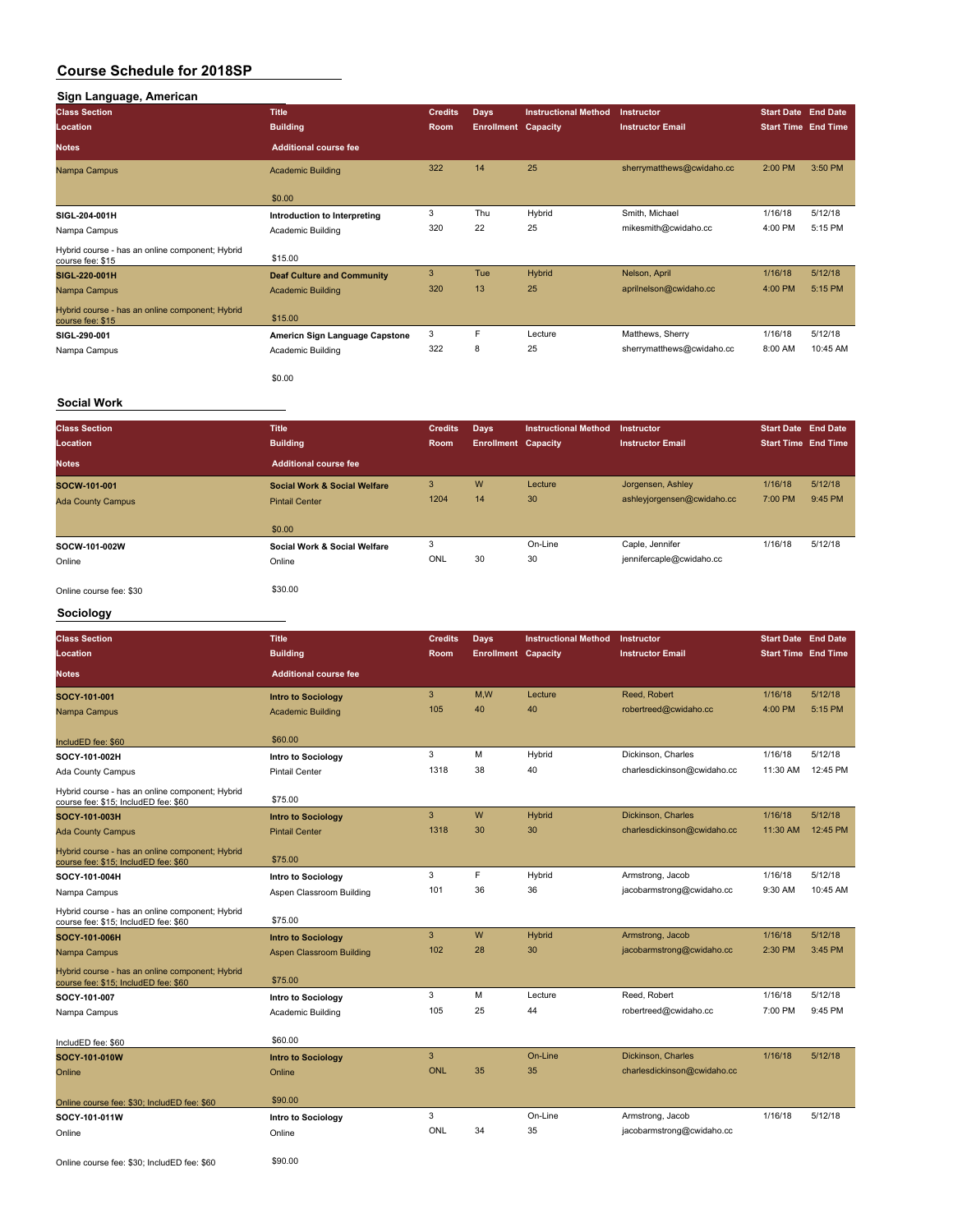# Course Schedule for 2018SP

## Sign Language, American

| Class Section / Location / Notes | Title / Building / Additional course fee | Credits / Room | Days / Enrollment | Instructional Method / Capacity | Instructor / Instructor Email | Start Date / Start Time | End Date / End Time |
|---|---|---|---|---|---|---|---|
| Nampa Campus | Academic Building | 322 | 14 | 25 | sherrymatthews@cwidaho.cc | 2:00 PM | 3:50 PM |
| | $0.00 | | | | | | |
| **SIGL-204-001H** | **Introduction to Interpreting** | 3 | Thu | Hybrid | Smith, Michael | 1/16/18 | 5/12/18 |
| Nampa Campus | Academic Building | 320 | 22 | 25 | mikesmith@cwidaho.cc | 4:00 PM | 5:15 PM |
| Hybrid course - has an online component; Hybrid course fee: $15 | $15.00 | | | | | | |
| **SIGL-220-001H** | **Deaf Culture and Community** | 3 | Tue | Hybrid | Nelson, April | 1/16/18 | 5/12/18 |
| Nampa Campus | Academic Building | 320 | 13 | 25 | aprilnelson@cwidaho.cc | 4:00 PM | 5:15 PM |
| Hybrid course - has an online component; Hybrid course fee: $15 | $15.00 | | | | | | |
| **SIGL-290-001** | **Americn Sign Language Capstone** | 3 | F | Lecture | Matthews, Sherry | 1/16/18 | 5/12/18 |
| Nampa Campus | Academic Building | 322 | 8 | 25 | sherrymatthews@cwidaho.cc | 8:00 AM | 10:45 AM |
| | $0.00 | | | | | | |

## Social Work

| Class Section / Location / Notes | Title / Building / Additional course fee | Credits / Room | Days / Enrollment | Instructional Method / Capacity | Instructor / Instructor Email | Start Date / Start Time | End Date / End Time |
|---|---|---|---|---|---|---|---|
| **SOCW-101-001** | **Social Work & Social Welfare** | 3 | W | Lecture | Jorgensen, Ashley | 1/16/18 | 5/12/18 |
| Ada County Campus | Pintail Center | 1204 | 14 | 30 | ashleyjorgensen@cwidaho.cc | 7:00 PM | 9:45 PM |
| | $0.00 | | | | | | |
| **SOCW-101-002W** | **Social Work & Social Welfare** | 3 | | On-Line | Caple, Jennifer | 1/16/18 | 5/12/18 |
| Online | Online | ONL | 30 | 30 | jennifercaple@cwidaho.cc | | |
| Online course fee: $30 | $30.00 | | | | | | |

## Sociology

| Class Section / Location / Notes | Title / Building / Additional course fee | Credits / Room | Days / Enrollment | Instructional Method / Capacity | Instructor / Instructor Email | Start Date / Start Time | End Date / End Time |
|---|---|---|---|---|---|---|---|
| **SOCY-101-001** | **Intro to Sociology** | 3 | M,W | Lecture | Reed, Robert | 1/16/18 | 5/12/18 |
| Nampa Campus | Academic Building | 105 | 40 | 40 | robertreed@cwidaho.cc | 4:00 PM | 5:15 PM |
| IncludED fee: $60 | $60.00 | | | | | | |
| **SOCY-101-002H** | **Intro to Sociology** | 3 | M | Hybrid | Dickinson, Charles | 1/16/18 | 5/12/18 |
| Ada County Campus | Pintail Center | 1318 | 38 | 40 | charlesdickinson@cwidaho.cc | 11:30 AM | 12:45 PM |
| Hybrid course - has an online component; Hybrid course fee: $15; IncludED fee: $60 | $75.00 | | | | | | |
| **SOCY-101-003H** | **Intro to Sociology** | 3 | W | Hybrid | Dickinson, Charles | 1/16/18 | 5/12/18 |
| Ada County Campus | Pintail Center | 1318 | 30 | 30 | charlesdickinson@cwidaho.cc | 11:30 AM | 12:45 PM |
| Hybrid course - has an online component; Hybrid course fee: $15; IncludED fee: $60 | $75.00 | | | | | | |
| **SOCY-101-004H** | **Intro to Sociology** | 3 | F | Hybrid | Armstrong, Jacob | 1/16/18 | 5/12/18 |
| Nampa Campus | Aspen Classroom Building | 101 | 36 | 36 | jacobarmstrong@cwidaho.cc | 9:30 AM | 10:45 AM |
| Hybrid course - has an online component; Hybrid course fee: $15; IncludED fee: $60 | $75.00 | | | | | | |
| **SOCY-101-006H** | **Intro to Sociology** | 3 | W | Hybrid | Armstrong, Jacob | 1/16/18 | 5/12/18 |
| Nampa Campus | Aspen Classroom Building | 102 | 28 | 30 | jacobarmstrong@cwidaho.cc | 2:30 PM | 3:45 PM |
| Hybrid course - has an online component; Hybrid course fee: $15; IncludED fee: $60 | $75.00 | | | | | | |
| **SOCY-101-007** | **Intro to Sociology** | 3 | M | Lecture | Reed, Robert | 1/16/18 | 5/12/18 |
| Nampa Campus | Academic Building | 105 | 25 | 44 | robertreed@cwidaho.cc | 7:00 PM | 9:45 PM |
| IncludED fee: $60 | $60.00 | | | | | | |
| **SOCY-101-010W** | **Intro to Sociology** | 3 | | On-Line | Dickinson, Charles | 1/16/18 | 5/12/18 |
| Online | Online | ONL | 35 | 35 | charlesdickinson@cwidaho.cc | | |
| Online course fee: $30; IncludED fee: $60 | $90.00 | | | | | | |
| **SOCY-101-011W** | **Intro to Sociology** | 3 | | On-Line | Armstrong, Jacob | 1/16/18 | 5/12/18 |
| Online | Online | ONL | 34 | 35 | jacobarmstrong@cwidaho.cc | | |
| Online course fee: $30; IncludED fee: $60 | $90.00 | | | | | | |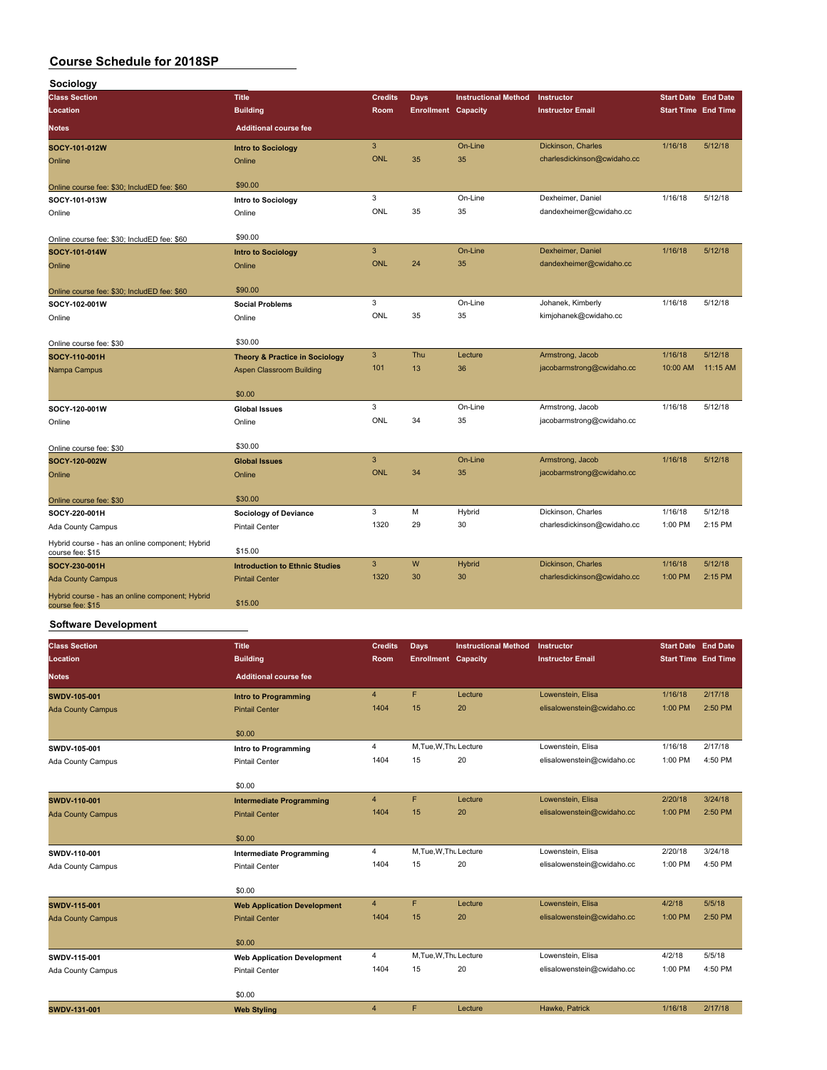# Course Schedule for 2018SP

## Sociology

| Class Section / Location / Notes | Title / Building / Additional course fee | Credits / Room | Days / Enrollment | Instructional Method / Capacity | Instructor / Instructor Email | Start Date / Start Time | End Date / End Time |
|---|---|---|---|---|---|---|---|
| **SOCY-101-012W** | **Intro to Sociology** | 3 | | On-Line | Dickinson, Charles | 1/16/18 | 5/12/18 |
| Online | Online | ONL | 35 | 35 | charlesdickinson@cwidaho.cc | | |
| Online course fee: $30; IncludED fee: $60 | $90.00 | | | | | | |
| **SOCY-101-013W** | **Intro to Sociology** | 3 | | On-Line | Dexheimer, Daniel | 1/16/18 | 5/12/18 |
| Online | Online | ONL | 35 | 35 | dandexheimer@cwidaho.cc | | |
| Online course fee: $30; IncludED fee: $60 | $90.00 | | | | | | |
| **SOCY-101-014W** | **Intro to Sociology** | 3 | | On-Line | Dexheimer, Daniel | 1/16/18 | 5/12/18 |
| Online | Online | ONL | 24 | 35 | dandexheimer@cwidaho.cc | | |
| Online course fee: $30; IncludED fee: $60 | $90.00 | | | | | | |
| **SOCY-102-001W** | **Social Problems** | 3 | | On-Line | Johanek, Kimberly | 1/16/18 | 5/12/18 |
| Online | Online | ONL | 35 | 35 | kimjohanek@cwidaho.cc | | |
| Online course fee: $30 | $30.00 | | | | | | |
| **SOCY-110-001H** | **Theory & Practice in Sociology** | 3 | Thu | Lecture | Armstrong, Jacob | 1/16/18 | 5/12/18 |
| Nampa Campus | Aspen Classroom Building | 101 | 13 | 36 | jacobarmstrong@cwidaho.cc | 10:00 AM | 11:15 AM |
| | $0.00 | | | | | | |
| **SOCY-120-001W** | **Global Issues** | 3 | | On-Line | Armstrong, Jacob | 1/16/18 | 5/12/18 |
| Online | Online | ONL | 34 | 35 | jacobarmstrong@cwidaho.cc | | |
| Online course fee: $30 | $30.00 | | | | | | |
| **SOCY-120-002W** | **Global Issues** | 3 | | On-Line | Armstrong, Jacob | 1/16/18 | 5/12/18 |
| Online | Online | ONL | 34 | 35 | jacobarmstrong@cwidaho.cc | | |
| Online course fee: $30 | $30.00 | | | | | | |
| **SOCY-220-001H** | **Sociology of Deviance** | 3 | M | Hybrid | Dickinson, Charles | 1/16/18 | 5/12/18 |
| Ada County Campus | Pintail Center | 1320 | 29 | 30 | charlesdickinson@cwidaho.cc | 1:00 PM | 2:15 PM |
| Hybrid course - has an online component; Hybrid course fee: $15 | $15.00 | | | | | | |
| **SOCY-230-001H** | **Introduction to Ethnic Studies** | 3 | W | Hybrid | Dickinson, Charles | 1/16/18 | 5/12/18 |
| Ada County Campus | Pintail Center | 1320 | 30 | 30 | charlesdickinson@cwidaho.cc | 1:00 PM | 2:15 PM |
| Hybrid course - has an online component; Hybrid course fee: $15 | $15.00 | | | | | | |

## Software Development

| Class Section / Location / Notes | Title / Building / Additional course fee | Credits / Room | Days / Enrollment | Instructional Method / Capacity | Instructor / Instructor Email | Start Date / Start Time | End Date / End Time |
|---|---|---|---|---|---|---|---|
| **SWDV-105-001** | **Intro to Programming** | 4 | F | Lecture | Lowenstein, Elisa | 1/16/18 | 2/17/18 |
| Ada County Campus | Pintail Center | 1404 | 15 | 20 | elisalowenstein@cwidaho.cc | 1:00 PM | 2:50 PM |
| | $0.00 | | | | | | |
| **SWDV-105-001** | **Intro to Programming** | 4 | M,Tue,W,Thu | Lecture | Lowenstein, Elisa | 1/16/18 | 2/17/18 |
| Ada County Campus | Pintail Center | 1404 | 15 | 20 | elisalowenstein@cwidaho.cc | 1:00 PM | 4:50 PM |
| | $0.00 | | | | | | |
| **SWDV-110-001** | **Intermediate Programming** | 4 | F | Lecture | Lowenstein, Elisa | 2/20/18 | 3/24/18 |
| Ada County Campus | Pintail Center | 1404 | 15 | 20 | elisalowenstein@cwidaho.cc | 1:00 PM | 2:50 PM |
| | $0.00 | | | | | | |
| **SWDV-110-001** | **Intermediate Programming** | 4 | M,Tue,W,Thu | Lecture | Lowenstein, Elisa | 2/20/18 | 3/24/18 |
| Ada County Campus | Pintail Center | 1404 | 15 | 20 | elisalowenstein@cwidaho.cc | 1:00 PM | 4:50 PM |
| | $0.00 | | | | | | |
| **SWDV-115-001** | **Web Application Development** | 4 | F | Lecture | Lowenstein, Elisa | 4/2/18 | 5/5/18 |
| Ada County Campus | Pintail Center | 1404 | 15 | 20 | elisalowenstein@cwidaho.cc | 1:00 PM | 2:50 PM |
| | $0.00 | | | | | | |
| **SWDV-115-001** | **Web Application Development** | 4 | M,Tue,W,Thu | Lecture | Lowenstein, Elisa | 4/2/18 | 5/5/18 |
| Ada County Campus | Pintail Center | 1404 | 15 | 20 | elisalowenstein@cwidaho.cc | 1:00 PM | 4:50 PM |
| | $0.00 | | | | | | |
| **SWDV-131-001** | **Web Styling** | 4 | F | Lecture | Hawke, Patrick | 1/16/18 | 2/17/18 |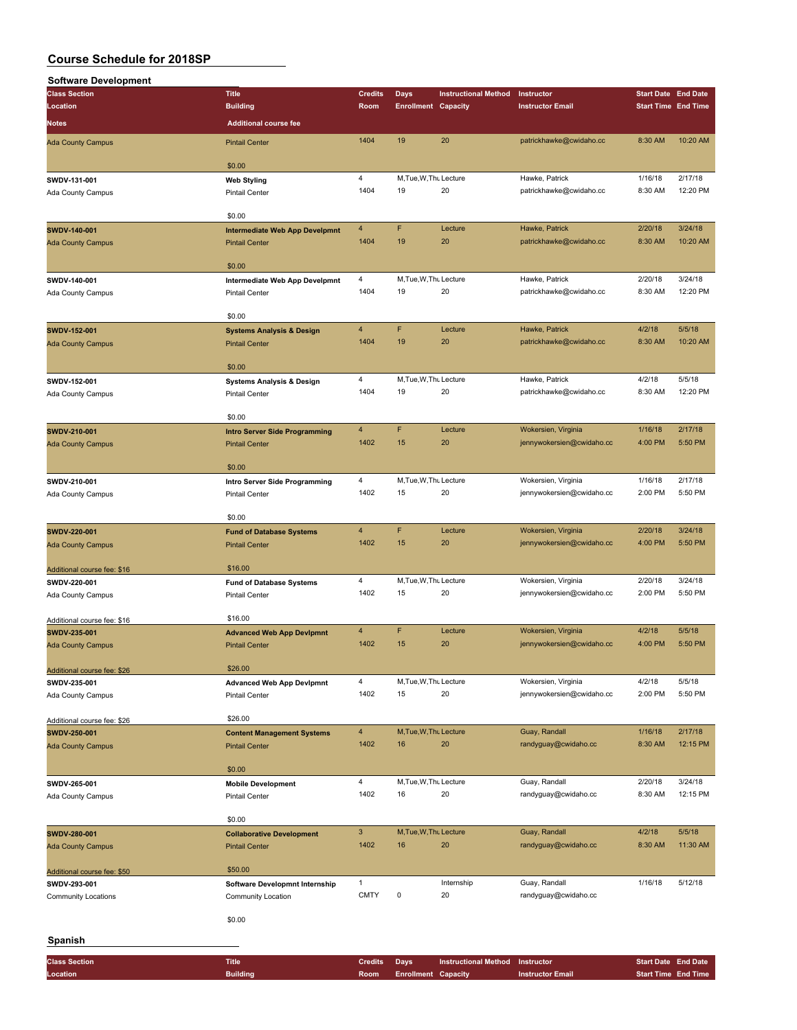# Course Schedule for 2018SP

## Software Development

| Class Section / Location / Notes | Title / Building / Additional course fee | Credits / Room | Days / Enrollment | Instructional Method / Capacity | Instructor / Instructor Email | Start Date / Start Time | End Date / End Time |
|---|---|---|---|---|---|---|---|
| Ada County Campus | Pintail Center | 1404 | 19 | 20 | patrickhawke@cwidaho.cc | 8:30 AM | 10:20 AM |
| | $0.00 | | | | | | |
| SWDV-131-001 | Web Styling | 4 | M,Tue,W,Thu | Lecture | Hawke, Patrick | 1/16/18 | 2/17/18 |
| Ada County Campus | Pintail Center | 1404 | 19 | 20 | patrickhawke@cwidaho.cc | 8:30 AM | 12:20 PM |
| | $0.00 | | | | | | |
| SWDV-140-001 | Intermediate Web App Develpmnt | 4 | F | Lecture | Hawke, Patrick | 2/20/18 | 3/24/18 |
| Ada County Campus | Pintail Center | 1404 | 19 | 20 | patrickhawke@cwidaho.cc | 8:30 AM | 10:20 AM |
| | $0.00 | | | | | | |
| SWDV-140-001 | Intermediate Web App Develpmnt | 4 | M,Tue,W,Thu | Lecture | Hawke, Patrick | 2/20/18 | 3/24/18 |
| Ada County Campus | Pintail Center | 1404 | 19 | 20 | patrickhawke@cwidaho.cc | 8:30 AM | 12:20 PM |
| | $0.00 | | | | | | |
| SWDV-152-001 | Systems Analysis & Design | 4 | F | Lecture | Hawke, Patrick | 4/2/18 | 5/5/18 |
| Ada County Campus | Pintail Center | 1404 | 19 | 20 | patrickhawke@cwidaho.cc | 8:30 AM | 10:20 AM |
| | $0.00 | | | | | | |
| SWDV-152-001 | Systems Analysis & Design | 4 | M,Tue,W,Thu | Lecture | Hawke, Patrick | 4/2/18 | 5/5/18 |
| Ada County Campus | Pintail Center | 1404 | 19 | 20 | patrickhawke@cwidaho.cc | 8:30 AM | 12:20 PM |
| | $0.00 | | | | | | |
| SWDV-210-001 | Intro Server Side Programming | 4 | F | Lecture | Wokersien, Virginia | 1/16/18 | 2/17/18 |
| Ada County Campus | Pintail Center | 1402 | 15 | 20 | jennywokersien@cwidaho.cc | 4:00 PM | 5:50 PM |
| | $0.00 | | | | | | |
| SWDV-210-001 | Intro Server Side Programming | 4 | M,Tue,W,Thu | Lecture | Wokersien, Virginia | 1/16/18 | 2/17/18 |
| Ada County Campus | Pintail Center | 1402 | 15 | 20 | jennywokersien@cwidaho.cc | 2:00 PM | 5:50 PM |
| | $0.00 | | | | | | |
| SWDV-220-001 | Fund of Database Systems | 4 | F | Lecture | Wokersien, Virginia | 2/20/18 | 3/24/18 |
| Ada County Campus | Pintail Center | 1402 | 15 | 20 | jennywokersien@cwidaho.cc | 4:00 PM | 5:50 PM |
| Additional course fee: $16 | $16.00 | | | | | | |
| SWDV-220-001 | Fund of Database Systems | 4 | M,Tue,W,Thu | Lecture | Wokersien, Virginia | 2/20/18 | 3/24/18 |
| Ada County Campus | Pintail Center | 1402 | 15 | 20 | jennywokersien@cwidaho.cc | 2:00 PM | 5:50 PM |
| Additional course fee: $16 | $16.00 | | | | | | |
| SWDV-235-001 | Advanced Web App Devlpmnt | 4 | F | Lecture | Wokersien, Virginia | 4/2/18 | 5/5/18 |
| Ada County Campus | Pintail Center | 1402 | 15 | 20 | jennywokersien@cwidaho.cc | 4:00 PM | 5:50 PM |
| Additional course fee: $26 | $26.00 | | | | | | |
| SWDV-235-001 | Advanced Web App Devlpmnt | 4 | M,Tue,W,Thu | Lecture | Wokersien, Virginia | 4/2/18 | 5/5/18 |
| Ada County Campus | Pintail Center | 1402 | 15 | 20 | jennywokersien@cwidaho.cc | 2:00 PM | 5:50 PM |
| Additional course fee: $26 | $26.00 | | | | | | |
| SWDV-250-001 | Content Management Systems | 4 | M,Tue,W,Thu | Lecture | Guay, Randall | 1/16/18 | 2/17/18 |
| Ada County Campus | Pintail Center | 1402 | 16 | 20 | randyguay@cwidaho.cc | 8:30 AM | 12:15 PM |
| | $0.00 | | | | | | |
| SWDV-265-001 | Mobile Development | 4 | M,Tue,W,Thu | Lecture | Guay, Randall | 2/20/18 | 3/24/18 |
| Ada County Campus | Pintail Center | 1402 | 16 | 20 | randyguay@cwidaho.cc | 8:30 AM | 12:15 PM |
| | $0.00 | | | | | | |
| SWDV-280-001 | Collaborative Development | 3 | M,Tue,W,Thu | Lecture | Guay, Randall | 4/2/18 | 5/5/18 |
| Ada County Campus | Pintail Center | 1402 | 16 | 20 | randyguay@cwidaho.cc | 8:30 AM | 11:30 AM |
| Additional course fee: $50 | $50.00 | | | | | | |
| SWDV-293-001 | Software Developmnt Internship | 1 | | Internship | Guay, Randall | 1/16/18 | 5/12/18 |
| Community Locations | Community Location | CMTY | 0 | 20 | randyguay@cwidaho.cc | | |
| | $0.00 | | | | | | |

## Spanish

| Class Section / Location | Title / Building | Credits / Room | Days / Enrollment | Instructional Method / Capacity | Instructor / Instructor Email | Start Date / Start Time | End Date / End Time |
|---|---|---|---|---|---|---|---|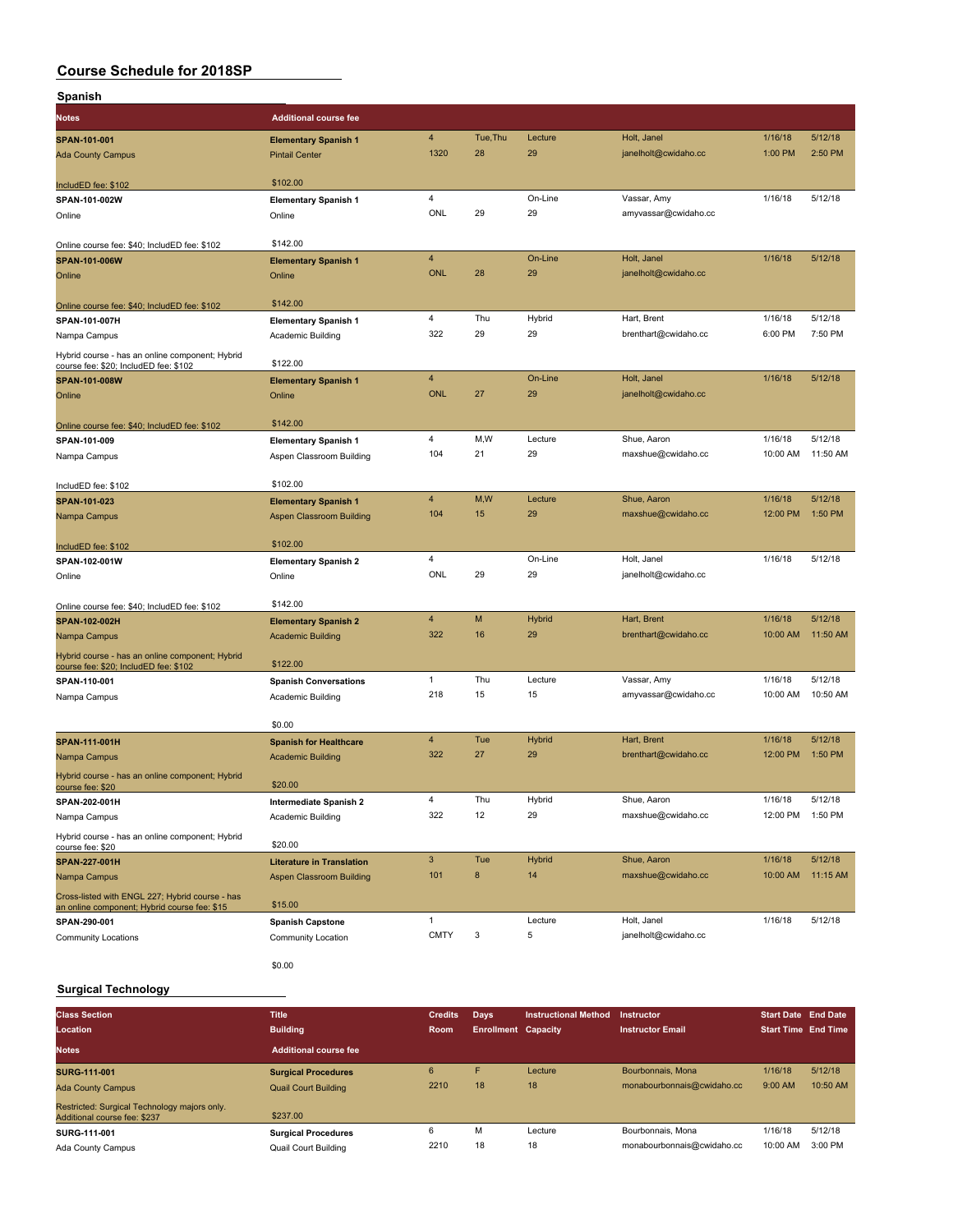# Course Schedule for 2018SP

## Spanish

| Class Section<br>Location<br>Notes | Title<br>Building<br>Additional course fee | Credits<br>Room | Days<br>Enrollment | Instructional Method<br>Capacity | Instructor<br>Instructor Email | Start Date<br>Start Time | End Date<br>End Time |
|---|---|---|---|---|---|---|---|
| **SPAN-101-001**<br>Ada County Campus<br>IncludED fee: $102 | **Elementary Spanish 1**<br>Pintail Center<br>$102.00 | 4<br>1320 | Tue,Thu<br>28 | Lecture<br>29 | Holt, Janel<br>janelholt@cwidaho.cc | 1/16/18<br>1:00 PM | 5/12/18<br>2:50 PM |
| **SPAN-101-002W**<br>Online<br>Online course fee: $40; IncludED fee: $102 | **Elementary Spanish 1**<br>Online<br>$142.00 | 4<br>ONL | <br>29 | On-Line<br>29 | Vassar, Amy<br>amyvassar@cwidaho.cc | 1/16/18 | 5/12/18 |
| **SPAN-101-006W**<br>Online<br>Online course fee: $40; IncludED fee: $102 | **Elementary Spanish 1**<br>Online<br>$142.00 | 4<br>ONL | <br>28 | On-Line<br>29 | Holt, Janel<br>janelholt@cwidaho.cc | 1/16/18 | 5/12/18 |
| **SPAN-101-007H**<br>Nampa Campus<br>Hybrid course - has an online component; Hybrid course fee: $20; IncludED fee: $102 | **Elementary Spanish 1**<br>Academic Building<br>$122.00 | 4<br>322 | Thu<br>29 | Hybrid<br>29 | Hart, Brent<br>brenthart@cwidaho.cc | 1/16/18<br>6:00 PM | 5/12/18<br>7:50 PM |
| **SPAN-101-008W**<br>Online<br>Online course fee: $40; IncludED fee: $102 | **Elementary Spanish 1**<br>Online<br>$142.00 | 4<br>ONL | <br>27 | On-Line<br>29 | Holt, Janel<br>janelholt@cwidaho.cc | 1/16/18 | 5/12/18 |
| **SPAN-101-009**<br>Nampa Campus<br>IncludED fee: $102 | **Elementary Spanish 1**<br>Aspen Classroom Building<br>$102.00 | 4<br>104 | M,W<br>21 | Lecture<br>29 | Shue, Aaron<br>maxshue@cwidaho.cc | 1/16/18<br>10:00 AM | 5/12/18<br>11:50 AM |
| **SPAN-101-023**<br>Nampa Campus<br>IncludED fee: $102 | **Elementary Spanish 1**<br>Aspen Classroom Building<br>$102.00 | 4<br>104 | M,W<br>15 | Lecture<br>29 | Shue, Aaron<br>maxshue@cwidaho.cc | 1/16/18<br>12:00 PM | 5/12/18<br>1:50 PM |
| **SPAN-102-001W**<br>Online<br>Online course fee: $40; IncludED fee: $102 | **Elementary Spanish 2**<br>Online<br>$142.00 | 4<br>ONL | <br>29 | On-Line<br>29 | Holt, Janel<br>janelholt@cwidaho.cc | 1/16/18 | 5/12/18 |
| **SPAN-102-002H**<br>Nampa Campus<br>Hybrid course - has an online component; Hybrid course fee: $20; IncludED fee: $102 | **Elementary Spanish 2**<br>Academic Building<br>$122.00 | 4<br>322 | M<br>16 | Hybrid<br>29 | Hart, Brent<br>brenthart@cwidaho.cc | 1/16/18<br>10:00 AM | 5/12/18<br>11:50 AM |
| **SPAN-110-001**<br>Nampa Campus | **Spanish Conversations**<br>Academic Building<br>$0.00 | 1<br>218 | Thu<br>15 | Lecture<br>15 | Vassar, Amy<br>amyvassar@cwidaho.cc | 1/16/18<br>10:00 AM | 5/12/18<br>10:50 AM |
| **SPAN-111-001H**<br>Nampa Campus<br>Hybrid course - has an online component; Hybrid course fee: $20 | **Spanish for Healthcare**<br>Academic Building<br>$20.00 | 4<br>322 | Tue<br>27 | Hybrid<br>29 | Hart, Brent<br>brenthart@cwidaho.cc | 1/16/18<br>12:00 PM | 5/12/18<br>1:50 PM |
| **SPAN-202-001H**<br>Nampa Campus<br>Hybrid course - has an online component; Hybrid course fee: $20 | **Intermediate Spanish 2**<br>Academic Building<br>$20.00 | 4<br>322 | Thu<br>12 | Hybrid<br>29 | Shue, Aaron<br>maxshue@cwidaho.cc | 1/16/18<br>12:00 PM | 5/12/18<br>1:50 PM |
| **SPAN-227-001H**<br>Nampa Campus<br>Cross-listed with ENGL 227; Hybrid course - has an online component; Hybrid course fee: $15 | **Literature in Translation**<br>Aspen Classroom Building<br>$15.00 | 3<br>101 | Tue<br>8 | Hybrid<br>14 | Shue, Aaron<br>maxshue@cwidaho.cc | 1/16/18<br>10:00 AM | 5/12/18<br>11:15 AM |
| **SPAN-290-001**<br>Community Locations | **Spanish Capstone**<br>Community Location<br>$0.00 | 1<br>CMTY | <br>3 | Lecture<br>5 | Holt, Janel<br>janelholt@cwidaho.cc | 1/16/18 | 5/12/18 |

## Surgical Technology

| Class Section<br>Location<br>Notes | Title<br>Building<br>Additional course fee | Credits<br>Room | Days<br>Enrollment | Instructional Method<br>Capacity | Instructor<br>Instructor Email | Start Date<br>Start Time | End Date<br>End Time |
|---|---|---|---|---|---|---|---|
| **SURG-111-001**<br>Ada County Campus<br>Restricted: Surgical Technology majors only. Additional course fee: $237 | **Surgical Procedures**<br>Quail Court Building<br>$237.00 | 6<br>2210 | F<br>18 | Lecture<br>18 | Bourbonnais, Mona<br>monabourbonnais@cwidaho.cc | 1/16/18<br>9:00 AM | 5/12/18<br>10:50 AM |
| **SURG-111-001**<br>Ada County Campus | **Surgical Procedures**<br>Quail Court Building | 6<br>2210 | M<br>18 | Lecture<br>18 | Bourbonnais, Mona<br>monabourbonnais@cwidaho.cc | 1/16/18<br>10:00 AM | 5/12/18<br>3:00 PM |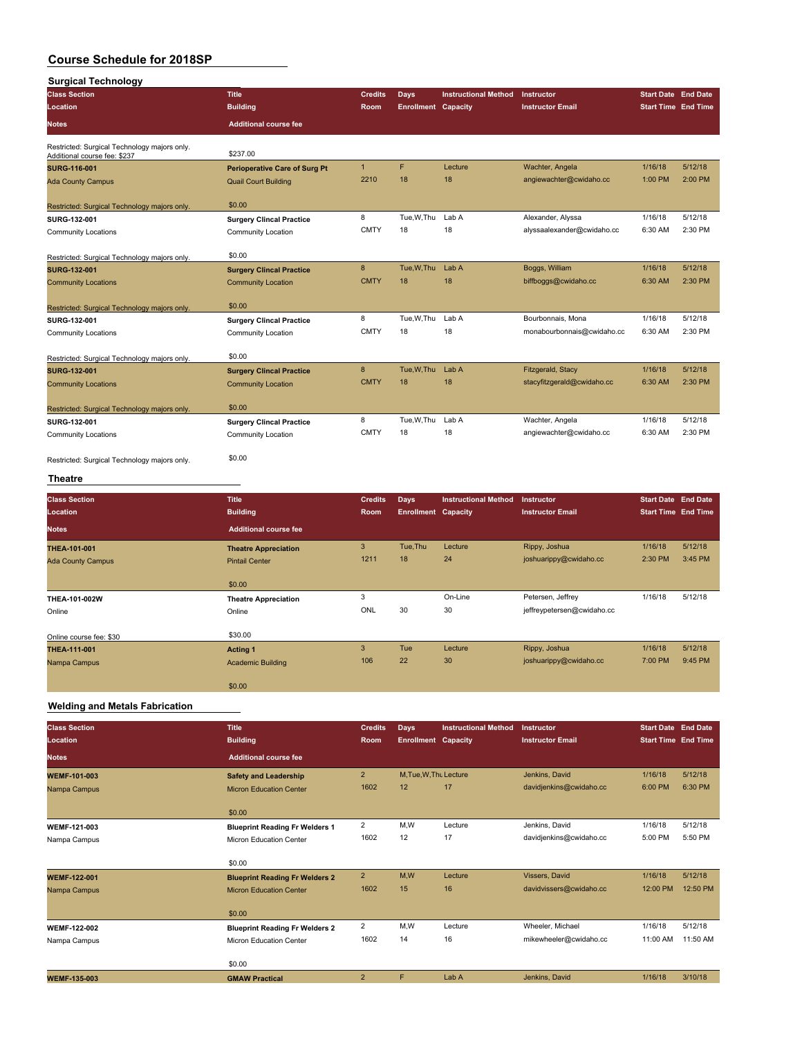# Course Schedule for 2018SP

## Surgical Technology

| Class Section / Location / Notes | Title / Building / Additional course fee | Credits / Room | Days / Enrollment | Instructional Method / Capacity | Instructor / Instructor Email | Start Date / Start Time | End Date / End Time |
|---|---|---|---|---|---|---|---|
| Restricted: Surgical Technology majors only. Additional course fee: $237 | $237.00 | | | | | | |
| **SURG-116-001** | **Perioperative Care of Surg Pt** | 1 | F | Lecture | Wachter, Angela | 1/16/18 | 5/12/18 |
| Ada County Campus | Quail Court Building | 2210 | 18 | 18 | angiewachter@cwidaho.cc | 1:00 PM | 2:00 PM |
| Restricted: Surgical Technology majors only. | $0.00 | | | | | | |
| **SURG-132-001** | **Surgery Clincal Practice** | 8 | Tue,W,Thu | Lab A | Alexander, Alyssa | 1/16/18 | 5/12/18 |
| Community Locations | Community Location | CMTY | 18 | 18 | alyssaalexander@cwidaho.cc | 6:30 AM | 2:30 PM |
| Restricted: Surgical Technology majors only. | $0.00 | | | | | | |
| **SURG-132-001** | **Surgery Clincal Practice** | 8 | Tue,W,Thu | Lab A | Boggs, William | 1/16/18 | 5/12/18 |
| Community Locations | Community Location | CMTY | 18 | 18 | biffboggs@cwidaho.cc | 6:30 AM | 2:30 PM |
| Restricted: Surgical Technology majors only. | $0.00 | | | | | | |
| **SURG-132-001** | **Surgery Clincal Practice** | 8 | Tue,W,Thu | Lab A | Bourbonnais, Mona | 1/16/18 | 5/12/18 |
| Community Locations | Community Location | CMTY | 18 | 18 | monabourbonnais@cwidaho.cc | 6:30 AM | 2:30 PM |
| Restricted: Surgical Technology majors only. | $0.00 | | | | | | |
| **SURG-132-001** | **Surgery Clincal Practice** | 8 | Tue,W,Thu | Lab A | Fitzgerald, Stacy | 1/16/18 | 5/12/18 |
| Community Locations | Community Location | CMTY | 18 | 18 | stacyfitzgerald@cwidaho.cc | 6:30 AM | 2:30 PM |
| Restricted: Surgical Technology majors only. | $0.00 | | | | | | |
| **SURG-132-001** | **Surgery Clincal Practice** | 8 | Tue,W,Thu | Lab A | Wachter, Angela | 1/16/18 | 5/12/18 |
| Community Locations | Community Location | CMTY | 18 | 18 | angiewachter@cwidaho.cc | 6:30 AM | 2:30 PM |
| Restricted: Surgical Technology majors only. | $0.00 | | | | | | |

## Theatre

| Class Section / Location / Notes | Title / Building / Additional course fee | Credits / Room | Days / Enrollment | Instructional Method / Capacity | Instructor / Instructor Email | Start Date / Start Time | End Date / End Time |
|---|---|---|---|---|---|---|---|
| **THEA-101-001** | **Theatre Appreciation** | 3 | Tue,Thu | Lecture | Rippy, Joshua | 1/16/18 | 5/12/18 |
| Ada County Campus | Pintail Center | 1211 | 18 | 24 | joshuarippy@cwidaho.cc | 2:30 PM | 3:45 PM |
| | $0.00 | | | | | | |
| **THEA-101-002W** | **Theatre Appreciation** | 3 | | On-Line | Petersen, Jeffrey | 1/16/18 | 5/12/18 |
| Online | Online | ONL | 30 | 30 | jeffreypetersen@cwidaho.cc | | |
| Online course fee: $30 | $30.00 | | | | | | |
| **THEA-111-001** | **Acting 1** | 3 | Tue | Lecture | Rippy, Joshua | 1/16/18 | 5/12/18 |
| Nampa Campus | Academic Building | 106 | 22 | 30 | joshuarippy@cwidaho.cc | 7:00 PM | 9:45 PM |
| | $0.00 | | | | | | |

## Welding and Metals Fabrication

| Class Section / Location / Notes | Title / Building / Additional course fee | Credits / Room | Days / Enrollment | Instructional Method / Capacity | Instructor / Instructor Email | Start Date / Start Time | End Date / End Time |
|---|---|---|---|---|---|---|---|
| **WEMF-101-003** | **Safety and Leadership** | 2 | M,Tue,W,Thu | Lecture | Jenkins, David | 1/16/18 | 5/12/18 |
| Nampa Campus | Micron Education Center | 1602 | 12 | 17 | davidjenkins@cwidaho.cc | 6:00 PM | 6:30 PM |
| | $0.00 | | | | | | |
| **WEMF-121-003** | **Blueprint Reading Fr Welders 1** | 2 | M,W | Lecture | Jenkins, David | 1/16/18 | 5/12/18 |
| Nampa Campus | Micron Education Center | 1602 | 12 | 17 | davidjenkins@cwidaho.cc | 5:00 PM | 5:50 PM |
| | $0.00 | | | | | | |
| **WEMF-122-001** | **Blueprint Reading Fr Welders 2** | 2 | M,W | Lecture | Vissers, David | 1/16/18 | 5/12/18 |
| Nampa Campus | Micron Education Center | 1602 | 15 | 16 | davidvissers@cwidaho.cc | 12:00 PM | 12:50 PM |
| | $0.00 | | | | | | |
| **WEMF-122-002** | **Blueprint Reading Fr Welders 2** | 2 | M,W | Lecture | Wheeler, Michael | 1/16/18 | 5/12/18 |
| Nampa Campus | Micron Education Center | 1602 | 14 | 16 | mikewheeler@cwidaho.cc | 11:00 AM | 11:50 AM |
| | $0.00 | | | | | | |
| **WEMF-135-003** | **GMAW Practical** | 2 | F | Lab A | Jenkins, David | 1/16/18 | 3/10/18 |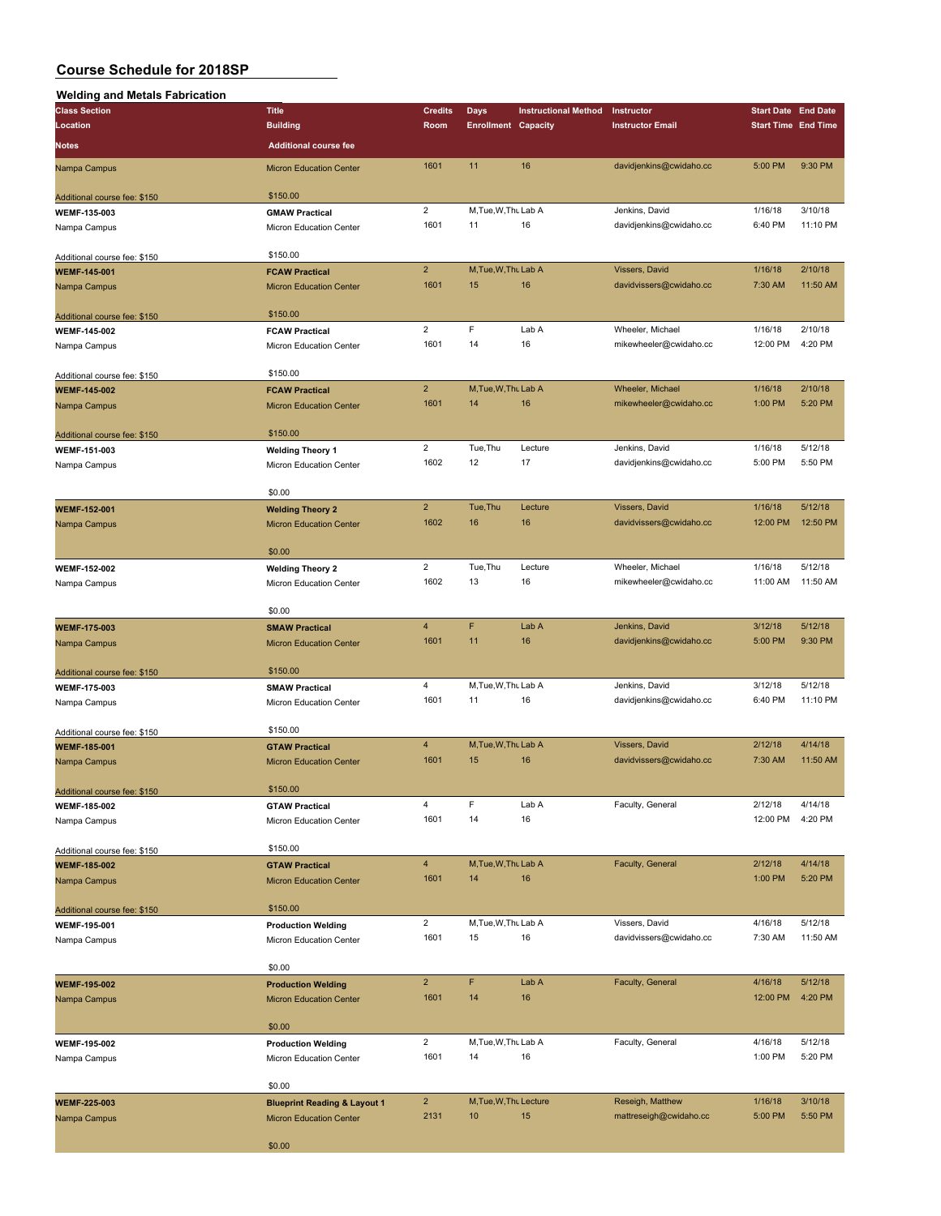# Course Schedule for 2018SP

## Welding and Metals Fabrication

| Class Section | Title | Credits | Days | Instructional Method | Instructor | Start Date | End Date |
|---|---|---|---|---|---|---|---|
| Location | Building | Room | Enrollment | Capacity | Instructor Email | Start Time | End Time |
| Notes | Additional course fee | | | | | | |
| Nampa Campus | Micron Education Center | 1601 | 11 | 16 | davidjenkins@cwidaho.cc | 5:00 PM | 9:30 PM |
| Additional course fee: $150 | $150.00 | | | | | | |
| WEMF-135-003 | GMAW Practical | 2 | M,Tue,W,Thu | Lab A | Jenkins, David | 1/16/18 | 3/10/18 |
| Nampa Campus | Micron Education Center | 1601 | 11 | 16 | davidjenkins@cwidaho.cc | 6:40 PM | 11:10 PM |
| Additional course fee: $150 | $150.00 | | | | | | |
| WEMF-145-001 | FCAW Practical | 2 | M,Tue,W,Thu | Lab A | Vissers, David | 1/16/18 | 2/10/18 |
| Nampa Campus | Micron Education Center | 1601 | 15 | 16 | davidvissers@cwidaho.cc | 7:30 AM | 11:50 AM |
| Additional course fee: $150 | $150.00 | | | | | | |
| WEMF-145-002 | FCAW Practical | 2 | F | Lab A | Wheeler, Michael | 1/16/18 | 2/10/18 |
| Nampa Campus | Micron Education Center | 1601 | 14 | 16 | mikewheeler@cwidaho.cc | 12:00 PM | 4:20 PM |
| Additional course fee: $150 | $150.00 | | | | | | |
| WEMF-145-002 | FCAW Practical | 2 | M,Tue,W,Thu | Lab A | Wheeler, Michael | 1/16/18 | 2/10/18 |
| Nampa Campus | Micron Education Center | 1601 | 14 | 16 | mikewheeler@cwidaho.cc | 1:00 PM | 5:20 PM |
| Additional course fee: $150 | $150.00 | | | | | | |
| WEMF-151-003 | Welding Theory 1 | 2 | Tue,Thu | Lecture | Jenkins, David | 1/16/18 | 5/12/18 |
| Nampa Campus | Micron Education Center | 1602 | 12 | 17 | davidjenkins@cwidaho.cc | 5:00 PM | 5:50 PM |
| | $0.00 | | | | | | |
| WEMF-152-001 | Welding Theory 2 | 2 | Tue,Thu | Lecture | Vissers, David | 1/16/18 | 5/12/18 |
| Nampa Campus | Micron Education Center | 1602 | 16 | 16 | davidvissers@cwidaho.cc | 12:00 PM | 12:50 PM |
| | $0.00 | | | | | | |
| WEMF-152-002 | Welding Theory 2 | 2 | Tue,Thu | Lecture | Wheeler, Michael | 1/16/18 | 5/12/18 |
| Nampa Campus | Micron Education Center | 1602 | 13 | 16 | mikewheeler@cwidaho.cc | 11:00 AM | 11:50 AM |
| | $0.00 | | | | | | |
| WEMF-175-003 | SMAW Practical | 4 | F | Lab A | Jenkins, David | 3/12/18 | 5/12/18 |
| Nampa Campus | Micron Education Center | 1601 | 11 | 16 | davidjenkins@cwidaho.cc | 5:00 PM | 9:30 PM |
| Additional course fee: $150 | $150.00 | | | | | | |
| WEMF-175-003 | SMAW Practical | 4 | M,Tue,W,Thu | Lab A | Jenkins, David | 3/12/18 | 5/12/18 |
| Nampa Campus | Micron Education Center | 1601 | 11 | 16 | davidjenkins@cwidaho.cc | 6:40 PM | 11:10 PM |
| Additional course fee: $150 | $150.00 | | | | | | |
| WEMF-185-001 | GTAW Practical | 4 | M,Tue,W,Thu | Lab A | Vissers, David | 2/12/18 | 4/14/18 |
| Nampa Campus | Micron Education Center | 1601 | 15 | 16 | davidvissers@cwidaho.cc | 7:30 AM | 11:50 AM |
| Additional course fee: $150 | $150.00 | | | | | | |
| WEMF-185-002 | GTAW Practical | 4 | F | Lab A | Faculty, General | 2/12/18 | 4/14/18 |
| Nampa Campus | Micron Education Center | 1601 | 14 | 16 | | 12:00 PM | 4:20 PM |
| Additional course fee: $150 | $150.00 | | | | | | |
| WEMF-185-002 | GTAW Practical | 4 | M,Tue,W,Thu | Lab A | Faculty, General | 2/12/18 | 4/14/18 |
| Nampa Campus | Micron Education Center | 1601 | 14 | 16 | | 1:00 PM | 5:20 PM |
| Additional course fee: $150 | $150.00 | | | | | | |
| WEMF-195-001 | Production Welding | 2 | M,Tue,W,Thu | Lab A | Vissers, David | 4/16/18 | 5/12/18 |
| Nampa Campus | Micron Education Center | 1601 | 15 | 16 | davidvissers@cwidaho.cc | 7:30 AM | 11:50 AM |
| | $0.00 | | | | | | |
| WEMF-195-002 | Production Welding | 2 | F | Lab A | Faculty, General | 4/16/18 | 5/12/18 |
| Nampa Campus | Micron Education Center | 1601 | 14 | 16 | | 12:00 PM | 4:20 PM |
| | $0.00 | | | | | | |
| WEMF-195-002 | Production Welding | 2 | M,Tue,W,Thu | Lab A | Faculty, General | 4/16/18 | 5/12/18 |
| Nampa Campus | Micron Education Center | 1601 | 14 | 16 | | 1:00 PM | 5:20 PM |
| | $0.00 | | | | | | |
| WEMF-225-003 | Blueprint Reading & Layout 1 | 2 | M,Tue,W,Thu | Lecture | Reseigh, Matthew | 1/16/18 | 3/10/18 |
| Nampa Campus | Micron Education Center | 2131 | 10 | 15 | mattreseigh@cwidaho.cc | 5:00 PM | 5:50 PM |
| | $0.00 | | | | | | |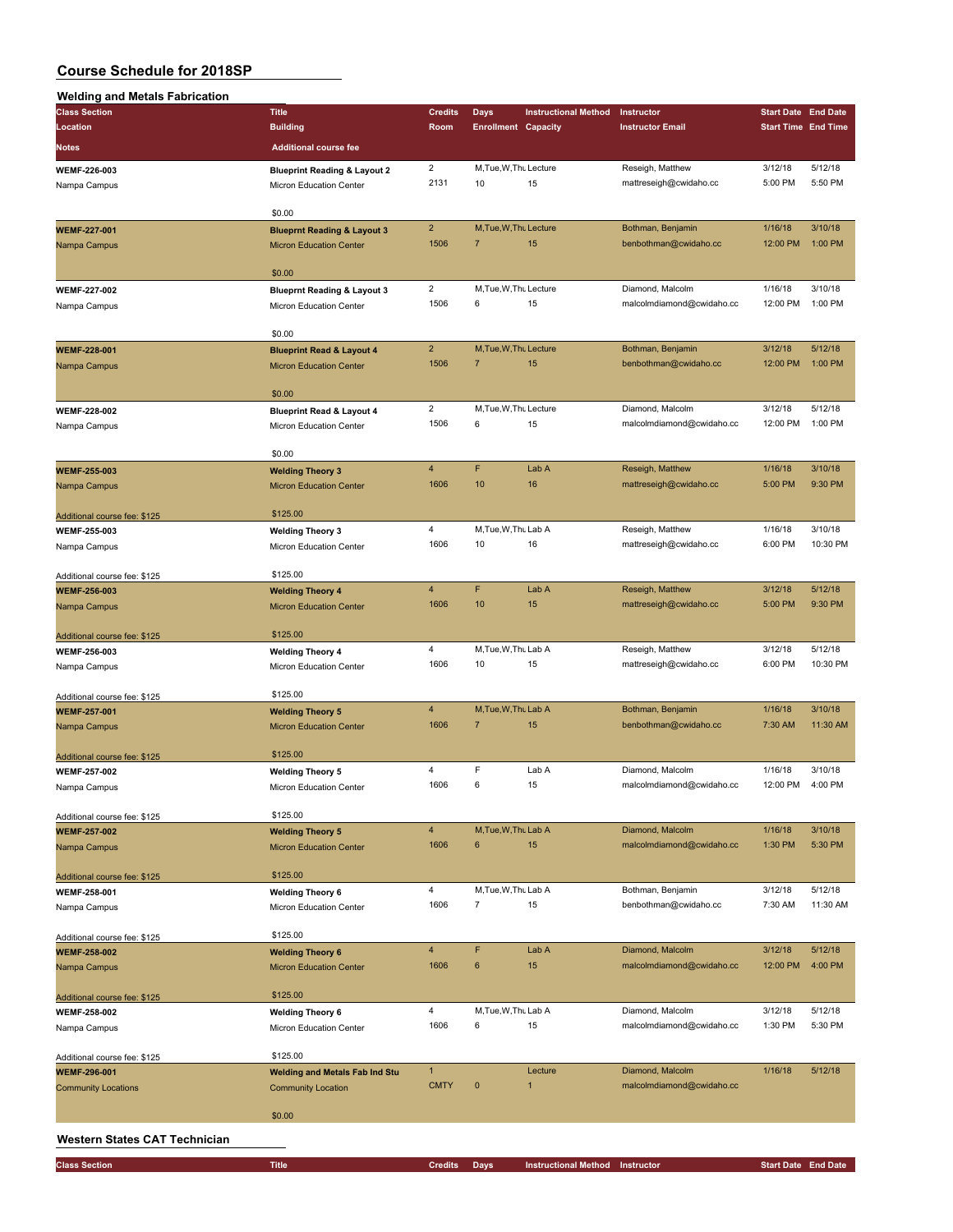# Course Schedule for 2018SP

## Welding and Metals Fabrication

| Class Section / Location / Notes | Title / Building / Additional course fee | Credits / Room | Days / Enrollment | Instructional Method / Capacity | Instructor / Instructor Email | Start Date / Start Time | End Date / End Time |
|---|---|---|---|---|---|---|---|
| **WEMF-226-003**<br>Nampa Campus | **Blueprint Reading & Layout 2**<br>Micron Education Center<br>$0.00 | 2<br>2131 | M,Tue,W,Thu<br>10 | Lecture<br>15 | Reseigh, Matthew<br>mattreseigh@cwidaho.cc | 3/12/18<br>5:00 PM | 5/12/18<br>5:50 PM |
| **WEMF-227-001**<br>Nampa Campus | **Blueprnt Reading & Layout 3**<br>Micron Education Center<br>$0.00 | 2<br>1506 | M,Tue,W,Thu<br>7 | Lecture<br>15 | Bothman, Benjamin<br>benbothman@cwidaho.cc | 1/16/18<br>12:00 PM | 3/10/18<br>1:00 PM |
| **WEMF-227-002**<br>Nampa Campus | **Blueprnt Reading & Layout 3**<br>Micron Education Center<br>$0.00 | 2<br>1506 | M,Tue,W,Thu<br>6 | Lecture<br>15 | Diamond, Malcolm<br>malcolmdiamond@cwidaho.cc | 1/16/18<br>12:00 PM | 3/10/18<br>1:00 PM |
| **WEMF-228-001**<br>Nampa Campus | **Blueprint Read & Layout 4**<br>Micron Education Center<br>$0.00 | 2<br>1506 | M,Tue,W,Thu<br>7 | Lecture<br>15 | Bothman, Benjamin<br>benbothman@cwidaho.cc | 3/12/18<br>12:00 PM | 5/12/18<br>1:00 PM |
| **WEMF-228-002**<br>Nampa Campus | **Blueprint Read & Layout 4**<br>Micron Education Center<br>$0.00 | 2<br>1506 | M,Tue,W,Thu<br>6 | Lecture<br>15 | Diamond, Malcolm<br>malcolmdiamond@cwidaho.cc | 3/12/18<br>12:00 PM | 5/12/18<br>1:00 PM |
| **WEMF-255-003**<br>Nampa Campus<br>Additional course fee: $125 | **Welding Theory 3**<br>Micron Education Center<br>$125.00 | 4<br>1606 | F<br>10 | Lab A<br>16 | Reseigh, Matthew<br>mattreseigh@cwidaho.cc | 1/16/18<br>5:00 PM | 3/10/18<br>9:30 PM |
| **WEMF-255-003**<br>Nampa Campus<br>Additional course fee: $125 | **Welding Theory 3**<br>Micron Education Center<br>$125.00 | 4<br>1606 | M,Tue,W,Thu<br>10 | Lab A<br>16 | Reseigh, Matthew<br>mattreseigh@cwidaho.cc | 1/16/18<br>6:00 PM | 3/10/18<br>10:30 PM |
| **WEMF-256-003**<br>Nampa Campus<br>Additional course fee: $125 | **Welding Theory 4**<br>Micron Education Center<br>$125.00 | 4<br>1606 | F<br>10 | Lab A<br>15 | Reseigh, Matthew<br>mattreseigh@cwidaho.cc | 3/12/18<br>5:00 PM | 5/12/18<br>9:30 PM |
| **WEMF-256-003**<br>Nampa Campus<br>Additional course fee: $125 | **Welding Theory 4**<br>Micron Education Center<br>$125.00 | 4<br>1606 | M,Tue,W,Thu<br>10 | Lab A<br>15 | Reseigh, Matthew<br>mattreseigh@cwidaho.cc | 3/12/18<br>6:00 PM | 5/12/18<br>10:30 PM |
| **WEMF-257-001**<br>Nampa Campus<br>Additional course fee: $125 | **Welding Theory 5**<br>Micron Education Center<br>$125.00 | 4<br>1606 | M,Tue,W,Thu<br>7 | Lab A<br>15 | Bothman, Benjamin<br>benbothman@cwidaho.cc | 1/16/18<br>7:30 AM | 3/10/18<br>11:30 AM |
| **WEMF-257-002**<br>Nampa Campus<br>Additional course fee: $125 | **Welding Theory 5**<br>Micron Education Center<br>$125.00 | 4<br>1606 | F<br>6 | Lab A<br>15 | Diamond, Malcolm<br>malcolmdiamond@cwidaho.cc | 1/16/18<br>12:00 PM | 3/10/18<br>4:00 PM |
| **WEMF-257-002**<br>Nampa Campus<br>Additional course fee: $125 | **Welding Theory 5**<br>Micron Education Center<br>$125.00 | 4<br>1606 | M,Tue,W,Thu<br>6 | Lab A<br>15 | Diamond, Malcolm<br>malcolmdiamond@cwidaho.cc | 1/16/18<br>1:30 PM | 3/10/18<br>5:30 PM |
| **WEMF-258-001**<br>Nampa Campus<br>Additional course fee: $125 | **Welding Theory 6**<br>Micron Education Center<br>$125.00 | 4<br>1606 | M,Tue,W,Thu<br>7 | Lab A<br>15 | Bothman, Benjamin<br>benbothman@cwidaho.cc | 3/12/18<br>7:30 AM | 5/12/18<br>11:30 AM |
| **WEMF-258-002**<br>Nampa Campus<br>Additional course fee: $125 | **Welding Theory 6**<br>Micron Education Center<br>$125.00 | 4<br>1606 | F<br>6 | Lab A<br>15 | Diamond, Malcolm<br>malcolmdiamond@cwidaho.cc | 3/12/18<br>12:00 PM | 5/12/18<br>4:00 PM |
| **WEMF-258-002**<br>Nampa Campus<br>Additional course fee: $125 | **Welding Theory 6**<br>Micron Education Center<br>$125.00 | 4<br>1606 | M,Tue,W,Thu<br>6 | Lab A<br>15 | Diamond, Malcolm<br>malcolmdiamond@cwidaho.cc | 3/12/18<br>1:30 PM | 5/12/18<br>5:30 PM |
| **WEMF-296-001**<br>Community Locations | **Welding and Metals Fab Ind Stu**<br>Community Location<br>$0.00 | 1<br>CMTY | <br>0 | Lecture<br>1 | Diamond, Malcolm<br>malcolmdiamond@cwidaho.cc | 1/16/18 | 5/12/18 |

## Western States CAT Technician

| Class Section | Title | Credits | Days | Instructional Method | Instructor | Start Date | End Date |
|---|---|---|---|---|---|---|---|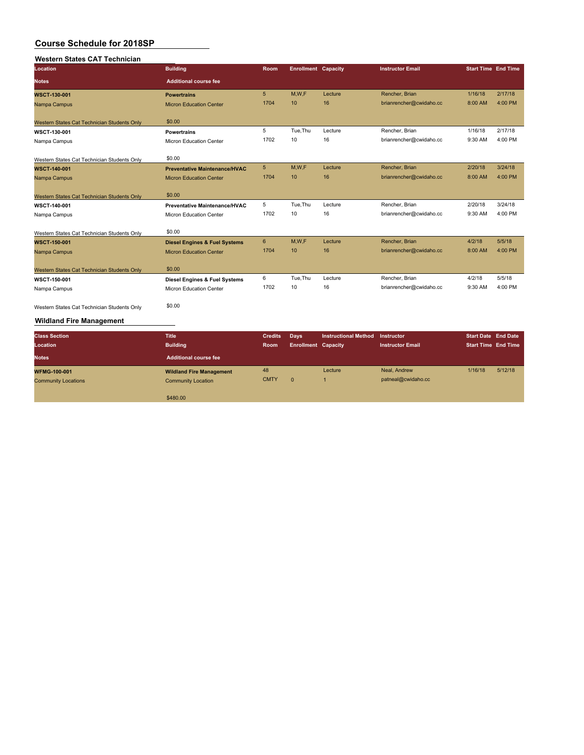# Course Schedule for 2018SP

## Western States CAT Technician

| Location | Building | Room | Enrollment | Capacity | Instructor Email | Start Time | End Time |
|---|---|---|---|---|---|---|---|
| Notes | Additional course fee | | | | | | |
| WSCT-130-001 | Powertrains | 5 | M,W,F | Lecture | Rencher, Brian | 1/16/18 | 2/17/18 |
| Nampa Campus | Micron Education Center | 1704 | 10 | 16 | brianrencher@cwidaho.cc | 8:00 AM | 4:00 PM |
| Western States Cat Technician Students Only | $0.00 | | | | | | |
| WSCT-130-001 | Powertrains | 5 | Tue,Thu | Lecture | Rencher, Brian | 1/16/18 | 2/17/18 |
| Nampa Campus | Micron Education Center | 1702 | 10 | 16 | brianrencher@cwidaho.cc | 9:30 AM | 4:00 PM |
| Western States Cat Technician Students Only | $0.00 | | | | | | |
| WSCT-140-001 | Preventative Maintenance/HVAC | 5 | M,W,F | Lecture | Rencher, Brian | 2/20/18 | 3/24/18 |
| Nampa Campus | Micron Education Center | 1704 | 10 | 16 | brianrencher@cwidaho.cc | 8:00 AM | 4:00 PM |
| Western States Cat Technician Students Only | $0.00 | | | | | | |
| WSCT-140-001 | Preventative Maintenance/HVAC | 5 | Tue,Thu | Lecture | Rencher, Brian | 2/20/18 | 3/24/18 |
| Nampa Campus | Micron Education Center | 1702 | 10 | 16 | brianrencher@cwidaho.cc | 9:30 AM | 4:00 PM |
| Western States Cat Technician Students Only | $0.00 | | | | | | |
| WSCT-150-001 | Diesel Engines & Fuel Systems | 6 | M,W,F | Lecture | Rencher, Brian | 4/2/18 | 5/5/18 |
| Nampa Campus | Micron Education Center | 1704 | 10 | 16 | brianrencher@cwidaho.cc | 8:00 AM | 4:00 PM |
| Western States Cat Technician Students Only | $0.00 | | | | | | |
| WSCT-150-001 | Diesel Engines & Fuel Systems | 6 | Tue,Thu | Lecture | Rencher, Brian | 4/2/18 | 5/5/18 |
| Nampa Campus | Micron Education Center | 1702 | 10 | 16 | brianrencher@cwidaho.cc | 9:30 AM | 4:00 PM |
| Western States Cat Technician Students Only | $0.00 | | | | | | |

## Wildland Fire Management

| Class Section | Title | Credits | Days | Instructional Method | Instructor | Start Date | End Date |
|---|---|---|---|---|---|---|---|
| Location | Building | Room | Enrollment | Capacity | Instructor Email | Start Time | End Time |
| Notes | Additional course fee | | | | | | |
| WFMG-100-001 | Wildland Fire Management | 48 | | Lecture | Neal, Andrew | 1/16/18 | 5/12/18 |
| Community Locations | Community Location | CMTY | 0 | 1 | patneal@cwidaho.cc | | |
| | $480.00 | | | | | | |